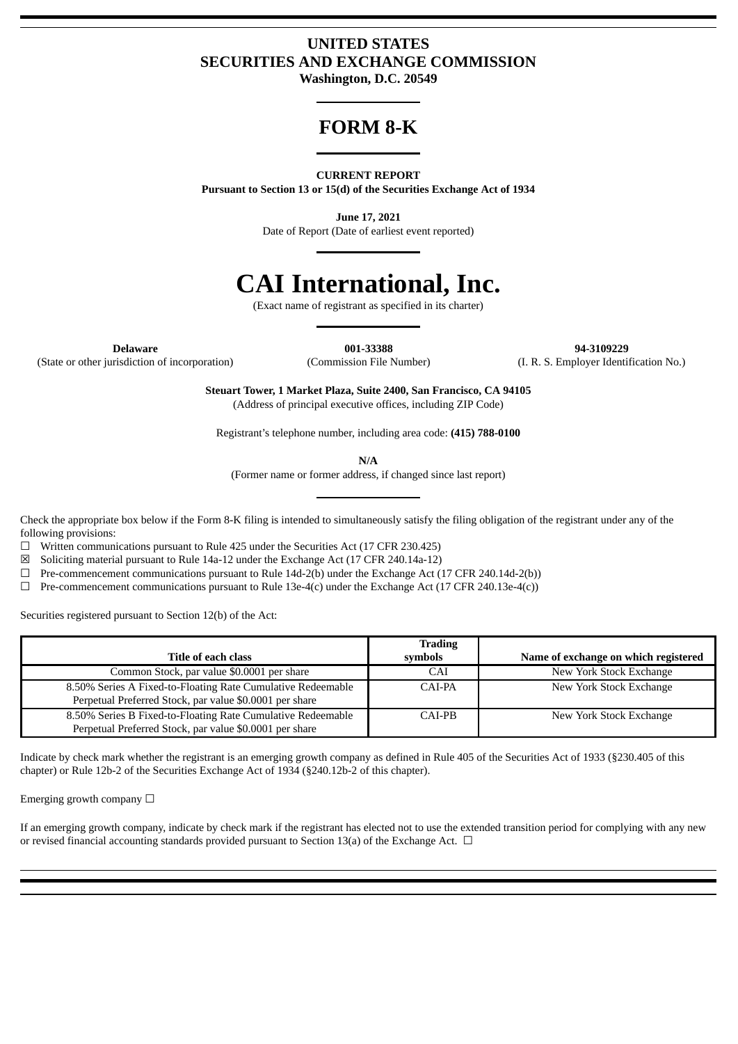# UNITED STATES
# SECURITIES AND EXCHANGE COMMISSION
**Washington, D.C. 20549**

# FORM 8-K

**CURRENT REPORT**
**Pursuant to Section 13 or 15(d) of the Securities Exchange Act of 1934**

**June 17, 2021**
Date of Report (Date of earliest event reported)

# CAI International, Inc.
(Exact name of registrant as specified in its charter)

| **Delaware** | **001-33388** | **94-3109229** |
|---|---|---|
| (State or other jurisdiction of incorporation) | (Commission File Number) | (I. R. S. Employer Identification No.) |

**Steuart Tower, 1 Market Plaza, Suite 2400, San Francisco, CA 94105**
(Address of principal executive offices, including ZIP Code)

Registrant's telephone number, including area code: **(415) 788-0100**

**N/A**
(Former name or former address, if changed since last report)

Check the appropriate box below if the Form 8-K filing is intended to simultaneously satisfy the filing obligation of the registrant under any of the following provisions:

☐ Written communications pursuant to Rule 425 under the Securities Act (17 CFR 230.425)
☒ Soliciting material pursuant to Rule 14a-12 under the Exchange Act (17 CFR 240.14a-12)
☐ Pre-commencement communications pursuant to Rule 14d-2(b) under the Exchange Act (17 CFR 240.14d-2(b))
☐ Pre-commencement communications pursuant to Rule 13e-4(c) under the Exchange Act (17 CFR 240.13e-4(c))

Securities registered pursuant to Section 12(b) of the Act:

| Title of each class | Trading symbols | Name of exchange on which registered |
|---|---|---|
| Common Stock, par value $0.0001 per share | CAI | New York Stock Exchange |
| 8.50% Series A Fixed-to-Floating Rate Cumulative Redeemable Perpetual Preferred Stock, par value $0.0001 per share | CAI-PA | New York Stock Exchange |
| 8.50% Series B Fixed-to-Floating Rate Cumulative Redeemable Perpetual Preferred Stock, par value $0.0001 per share | CAI-PB | New York Stock Exchange |

Indicate by check mark whether the registrant is an emerging growth company as defined in Rule 405 of the Securities Act of 1933 (§230.405 of this chapter) or Rule 12b-2 of the Securities Exchange Act of 1934 (§240.12b-2 of this chapter).

Emerging growth company ☐

If an emerging growth company, indicate by check mark if the registrant has elected not to use the extended transition period for complying with any new or revised financial accounting standards provided pursuant to Section 13(a) of the Exchange Act. ☐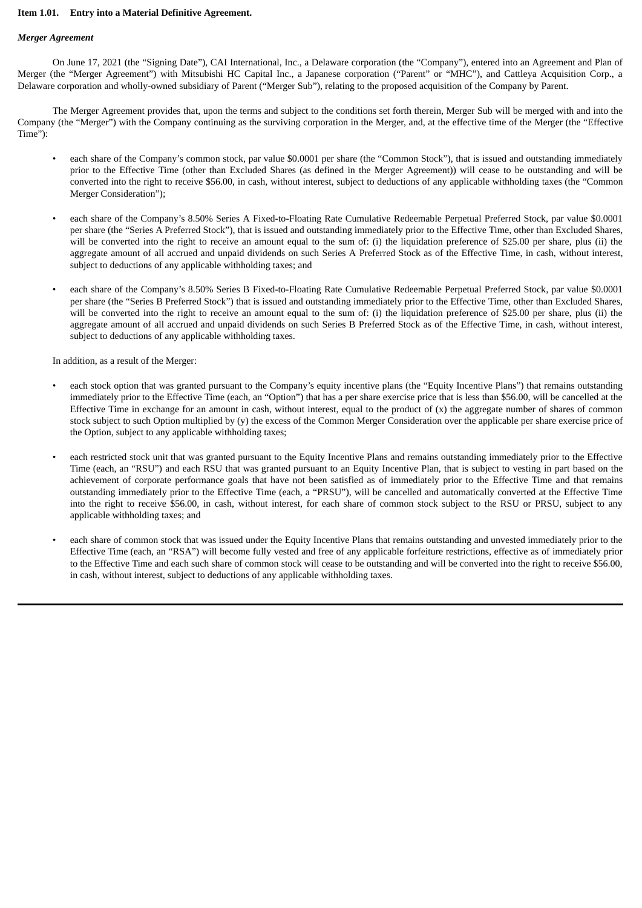**Item 1.01. Entry into a Material Definitive Agreement.**

***Merger Agreement***

On June 17, 2021 (the "Signing Date"), CAI International, Inc., a Delaware corporation (the "Company"), entered into an Agreement and Plan of Merger (the "Merger Agreement") with Mitsubishi HC Capital Inc., a Japanese corporation ("Parent" or "MHC"), and Cattleya Acquisition Corp., a Delaware corporation and wholly-owned subsidiary of Parent ("Merger Sub"), relating to the proposed acquisition of the Company by Parent.

The Merger Agreement provides that, upon the terms and subject to the conditions set forth therein, Merger Sub will be merged with and into the Company (the "Merger") with the Company continuing as the surviving corporation in the Merger, and, at the effective time of the Merger (the "Effective Time"):

- each share of the Company's common stock, par value $0.0001 per share (the "Common Stock"), that is issued and outstanding immediately prior to the Effective Time (other than Excluded Shares (as defined in the Merger Agreement)) will cease to be outstanding and will be converted into the right to receive $56.00, in cash, without interest, subject to deductions of any applicable withholding taxes (the "Common Merger Consideration");
- each share of the Company's 8.50% Series A Fixed-to-Floating Rate Cumulative Redeemable Perpetual Preferred Stock, par value $0.0001 per share (the "Series A Preferred Stock"), that is issued and outstanding immediately prior to the Effective Time, other than Excluded Shares, will be converted into the right to receive an amount equal to the sum of: (i) the liquidation preference of $25.00 per share, plus (ii) the aggregate amount of all accrued and unpaid dividends on such Series A Preferred Stock as of the Effective Time, in cash, without interest, subject to deductions of any applicable withholding taxes; and
- each share of the Company's 8.50% Series B Fixed-to-Floating Rate Cumulative Redeemable Perpetual Preferred Stock, par value $0.0001 per share (the "Series B Preferred Stock") that is issued and outstanding immediately prior to the Effective Time, other than Excluded Shares, will be converted into the right to receive an amount equal to the sum of: (i) the liquidation preference of $25.00 per share, plus (ii) the aggregate amount of all accrued and unpaid dividends on such Series B Preferred Stock as of the Effective Time, in cash, without interest, subject to deductions of any applicable withholding taxes.

In addition, as a result of the Merger:

- each stock option that was granted pursuant to the Company's equity incentive plans (the "Equity Incentive Plans") that remains outstanding immediately prior to the Effective Time (each, an "Option") that has a per share exercise price that is less than $56.00, will be cancelled at the Effective Time in exchange for an amount in cash, without interest, equal to the product of (x) the aggregate number of shares of common stock subject to such Option multiplied by (y) the excess of the Common Merger Consideration over the applicable per share exercise price of the Option, subject to any applicable withholding taxes;
- each restricted stock unit that was granted pursuant to the Equity Incentive Plans and remains outstanding immediately prior to the Effective Time (each, an "RSU") and each RSU that was granted pursuant to an Equity Incentive Plan, that is subject to vesting in part based on the achievement of corporate performance goals that have not been satisfied as of immediately prior to the Effective Time and that remains outstanding immediately prior to the Effective Time (each, a "PRSU"), will be cancelled and automatically converted at the Effective Time into the right to receive $56.00, in cash, without interest, for each share of common stock subject to the RSU or PRSU, subject to any applicable withholding taxes; and
- each share of common stock that was issued under the Equity Incentive Plans that remains outstanding and unvested immediately prior to the Effective Time (each, an "RSA") will become fully vested and free of any applicable forfeiture restrictions, effective as of immediately prior to the Effective Time and each such share of common stock will cease to be outstanding and will be converted into the right to receive $56.00, in cash, without interest, subject to deductions of any applicable withholding taxes.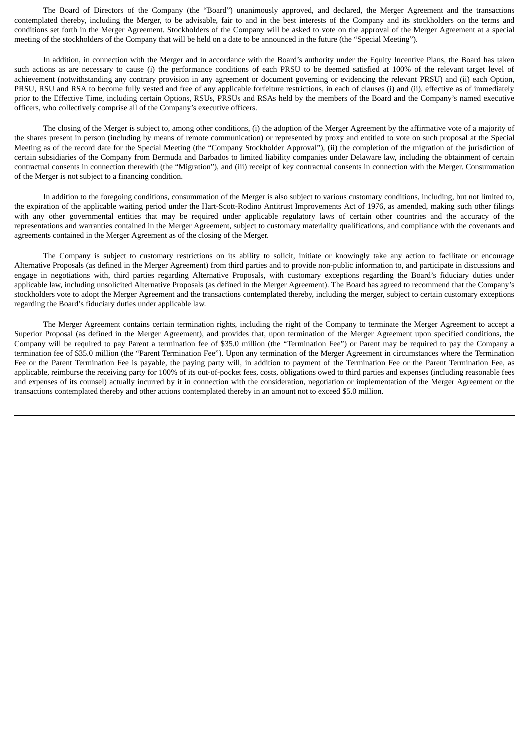The Board of Directors of the Company (the "Board") unanimously approved, and declared, the Merger Agreement and the transactions contemplated thereby, including the Merger, to be advisable, fair to and in the best interests of the Company and its stockholders on the terms and conditions set forth in the Merger Agreement. Stockholders of the Company will be asked to vote on the approval of the Merger Agreement at a special meeting of the stockholders of the Company that will be held on a date to be announced in the future (the "Special Meeting").

In addition, in connection with the Merger and in accordance with the Board's authority under the Equity Incentive Plans, the Board has taken such actions as are necessary to cause (i) the performance conditions of each PRSU to be deemed satisfied at 100% of the relevant target level of achievement (notwithstanding any contrary provision in any agreement or document governing or evidencing the relevant PRSU) and (ii) each Option, PRSU, RSU and RSA to become fully vested and free of any applicable forfeiture restrictions, in each of clauses (i) and (ii), effective as of immediately prior to the Effective Time, including certain Options, RSUs, PRSUs and RSAs held by the members of the Board and the Company's named executive officers, who collectively comprise all of the Company's executive officers.

The closing of the Merger is subject to, among other conditions, (i) the adoption of the Merger Agreement by the affirmative vote of a majority of the shares present in person (including by means of remote communication) or represented by proxy and entitled to vote on such proposal at the Special Meeting as of the record date for the Special Meeting (the "Company Stockholder Approval"), (ii) the completion of the migration of the jurisdiction of certain subsidiaries of the Company from Bermuda and Barbados to limited liability companies under Delaware law, including the obtainment of certain contractual consents in connection therewith (the "Migration"), and (iii) receipt of key contractual consents in connection with the Merger. Consummation of the Merger is not subject to a financing condition.

In addition to the foregoing conditions, consummation of the Merger is also subject to various customary conditions, including, but not limited to, the expiration of the applicable waiting period under the Hart-Scott-Rodino Antitrust Improvements Act of 1976, as amended, making such other filings with any other governmental entities that may be required under applicable regulatory laws of certain other countries and the accuracy of the representations and warranties contained in the Merger Agreement, subject to customary materiality qualifications, and compliance with the covenants and agreements contained in the Merger Agreement as of the closing of the Merger.

The Company is subject to customary restrictions on its ability to solicit, initiate or knowingly take any action to facilitate or encourage Alternative Proposals (as defined in the Merger Agreement) from third parties and to provide non-public information to, and participate in discussions and engage in negotiations with, third parties regarding Alternative Proposals, with customary exceptions regarding the Board's fiduciary duties under applicable law, including unsolicited Alternative Proposals (as defined in the Merger Agreement). The Board has agreed to recommend that the Company's stockholders vote to adopt the Merger Agreement and the transactions contemplated thereby, including the merger, subject to certain customary exceptions regarding the Board's fiduciary duties under applicable law.

The Merger Agreement contains certain termination rights, including the right of the Company to terminate the Merger Agreement to accept a Superior Proposal (as defined in the Merger Agreement), and provides that, upon termination of the Merger Agreement upon specified conditions, the Company will be required to pay Parent a termination fee of $35.0 million (the "Termination Fee") or Parent may be required to pay the Company a termination fee of $35.0 million (the "Parent Termination Fee"). Upon any termination of the Merger Agreement in circumstances where the Termination Fee or the Parent Termination Fee is payable, the paying party will, in addition to payment of the Termination Fee or the Parent Termination Fee, as applicable, reimburse the receiving party for 100% of its out-of-pocket fees, costs, obligations owed to third parties and expenses (including reasonable fees and expenses of its counsel) actually incurred by it in connection with the consideration, negotiation or implementation of the Merger Agreement or the transactions contemplated thereby and other actions contemplated thereby in an amount not to exceed $5.0 million.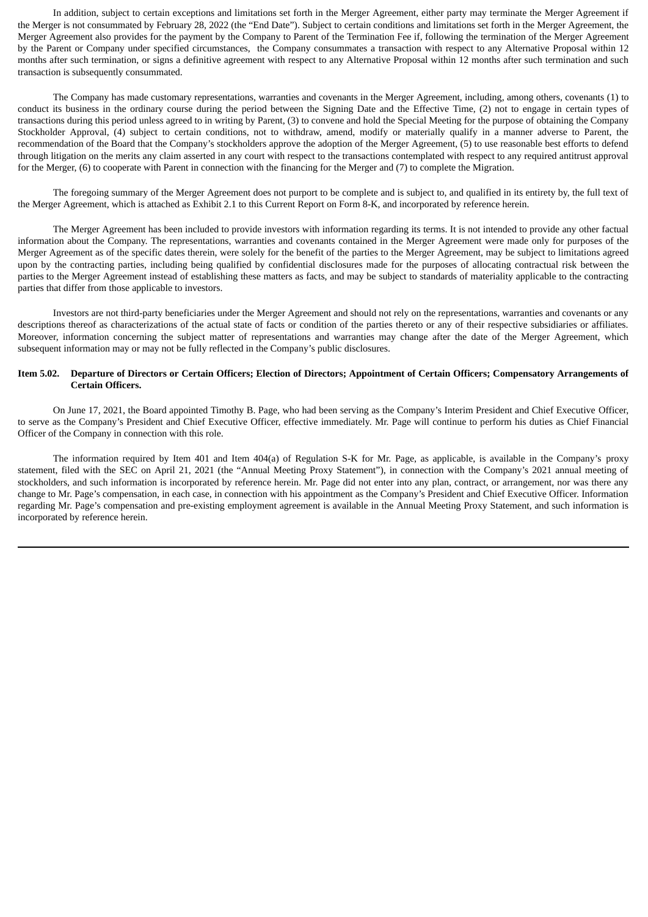In addition, subject to certain exceptions and limitations set forth in the Merger Agreement, either party may terminate the Merger Agreement if the Merger is not consummated by February 28, 2022 (the "End Date"). Subject to certain conditions and limitations set forth in the Merger Agreement, the Merger Agreement also provides for the payment by the Company to Parent of the Termination Fee if, following the termination of the Merger Agreement by the Parent or Company under specified circumstances, the Company consummates a transaction with respect to any Alternative Proposal within 12 months after such termination, or signs a definitive agreement with respect to any Alternative Proposal within 12 months after such termination and such transaction is subsequently consummated.

The Company has made customary representations, warranties and covenants in the Merger Agreement, including, among others, covenants (1) to conduct its business in the ordinary course during the period between the Signing Date and the Effective Time, (2) not to engage in certain types of transactions during this period unless agreed to in writing by Parent, (3) to convene and hold the Special Meeting for the purpose of obtaining the Company Stockholder Approval, (4) subject to certain conditions, not to withdraw, amend, modify or materially qualify in a manner adverse to Parent, the recommendation of the Board that the Company's stockholders approve the adoption of the Merger Agreement, (5) to use reasonable best efforts to defend through litigation on the merits any claim asserted in any court with respect to the transactions contemplated with respect to any required antitrust approval for the Merger, (6) to cooperate with Parent in connection with the financing for the Merger and (7) to complete the Migration.

The foregoing summary of the Merger Agreement does not purport to be complete and is subject to, and qualified in its entirety by, the full text of the Merger Agreement, which is attached as Exhibit 2.1 to this Current Report on Form 8-K, and incorporated by reference herein.

The Merger Agreement has been included to provide investors with information regarding its terms. It is not intended to provide any other factual information about the Company. The representations, warranties and covenants contained in the Merger Agreement were made only for purposes of the Merger Agreement as of the specific dates therein, were solely for the benefit of the parties to the Merger Agreement, may be subject to limitations agreed upon by the contracting parties, including being qualified by confidential disclosures made for the purposes of allocating contractual risk between the parties to the Merger Agreement instead of establishing these matters as facts, and may be subject to standards of materiality applicable to the contracting parties that differ from those applicable to investors.

Investors are not third-party beneficiaries under the Merger Agreement and should not rely on the representations, warranties and covenants or any descriptions thereof as characterizations of the actual state of facts or condition of the parties thereto or any of their respective subsidiaries or affiliates. Moreover, information concerning the subject matter of representations and warranties may change after the date of the Merger Agreement, which subsequent information may or may not be fully reflected in the Company's public disclosures.

**Item 5.02. Departure of Directors or Certain Officers; Election of Directors; Appointment of Certain Officers; Compensatory Arrangements of Certain Officers.**

On June 17, 2021, the Board appointed Timothy B. Page, who had been serving as the Company's Interim President and Chief Executive Officer, to serve as the Company's President and Chief Executive Officer, effective immediately. Mr. Page will continue to perform his duties as Chief Financial Officer of the Company in connection with this role.

The information required by Item 401 and Item 404(a) of Regulation S-K for Mr. Page, as applicable, is available in the Company's proxy statement, filed with the SEC on April 21, 2021 (the "Annual Meeting Proxy Statement"), in connection with the Company's 2021 annual meeting of stockholders, and such information is incorporated by reference herein. Mr. Page did not enter into any plan, contract, or arrangement, nor was there any change to Mr. Page's compensation, in each case, in connection with his appointment as the Company's President and Chief Executive Officer. Information regarding Mr. Page's compensation and pre-existing employment agreement is available in the Annual Meeting Proxy Statement, and such information is incorporated by reference herein.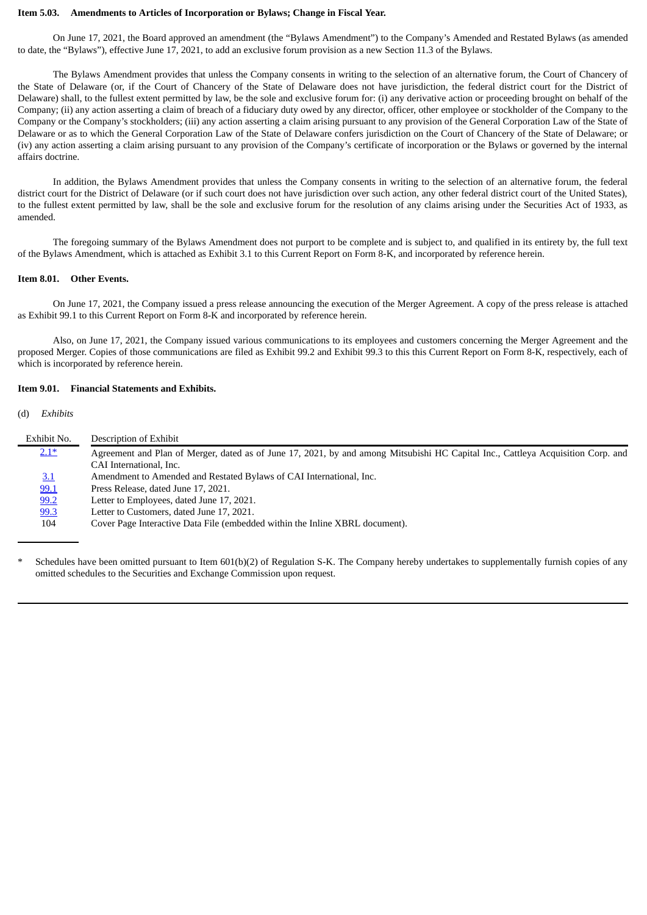**Item 5.03. Amendments to Articles of Incorporation or Bylaws; Change in Fiscal Year.**

On June 17, 2021, the Board approved an amendment (the "Bylaws Amendment") to the Company's Amended and Restated Bylaws (as amended to date, the "Bylaws"), effective June 17, 2021, to add an exclusive forum provision as a new Section 11.3 of the Bylaws.

The Bylaws Amendment provides that unless the Company consents in writing to the selection of an alternative forum, the Court of Chancery of the State of Delaware (or, if the Court of Chancery of the State of Delaware does not have jurisdiction, the federal district court for the District of Delaware) shall, to the fullest extent permitted by law, be the sole and exclusive forum for: (i) any derivative action or proceeding brought on behalf of the Company; (ii) any action asserting a claim of breach of a fiduciary duty owed by any director, officer, other employee or stockholder of the Company to the Company or the Company's stockholders; (iii) any action asserting a claim arising pursuant to any provision of the General Corporation Law of the State of Delaware or as to which the General Corporation Law of the State of Delaware confers jurisdiction on the Court of Chancery of the State of Delaware; or (iv) any action asserting a claim arising pursuant to any provision of the Company's certificate of incorporation or the Bylaws or governed by the internal affairs doctrine.

In addition, the Bylaws Amendment provides that unless the Company consents in writing to the selection of an alternative forum, the federal district court for the District of Delaware (or if such court does not have jurisdiction over such action, any other federal district court of the United States), to the fullest extent permitted by law, shall be the sole and exclusive forum for the resolution of any claims arising under the Securities Act of 1933, as amended.

The foregoing summary of the Bylaws Amendment does not purport to be complete and is subject to, and qualified in its entirety by, the full text of the Bylaws Amendment, which is attached as Exhibit 3.1 to this Current Report on Form 8-K, and incorporated by reference herein.

**Item 8.01. Other Events.**

On June 17, 2021, the Company issued a press release announcing the execution of the Merger Agreement. A copy of the press release is attached as Exhibit 99.1 to this Current Report on Form 8-K and incorporated by reference herein.

Also, on June 17, 2021, the Company issued various communications to its employees and customers concerning the Merger Agreement and the proposed Merger. Copies of those communications are filed as Exhibit 99.2 and Exhibit 99.3 to this this Current Report on Form 8-K, respectively, each of which is incorporated by reference herein.

**Item 9.01. Financial Statements and Exhibits.**

(d) *Exhibits*

| Exhibit No. | Description of Exhibit |
|---|---|
| 2.1* | Agreement and Plan of Merger, dated as of June 17, 2021, by and among Mitsubishi HC Capital Inc., Cattleya Acquisition Corp. and CAI International, Inc. |
| 3.1 | Amendment to Amended and Restated Bylaws of CAI International, Inc. |
| 99.1 | Press Release, dated June 17, 2021. |
| 99.2 | Letter to Employees, dated June 17, 2021. |
| 99.3 | Letter to Customers, dated June 17, 2021. |
| 104 | Cover Page Interactive Data File (embedded within the Inline XBRL document). |

\* Schedules have been omitted pursuant to Item 601(b)(2) of Regulation S-K. The Company hereby undertakes to supplementally furnish copies of any omitted schedules to the Securities and Exchange Commission upon request.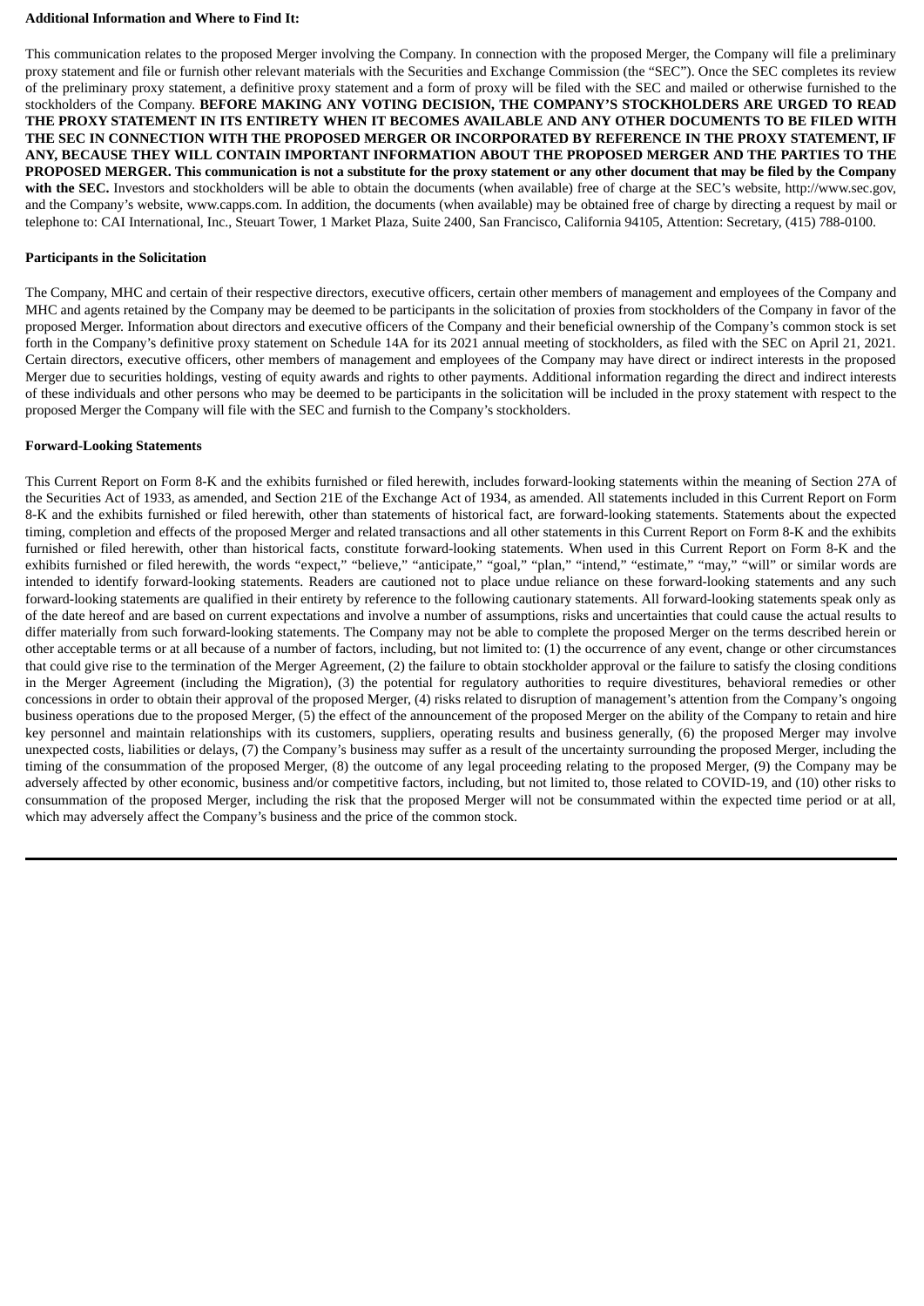**Additional Information and Where to Find It:**

This communication relates to the proposed Merger involving the Company. In connection with the proposed Merger, the Company will file a preliminary proxy statement and file or furnish other relevant materials with the Securities and Exchange Commission (the "SEC"). Once the SEC completes its review of the preliminary proxy statement, a definitive proxy statement and a form of proxy will be filed with the SEC and mailed or otherwise furnished to the stockholders of the Company. **BEFORE MAKING ANY VOTING DECISION, THE COMPANY'S STOCKHOLDERS ARE URGED TO READ THE PROXY STATEMENT IN ITS ENTIRETY WHEN IT BECOMES AVAILABLE AND ANY OTHER DOCUMENTS TO BE FILED WITH THE SEC IN CONNECTION WITH THE PROPOSED MERGER OR INCORPORATED BY REFERENCE IN THE PROXY STATEMENT, IF ANY, BECAUSE THEY WILL CONTAIN IMPORTANT INFORMATION ABOUT THE PROPOSED MERGER AND THE PARTIES TO THE PROPOSED MERGER. This communication is not a substitute for the proxy statement or any other document that may be filed by the Company with the SEC.** Investors and stockholders will be able to obtain the documents (when available) free of charge at the SEC's website, http://www.sec.gov, and the Company's website, www.capps.com. In addition, the documents (when available) may be obtained free of charge by directing a request by mail or telephone to: CAI International, Inc., Steuart Tower, 1 Market Plaza, Suite 2400, San Francisco, California 94105, Attention: Secretary, (415) 788-0100.

**Participants in the Solicitation**

The Company, MHC and certain of their respective directors, executive officers, certain other members of management and employees of the Company and MHC and agents retained by the Company may be deemed to be participants in the solicitation of proxies from stockholders of the Company in favor of the proposed Merger. Information about directors and executive officers of the Company and their beneficial ownership of the Company's common stock is set forth in the Company's definitive proxy statement on Schedule 14A for its 2021 annual meeting of stockholders, as filed with the SEC on April 21, 2021. Certain directors, executive officers, other members of management and employees of the Company may have direct or indirect interests in the proposed Merger due to securities holdings, vesting of equity awards and rights to other payments. Additional information regarding the direct and indirect interests of these individuals and other persons who may be deemed to be participants in the solicitation will be included in the proxy statement with respect to the proposed Merger the Company will file with the SEC and furnish to the Company's stockholders.

**Forward-Looking Statements**

This Current Report on Form 8-K and the exhibits furnished or filed herewith, includes forward-looking statements within the meaning of Section 27A of the Securities Act of 1933, as amended, and Section 21E of the Exchange Act of 1934, as amended. All statements included in this Current Report on Form 8-K and the exhibits furnished or filed herewith, other than statements of historical fact, are forward-looking statements. Statements about the expected timing, completion and effects of the proposed Merger and related transactions and all other statements in this Current Report on Form 8-K and the exhibits furnished or filed herewith, other than historical facts, constitute forward-looking statements. When used in this Current Report on Form 8-K and the exhibits furnished or filed herewith, the words "expect," "believe," "anticipate," "goal," "plan," "intend," "estimate," "may," "will" or similar words are intended to identify forward-looking statements. Readers are cautioned not to place undue reliance on these forward-looking statements and any such forward-looking statements are qualified in their entirety by reference to the following cautionary statements. All forward-looking statements speak only as of the date hereof and are based on current expectations and involve a number of assumptions, risks and uncertainties that could cause the actual results to differ materially from such forward-looking statements. The Company may not be able to complete the proposed Merger on the terms described herein or other acceptable terms or at all because of a number of factors, including, but not limited to: (1) the occurrence of any event, change or other circumstances that could give rise to the termination of the Merger Agreement, (2) the failure to obtain stockholder approval or the failure to satisfy the closing conditions in the Merger Agreement (including the Migration), (3) the potential for regulatory authorities to require divestitures, behavioral remedies or other concessions in order to obtain their approval of the proposed Merger, (4) risks related to disruption of management's attention from the Company's ongoing business operations due to the proposed Merger, (5) the effect of the announcement of the proposed Merger on the ability of the Company to retain and hire key personnel and maintain relationships with its customers, suppliers, operating results and business generally, (6) the proposed Merger may involve unexpected costs, liabilities or delays, (7) the Company's business may suffer as a result of the uncertainty surrounding the proposed Merger, including the timing of the consummation of the proposed Merger, (8) the outcome of any legal proceeding relating to the proposed Merger, (9) the Company may be adversely affected by other economic, business and/or competitive factors, including, but not limited to, those related to COVID-19, and (10) other risks to consummation of the proposed Merger, including the risk that the proposed Merger will not be consummated within the expected time period or at all, which may adversely affect the Company's business and the price of the common stock.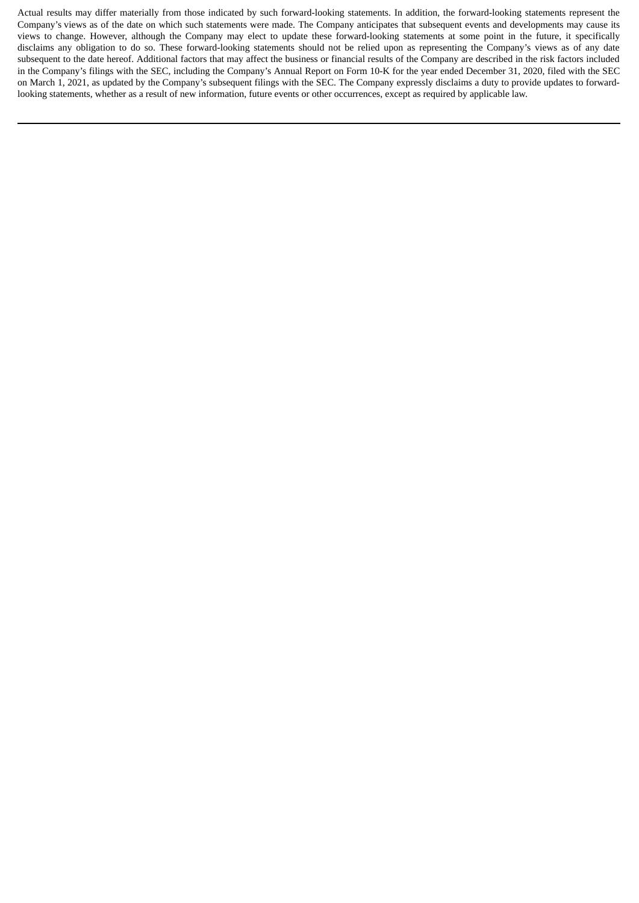Actual results may differ materially from those indicated by such forward-looking statements. In addition, the forward-looking statements represent the Company's views as of the date on which such statements were made. The Company anticipates that subsequent events and developments may cause its views to change. However, although the Company may elect to update these forward-looking statements at some point in the future, it specifically disclaims any obligation to do so. These forward-looking statements should not be relied upon as representing the Company's views as of any date subsequent to the date hereof. Additional factors that may affect the business or financial results of the Company are described in the risk factors included in the Company's filings with the SEC, including the Company's Annual Report on Form 10-K for the year ended December 31, 2020, filed with the SEC on March 1, 2021, as updated by the Company's subsequent filings with the SEC. The Company expressly disclaims a duty to provide updates to forward-looking statements, whether as a result of new information, future events or other occurrences, except as required by applicable law.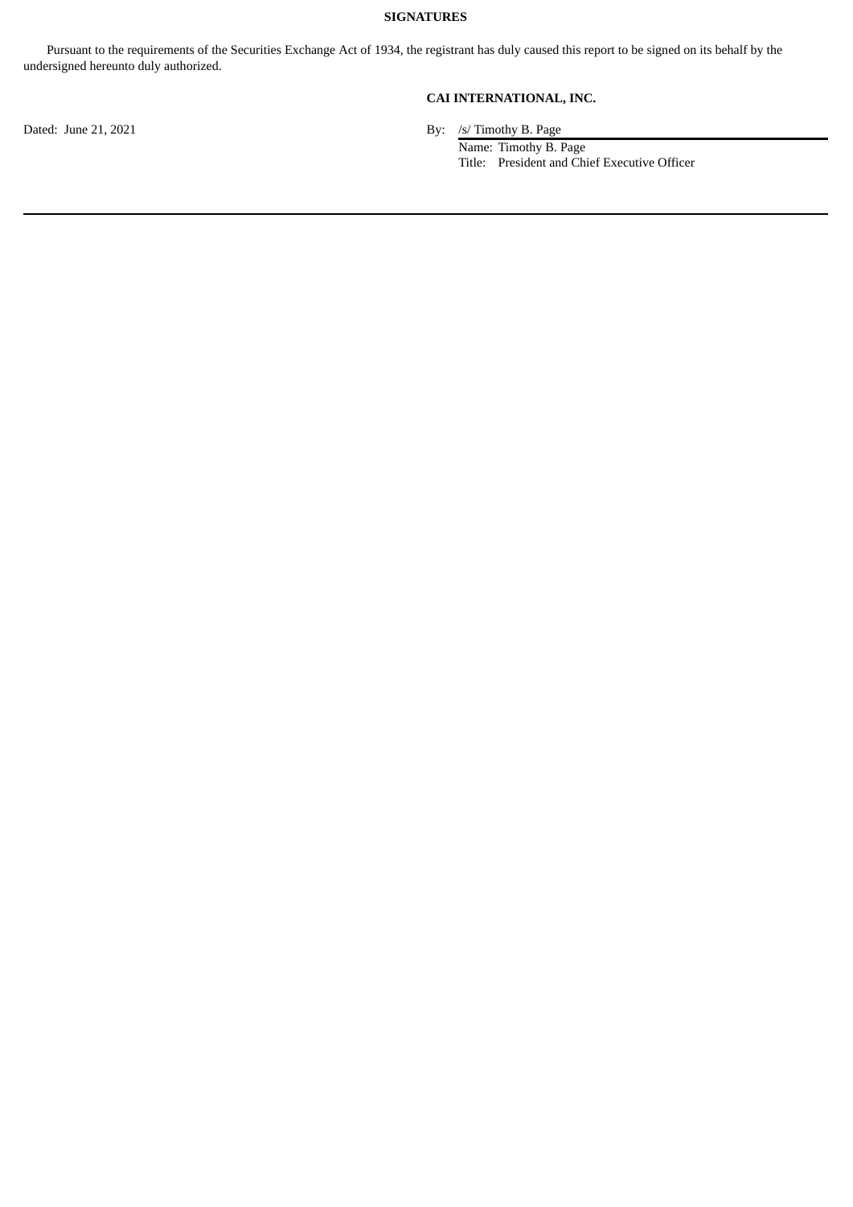**SIGNATURES**

Pursuant to the requirements of the Securities Exchange Act of 1934, the registrant has duly caused this report to be signed on its behalf by the undersigned hereunto duly authorized.

**CAI INTERNATIONAL, INC.**

Dated: June 21, 2021

By: /s/ Timothy B. Page

Name: Timothy B. Page

Title: President and Chief Executive Officer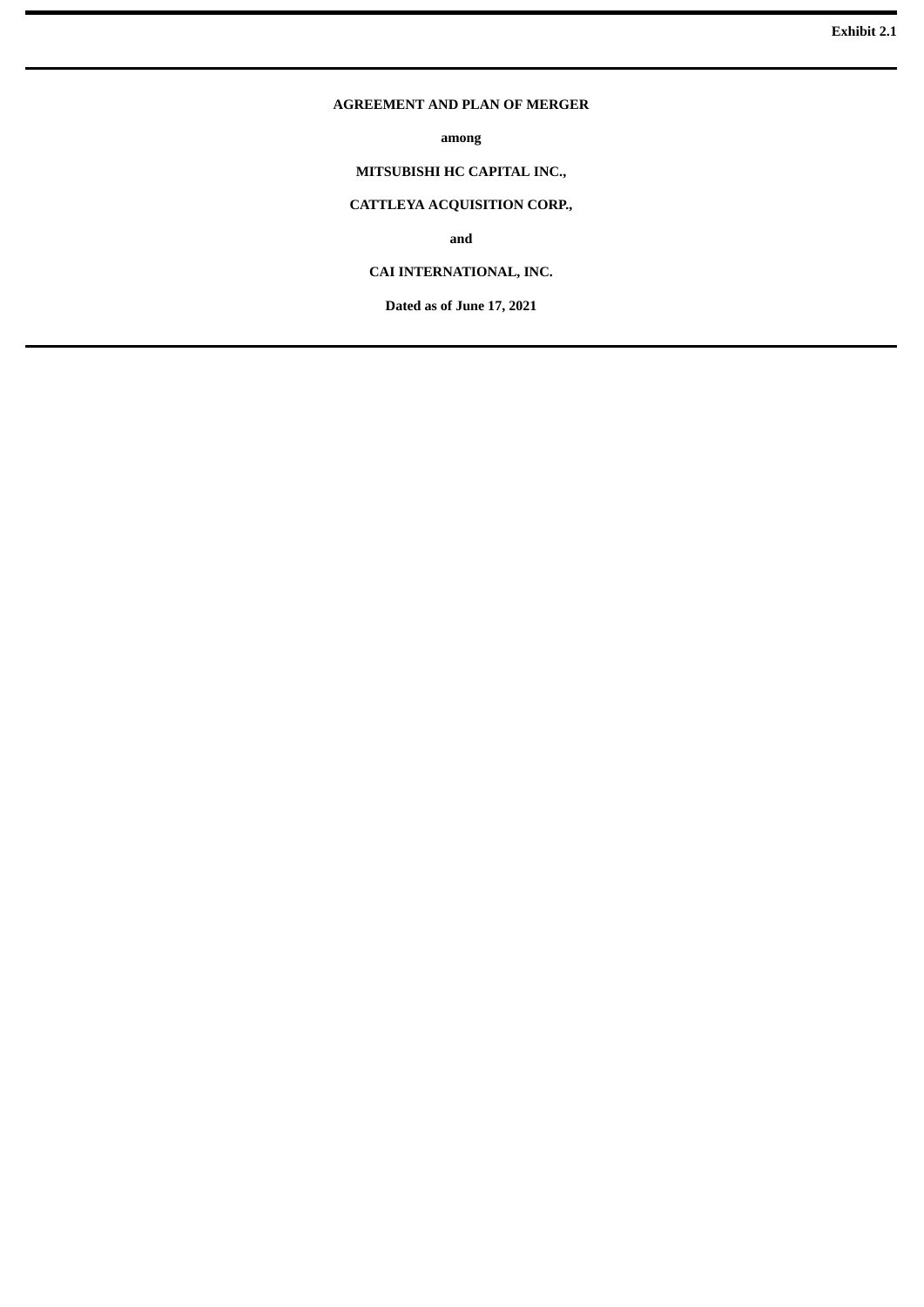Exhibit 2.1

# AGREEMENT AND PLAN OF MERGER

**among**

**MITSUBISHI HC CAPITAL INC.,**

**CATTLEYA ACQUISITION CORP.,**

**and**

**CAI INTERNATIONAL, INC.**

**Dated as of June 17, 2021**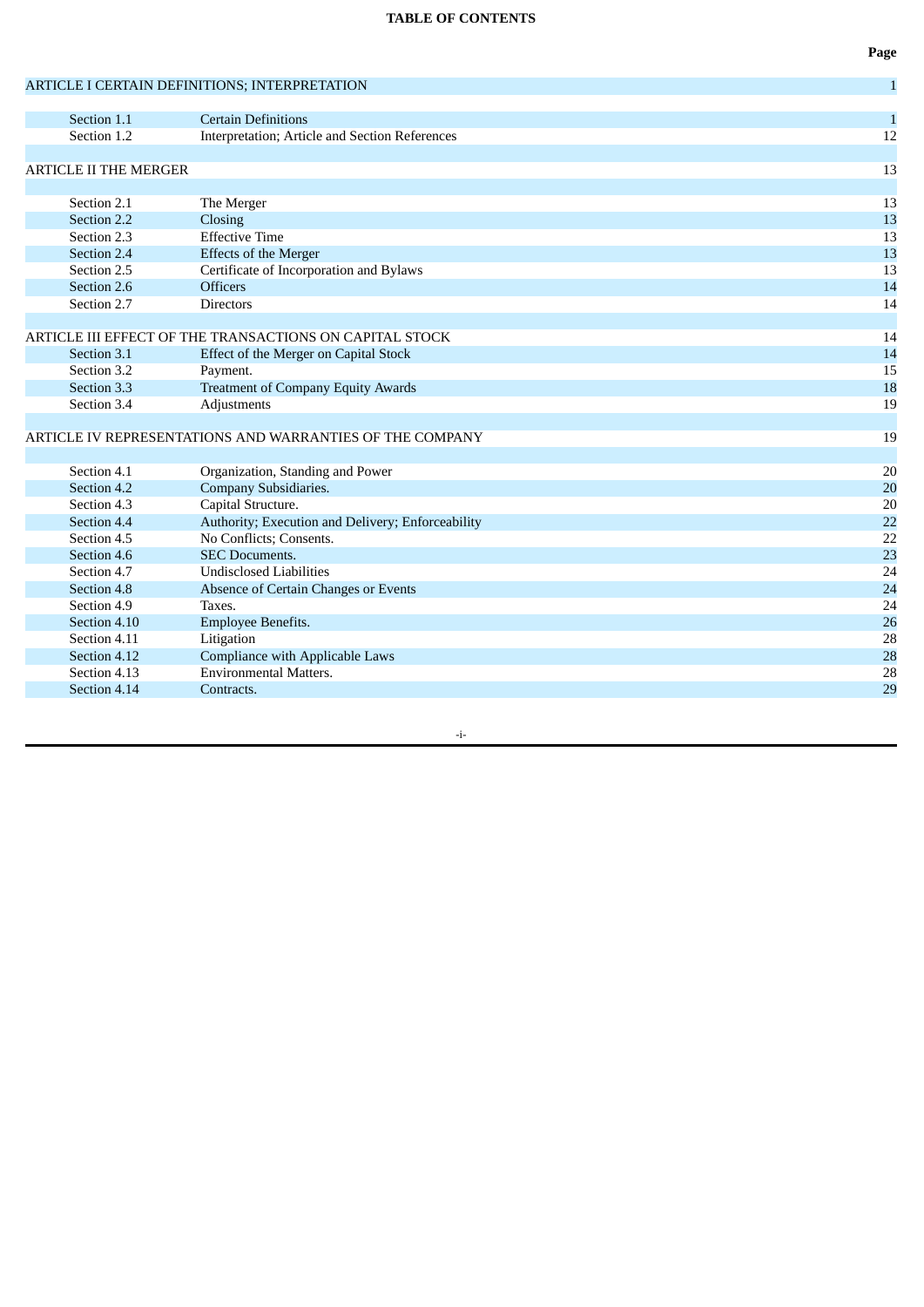**TABLE OF CONTENTS**

| | | Page |
|---|---|---|
| ARTICLE I CERTAIN DEFINITIONS; INTERPRETATION | | 1 |
| Section 1.1 | Certain Definitions | 1 |
| Section 1.2 | Interpretation; Article and Section References | 12 |
| ARTICLE II THE MERGER | | 13 |
| Section 2.1 | The Merger | 13 |
| Section 2.2 | Closing | 13 |
| Section 2.3 | Effective Time | 13 |
| Section 2.4 | Effects of the Merger | 13 |
| Section 2.5 | Certificate of Incorporation and Bylaws | 13 |
| Section 2.6 | Officers | 14 |
| Section 2.7 | Directors | 14 |
| ARTICLE III EFFECT OF THE TRANSACTIONS ON CAPITAL STOCK | | 14 |
| Section 3.1 | Effect of the Merger on Capital Stock | 14 |
| Section 3.2 | Payment. | 15 |
| Section 3.3 | Treatment of Company Equity Awards | 18 |
| Section 3.4 | Adjustments | 19 |
| ARTICLE IV REPRESENTATIONS AND WARRANTIES OF THE COMPANY | | 19 |
| Section 4.1 | Organization, Standing and Power | 20 |
| Section 4.2 | Company Subsidiaries. | 20 |
| Section 4.3 | Capital Structure. | 20 |
| Section 4.4 | Authority; Execution and Delivery; Enforceability | 22 |
| Section 4.5 | No Conflicts; Consents. | 22 |
| Section 4.6 | SEC Documents. | 23 |
| Section 4.7 | Undisclosed Liabilities | 24 |
| Section 4.8 | Absence of Certain Changes or Events | 24 |
| Section 4.9 | Taxes. | 24 |
| Section 4.10 | Employee Benefits. | 26 |
| Section 4.11 | Litigation | 28 |
| Section 4.12 | Compliance with Applicable Laws | 28 |
| Section 4.13 | Environmental Matters. | 28 |
| Section 4.14 | Contracts. | 29 |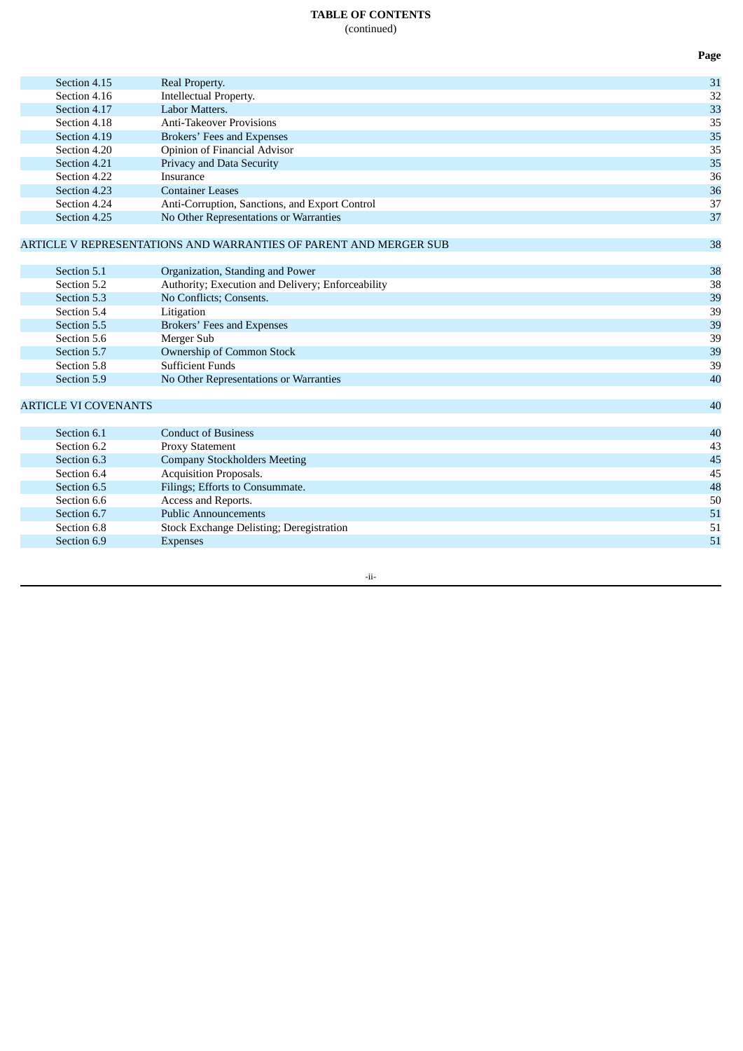**TABLE OF CONTENTS**
(continued)

| | | Page |
|---|---|---|
| Section 4.15 | Real Property. | 31 |
| Section 4.16 | Intellectual Property. | 32 |
| Section 4.17 | Labor Matters. | 33 |
| Section 4.18 | Anti-Takeover Provisions | 35 |
| Section 4.19 | Brokers' Fees and Expenses | 35 |
| Section 4.20 | Opinion of Financial Advisor | 35 |
| Section 4.21 | Privacy and Data Security | 35 |
| Section 4.22 | Insurance | 36 |
| Section 4.23 | Container Leases | 36 |
| Section 4.24 | Anti-Corruption, Sanctions, and Export Control | 37 |
| Section 4.25 | No Other Representations or Warranties | 37 |
| ARTICLE V REPRESENTATIONS AND WARRANTIES OF PARENT AND MERGER SUB | | 38 |
| Section 5.1 | Organization, Standing and Power | 38 |
| Section 5.2 | Authority; Execution and Delivery; Enforceability | 38 |
| Section 5.3 | No Conflicts; Consents. | 39 |
| Section 5.4 | Litigation | 39 |
| Section 5.5 | Brokers' Fees and Expenses | 39 |
| Section 5.6 | Merger Sub | 39 |
| Section 5.7 | Ownership of Common Stock | 39 |
| Section 5.8 | Sufficient Funds | 39 |
| Section 5.9 | No Other Representations or Warranties | 40 |
| ARTICLE VI COVENANTS | | 40 |
| Section 6.1 | Conduct of Business | 40 |
| Section 6.2 | Proxy Statement | 43 |
| Section 6.3 | Company Stockholders Meeting | 45 |
| Section 6.4 | Acquisition Proposals. | 45 |
| Section 6.5 | Filings; Efforts to Consummate. | 48 |
| Section 6.6 | Access and Reports. | 50 |
| Section 6.7 | Public Announcements | 51 |
| Section 6.8 | Stock Exchange Delisting; Deregistration | 51 |
| Section 6.9 | Expenses | 51 |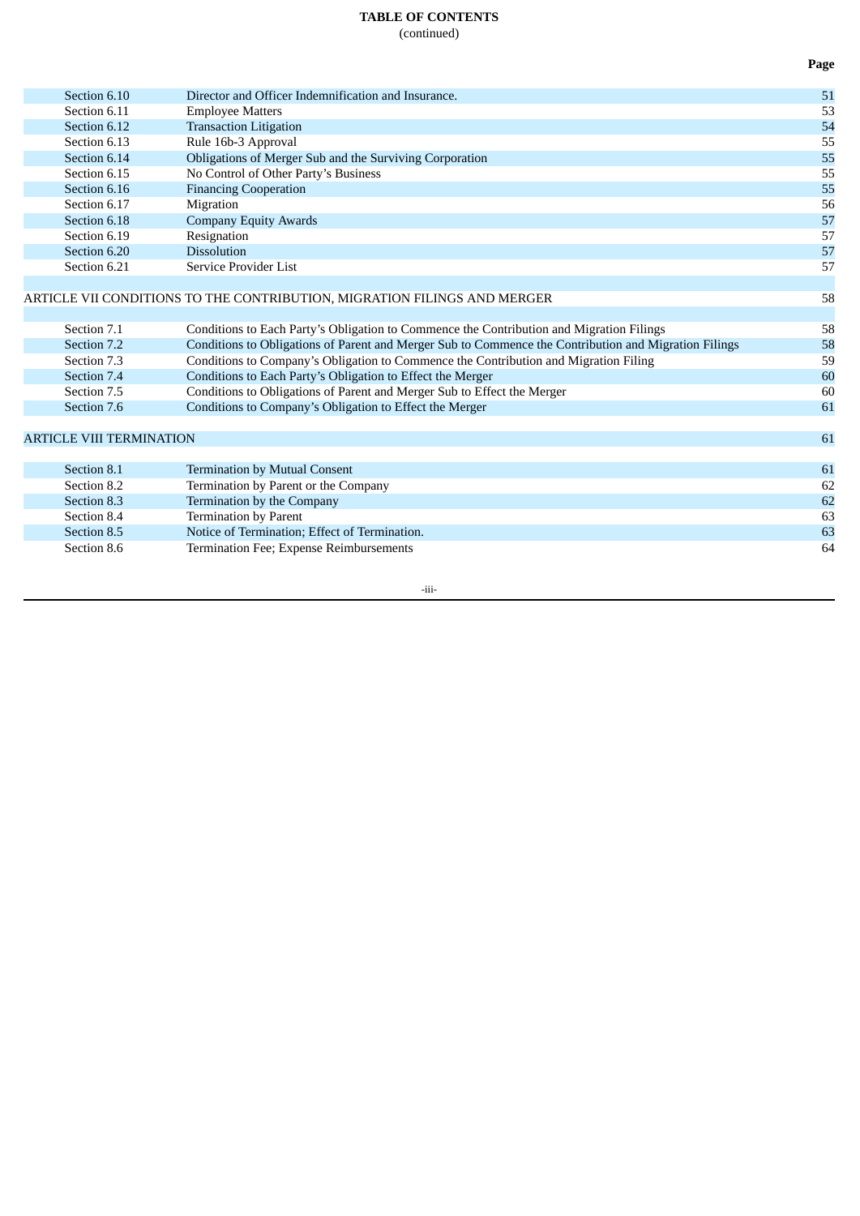**TABLE OF CONTENTS**
(continued)

| | | Page |
|---|---|---|
| Section 6.10 | Director and Officer Indemnification and Insurance. | 51 |
| Section 6.11 | Employee Matters | 53 |
| Section 6.12 | Transaction Litigation | 54 |
| Section 6.13 | Rule 16b-3 Approval | 55 |
| Section 6.14 | Obligations of Merger Sub and the Surviving Corporation | 55 |
| Section 6.15 | No Control of Other Party's Business | 55 |
| Section 6.16 | Financing Cooperation | 55 |
| Section 6.17 | Migration | 56 |
| Section 6.18 | Company Equity Awards | 57 |
| Section 6.19 | Resignation | 57 |
| Section 6.20 | Dissolution | 57 |
| Section 6.21 | Service Provider List | 57 |
| ARTICLE VII CONDITIONS TO THE CONTRIBUTION, MIGRATION FILINGS AND MERGER | | 58 |
| Section 7.1 | Conditions to Each Party's Obligation to Commence the Contribution and Migration Filings | 58 |
| Section 7.2 | Conditions to Obligations of Parent and Merger Sub to Commence the Contribution and Migration Filings | 58 |
| Section 7.3 | Conditions to Company's Obligation to Commence the Contribution and Migration Filing | 59 |
| Section 7.4 | Conditions to Each Party's Obligation to Effect the Merger | 60 |
| Section 7.5 | Conditions to Obligations of Parent and Merger Sub to Effect the Merger | 60 |
| Section 7.6 | Conditions to Company's Obligation to Effect the Merger | 61 |
| ARTICLE VIII TERMINATION | | 61 |
| Section 8.1 | Termination by Mutual Consent | 61 |
| Section 8.2 | Termination by Parent or the Company | 62 |
| Section 8.3 | Termination by the Company | 62 |
| Section 8.4 | Termination by Parent | 63 |
| Section 8.5 | Notice of Termination; Effect of Termination. | 63 |
| Section 8.6 | Termination Fee; Expense Reimbursements | 64 |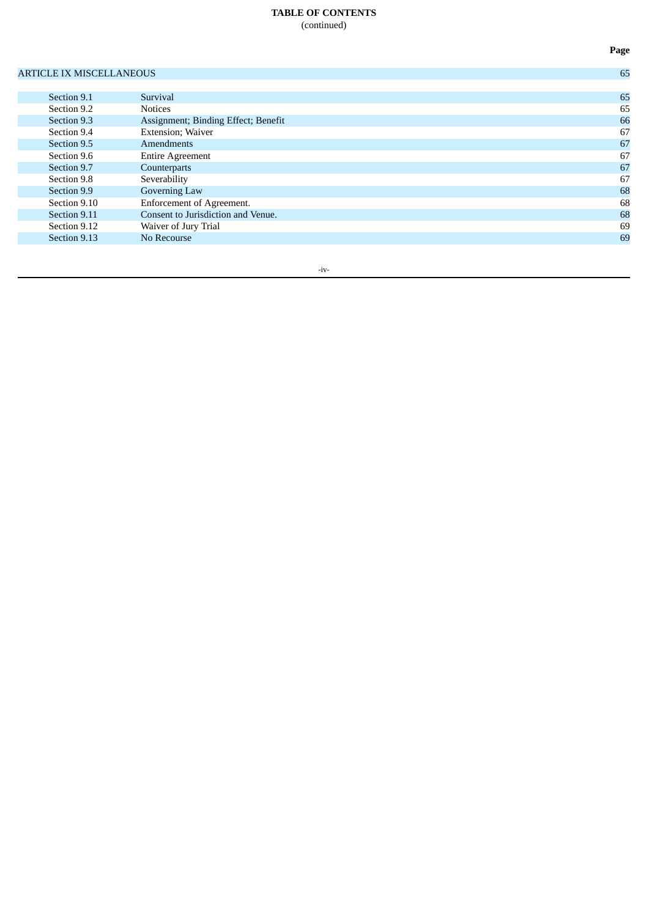**TABLE OF CONTENTS**
(continued)

| | | Page |
|---|---|---|
| ARTICLE IX MISCELLANEOUS | | 65 |
| Section 9.1 | Survival | 65 |
| Section 9.2 | Notices | 65 |
| Section 9.3 | Assignment; Binding Effect; Benefit | 66 |
| Section 9.4 | Extension; Waiver | 67 |
| Section 9.5 | Amendments | 67 |
| Section 9.6 | Entire Agreement | 67 |
| Section 9.7 | Counterparts | 67 |
| Section 9.8 | Severability | 67 |
| Section 9.9 | Governing Law | 68 |
| Section 9.10 | Enforcement of Agreement. | 68 |
| Section 9.11 | Consent to Jurisdiction and Venue. | 68 |
| Section 9.12 | Waiver of Jury Trial | 69 |
| Section 9.13 | No Recourse | 69 |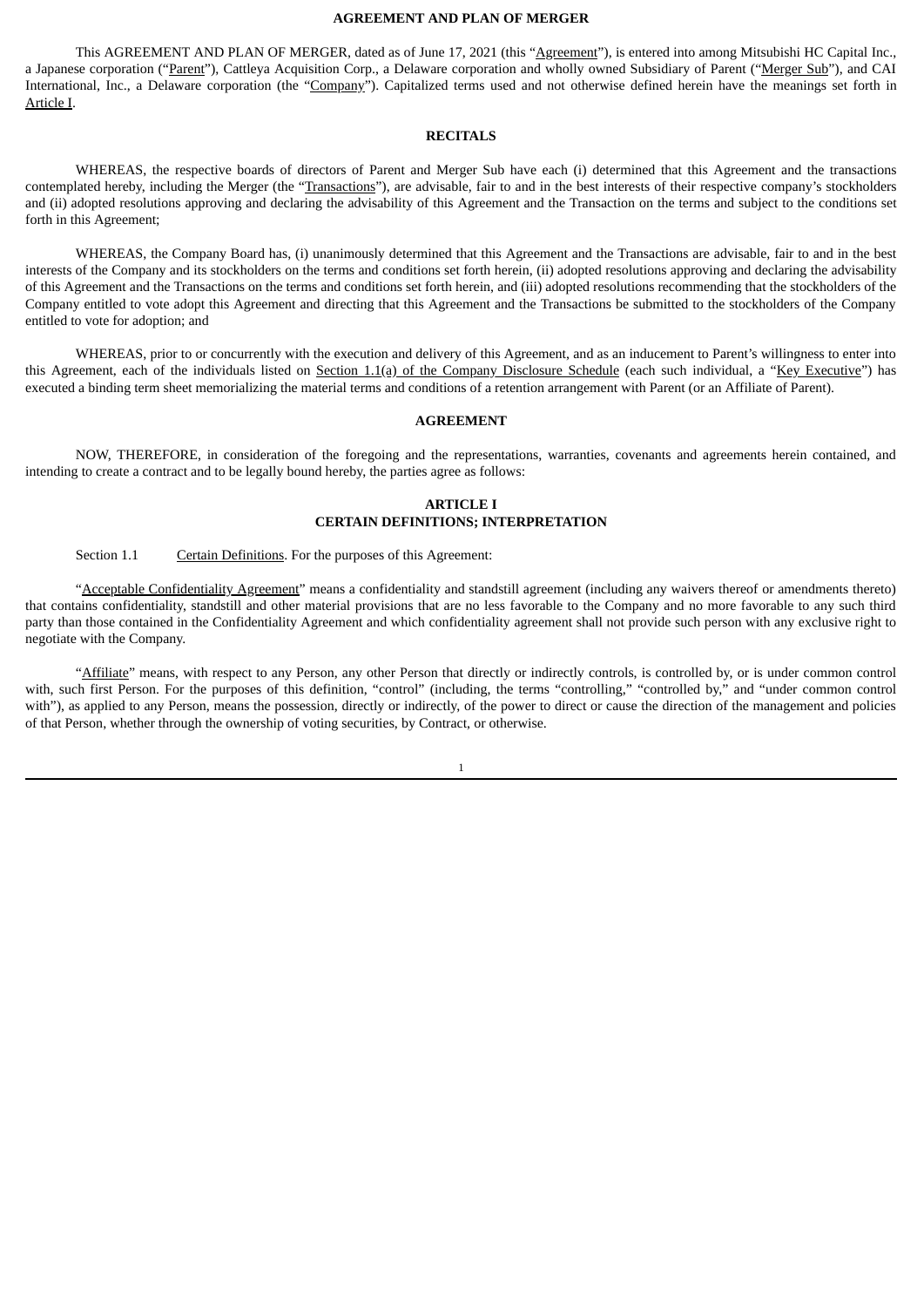**AGREEMENT AND PLAN OF MERGER**

This AGREEMENT AND PLAN OF MERGER, dated as of June 17, 2021 (this "Agreement"), is entered into among Mitsubishi HC Capital Inc., a Japanese corporation ("Parent"), Cattleya Acquisition Corp., a Delaware corporation and wholly owned Subsidiary of Parent ("Merger Sub"), and CAI International, Inc., a Delaware corporation (the "Company"). Capitalized terms used and not otherwise defined herein have the meanings set forth in Article I.

**RECITALS**

WHEREAS, the respective boards of directors of Parent and Merger Sub have each (i) determined that this Agreement and the transactions contemplated hereby, including the Merger (the "Transactions"), are advisable, fair to and in the best interests of their respective company's stockholders and (ii) adopted resolutions approving and declaring the advisability of this Agreement and the Transaction on the terms and subject to the conditions set forth in this Agreement;

WHEREAS, the Company Board has, (i) unanimously determined that this Agreement and the Transactions are advisable, fair to and in the best interests of the Company and its stockholders on the terms and conditions set forth herein, (ii) adopted resolutions approving and declaring the advisability of this Agreement and the Transactions on the terms and conditions set forth herein, and (iii) adopted resolutions recommending that the stockholders of the Company entitled to vote adopt this Agreement and directing that this Agreement and the Transactions be submitted to the stockholders of the Company entitled to vote for adoption; and

WHEREAS, prior to or concurrently with the execution and delivery of this Agreement, and as an inducement to Parent's willingness to enter into this Agreement, each of the individuals listed on Section 1.1(a) of the Company Disclosure Schedule (each such individual, a "Key Executive") has executed a binding term sheet memorializing the material terms and conditions of a retention arrangement with Parent (or an Affiliate of Parent).

**AGREEMENT**

NOW, THEREFORE, in consideration of the foregoing and the representations, warranties, covenants and agreements herein contained, and intending to create a contract and to be legally bound hereby, the parties agree as follows:

## ARTICLE I
## CERTAIN DEFINITIONS; INTERPRETATION

Section 1.1 Certain Definitions. For the purposes of this Agreement:

"Acceptable Confidentiality Agreement" means a confidentiality and standstill agreement (including any waivers thereof or amendments thereto) that contains confidentiality, standstill and other material provisions that are no less favorable to the Company and no more favorable to any such third party than those contained in the Confidentiality Agreement and which confidentiality agreement shall not provide such person with any exclusive right to negotiate with the Company.

"Affiliate" means, with respect to any Person, any other Person that directly or indirectly controls, is controlled by, or is under common control with, such first Person. For the purposes of this definition, "control" (including, the terms "controlling," "controlled by," and "under common control with"), as applied to any Person, means the possession, directly or indirectly, of the power to direct or cause the direction of the management and policies of that Person, whether through the ownership of voting securities, by Contract, or otherwise.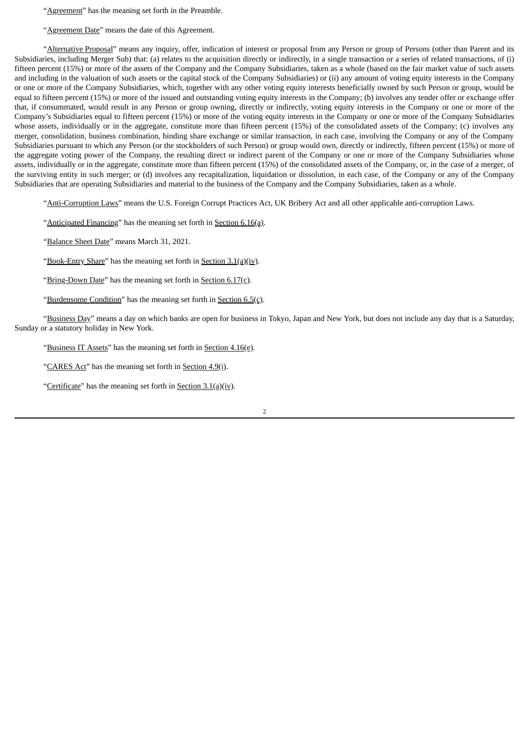"Agreement" has the meaning set forth in the Preamble.

"Agreement Date" means the date of this Agreement.

"Alternative Proposal" means any inquiry, offer, indication of interest or proposal from any Person or group of Persons (other than Parent and its Subsidiaries, including Merger Sub) that: (a) relates to the acquisition directly or indirectly, in a single transaction or a series of related transactions, of (i) fifteen percent (15%) or more of the assets of the Company and the Company Subsidiaries, taken as a whole (based on the fair market value of such assets and including in the valuation of such assets or the capital stock of the Company Subsidiaries) or (ii) any amount of voting equity interests in the Company or one or more of the Company Subsidiaries, which, together with any other voting equity interests beneficially owned by such Person or group, would be equal to fifteen percent (15%) or more of the issued and outstanding voting equity interests in the Company; (b) involves any tender offer or exchange offer that, if consummated, would result in any Person or group owning, directly or indirectly, voting equity interests in the Company or one or more of the Company's Subsidiaries equal to fifteen percent (15%) or more of the voting equity interests in the Company or one or more of the Company Subsidiaries whose assets, individually or in the aggregate, constitute more than fifteen percent (15%) of the consolidated assets of the Company; (c) involves any merger, consolidation, business combination, binding share exchange or similar transaction, in each case, involving the Company or any of the Company Subsidiaries pursuant to which any Person (or the stockholders of such Person) or group would own, directly or indirectly, fifteen percent (15%) or more of the aggregate voting power of the Company, the resulting direct or indirect parent of the Company or one or more of the Company Subsidiaries whose assets, individually or in the aggregate, constitute more than fifteen percent (15%) of the consolidated assets of the Company, or, in the case of a merger, of the surviving entity in such merger; or (d) involves any recapitalization, liquidation or dissolution, in each case, of the Company or any of the Company Subsidiaries that are operating Subsidiaries and material to the business of the Company and the Company Subsidiaries, taken as a whole.

"Anti-Corruption Laws" means the U.S. Foreign Corrupt Practices Act, UK Bribery Act and all other applicable anti-corruption Laws.

"Anticipated Financing" has the meaning set forth in Section 6.16(a).

"Balance Sheet Date" means March 31, 2021.

"Book-Entry Share" has the meaning set forth in Section 3.1(a)(iv).

"Bring-Down Date" has the meaning set forth in Section 6.17(c).

"Burdensome Condition" has the meaning set forth in Section 6.5(c).

"Business Day" means a day on which banks are open for business in Tokyo, Japan and New York, but does not include any day that is a Saturday, Sunday or a statutory holiday in New York.

"Business IT Assets" has the meaning set forth in Section 4.16(e).

"CARES Act" has the meaning set forth in Section 4.9(i).

"Certificate" has the meaning set forth in Section 3.1(a)(iv).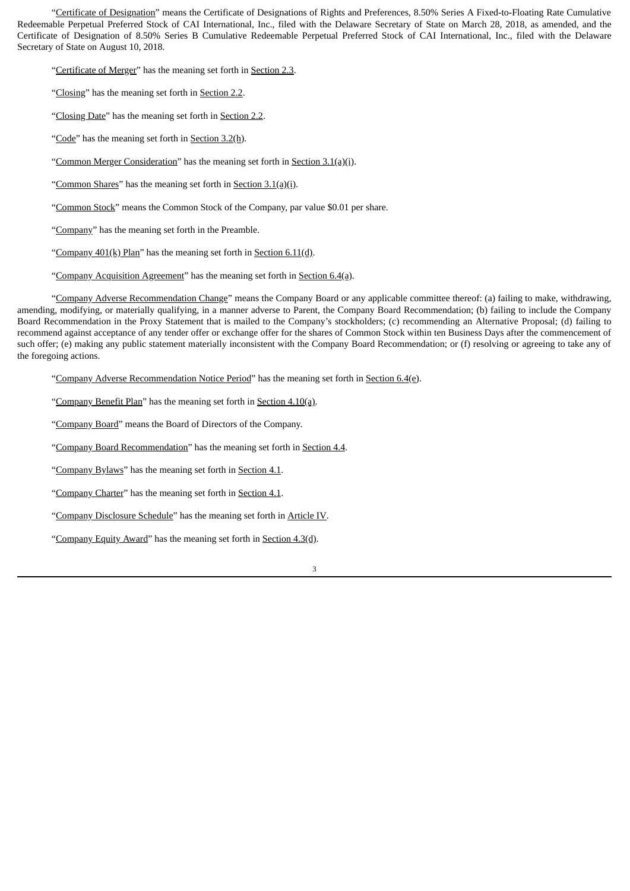"Certificate of Designation" means the Certificate of Designations of Rights and Preferences, 8.50% Series A Fixed-to-Floating Rate Cumulative Redeemable Perpetual Preferred Stock of CAI International, Inc., filed with the Delaware Secretary of State on March 28, 2018, as amended, and the Certificate of Designation of 8.50% Series B Cumulative Redeemable Perpetual Preferred Stock of CAI International, Inc., filed with the Delaware Secretary of State on August 10, 2018.

"Certificate of Merger" has the meaning set forth in Section 2.3.

"Closing" has the meaning set forth in Section 2.2.

"Closing Date" has the meaning set forth in Section 2.2.

"Code" has the meaning set forth in Section 3.2(h).

"Common Merger Consideration" has the meaning set forth in Section 3.1(a)(i).

"Common Shares" has the meaning set forth in Section 3.1(a)(i).

"Common Stock" means the Common Stock of the Company, par value $0.01 per share.

"Company" has the meaning set forth in the Preamble.

"Company 401(k) Plan" has the meaning set forth in Section 6.11(d).

"Company Acquisition Agreement" has the meaning set forth in Section 6.4(a).

"Company Adverse Recommendation Change" means the Company Board or any applicable committee thereof: (a) failing to make, withdrawing, amending, modifying, or materially qualifying, in a manner adverse to Parent, the Company Board Recommendation; (b) failing to include the Company Board Recommendation in the Proxy Statement that is mailed to the Company's stockholders; (c) recommending an Alternative Proposal; (d) failing to recommend against acceptance of any tender offer or exchange offer for the shares of Common Stock within ten Business Days after the commencement of such offer; (e) making any public statement materially inconsistent with the Company Board Recommendation; or (f) resolving or agreeing to take any of the foregoing actions.

"Company Adverse Recommendation Notice Period" has the meaning set forth in Section 6.4(e).

"Company Benefit Plan" has the meaning set forth in Section 4.10(a).

"Company Board" means the Board of Directors of the Company.

"Company Board Recommendation" has the meaning set forth in Section 4.4.

"Company Bylaws" has the meaning set forth in Section 4.1.

"Company Charter" has the meaning set forth in Section 4.1.

"Company Disclosure Schedule" has the meaning set forth in Article IV.

"Company Equity Award" has the meaning set forth in Section 4.3(d).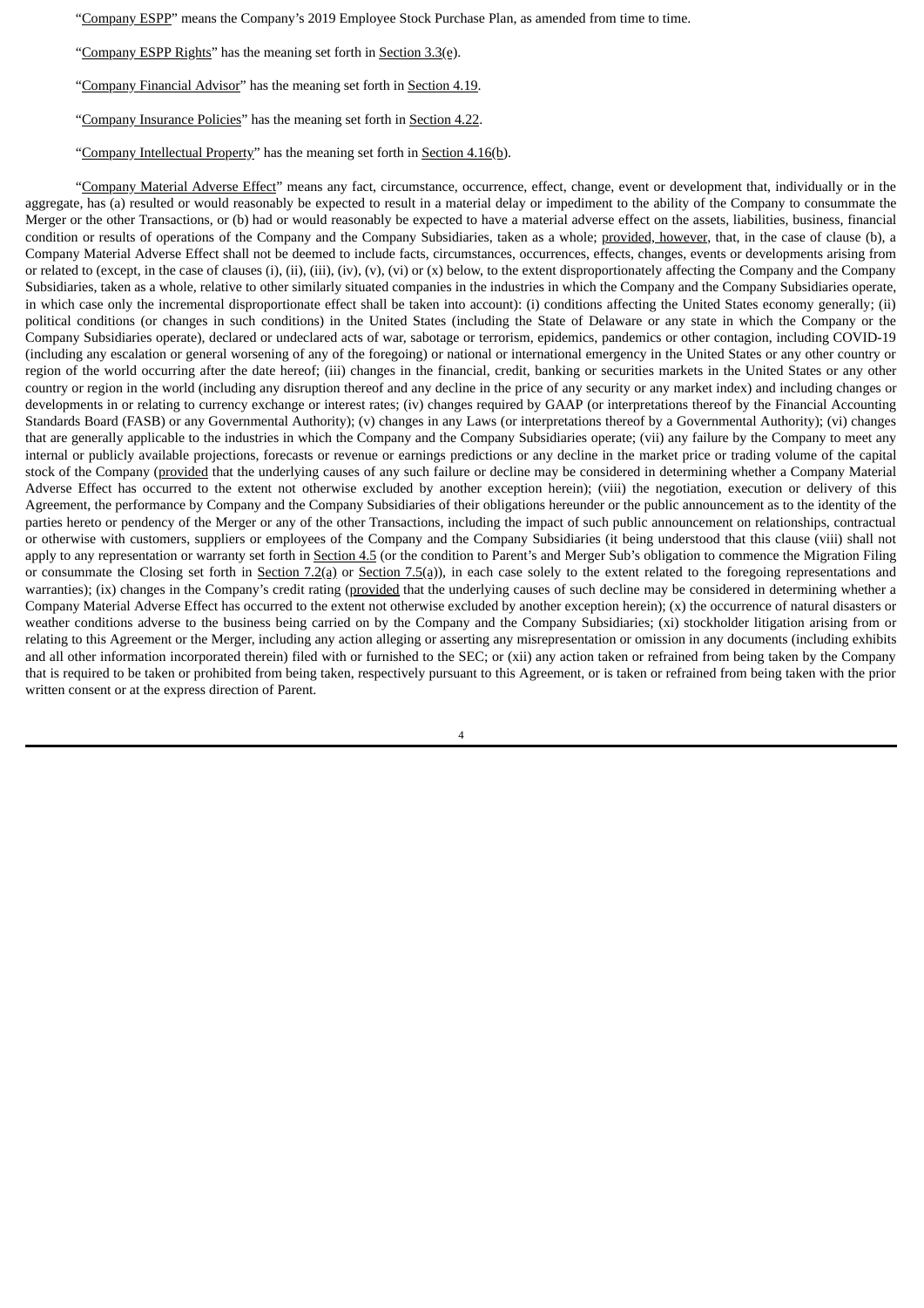"Company ESPP" means the Company's 2019 Employee Stock Purchase Plan, as amended from time to time.

"Company ESPP Rights" has the meaning set forth in Section 3.3(e).

"Company Financial Advisor" has the meaning set forth in Section 4.19.

"Company Insurance Policies" has the meaning set forth in Section 4.22.

"Company Intellectual Property" has the meaning set forth in Section 4.16(b).

"Company Material Adverse Effect" means any fact, circumstance, occurrence, effect, change, event or development that, individually or in the aggregate, has (a) resulted or would reasonably be expected to result in a material delay or impediment to the ability of the Company to consummate the Merger or the other Transactions, or (b) had or would reasonably be expected to have a material adverse effect on the assets, liabilities, business, financial condition or results of operations of the Company and the Company Subsidiaries, taken as a whole; provided, however, that, in the case of clause (b), a Company Material Adverse Effect shall not be deemed to include facts, circumstances, occurrences, effects, changes, events or developments arising from or related to (except, in the case of clauses (i), (ii), (iii), (iv), (v), (vi) or (x) below, to the extent disproportionately affecting the Company and the Company Subsidiaries, taken as a whole, relative to other similarly situated companies in the industries in which the Company and the Company Subsidiaries operate, in which case only the incremental disproportionate effect shall be taken into account): (i) conditions affecting the United States economy generally; (ii) political conditions (or changes in such conditions) in the United States (including the State of Delaware or any state in which the Company or the Company Subsidiaries operate), declared or undeclared acts of war, sabotage or terrorism, epidemics, pandemics or other contagion, including COVID-19 (including any escalation or general worsening of any of the foregoing) or national or international emergency in the United States or any other country or region of the world occurring after the date hereof; (iii) changes in the financial, credit, banking or securities markets in the United States or any other country or region in the world (including any disruption thereof and any decline in the price of any security or any market index) and including changes or developments in or relating to currency exchange or interest rates; (iv) changes required by GAAP (or interpretations thereof by the Financial Accounting Standards Board (FASB) or any Governmental Authority); (v) changes in any Laws (or interpretations thereof by a Governmental Authority); (vi) changes that are generally applicable to the industries in which the Company and the Company Subsidiaries operate; (vii) any failure by the Company to meet any internal or publicly available projections, forecasts or revenue or earnings predictions or any decline in the market price or trading volume of the capital stock of the Company (provided that the underlying causes of any such failure or decline may be considered in determining whether a Company Material Adverse Effect has occurred to the extent not otherwise excluded by another exception herein); (viii) the negotiation, execution or delivery of this Agreement, the performance by Company and the Company Subsidiaries of their obligations hereunder or the public announcement as to the identity of the parties hereto or pendency of the Merger or any of the other Transactions, including the impact of such public announcement on relationships, contractual or otherwise with customers, suppliers or employees of the Company and the Company Subsidiaries (it being understood that this clause (viii) shall not apply to any representation or warranty set forth in Section 4.5 (or the condition to Parent's and Merger Sub's obligation to commence the Migration Filing or consummate the Closing set forth in Section 7.2(a) or Section 7.5(a)), in each case solely to the extent related to the foregoing representations and warranties); (ix) changes in the Company's credit rating (provided that the underlying causes of such decline may be considered in determining whether a Company Material Adverse Effect has occurred to the extent not otherwise excluded by another exception herein); (x) the occurrence of natural disasters or weather conditions adverse to the business being carried on by the Company and the Company Subsidiaries; (xi) stockholder litigation arising from or relating to this Agreement or the Merger, including any action alleging or asserting any misrepresentation or omission in any documents (including exhibits and all other information incorporated therein) filed with or furnished to the SEC; or (xii) any action taken or refrained from being taken by the Company that is required to be taken or prohibited from being taken, respectively pursuant to this Agreement, or is taken or refrained from being taken with the prior written consent or at the express direction of Parent.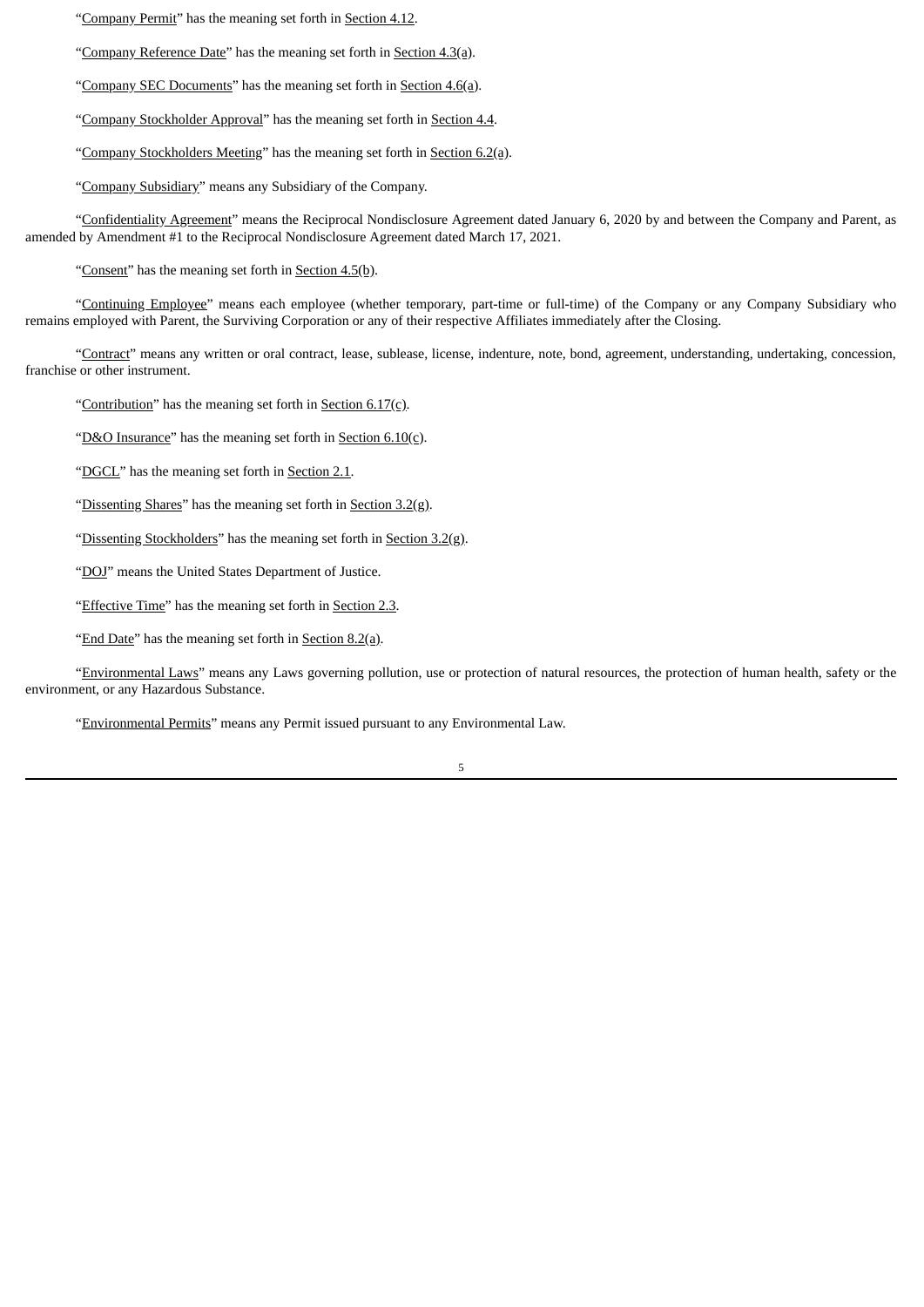"Company Permit" has the meaning set forth in Section 4.12.

"Company Reference Date" has the meaning set forth in Section 4.3(a).

"Company SEC Documents" has the meaning set forth in Section 4.6(a).

"Company Stockholder Approval" has the meaning set forth in Section 4.4.

"Company Stockholders Meeting" has the meaning set forth in Section 6.2(a).

"Company Subsidiary" means any Subsidiary of the Company.

"Confidentiality Agreement" means the Reciprocal Nondisclosure Agreement dated January 6, 2020 by and between the Company and Parent, as amended by Amendment #1 to the Reciprocal Nondisclosure Agreement dated March 17, 2021.

"Consent" has the meaning set forth in Section 4.5(b).

"Continuing Employee" means each employee (whether temporary, part-time or full-time) of the Company or any Company Subsidiary who remains employed with Parent, the Surviving Corporation or any of their respective Affiliates immediately after the Closing.

"Contract" means any written or oral contract, lease, sublease, license, indenture, note, bond, agreement, understanding, undertaking, concession, franchise or other instrument.

"Contribution" has the meaning set forth in Section 6.17(c).

"D&O Insurance" has the meaning set forth in Section 6.10(c).

"DGCL" has the meaning set forth in Section 2.1.

"Dissenting Shares" has the meaning set forth in Section 3.2(g).

"Dissenting Stockholders" has the meaning set forth in Section 3.2(g).

"DOJ" means the United States Department of Justice.

"Effective Time" has the meaning set forth in Section 2.3.

"End Date" has the meaning set forth in Section 8.2(a).

"Environmental Laws" means any Laws governing pollution, use or protection of natural resources, the protection of human health, safety or the environment, or any Hazardous Substance.

"Environmental Permits" means any Permit issued pursuant to any Environmental Law.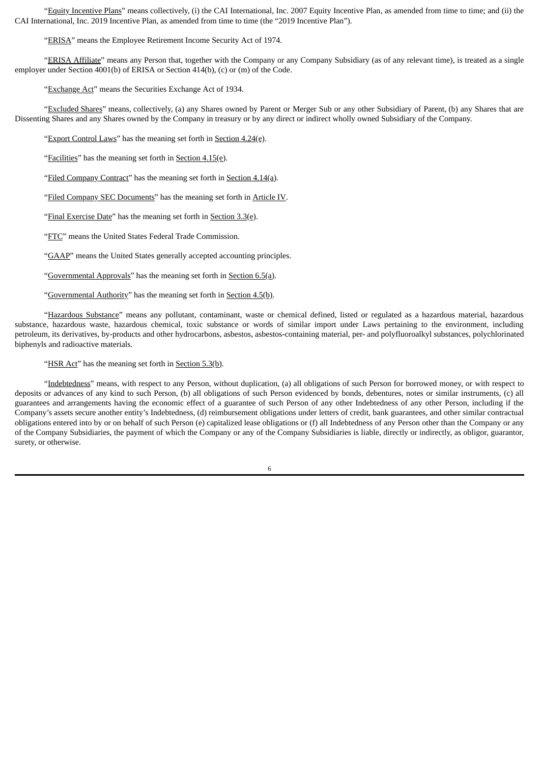"Equity Incentive Plans" means collectively, (i) the CAI International, Inc. 2007 Equity Incentive Plan, as amended from time to time; and (ii) the CAI International, Inc. 2019 Incentive Plan, as amended from time to time (the "2019 Incentive Plan").

"ERISA" means the Employee Retirement Income Security Act of 1974.

"ERISA Affiliate" means any Person that, together with the Company or any Company Subsidiary (as of any relevant time), is treated as a single employer under Section 4001(b) of ERISA or Section 414(b), (c) or (m) of the Code.

"Exchange Act" means the Securities Exchange Act of 1934.

"Excluded Shares" means, collectively, (a) any Shares owned by Parent or Merger Sub or any other Subsidiary of Parent, (b) any Shares that are Dissenting Shares and any Shares owned by the Company in treasury or by any direct or indirect wholly owned Subsidiary of the Company.

"Export Control Laws" has the meaning set forth in Section 4.24(e).

"Facilities" has the meaning set forth in Section 4.15(e).

"Filed Company Contract" has the meaning set forth in Section 4.14(a).

"Filed Company SEC Documents" has the meaning set forth in Article IV.

"Final Exercise Date" has the meaning set forth in Section 3.3(e).

"FTC" means the United States Federal Trade Commission.

"GAAP" means the United States generally accepted accounting principles.

"Governmental Approvals" has the meaning set forth in Section 6.5(a).

"Governmental Authority" has the meaning set forth in Section 4.5(b).

"Hazardous Substance" means any pollutant, contaminant, waste or chemical defined, listed or regulated as a hazardous material, hazardous substance, hazardous waste, hazardous chemical, toxic substance or words of similar import under Laws pertaining to the environment, including petroleum, its derivatives, by-products and other hydrocarbons, asbestos, asbestos-containing material, per- and polyfluoroalkyl substances, polychlorinated biphenyls and radioactive materials.

"HSR Act" has the meaning set forth in Section 5.3(b).

"Indebtedness" means, with respect to any Person, without duplication, (a) all obligations of such Person for borrowed money, or with respect to deposits or advances of any kind to such Person, (b) all obligations of such Person evidenced by bonds, debentures, notes or similar instruments, (c) all guarantees and arrangements having the economic effect of a guarantee of such Person of any other Indebtedness of any other Person, including if the Company's assets secure another entity's Indebtedness, (d) reimbursement obligations under letters of credit, bank guarantees, and other similar contractual obligations entered into by or on behalf of such Person (e) capitalized lease obligations or (f) all Indebtedness of any Person other than the Company or any of the Company Subsidiaries, the payment of which the Company or any of the Company Subsidiaries is liable, directly or indirectly, as obligor, guarantor, surety, or otherwise.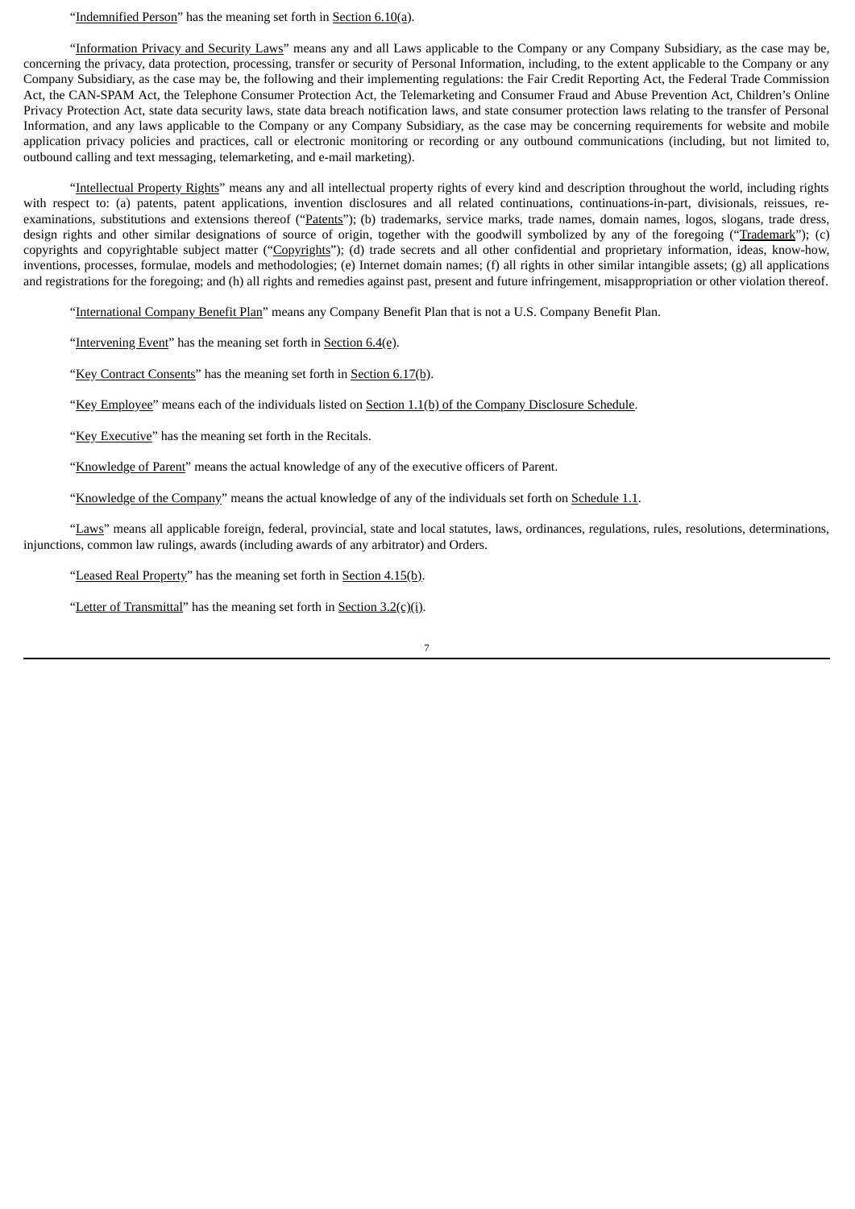"Indemnified Person" has the meaning set forth in Section 6.10(a).

"Information Privacy and Security Laws" means any and all Laws applicable to the Company or any Company Subsidiary, as the case may be, concerning the privacy, data protection, processing, transfer or security of Personal Information, including, to the extent applicable to the Company or any Company Subsidiary, as the case may be, the following and their implementing regulations: the Fair Credit Reporting Act, the Federal Trade Commission Act, the CAN-SPAM Act, the Telephone Consumer Protection Act, the Telemarketing and Consumer Fraud and Abuse Prevention Act, Children's Online Privacy Protection Act, state data security laws, state data breach notification laws, and state consumer protection laws relating to the transfer of Personal Information, and any laws applicable to the Company or any Company Subsidiary, as the case may be concerning requirements for website and mobile application privacy policies and practices, call or electronic monitoring or recording or any outbound communications (including, but not limited to, outbound calling and text messaging, telemarketing, and e-mail marketing).

"Intellectual Property Rights" means any and all intellectual property rights of every kind and description throughout the world, including rights with respect to: (a) patents, patent applications, invention disclosures and all related continuations, continuations-in-part, divisionals, reissues, re-examinations, substitutions and extensions thereof ("Patents"); (b) trademarks, service marks, trade names, domain names, logos, slogans, trade dress, design rights and other similar designations of source of origin, together with the goodwill symbolized by any of the foregoing ("Trademark"); (c) copyrights and copyrightable subject matter ("Copyrights"); (d) trade secrets and all other confidential and proprietary information, ideas, know-how, inventions, processes, formulae, models and methodologies; (e) Internet domain names; (f) all rights in other similar intangible assets; (g) all applications and registrations for the foregoing; and (h) all rights and remedies against past, present and future infringement, misappropriation or other violation thereof.

"International Company Benefit Plan" means any Company Benefit Plan that is not a U.S. Company Benefit Plan.

"Intervening Event" has the meaning set forth in Section 6.4(e).

"Key Contract Consents" has the meaning set forth in Section 6.17(b).

"Key Employee" means each of the individuals listed on Section 1.1(b) of the Company Disclosure Schedule.

"Key Executive" has the meaning set forth in the Recitals.

"Knowledge of Parent" means the actual knowledge of any of the executive officers of Parent.

"Knowledge of the Company" means the actual knowledge of any of the individuals set forth on Schedule 1.1.

"Laws" means all applicable foreign, federal, provincial, state and local statutes, laws, ordinances, regulations, rules, resolutions, determinations, injunctions, common law rulings, awards (including awards of any arbitrator) and Orders.

"Leased Real Property" has the meaning set forth in Section 4.15(b).

"Letter of Transmittal" has the meaning set forth in Section 3.2(c)(i).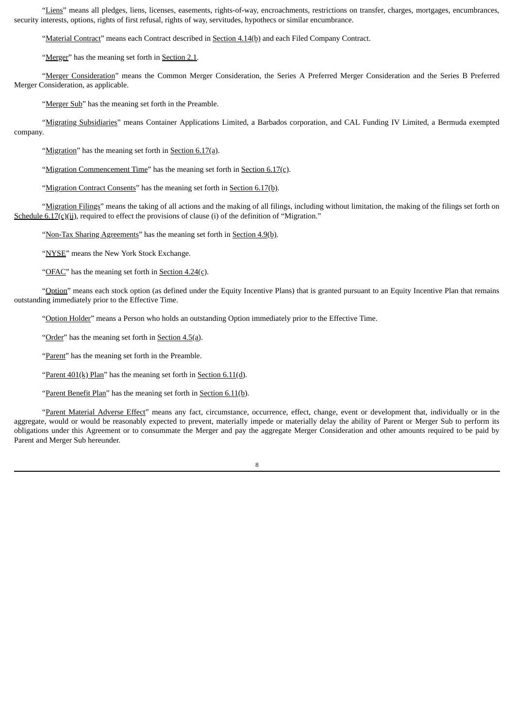"Liens" means all pledges, liens, licenses, easements, rights-of-way, encroachments, restrictions on transfer, charges, mortgages, encumbrances, security interests, options, rights of first refusal, rights of way, servitudes, hypothecs or similar encumbrance.

"Material Contract" means each Contract described in Section 4.14(b) and each Filed Company Contract.

"Merger" has the meaning set forth in Section 2.1.

"Merger Consideration" means the Common Merger Consideration, the Series A Preferred Merger Consideration and the Series B Preferred Merger Consideration, as applicable.

"Merger Sub" has the meaning set forth in the Preamble.

"Migrating Subsidiaries" means Container Applications Limited, a Barbados corporation, and CAL Funding IV Limited, a Bermuda exempted company.

"Migration" has the meaning set forth in Section 6.17(a).

"Migration Commencement Time" has the meaning set forth in Section 6.17(c).

"Migration Contract Consents" has the meaning set forth in Section 6.17(b).

"Migration Filings" means the taking of all actions and the making of all filings, including without limitation, the making of the filings set forth on Schedule 6.17(c)(ii), required to effect the provisions of clause (i) of the definition of "Migration."

"Non-Tax Sharing Agreements" has the meaning set forth in Section 4.9(b).

"NYSE" means the New York Stock Exchange.

"OFAC" has the meaning set forth in Section 4.24(c).

"Option" means each stock option (as defined under the Equity Incentive Plans) that is granted pursuant to an Equity Incentive Plan that remains outstanding immediately prior to the Effective Time.

"Option Holder" means a Person who holds an outstanding Option immediately prior to the Effective Time.

"Order" has the meaning set forth in Section 4.5(a).

"Parent" has the meaning set forth in the Preamble.

"Parent 401(k) Plan" has the meaning set forth in Section 6.11(d).

"Parent Benefit Plan" has the meaning set forth in Section 6.11(b).

"Parent Material Adverse Effect" means any fact, circumstance, occurrence, effect, change, event or development that, individually or in the aggregate, would or would be reasonably expected to prevent, materially impede or materially delay the ability of Parent or Merger Sub to perform its obligations under this Agreement or to consummate the Merger and pay the aggregate Merger Consideration and other amounts required to be paid by Parent and Merger Sub hereunder.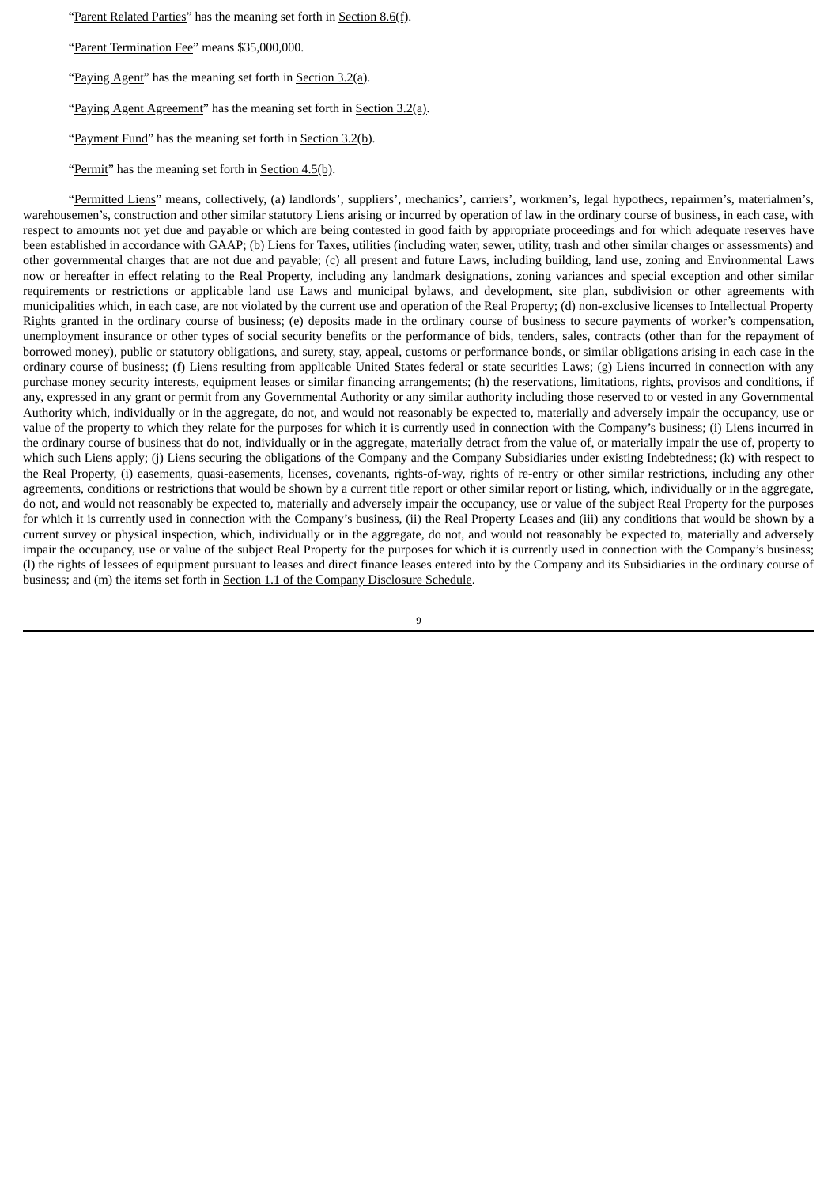"Parent Related Parties" has the meaning set forth in Section 8.6(f).

"Parent Termination Fee" means $35,000,000.

"Paying Agent" has the meaning set forth in Section 3.2(a).

"Paying Agent Agreement" has the meaning set forth in Section 3.2(a).

"Payment Fund" has the meaning set forth in Section 3.2(b).

"Permit" has the meaning set forth in Section 4.5(b).

"Permitted Liens" means, collectively, (a) landlords', suppliers', mechanics', carriers', workmen's, legal hypothecs, repairmen's, materialmen's, warehousemen's, construction and other similar statutory Liens arising or incurred by operation of law in the ordinary course of business, in each case, with respect to amounts not yet due and payable or which are being contested in good faith by appropriate proceedings and for which adequate reserves have been established in accordance with GAAP; (b) Liens for Taxes, utilities (including water, sewer, utility, trash and other similar charges or assessments) and other governmental charges that are not due and payable; (c) all present and future Laws, including building, land use, zoning and Environmental Laws now or hereafter in effect relating to the Real Property, including any landmark designations, zoning variances and special exception and other similar requirements or restrictions or applicable land use Laws and municipal bylaws, and development, site plan, subdivision or other agreements with municipalities which, in each case, are not violated by the current use and operation of the Real Property; (d) non-exclusive licenses to Intellectual Property Rights granted in the ordinary course of business; (e) deposits made in the ordinary course of business to secure payments of worker's compensation, unemployment insurance or other types of social security benefits or the performance of bids, tenders, sales, contracts (other than for the repayment of borrowed money), public or statutory obligations, and surety, stay, appeal, customs or performance bonds, or similar obligations arising in each case in the ordinary course of business; (f) Liens resulting from applicable United States federal or state securities Laws; (g) Liens incurred in connection with any purchase money security interests, equipment leases or similar financing arrangements; (h) the reservations, limitations, rights, provisos and conditions, if any, expressed in any grant or permit from any Governmental Authority or any similar authority including those reserved to or vested in any Governmental Authority which, individually or in the aggregate, do not, and would not reasonably be expected to, materially and adversely impair the occupancy, use or value of the property to which they relate for the purposes for which it is currently used in connection with the Company's business; (i) Liens incurred in the ordinary course of business that do not, individually or in the aggregate, materially detract from the value of, or materially impair the use of, property to which such Liens apply; (j) Liens securing the obligations of the Company and the Company Subsidiaries under existing Indebtedness; (k) with respect to the Real Property, (i) easements, quasi-easements, licenses, covenants, rights-of-way, rights of re-entry or other similar restrictions, including any other agreements, conditions or restrictions that would be shown by a current title report or other similar report or listing, which, individually or in the aggregate, do not, and would not reasonably be expected to, materially and adversely impair the occupancy, use or value of the subject Real Property for the purposes for which it is currently used in connection with the Company's business, (ii) the Real Property Leases and (iii) any conditions that would be shown by a current survey or physical inspection, which, individually or in the aggregate, do not, and would not reasonably be expected to, materially and adversely impair the occupancy, use or value of the subject Real Property for the purposes for which it is currently used in connection with the Company's business; (l) the rights of lessees of equipment pursuant to leases and direct finance leases entered into by the Company and its Subsidiaries in the ordinary course of business; and (m) the items set forth in Section 1.1 of the Company Disclosure Schedule.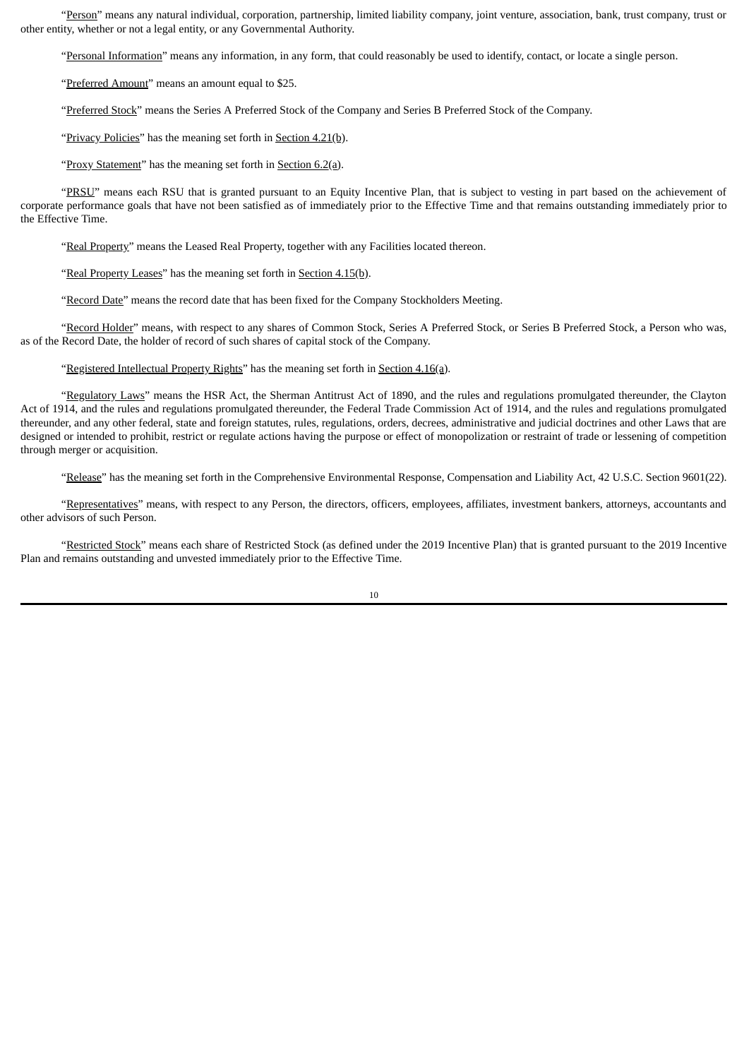"Person" means any natural individual, corporation, partnership, limited liability company, joint venture, association, bank, trust company, trust or other entity, whether or not a legal entity, or any Governmental Authority.

"Personal Information" means any information, in any form, that could reasonably be used to identify, contact, or locate a single person.

"Preferred Amount" means an amount equal to $25.

"Preferred Stock" means the Series A Preferred Stock of the Company and Series B Preferred Stock of the Company.

"Privacy Policies" has the meaning set forth in Section 4.21(b).

"Proxy Statement" has the meaning set forth in Section 6.2(a).

"PRSU" means each RSU that is granted pursuant to an Equity Incentive Plan, that is subject to vesting in part based on the achievement of corporate performance goals that have not been satisfied as of immediately prior to the Effective Time and that remains outstanding immediately prior to the Effective Time.

"Real Property" means the Leased Real Property, together with any Facilities located thereon.

"Real Property Leases" has the meaning set forth in Section 4.15(b).

"Record Date" means the record date that has been fixed for the Company Stockholders Meeting.

"Record Holder" means, with respect to any shares of Common Stock, Series A Preferred Stock, or Series B Preferred Stock, a Person who was, as of the Record Date, the holder of record of such shares of capital stock of the Company.

"Registered Intellectual Property Rights" has the meaning set forth in Section 4.16(a).

"Regulatory Laws" means the HSR Act, the Sherman Antitrust Act of 1890, and the rules and regulations promulgated thereunder, the Clayton Act of 1914, and the rules and regulations promulgated thereunder, the Federal Trade Commission Act of 1914, and the rules and regulations promulgated thereunder, and any other federal, state and foreign statutes, rules, regulations, orders, decrees, administrative and judicial doctrines and other Laws that are designed or intended to prohibit, restrict or regulate actions having the purpose or effect of monopolization or restraint of trade or lessening of competition through merger or acquisition.

"Release" has the meaning set forth in the Comprehensive Environmental Response, Compensation and Liability Act, 42 U.S.C. Section 9601(22).

"Representatives" means, with respect to any Person, the directors, officers, employees, affiliates, investment bankers, attorneys, accountants and other advisors of such Person.

"Restricted Stock" means each share of Restricted Stock (as defined under the 2019 Incentive Plan) that is granted pursuant to the 2019 Incentive Plan and remains outstanding and unvested immediately prior to the Effective Time.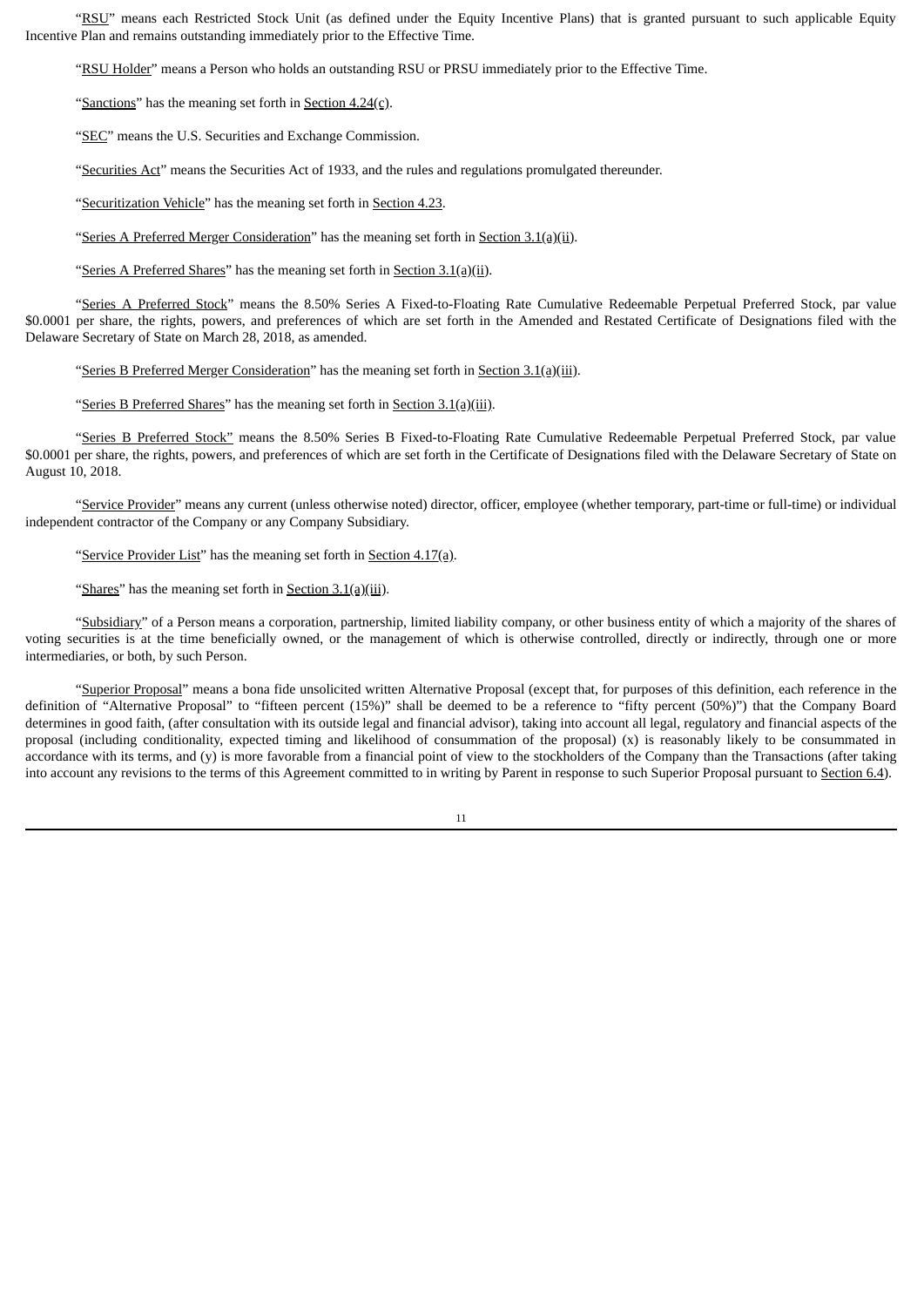"RSU" means each Restricted Stock Unit (as defined under the Equity Incentive Plans) that is granted pursuant to such applicable Equity Incentive Plan and remains outstanding immediately prior to the Effective Time.

"RSU Holder" means a Person who holds an outstanding RSU or PRSU immediately prior to the Effective Time.

"Sanctions" has the meaning set forth in Section 4.24(c).

"SEC" means the U.S. Securities and Exchange Commission.

"Securities Act" means the Securities Act of 1933, and the rules and regulations promulgated thereunder.

"Securitization Vehicle" has the meaning set forth in Section 4.23.

"Series A Preferred Merger Consideration" has the meaning set forth in Section 3.1(a)(ii).

"Series A Preferred Shares" has the meaning set forth in Section 3.1(a)(ii).

"Series A Preferred Stock" means the 8.50% Series A Fixed-to-Floating Rate Cumulative Redeemable Perpetual Preferred Stock, par value $0.0001 per share, the rights, powers, and preferences of which are set forth in the Amended and Restated Certificate of Designations filed with the Delaware Secretary of State on March 28, 2018, as amended.

"Series B Preferred Merger Consideration" has the meaning set forth in Section 3.1(a)(iii).

"Series B Preferred Shares" has the meaning set forth in Section 3.1(a)(iii).

"Series B Preferred Stock" means the 8.50% Series B Fixed-to-Floating Rate Cumulative Redeemable Perpetual Preferred Stock, par value $0.0001 per share, the rights, powers, and preferences of which are set forth in the Certificate of Designations filed with the Delaware Secretary of State on August 10, 2018.

"Service Provider" means any current (unless otherwise noted) director, officer, employee (whether temporary, part-time or full-time) or individual independent contractor of the Company or any Company Subsidiary.

"Service Provider List" has the meaning set forth in Section 4.17(a).

"Shares" has the meaning set forth in Section 3.1(a)(iii).

"Subsidiary" of a Person means a corporation, partnership, limited liability company, or other business entity of which a majority of the shares of voting securities is at the time beneficially owned, or the management of which is otherwise controlled, directly or indirectly, through one or more intermediaries, or both, by such Person.

"Superior Proposal" means a bona fide unsolicited written Alternative Proposal (except that, for purposes of this definition, each reference in the definition of "Alternative Proposal" to "fifteen percent (15%)" shall be deemed to be a reference to "fifty percent (50%)") that the Company Board determines in good faith, (after consultation with its outside legal and financial advisor), taking into account all legal, regulatory and financial aspects of the proposal (including conditionality, expected timing and likelihood of consummation of the proposal) (x) is reasonably likely to be consummated in accordance with its terms, and (y) is more favorable from a financial point of view to the stockholders of the Company than the Transactions (after taking into account any revisions to the terms of this Agreement committed to in writing by Parent in response to such Superior Proposal pursuant to Section 6.4).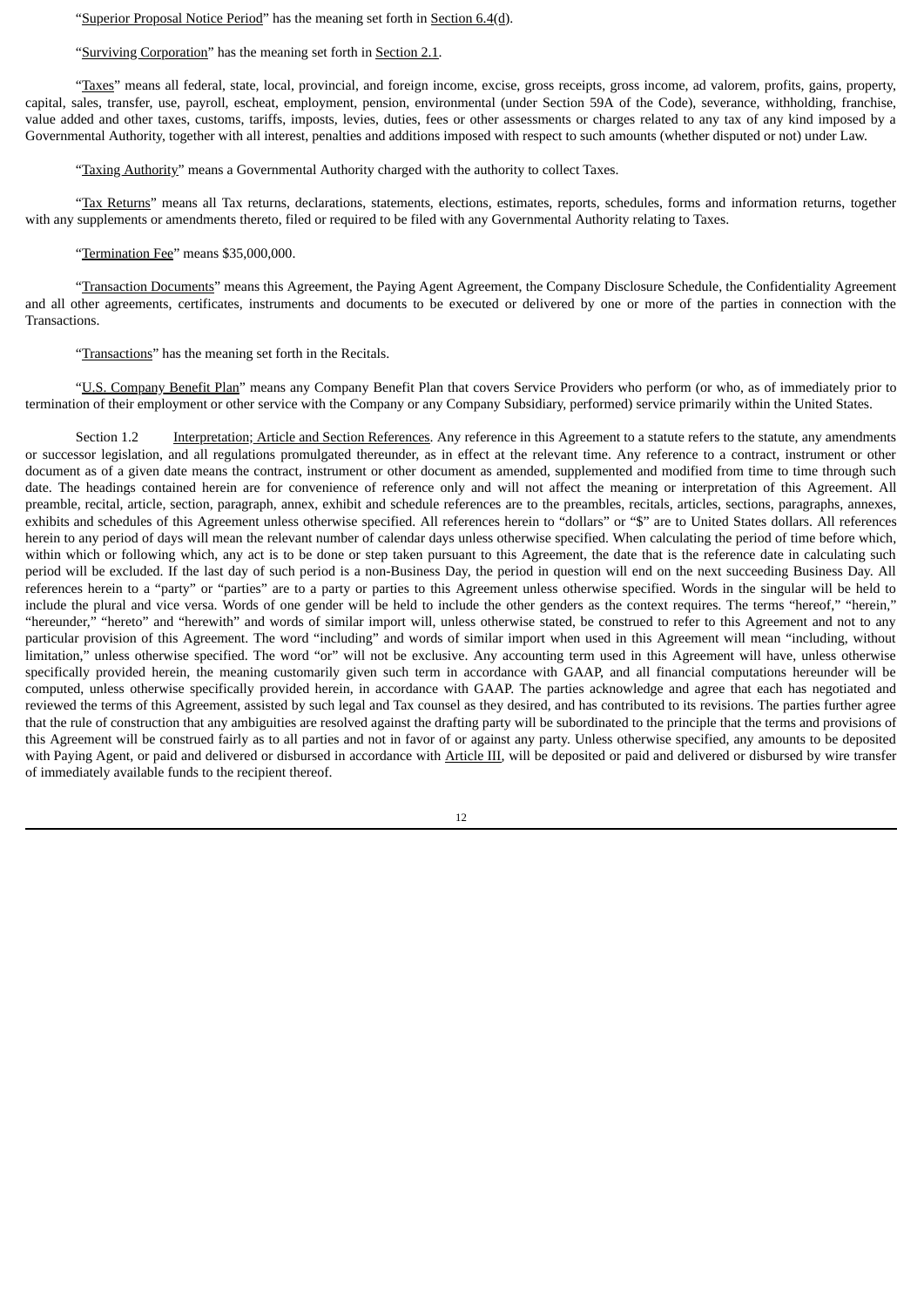"Superior Proposal Notice Period" has the meaning set forth in Section 6.4(d).

"Surviving Corporation" has the meaning set forth in Section 2.1.

"Taxes" means all federal, state, local, provincial, and foreign income, excise, gross receipts, gross income, ad valorem, profits, gains, property, capital, sales, transfer, use, payroll, escheat, employment, pension, environmental (under Section 59A of the Code), severance, withholding, franchise, value added and other taxes, customs, tariffs, imposts, levies, duties, fees or other assessments or charges related to any tax of any kind imposed by a Governmental Authority, together with all interest, penalties and additions imposed with respect to such amounts (whether disputed or not) under Law.

"Taxing Authority" means a Governmental Authority charged with the authority to collect Taxes.

"Tax Returns" means all Tax returns, declarations, statements, elections, estimates, reports, schedules, forms and information returns, together with any supplements or amendments thereto, filed or required to be filed with any Governmental Authority relating to Taxes.

"Termination Fee" means $35,000,000.

"Transaction Documents" means this Agreement, the Paying Agent Agreement, the Company Disclosure Schedule, the Confidentiality Agreement and all other agreements, certificates, instruments and documents to be executed or delivered by one or more of the parties in connection with the Transactions.

"Transactions" has the meaning set forth in the Recitals.

"U.S. Company Benefit Plan" means any Company Benefit Plan that covers Service Providers who perform (or who, as of immediately prior to termination of their employment or other service with the Company or any Company Subsidiary, performed) service primarily within the United States.

Section 1.2 Interpretation; Article and Section References. Any reference in this Agreement to a statute refers to the statute, any amendments or successor legislation, and all regulations promulgated thereunder, as in effect at the relevant time. Any reference to a contract, instrument or other document as of a given date means the contract, instrument or other document as amended, supplemented and modified from time to time through such date. The headings contained herein are for convenience of reference only and will not affect the meaning or interpretation of this Agreement. All preamble, recital, article, section, paragraph, annex, exhibit and schedule references are to the preambles, recitals, articles, sections, paragraphs, annexes, exhibits and schedules of this Agreement unless otherwise specified. All references herein to "dollars" or "$" are to United States dollars. All references herein to any period of days will mean the relevant number of calendar days unless otherwise specified. When calculating the period of time before which, within which or following which, any act is to be done or step taken pursuant to this Agreement, the date that is the reference date in calculating such period will be excluded. If the last day of such period is a non-Business Day, the period in question will end on the next succeeding Business Day. All references herein to a "party" or "parties" are to a party or parties to this Agreement unless otherwise specified. Words in the singular will be held to include the plural and vice versa. Words of one gender will be held to include the other genders as the context requires. The terms "hereof," "herein," "hereunder," "hereto" and "herewith" and words of similar import will, unless otherwise stated, be construed to refer to this Agreement and not to any particular provision of this Agreement. The word "including" and words of similar import when used in this Agreement will mean "including, without limitation," unless otherwise specified. The word "or" will not be exclusive. Any accounting term used in this Agreement will have, unless otherwise specifically provided herein, the meaning customarily given such term in accordance with GAAP, and all financial computations hereunder will be computed, unless otherwise specifically provided herein, in accordance with GAAP. The parties acknowledge and agree that each has negotiated and reviewed the terms of this Agreement, assisted by such legal and Tax counsel as they desired, and has contributed to its revisions. The parties further agree that the rule of construction that any ambiguities are resolved against the drafting party will be subordinated to the principle that the terms and provisions of this Agreement will be construed fairly as to all parties and not in favor of or against any party. Unless otherwise specified, any amounts to be deposited with Paying Agent, or paid and delivered or disbursed in accordance with Article III, will be deposited or paid and delivered or disbursed by wire transfer of immediately available funds to the recipient thereof.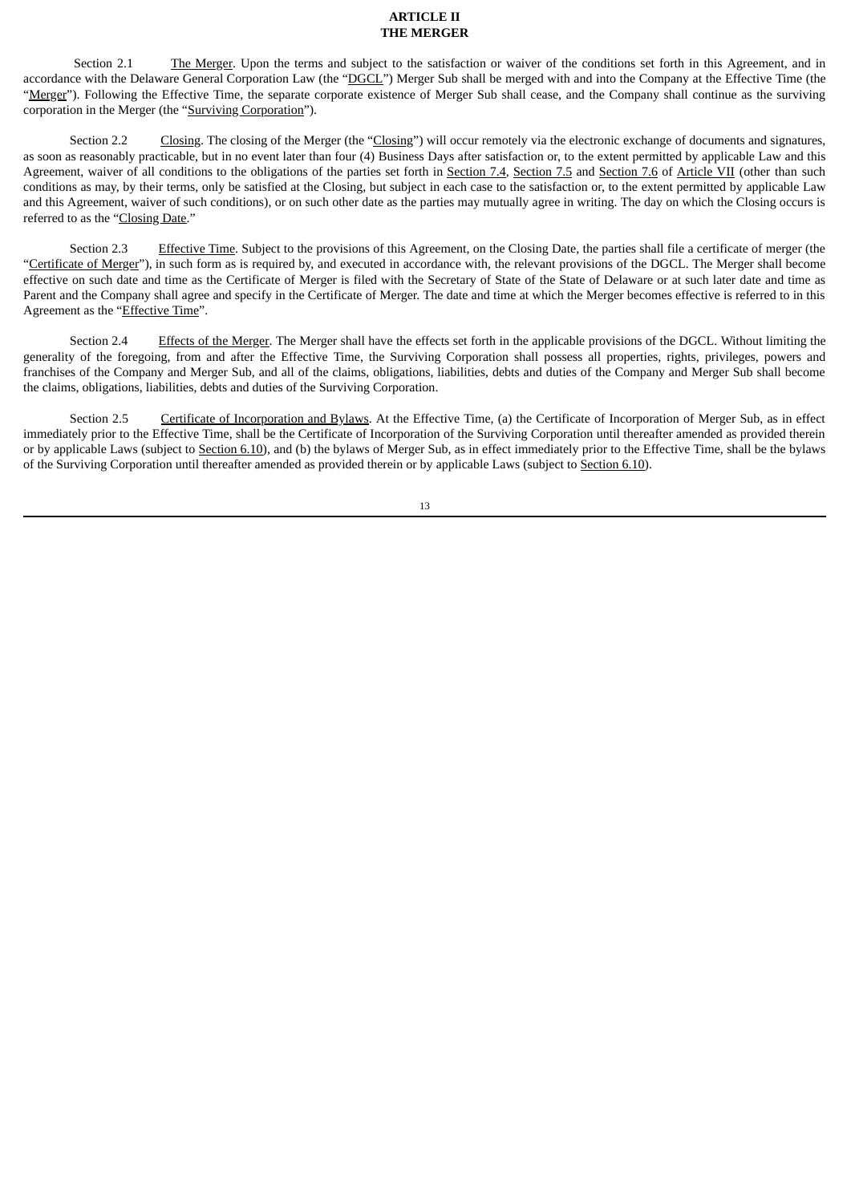# ARTICLE II
# THE MERGER

Section 2.1 The Merger. Upon the terms and subject to the satisfaction or waiver of the conditions set forth in this Agreement, and in accordance with the Delaware General Corporation Law (the "DGCL") Merger Sub shall be merged with and into the Company at the Effective Time (the "Merger"). Following the Effective Time, the separate corporate existence of Merger Sub shall cease, and the Company shall continue as the surviving corporation in the Merger (the "Surviving Corporation").

Section 2.2 Closing. The closing of the Merger (the "Closing") will occur remotely via the electronic exchange of documents and signatures, as soon as reasonably practicable, but in no event later than four (4) Business Days after satisfaction or, to the extent permitted by applicable Law and this Agreement, waiver of all conditions to the obligations of the parties set forth in Section 7.4, Section 7.5 and Section 7.6 of Article VII (other than such conditions as may, by their terms, only be satisfied at the Closing, but subject in each case to the satisfaction or, to the extent permitted by applicable Law and this Agreement, waiver of such conditions), or on such other date as the parties may mutually agree in writing. The day on which the Closing occurs is referred to as the "Closing Date."

Section 2.3 Effective Time. Subject to the provisions of this Agreement, on the Closing Date, the parties shall file a certificate of merger (the "Certificate of Merger"), in such form as is required by, and executed in accordance with, the relevant provisions of the DGCL. The Merger shall become effective on such date and time as the Certificate of Merger is filed with the Secretary of State of the State of Delaware or at such later date and time as Parent and the Company shall agree and specify in the Certificate of Merger. The date and time at which the Merger becomes effective is referred to in this Agreement as the "Effective Time".

Section 2.4 Effects of the Merger. The Merger shall have the effects set forth in the applicable provisions of the DGCL. Without limiting the generality of the foregoing, from and after the Effective Time, the Surviving Corporation shall possess all properties, rights, privileges, powers and franchises of the Company and Merger Sub, and all of the claims, obligations, liabilities, debts and duties of the Company and Merger Sub shall become the claims, obligations, liabilities, debts and duties of the Surviving Corporation.

Section 2.5 Certificate of Incorporation and Bylaws. At the Effective Time, (a) the Certificate of Incorporation of Merger Sub, as in effect immediately prior to the Effective Time, shall be the Certificate of Incorporation of the Surviving Corporation until thereafter amended as provided therein or by applicable Laws (subject to Section 6.10), and (b) the bylaws of Merger Sub, as in effect immediately prior to the Effective Time, shall be the bylaws of the Surviving Corporation until thereafter amended as provided therein or by applicable Laws (subject to Section 6.10).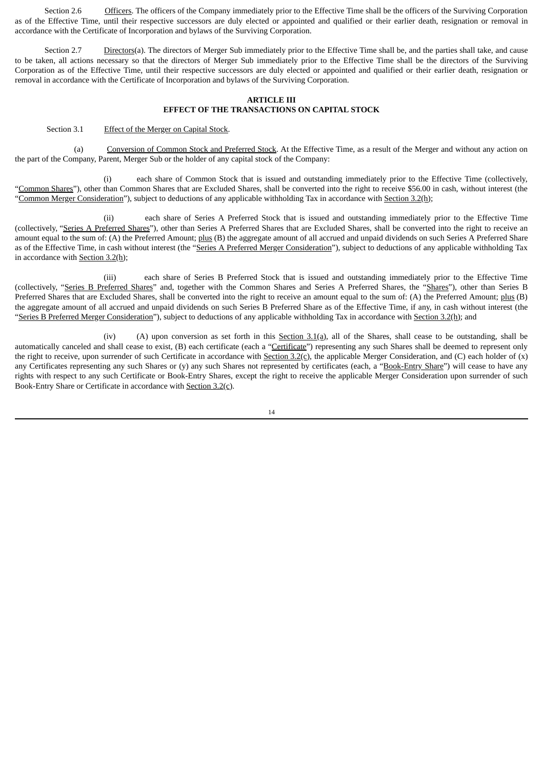Section 2.6 Officers. The officers of the Company immediately prior to the Effective Time shall be the officers of the Surviving Corporation as of the Effective Time, until their respective successors are duly elected or appointed and qualified or their earlier death, resignation or removal in accordance with the Certificate of Incorporation and bylaws of the Surviving Corporation.

Section 2.7 Directors(a). The directors of Merger Sub immediately prior to the Effective Time shall be, and the parties shall take, and cause to be taken, all actions necessary so that the directors of Merger Sub immediately prior to the Effective Time shall be the directors of the Surviving Corporation as of the Effective Time, until their respective successors are duly elected or appointed and qualified or their earlier death, resignation or removal in accordance with the Certificate of Incorporation and bylaws of the Surviving Corporation.

## ARTICLE III
## EFFECT OF THE TRANSACTIONS ON CAPITAL STOCK

Section 3.1 Effect of the Merger on Capital Stock.

(a) Conversion of Common Stock and Preferred Stock. At the Effective Time, as a result of the Merger and without any action on the part of the Company, Parent, Merger Sub or the holder of any capital stock of the Company:

(i) each share of Common Stock that is issued and outstanding immediately prior to the Effective Time (collectively, "Common Shares"), other than Common Shares that are Excluded Shares, shall be converted into the right to receive $56.00 in cash, without interest (the "Common Merger Consideration"), subject to deductions of any applicable withholding Tax in accordance with Section 3.2(h);

(ii) each share of Series A Preferred Stock that is issued and outstanding immediately prior to the Effective Time (collectively, "Series A Preferred Shares"), other than Series A Preferred Shares that are Excluded Shares, shall be converted into the right to receive an amount equal to the sum of: (A) the Preferred Amount; plus (B) the aggregate amount of all accrued and unpaid dividends on such Series A Preferred Share as of the Effective Time, in cash without interest (the "Series A Preferred Merger Consideration"), subject to deductions of any applicable withholding Tax in accordance with Section 3.2(h);

(iii) each share of Series B Preferred Stock that is issued and outstanding immediately prior to the Effective Time (collectively, "Series B Preferred Shares" and, together with the Common Shares and Series A Preferred Shares, the "Shares"), other than Series B Preferred Shares that are Excluded Shares, shall be converted into the right to receive an amount equal to the sum of: (A) the Preferred Amount; plus (B) the aggregate amount of all accrued and unpaid dividends on such Series B Preferred Share as of the Effective Time, if any, in cash without interest (the "Series B Preferred Merger Consideration"), subject to deductions of any applicable withholding Tax in accordance with Section 3.2(h); and

(iv) (A) upon conversion as set forth in this Section 3.1(a), all of the Shares, shall cease to be outstanding, shall be automatically canceled and shall cease to exist, (B) each certificate (each a "Certificate") representing any such Shares shall be deemed to represent only the right to receive, upon surrender of such Certificate in accordance with Section 3.2(c), the applicable Merger Consideration, and (C) each holder of (x) any Certificates representing any such Shares or (y) any such Shares not represented by certificates (each, a "Book-Entry Share") will cease to have any rights with respect to any such Certificate or Book-Entry Shares, except the right to receive the applicable Merger Consideration upon surrender of such Book-Entry Share or Certificate in accordance with Section 3.2(c).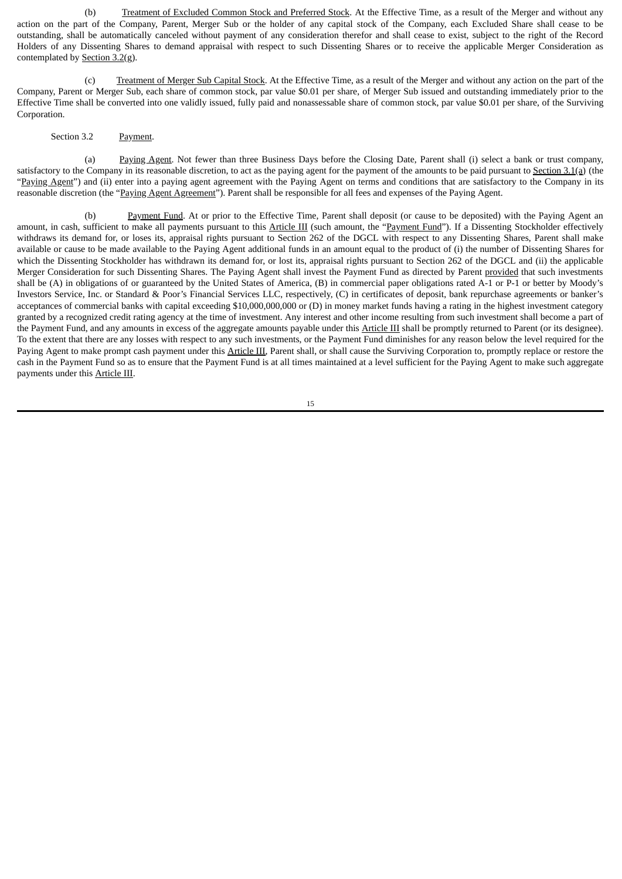(b) Treatment of Excluded Common Stock and Preferred Stock. At the Effective Time, as a result of the Merger and without any action on the part of the Company, Parent, Merger Sub or the holder of any capital stock of the Company, each Excluded Share shall cease to be outstanding, shall be automatically canceled without payment of any consideration therefor and shall cease to exist, subject to the right of the Record Holders of any Dissenting Shares to demand appraisal with respect to such Dissenting Shares or to receive the applicable Merger Consideration as contemplated by Section 3.2(g).

(c) Treatment of Merger Sub Capital Stock. At the Effective Time, as a result of the Merger and without any action on the part of the Company, Parent or Merger Sub, each share of common stock, par value $0.01 per share, of Merger Sub issued and outstanding immediately prior to the Effective Time shall be converted into one validly issued, fully paid and nonassessable share of common stock, par value $0.01 per share, of the Surviving Corporation.

Section 3.2 Payment.

(a) Paying Agent. Not fewer than three Business Days before the Closing Date, Parent shall (i) select a bank or trust company, satisfactory to the Company in its reasonable discretion, to act as the paying agent for the payment of the amounts to be paid pursuant to Section 3.1(a) (the "Paying Agent") and (ii) enter into a paying agent agreement with the Paying Agent on terms and conditions that are satisfactory to the Company in its reasonable discretion (the "Paying Agent Agreement"). Parent shall be responsible for all fees and expenses of the Paying Agent.

(b) Payment Fund. At or prior to the Effective Time, Parent shall deposit (or cause to be deposited) with the Paying Agent an amount, in cash, sufficient to make all payments pursuant to this Article III (such amount, the "Payment Fund"). If a Dissenting Stockholder effectively withdraws its demand for, or loses its, appraisal rights pursuant to Section 262 of the DGCL with respect to any Dissenting Shares, Parent shall make available or cause to be made available to the Paying Agent additional funds in an amount equal to the product of (i) the number of Dissenting Shares for which the Dissenting Stockholder has withdrawn its demand for, or lost its, appraisal rights pursuant to Section 262 of the DGCL and (ii) the applicable Merger Consideration for such Dissenting Shares. The Paying Agent shall invest the Payment Fund as directed by Parent provided that such investments shall be (A) in obligations of or guaranteed by the United States of America, (B) in commercial paper obligations rated A-1 or P-1 or better by Moody's Investors Service, Inc. or Standard & Poor's Financial Services LLC, respectively, (C) in certificates of deposit, bank repurchase agreements or banker's acceptances of commercial banks with capital exceeding $10,000,000,000 or (D) in money market funds having a rating in the highest investment category granted by a recognized credit rating agency at the time of investment. Any interest and other income resulting from such investment shall become a part of the Payment Fund, and any amounts in excess of the aggregate amounts payable under this Article III shall be promptly returned to Parent (or its designee). To the extent that there are any losses with respect to any such investments, or the Payment Fund diminishes for any reason below the level required for the Paying Agent to make prompt cash payment under this Article III, Parent shall, or shall cause the Surviving Corporation to, promptly replace or restore the cash in the Payment Fund so as to ensure that the Payment Fund is at all times maintained at a level sufficient for the Paying Agent to make such aggregate payments under this Article III.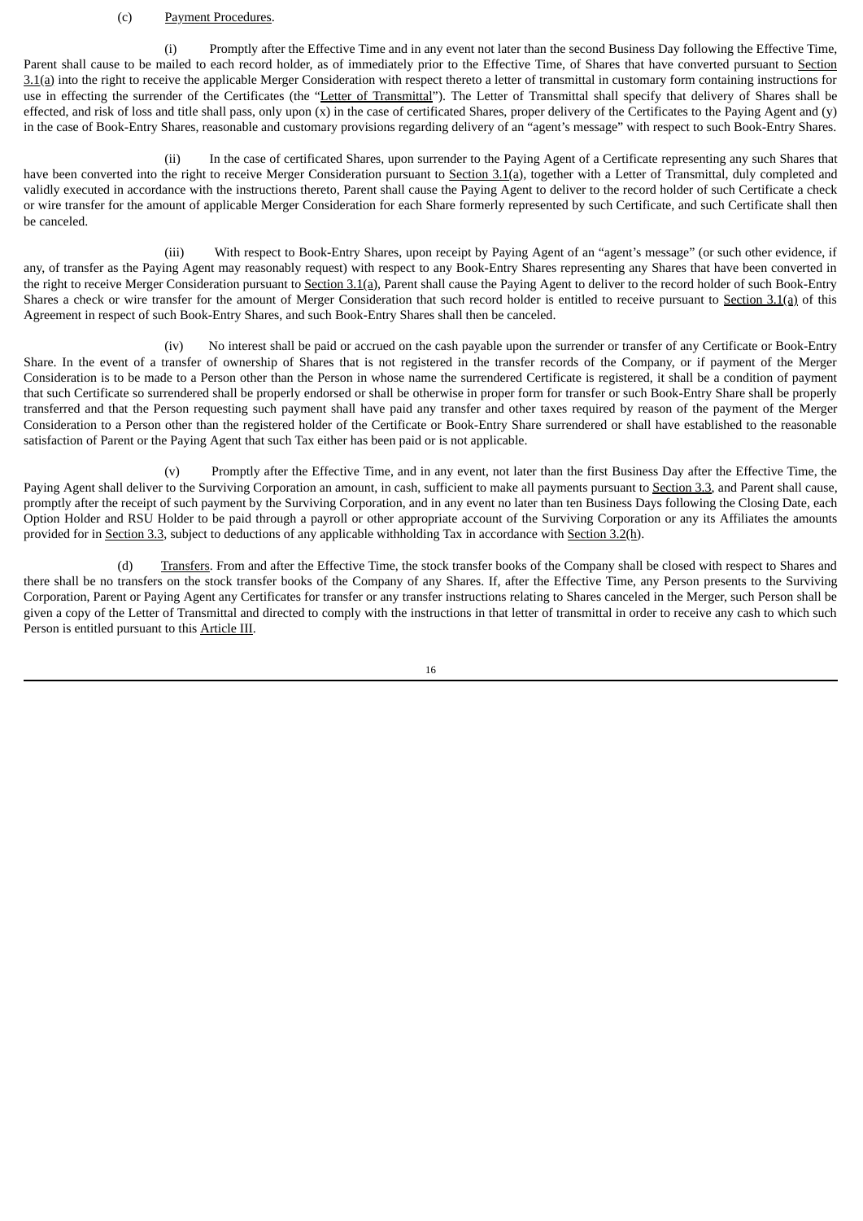(c) Payment Procedures.

(i) Promptly after the Effective Time and in any event not later than the second Business Day following the Effective Time, Parent shall cause to be mailed to each record holder, as of immediately prior to the Effective Time, of Shares that have converted pursuant to Section 3.1(a) into the right to receive the applicable Merger Consideration with respect thereto a letter of transmittal in customary form containing instructions for use in effecting the surrender of the Certificates (the "Letter of Transmittal"). The Letter of Transmittal shall specify that delivery of Shares shall be effected, and risk of loss and title shall pass, only upon (x) in the case of certificated Shares, proper delivery of the Certificates to the Paying Agent and (y) in the case of Book-Entry Shares, reasonable and customary provisions regarding delivery of an "agent's message" with respect to such Book-Entry Shares.

(ii) In the case of certificated Shares, upon surrender to the Paying Agent of a Certificate representing any such Shares that have been converted into the right to receive Merger Consideration pursuant to Section 3.1(a), together with a Letter of Transmittal, duly completed and validly executed in accordance with the instructions thereto, Parent shall cause the Paying Agent to deliver to the record holder of such Certificate a check or wire transfer for the amount of applicable Merger Consideration for each Share formerly represented by such Certificate, and such Certificate shall then be canceled.

(iii) With respect to Book-Entry Shares, upon receipt by Paying Agent of an "agent's message" (or such other evidence, if any, of transfer as the Paying Agent may reasonably request) with respect to any Book-Entry Shares representing any Shares that have been converted in the right to receive Merger Consideration pursuant to Section 3.1(a), Parent shall cause the Paying Agent to deliver to the record holder of such Book-Entry Shares a check or wire transfer for the amount of Merger Consideration that such record holder is entitled to receive pursuant to Section 3.1(a) of this Agreement in respect of such Book-Entry Shares, and such Book-Entry Shares shall then be canceled.

(iv) No interest shall be paid or accrued on the cash payable upon the surrender or transfer of any Certificate or Book-Entry Share. In the event of a transfer of ownership of Shares that is not registered in the transfer records of the Company, or if payment of the Merger Consideration is to be made to a Person other than the Person in whose name the surrendered Certificate is registered, it shall be a condition of payment that such Certificate so surrendered shall be properly endorsed or shall be otherwise in proper form for transfer or such Book-Entry Share shall be properly transferred and that the Person requesting such payment shall have paid any transfer and other taxes required by reason of the payment of the Merger Consideration to a Person other than the registered holder of the Certificate or Book-Entry Share surrendered or shall have established to the reasonable satisfaction of Parent or the Paying Agent that such Tax either has been paid or is not applicable.

(v) Promptly after the Effective Time, and in any event, not later than the first Business Day after the Effective Time, the Paying Agent shall deliver to the Surviving Corporation an amount, in cash, sufficient to make all payments pursuant to Section 3.3, and Parent shall cause, promptly after the receipt of such payment by the Surviving Corporation, and in any event no later than ten Business Days following the Closing Date, each Option Holder and RSU Holder to be paid through a payroll or other appropriate account of the Surviving Corporation or any its Affiliates the amounts provided for in Section 3.3, subject to deductions of any applicable withholding Tax in accordance with Section 3.2(h).

(d) Transfers. From and after the Effective Time, the stock transfer books of the Company shall be closed with respect to Shares and there shall be no transfers on the stock transfer books of the Company of any Shares. If, after the Effective Time, any Person presents to the Surviving Corporation, Parent or Paying Agent any Certificates for transfer or any transfer instructions relating to Shares canceled in the Merger, such Person shall be given a copy of the Letter of Transmittal and directed to comply with the instructions in that letter of transmittal in order to receive any cash to which such Person is entitled pursuant to this Article III.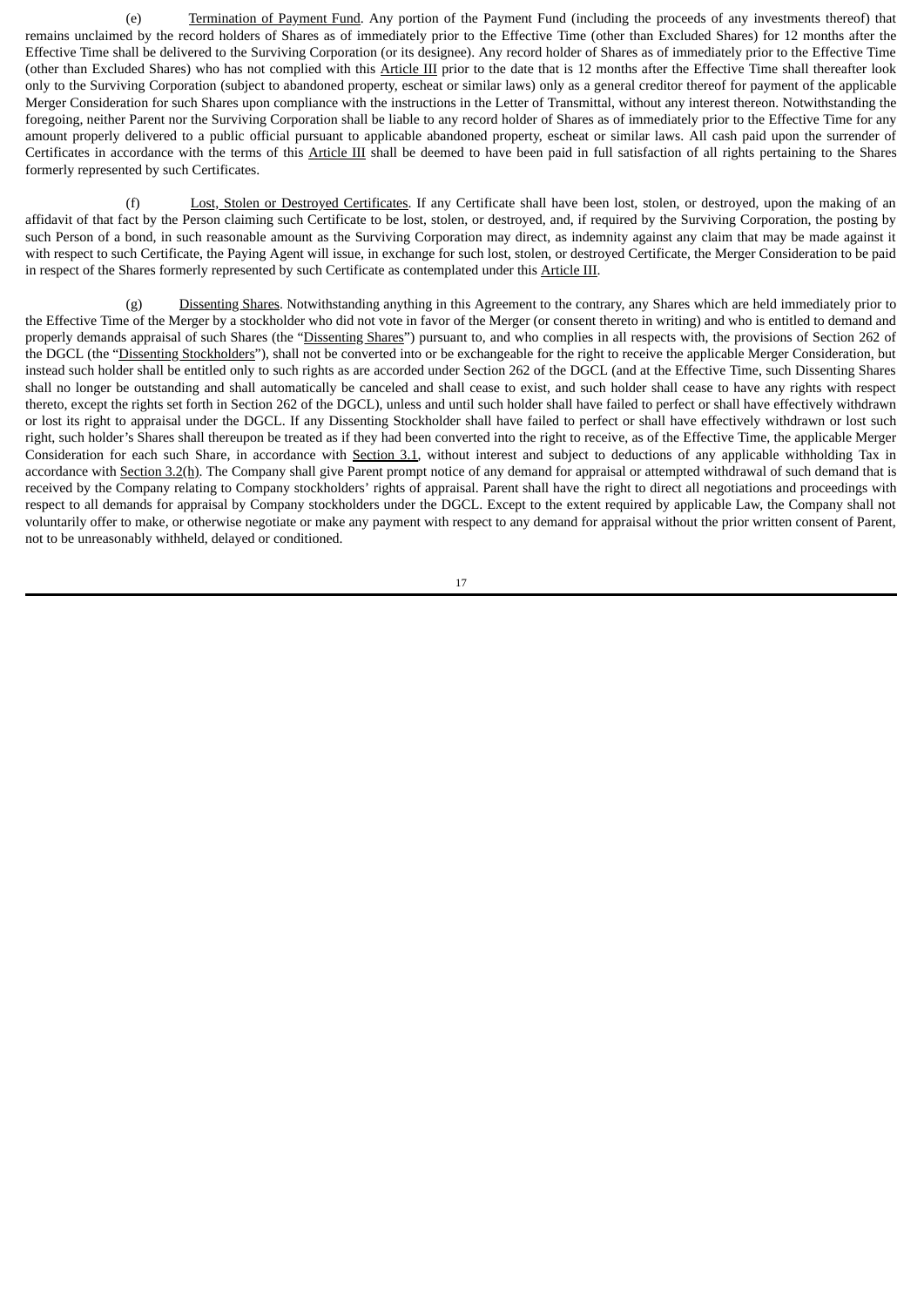(e) Termination of Payment Fund. Any portion of the Payment Fund (including the proceeds of any investments thereof) that remains unclaimed by the record holders of Shares as of immediately prior to the Effective Time (other than Excluded Shares) for 12 months after the Effective Time shall be delivered to the Surviving Corporation (or its designee). Any record holder of Shares as of immediately prior to the Effective Time (other than Excluded Shares) who has not complied with this Article III prior to the date that is 12 months after the Effective Time shall thereafter look only to the Surviving Corporation (subject to abandoned property, escheat or similar laws) only as a general creditor thereof for payment of the applicable Merger Consideration for such Shares upon compliance with the instructions in the Letter of Transmittal, without any interest thereon. Notwithstanding the foregoing, neither Parent nor the Surviving Corporation shall be liable to any record holder of Shares as of immediately prior to the Effective Time for any amount properly delivered to a public official pursuant to applicable abandoned property, escheat or similar laws. All cash paid upon the surrender of Certificates in accordance with the terms of this Article III shall be deemed to have been paid in full satisfaction of all rights pertaining to the Shares formerly represented by such Certificates.

(f) Lost, Stolen or Destroyed Certificates. If any Certificate shall have been lost, stolen, or destroyed, upon the making of an affidavit of that fact by the Person claiming such Certificate to be lost, stolen, or destroyed, and, if required by the Surviving Corporation, the posting by such Person of a bond, in such reasonable amount as the Surviving Corporation may direct, as indemnity against any claim that may be made against it with respect to such Certificate, the Paying Agent will issue, in exchange for such lost, stolen, or destroyed Certificate, the Merger Consideration to be paid in respect of the Shares formerly represented by such Certificate as contemplated under this Article III.

(g) Dissenting Shares. Notwithstanding anything in this Agreement to the contrary, any Shares which are held immediately prior to the Effective Time of the Merger by a stockholder who did not vote in favor of the Merger (or consent thereto in writing) and who is entitled to demand and properly demands appraisal of such Shares (the "Dissenting Shares") pursuant to, and who complies in all respects with, the provisions of Section 262 of the DGCL (the "Dissenting Stockholders"), shall not be converted into or be exchangeable for the right to receive the applicable Merger Consideration, but instead such holder shall be entitled only to such rights as are accorded under Section 262 of the DGCL (and at the Effective Time, such Dissenting Shares shall no longer be outstanding and shall automatically be canceled and shall cease to exist, and such holder shall cease to have any rights with respect thereto, except the rights set forth in Section 262 of the DGCL), unless and until such holder shall have failed to perfect or shall have effectively withdrawn or lost its right to appraisal under the DGCL. If any Dissenting Stockholder shall have failed to perfect or shall have effectively withdrawn or lost such right, such holder's Shares shall thereupon be treated as if they had been converted into the right to receive, as of the Effective Time, the applicable Merger Consideration for each such Share, in accordance with Section 3.1, without interest and subject to deductions of any applicable withholding Tax in accordance with Section 3.2(h). The Company shall give Parent prompt notice of any demand for appraisal or attempted withdrawal of such demand that is received by the Company relating to Company stockholders' rights of appraisal. Parent shall have the right to direct all negotiations and proceedings with respect to all demands for appraisal by Company stockholders under the DGCL. Except to the extent required by applicable Law, the Company shall not voluntarily offer to make, or otherwise negotiate or make any payment with respect to any demand for appraisal without the prior written consent of Parent, not to be unreasonably withheld, delayed or conditioned.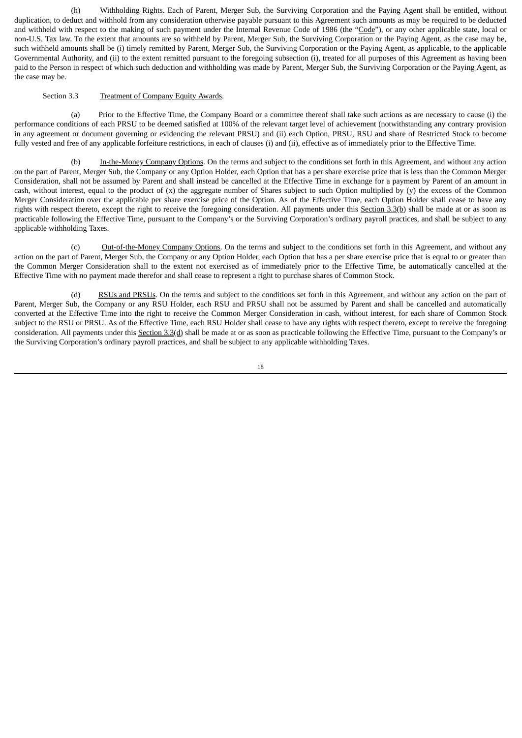(h) Withholding Rights. Each of Parent, Merger Sub, the Surviving Corporation and the Paying Agent shall be entitled, without duplication, to deduct and withhold from any consideration otherwise payable pursuant to this Agreement such amounts as may be required to be deducted and withheld with respect to the making of such payment under the Internal Revenue Code of 1986 (the "Code"), or any other applicable state, local or non-U.S. Tax law. To the extent that amounts are so withheld by Parent, Merger Sub, the Surviving Corporation or the Paying Agent, as the case may be, such withheld amounts shall be (i) timely remitted by Parent, Merger Sub, the Surviving Corporation or the Paying Agent, as applicable, to the applicable Governmental Authority, and (ii) to the extent remitted pursuant to the foregoing subsection (i), treated for all purposes of this Agreement as having been paid to the Person in respect of which such deduction and withholding was made by Parent, Merger Sub, the Surviving Corporation or the Paying Agent, as the case may be.

Section 3.3 Treatment of Company Equity Awards.

(a) Prior to the Effective Time, the Company Board or a committee thereof shall take such actions as are necessary to cause (i) the performance conditions of each PRSU to be deemed satisfied at 100% of the relevant target level of achievement (notwithstanding any contrary provision in any agreement or document governing or evidencing the relevant PRSU) and (ii) each Option, PRSU, RSU and share of Restricted Stock to become fully vested and free of any applicable forfeiture restrictions, in each of clauses (i) and (ii), effective as of immediately prior to the Effective Time.

(b) In-the-Money Company Options. On the terms and subject to the conditions set forth in this Agreement, and without any action on the part of Parent, Merger Sub, the Company or any Option Holder, each Option that has a per share exercise price that is less than the Common Merger Consideration, shall not be assumed by Parent and shall instead be cancelled at the Effective Time in exchange for a payment by Parent of an amount in cash, without interest, equal to the product of (x) the aggregate number of Shares subject to such Option multiplied by (y) the excess of the Common Merger Consideration over the applicable per share exercise price of the Option. As of the Effective Time, each Option Holder shall cease to have any rights with respect thereto, except the right to receive the foregoing consideration. All payments under this Section 3.3(b) shall be made at or as soon as practicable following the Effective Time, pursuant to the Company's or the Surviving Corporation's ordinary payroll practices, and shall be subject to any applicable withholding Taxes.

(c) Out-of-the-Money Company Options. On the terms and subject to the conditions set forth in this Agreement, and without any action on the part of Parent, Merger Sub, the Company or any Option Holder, each Option that has a per share exercise price that is equal to or greater than the Common Merger Consideration shall to the extent not exercised as of immediately prior to the Effective Time, be automatically cancelled at the Effective Time with no payment made therefor and shall cease to represent a right to purchase shares of Common Stock.

(d) RSUs and PRSUs. On the terms and subject to the conditions set forth in this Agreement, and without any action on the part of Parent, Merger Sub, the Company or any RSU Holder, each RSU and PRSU shall not be assumed by Parent and shall be cancelled and automatically converted at the Effective Time into the right to receive the Common Merger Consideration in cash, without interest, for each share of Common Stock subject to the RSU or PRSU. As of the Effective Time, each RSU Holder shall cease to have any rights with respect thereto, except to receive the foregoing consideration. All payments under this Section 3.3(d) shall be made at or as soon as practicable following the Effective Time, pursuant to the Company's or the Surviving Corporation's ordinary payroll practices, and shall be subject to any applicable withholding Taxes.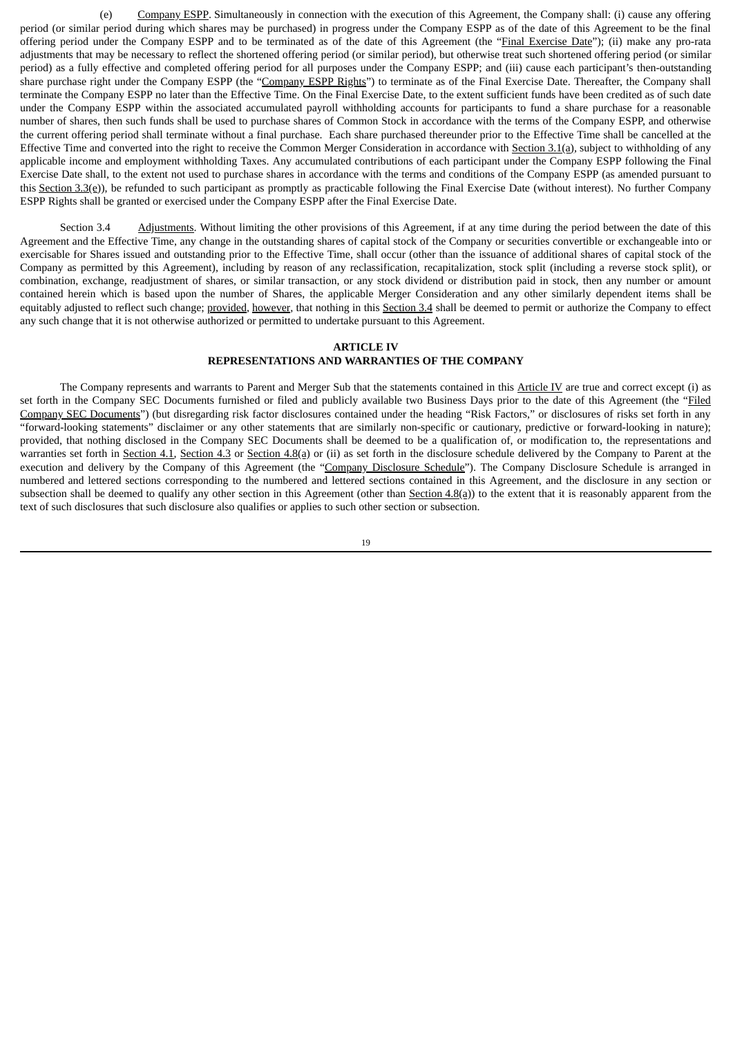(e) Company ESPP. Simultaneously in connection with the execution of this Agreement, the Company shall: (i) cause any offering period (or similar period during which shares may be purchased) in progress under the Company ESPP as of the date of this Agreement to be the final offering period under the Company ESPP and to be terminated as of the date of this Agreement (the "Final Exercise Date"); (ii) make any pro-rata adjustments that may be necessary to reflect the shortened offering period (or similar period), but otherwise treat such shortened offering period (or similar period) as a fully effective and completed offering period for all purposes under the Company ESPP; and (iii) cause each participant's then-outstanding share purchase right under the Company ESPP (the "Company ESPP Rights") to terminate as of the Final Exercise Date. Thereafter, the Company shall terminate the Company ESPP no later than the Effective Time. On the Final Exercise Date, to the extent sufficient funds have been credited as of such date under the Company ESPP within the associated accumulated payroll withholding accounts for participants to fund a share purchase for a reasonable number of shares, then such funds shall be used to purchase shares of Common Stock in accordance with the terms of the Company ESPP, and otherwise the current offering period shall terminate without a final purchase. Each share purchased thereunder prior to the Effective Time shall be cancelled at the Effective Time and converted into the right to receive the Common Merger Consideration in accordance with Section 3.1(a), subject to withholding of any applicable income and employment withholding Taxes. Any accumulated contributions of each participant under the Company ESPP following the Final Exercise Date shall, to the extent not used to purchase shares in accordance with the terms and conditions of the Company ESPP (as amended pursuant to this Section 3.3(e)), be refunded to such participant as promptly as practicable following the Final Exercise Date (without interest). No further Company ESPP Rights shall be granted or exercised under the Company ESPP after the Final Exercise Date.

Section 3.4 Adjustments. Without limiting the other provisions of this Agreement, if at any time during the period between the date of this Agreement and the Effective Time, any change in the outstanding shares of capital stock of the Company or securities convertible or exchangeable into or exercisable for Shares issued and outstanding prior to the Effective Time, shall occur (other than the issuance of additional shares of capital stock of the Company as permitted by this Agreement), including by reason of any reclassification, recapitalization, stock split (including a reverse stock split), or combination, exchange, readjustment of shares, or similar transaction, or any stock dividend or distribution paid in stock, then any number or amount contained herein which is based upon the number of Shares, the applicable Merger Consideration and any other similarly dependent items shall be equitably adjusted to reflect such change; provided, however, that nothing in this Section 3.4 shall be deemed to permit or authorize the Company to effect any such change that it is not otherwise authorized or permitted to undertake pursuant to this Agreement.

## ARTICLE IV
## REPRESENTATIONS AND WARRANTIES OF THE COMPANY

The Company represents and warrants to Parent and Merger Sub that the statements contained in this Article IV are true and correct except (i) as set forth in the Company SEC Documents furnished or filed and publicly available two Business Days prior to the date of this Agreement (the "Filed Company SEC Documents") (but disregarding risk factor disclosures contained under the heading "Risk Factors," or disclosures of risks set forth in any "forward-looking statements" disclaimer or any other statements that are similarly non-specific or cautionary, predictive or forward-looking in nature); provided, that nothing disclosed in the Company SEC Documents shall be deemed to be a qualification of, or modification to, the representations and warranties set forth in Section 4.1, Section 4.3 or Section 4.8(a) or (ii) as set forth in the disclosure schedule delivered by the Company to Parent at the execution and delivery by the Company of this Agreement (the "Company Disclosure Schedule"). The Company Disclosure Schedule is arranged in numbered and lettered sections corresponding to the numbered and lettered sections contained in this Agreement, and the disclosure in any section or subsection shall be deemed to qualify any other section in this Agreement (other than Section 4.8(a)) to the extent that it is reasonably apparent from the text of such disclosures that such disclosure also qualifies or applies to such other section or subsection.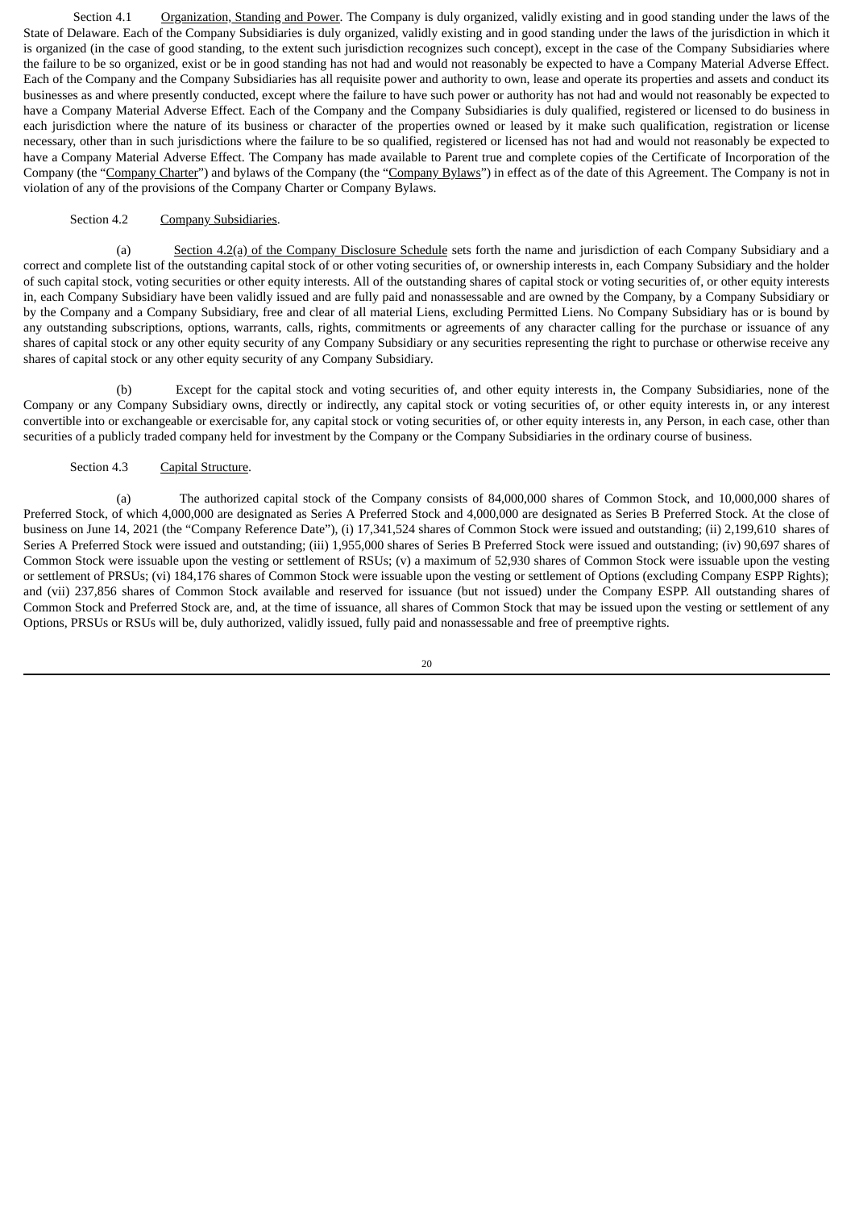Section 4.1 Organization, Standing and Power. The Company is duly organized, validly existing and in good standing under the laws of the State of Delaware. Each of the Company Subsidiaries is duly organized, validly existing and in good standing under the laws of the jurisdiction in which it is organized (in the case of good standing, to the extent such jurisdiction recognizes such concept), except in the case of the Company Subsidiaries where the failure to be so organized, exist or be in good standing has not had and would not reasonably be expected to have a Company Material Adverse Effect. Each of the Company and the Company Subsidiaries has all requisite power and authority to own, lease and operate its properties and assets and conduct its businesses as and where presently conducted, except where the failure to have such power or authority has not had and would not reasonably be expected to have a Company Material Adverse Effect. Each of the Company and the Company Subsidiaries is duly qualified, registered or licensed to do business in each jurisdiction where the nature of its business or character of the properties owned or leased by it make such qualification, registration or license necessary, other than in such jurisdictions where the failure to be so qualified, registered or licensed has not had and would not reasonably be expected to have a Company Material Adverse Effect. The Company has made available to Parent true and complete copies of the Certificate of Incorporation of the Company (the "Company Charter") and bylaws of the Company (the "Company Bylaws") in effect as of the date of this Agreement. The Company is not in violation of any of the provisions of the Company Charter or Company Bylaws.

Section 4.2 Company Subsidiaries.

(a) Section 4.2(a) of the Company Disclosure Schedule sets forth the name and jurisdiction of each Company Subsidiary and a correct and complete list of the outstanding capital stock of or other voting securities of, or ownership interests in, each Company Subsidiary and the holder of such capital stock, voting securities or other equity interests. All of the outstanding shares of capital stock or voting securities of, or other equity interests in, each Company Subsidiary have been validly issued and are fully paid and nonassessable and are owned by the Company, by a Company Subsidiary or by the Company and a Company Subsidiary, free and clear of all material Liens, excluding Permitted Liens. No Company Subsidiary has or is bound by any outstanding subscriptions, options, warrants, calls, rights, commitments or agreements of any character calling for the purchase or issuance of any shares of capital stock or any other equity security of any Company Subsidiary or any securities representing the right to purchase or otherwise receive any shares of capital stock or any other equity security of any Company Subsidiary.

(b) Except for the capital stock and voting securities of, and other equity interests in, the Company Subsidiaries, none of the Company or any Company Subsidiary owns, directly or indirectly, any capital stock or voting securities of, or other equity interests in, or any interest convertible into or exchangeable or exercisable for, any capital stock or voting securities of, or other equity interests in, any Person, in each case, other than securities of a publicly traded company held for investment by the Company or the Company Subsidiaries in the ordinary course of business.

Section 4.3 Capital Structure.

(a) The authorized capital stock of the Company consists of 84,000,000 shares of Common Stock, and 10,000,000 shares of Preferred Stock, of which 4,000,000 are designated as Series A Preferred Stock and 4,000,000 are designated as Series B Preferred Stock. At the close of business on June 14, 2021 (the "Company Reference Date"), (i) 17,341,524 shares of Common Stock were issued and outstanding; (ii) 2,199,610 shares of Series A Preferred Stock were issued and outstanding; (iii) 1,955,000 shares of Series B Preferred Stock were issued and outstanding; (iv) 90,697 shares of Common Stock were issuable upon the vesting or settlement of RSUs; (v) a maximum of 52,930 shares of Common Stock were issuable upon the vesting or settlement of PRSUs; (vi) 184,176 shares of Common Stock were issuable upon the vesting or settlement of Options (excluding Company ESPP Rights); and (vii) 237,856 shares of Common Stock available and reserved for issuance (but not issued) under the Company ESPP. All outstanding shares of Common Stock and Preferred Stock are, and, at the time of issuance, all shares of Common Stock that may be issued upon the vesting or settlement of any Options, PRSUs or RSUs will be, duly authorized, validly issued, fully paid and nonassessable and free of preemptive rights.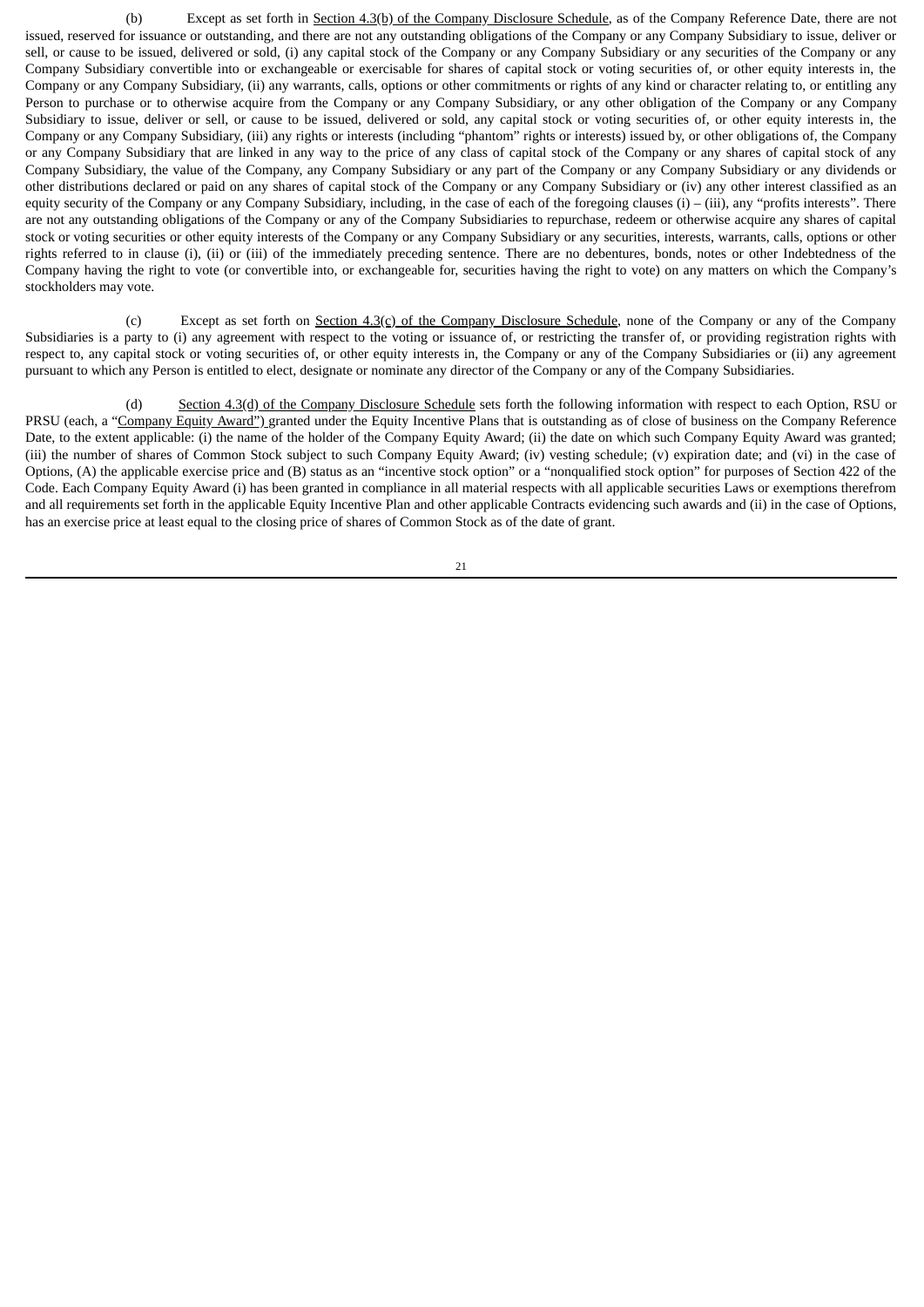(b) Except as set forth in Section 4.3(b) of the Company Disclosure Schedule, as of the Company Reference Date, there are not issued, reserved for issuance or outstanding, and there are not any outstanding obligations of the Company or any Company Subsidiary to issue, deliver or sell, or cause to be issued, delivered or sold, (i) any capital stock of the Company or any Company Subsidiary or any securities of the Company or any Company Subsidiary convertible into or exchangeable or exercisable for shares of capital stock or voting securities of, or other equity interests in, the Company or any Company Subsidiary, (ii) any warrants, calls, options or other commitments or rights of any kind or character relating to, or entitling any Person to purchase or to otherwise acquire from the Company or any Company Subsidiary, or any other obligation of the Company or any Company Subsidiary to issue, deliver or sell, or cause to be issued, delivered or sold, any capital stock or voting securities of, or other equity interests in, the Company or any Company Subsidiary, (iii) any rights or interests (including "phantom" rights or interests) issued by, or other obligations of, the Company or any Company Subsidiary that are linked in any way to the price of any class of capital stock of the Company or any shares of capital stock of any Company Subsidiary, the value of the Company, any Company Subsidiary or any part of the Company or any Company Subsidiary or any dividends or other distributions declared or paid on any shares of capital stock of the Company or any Company Subsidiary or (iv) any other interest classified as an equity security of the Company or any Company Subsidiary, including, in the case of each of the foregoing clauses (i) – (iii), any "profits interests". There are not any outstanding obligations of the Company or any of the Company Subsidiaries to repurchase, redeem or otherwise acquire any shares of capital stock or voting securities or other equity interests of the Company or any Company Subsidiary or any securities, interests, warrants, calls, options or other rights referred to in clause (i), (ii) or (iii) of the immediately preceding sentence. There are no debentures, bonds, notes or other Indebtedness of the Company having the right to vote (or convertible into, or exchangeable for, securities having the right to vote) on any matters on which the Company's stockholders may vote.

(c) Except as set forth on Section 4.3(c) of the Company Disclosure Schedule, none of the Company or any of the Company Subsidiaries is a party to (i) any agreement with respect to the voting or issuance of, or restricting the transfer of, or providing registration rights with respect to, any capital stock or voting securities of, or other equity interests in, the Company or any of the Company Subsidiaries or (ii) any agreement pursuant to which any Person is entitled to elect, designate or nominate any director of the Company or any of the Company Subsidiaries.

(d) Section 4.3(d) of the Company Disclosure Schedule sets forth the following information with respect to each Option, RSU or PRSU (each, a "Company Equity Award") granted under the Equity Incentive Plans that is outstanding as of close of business on the Company Reference Date, to the extent applicable: (i) the name of the holder of the Company Equity Award; (ii) the date on which such Company Equity Award was granted; (iii) the number of shares of Common Stock subject to such Company Equity Award; (iv) vesting schedule; (v) expiration date; and (vi) in the case of Options, (A) the applicable exercise price and (B) status as an "incentive stock option" or a "nonqualified stock option" for purposes of Section 422 of the Code. Each Company Equity Award (i) has been granted in compliance in all material respects with all applicable securities Laws or exemptions therefrom and all requirements set forth in the applicable Equity Incentive Plan and other applicable Contracts evidencing such awards and (ii) in the case of Options, has an exercise price at least equal to the closing price of shares of Common Stock as of the date of grant.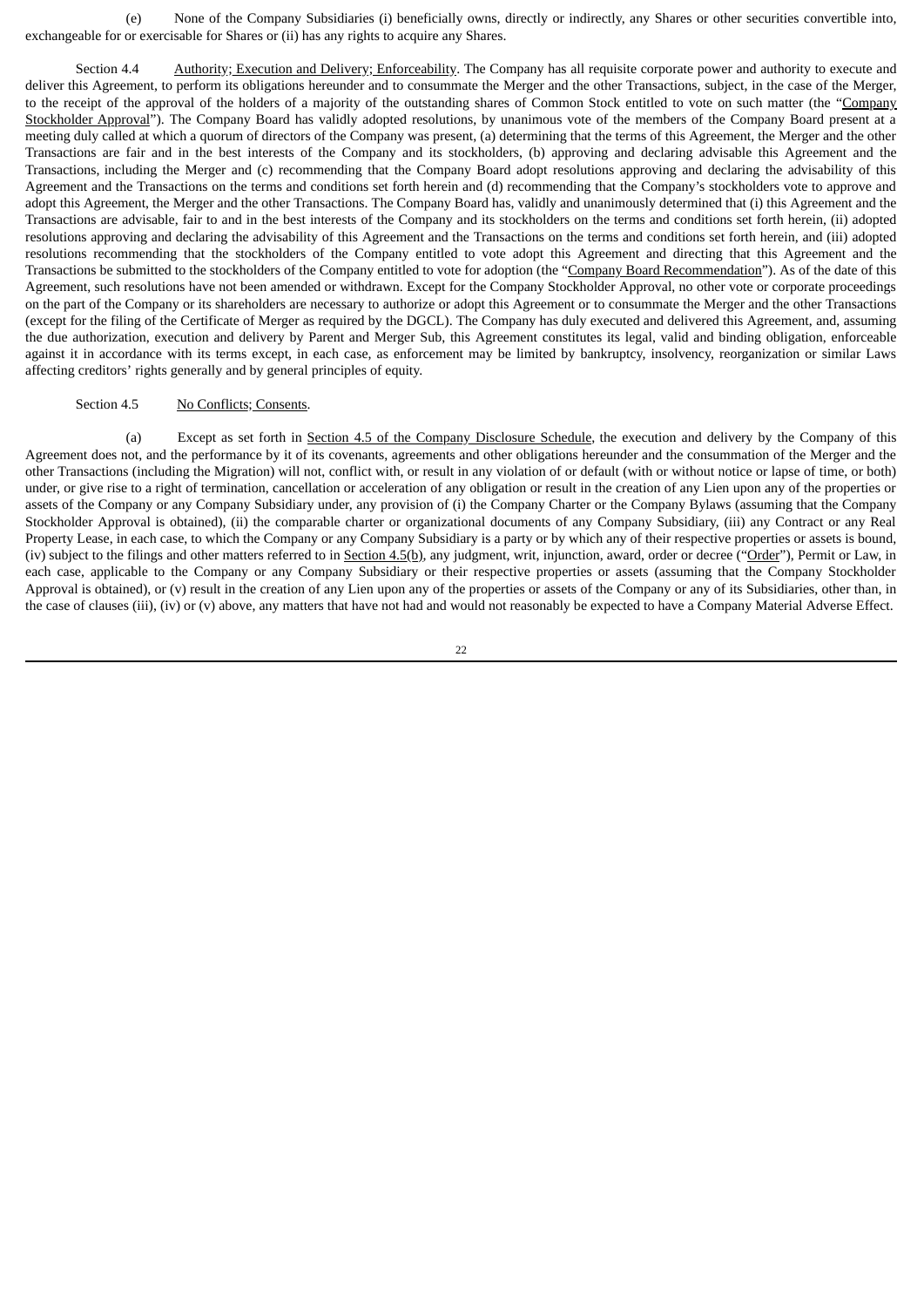(e) None of the Company Subsidiaries (i) beneficially owns, directly or indirectly, any Shares or other securities convertible into, exchangeable for or exercisable for Shares or (ii) has any rights to acquire any Shares.

Section 4.4 Authority; Execution and Delivery; Enforceability. The Company has all requisite corporate power and authority to execute and deliver this Agreement, to perform its obligations hereunder and to consummate the Merger and the other Transactions, subject, in the case of the Merger, to the receipt of the approval of the holders of a majority of the outstanding shares of Common Stock entitled to vote on such matter (the "Company Stockholder Approval"). The Company Board has validly adopted resolutions, by unanimous vote of the members of the Company Board present at a meeting duly called at which a quorum of directors of the Company was present, (a) determining that the terms of this Agreement, the Merger and the other Transactions are fair and in the best interests of the Company and its stockholders, (b) approving and declaring advisable this Agreement and the Transactions, including the Merger and (c) recommending that the Company Board adopt resolutions approving and declaring the advisability of this Agreement and the Transactions on the terms and conditions set forth herein and (d) recommending that the Company's stockholders vote to approve and adopt this Agreement, the Merger and the other Transactions. The Company Board has, validly and unanimously determined that (i) this Agreement and the Transactions are advisable, fair to and in the best interests of the Company and its stockholders on the terms and conditions set forth herein, (ii) adopted resolutions approving and declaring the advisability of this Agreement and the Transactions on the terms and conditions set forth herein, and (iii) adopted resolutions recommending that the stockholders of the Company entitled to vote adopt this Agreement and directing that this Agreement and the Transactions be submitted to the stockholders of the Company entitled to vote for adoption (the "Company Board Recommendation"). As of the date of this Agreement, such resolutions have not been amended or withdrawn. Except for the Company Stockholder Approval, no other vote or corporate proceedings on the part of the Company or its shareholders are necessary to authorize or adopt this Agreement or to consummate the Merger and the other Transactions (except for the filing of the Certificate of Merger as required by the DGCL). The Company has duly executed and delivered this Agreement, and, assuming the due authorization, execution and delivery by Parent and Merger Sub, this Agreement constitutes its legal, valid and binding obligation, enforceable against it in accordance with its terms except, in each case, as enforcement may be limited by bankruptcy, insolvency, reorganization or similar Laws affecting creditors' rights generally and by general principles of equity.

Section 4.5 No Conflicts; Consents.

(a) Except as set forth in Section 4.5 of the Company Disclosure Schedule, the execution and delivery by the Company of this Agreement does not, and the performance by it of its covenants, agreements and other obligations hereunder and the consummation of the Merger and the other Transactions (including the Migration) will not, conflict with, or result in any violation of or default (with or without notice or lapse of time, or both) under, or give rise to a right of termination, cancellation or acceleration of any obligation or result in the creation of any Lien upon any of the properties or assets of the Company or any Company Subsidiary under, any provision of (i) the Company Charter or the Company Bylaws (assuming that the Company Stockholder Approval is obtained), (ii) the comparable charter or organizational documents of any Company Subsidiary, (iii) any Contract or any Real Property Lease, in each case, to which the Company or any Company Subsidiary is a party or by which any of their respective properties or assets is bound, (iv) subject to the filings and other matters referred to in Section 4.5(b), any judgment, writ, injunction, award, order or decree ("Order"), Permit or Law, in each case, applicable to the Company or any Company Subsidiary or their respective properties or assets (assuming that the Company Stockholder Approval is obtained), or (v) result in the creation of any Lien upon any of the properties or assets of the Company or any of its Subsidiaries, other than, in the case of clauses (iii), (iv) or (v) above, any matters that have not had and would not reasonably be expected to have a Company Material Adverse Effect.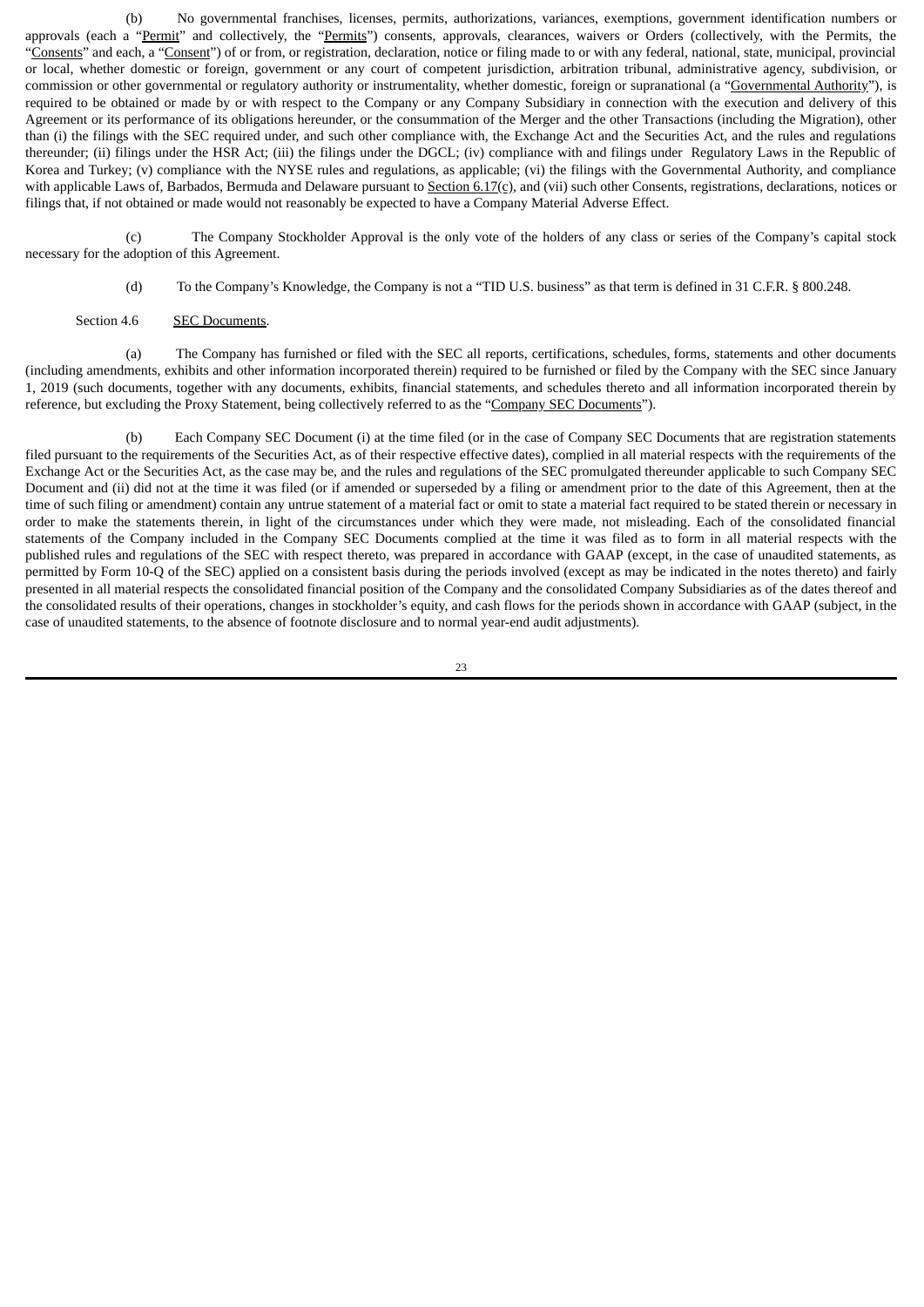(b) No governmental franchises, licenses, permits, authorizations, variances, exemptions, government identification numbers or approvals (each a "Permit" and collectively, the "Permits") consents, approvals, clearances, waivers or Orders (collectively, with the Permits, the "Consents" and each, a "Consent") of or from, or registration, declaration, notice or filing made to or with any federal, national, state, municipal, provincial or local, whether domestic or foreign, government or any court of competent jurisdiction, arbitration tribunal, administrative agency, subdivision, or commission or other governmental or regulatory authority or instrumentality, whether domestic, foreign or supranational (a "Governmental Authority"), is required to be obtained or made by or with respect to the Company or any Company Subsidiary in connection with the execution and delivery of this Agreement or its performance of its obligations hereunder, or the consummation of the Merger and the other Transactions (including the Migration), other than (i) the filings with the SEC required under, and such other compliance with, the Exchange Act and the Securities Act, and the rules and regulations thereunder; (ii) filings under the HSR Act; (iii) the filings under the DGCL; (iv) compliance with and filings under Regulatory Laws in the Republic of Korea and Turkey; (v) compliance with the NYSE rules and regulations, as applicable; (vi) the filings with the Governmental Authority, and compliance with applicable Laws of, Barbados, Bermuda and Delaware pursuant to Section 6.17(c), and (vii) such other Consents, registrations, declarations, notices or filings that, if not obtained or made would not reasonably be expected to have a Company Material Adverse Effect.

(c) The Company Stockholder Approval is the only vote of the holders of any class or series of the Company's capital stock necessary for the adoption of this Agreement.

(d) To the Company's Knowledge, the Company is not a "TID U.S. business" as that term is defined in 31 C.F.R. § 800.248.

Section 4.6 SEC Documents.

(a) The Company has furnished or filed with the SEC all reports, certifications, schedules, forms, statements and other documents (including amendments, exhibits and other information incorporated therein) required to be furnished or filed by the Company with the SEC since January 1, 2019 (such documents, together with any documents, exhibits, financial statements, and schedules thereto and all information incorporated therein by reference, but excluding the Proxy Statement, being collectively referred to as the "Company SEC Documents").

(b) Each Company SEC Document (i) at the time filed (or in the case of Company SEC Documents that are registration statements filed pursuant to the requirements of the Securities Act, as of their respective effective dates), complied in all material respects with the requirements of the Exchange Act or the Securities Act, as the case may be, and the rules and regulations of the SEC promulgated thereunder applicable to such Company SEC Document and (ii) did not at the time it was filed (or if amended or superseded by a filing or amendment prior to the date of this Agreement, then at the time of such filing or amendment) contain any untrue statement of a material fact or omit to state a material fact required to be stated therein or necessary in order to make the statements therein, in light of the circumstances under which they were made, not misleading. Each of the consolidated financial statements of the Company included in the Company SEC Documents complied at the time it was filed as to form in all material respects with the published rules and regulations of the SEC with respect thereto, was prepared in accordance with GAAP (except, in the case of unaudited statements, as permitted by Form 10-Q of the SEC) applied on a consistent basis during the periods involved (except as may be indicated in the notes thereto) and fairly presented in all material respects the consolidated financial position of the Company and the consolidated Company Subsidiaries as of the dates thereof and the consolidated results of their operations, changes in stockholder's equity, and cash flows for the periods shown in accordance with GAAP (subject, in the case of unaudited statements, to the absence of footnote disclosure and to normal year-end audit adjustments).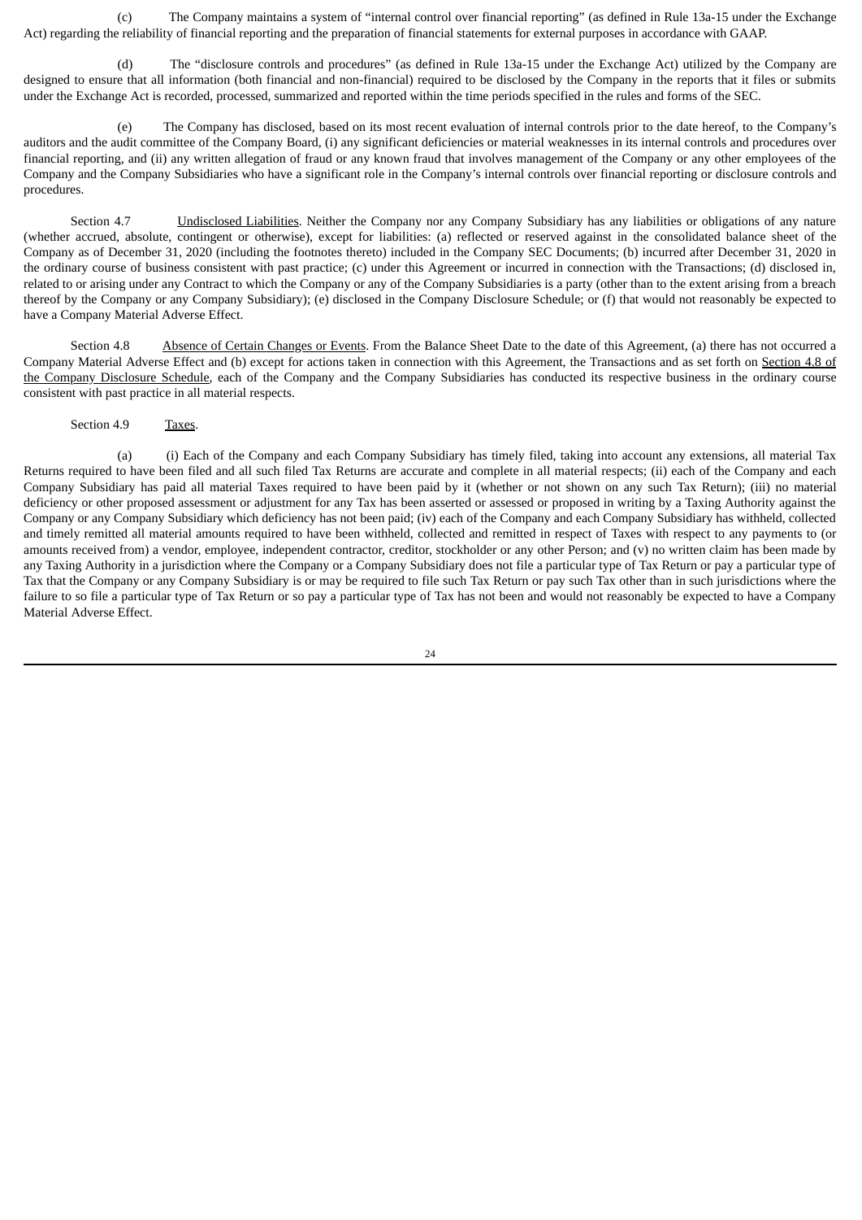(c) The Company maintains a system of "internal control over financial reporting" (as defined in Rule 13a-15 under the Exchange Act) regarding the reliability of financial reporting and the preparation of financial statements for external purposes in accordance with GAAP.

(d) The "disclosure controls and procedures" (as defined in Rule 13a-15 under the Exchange Act) utilized by the Company are designed to ensure that all information (both financial and non-financial) required to be disclosed by the Company in the reports that it files or submits under the Exchange Act is recorded, processed, summarized and reported within the time periods specified in the rules and forms of the SEC.

(e) The Company has disclosed, based on its most recent evaluation of internal controls prior to the date hereof, to the Company's auditors and the audit committee of the Company Board, (i) any significant deficiencies or material weaknesses in its internal controls and procedures over financial reporting, and (ii) any written allegation of fraud or any known fraud that involves management of the Company or any other employees of the Company and the Company Subsidiaries who have a significant role in the Company's internal controls over financial reporting or disclosure controls and procedures.

Section 4.7 Undisclosed Liabilities. Neither the Company nor any Company Subsidiary has any liabilities or obligations of any nature (whether accrued, absolute, contingent or otherwise), except for liabilities: (a) reflected or reserved against in the consolidated balance sheet of the Company as of December 31, 2020 (including the footnotes thereto) included in the Company SEC Documents; (b) incurred after December 31, 2020 in the ordinary course of business consistent with past practice; (c) under this Agreement or incurred in connection with the Transactions; (d) disclosed in, related to or arising under any Contract to which the Company or any of the Company Subsidiaries is a party (other than to the extent arising from a breach thereof by the Company or any Company Subsidiary); (e) disclosed in the Company Disclosure Schedule; or (f) that would not reasonably be expected to have a Company Material Adverse Effect.

Section 4.8 Absence of Certain Changes or Events. From the Balance Sheet Date to the date of this Agreement, (a) there has not occurred a Company Material Adverse Effect and (b) except for actions taken in connection with this Agreement, the Transactions and as set forth on Section 4.8 of the Company Disclosure Schedule, each of the Company and the Company Subsidiaries has conducted its respective business in the ordinary course consistent with past practice in all material respects.

Section 4.9 Taxes.

(a) (i) Each of the Company and each Company Subsidiary has timely filed, taking into account any extensions, all material Tax Returns required to have been filed and all such filed Tax Returns are accurate and complete in all material respects; (ii) each of the Company and each Company Subsidiary has paid all material Taxes required to have been paid by it (whether or not shown on any such Tax Return); (iii) no material deficiency or other proposed assessment or adjustment for any Tax has been asserted or assessed or proposed in writing by a Taxing Authority against the Company or any Company Subsidiary which deficiency has not been paid; (iv) each of the Company and each Company Subsidiary has withheld, collected and timely remitted all material amounts required to have been withheld, collected and remitted in respect of Taxes with respect to any payments to (or amounts received from) a vendor, employee, independent contractor, creditor, stockholder or any other Person; and (v) no written claim has been made by any Taxing Authority in a jurisdiction where the Company or a Company Subsidiary does not file a particular type of Tax Return or pay a particular type of Tax that the Company or any Company Subsidiary is or may be required to file such Tax Return or pay such Tax other than in such jurisdictions where the failure to so file a particular type of Tax Return or so pay a particular type of Tax has not been and would not reasonably be expected to have a Company Material Adverse Effect.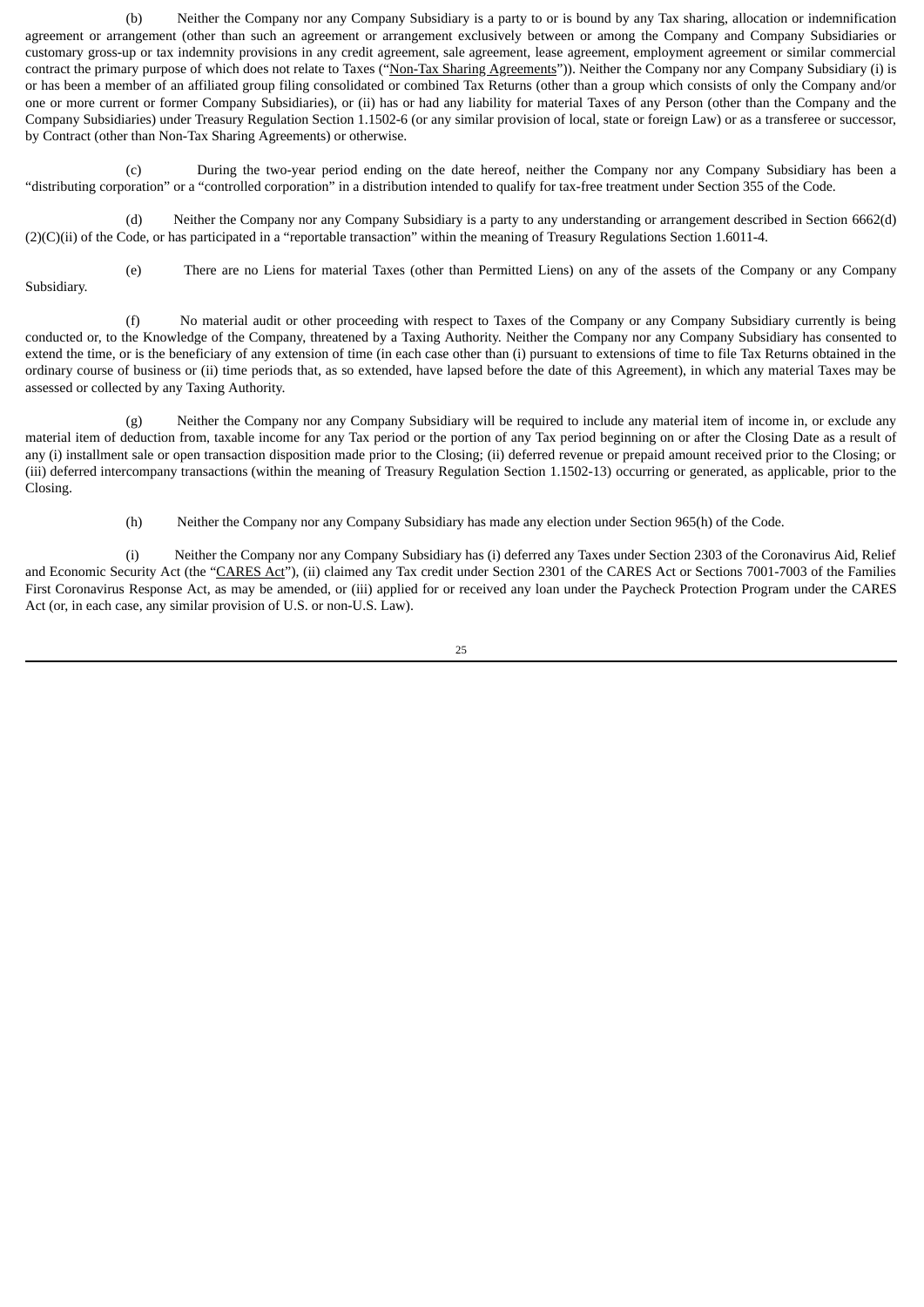(b) Neither the Company nor any Company Subsidiary is a party to or is bound by any Tax sharing, allocation or indemnification agreement or arrangement (other than such an agreement or arrangement exclusively between or among the Company and Company Subsidiaries or customary gross-up or tax indemnity provisions in any credit agreement, sale agreement, lease agreement, employment agreement or similar commercial contract the primary purpose of which does not relate to Taxes ("Non-Tax Sharing Agreements")). Neither the Company nor any Company Subsidiary (i) is or has been a member of an affiliated group filing consolidated or combined Tax Returns (other than a group which consists of only the Company and/or one or more current or former Company Subsidiaries), or (ii) has or had any liability for material Taxes of any Person (other than the Company and the Company Subsidiaries) under Treasury Regulation Section 1.1502-6 (or any similar provision of local, state or foreign Law) or as a transferee or successor, by Contract (other than Non-Tax Sharing Agreements) or otherwise.

(c) During the two-year period ending on the date hereof, neither the Company nor any Company Subsidiary has been a "distributing corporation" or a "controlled corporation" in a distribution intended to qualify for tax-free treatment under Section 355 of the Code.

(d) Neither the Company nor any Company Subsidiary is a party to any understanding or arrangement described in Section 6662(d)(2)(C)(ii) of the Code, or has participated in a "reportable transaction" within the meaning of Treasury Regulations Section 1.6011-4.

(e) There are no Liens for material Taxes (other than Permitted Liens) on any of the assets of the Company or any Company Subsidiary.

(f) No material audit or other proceeding with respect to Taxes of the Company or any Company Subsidiary currently is being conducted or, to the Knowledge of the Company, threatened by a Taxing Authority. Neither the Company nor any Company Subsidiary has consented to extend the time, or is the beneficiary of any extension of time (in each case other than (i) pursuant to extensions of time to file Tax Returns obtained in the ordinary course of business or (ii) time periods that, as so extended, have lapsed before the date of this Agreement), in which any material Taxes may be assessed or collected by any Taxing Authority.

(g) Neither the Company nor any Company Subsidiary will be required to include any material item of income in, or exclude any material item of deduction from, taxable income for any Tax period or the portion of any Tax period beginning on or after the Closing Date as a result of any (i) installment sale or open transaction disposition made prior to the Closing; (ii) deferred revenue or prepaid amount received prior to the Closing; or (iii) deferred intercompany transactions (within the meaning of Treasury Regulation Section 1.1502-13) occurring or generated, as applicable, prior to the Closing.

(h) Neither the Company nor any Company Subsidiary has made any election under Section 965(h) of the Code.

(i) Neither the Company nor any Company Subsidiary has (i) deferred any Taxes under Section 2303 of the Coronavirus Aid, Relief and Economic Security Act (the "CARES Act"), (ii) claimed any Tax credit under Section 2301 of the CARES Act or Sections 7001-7003 of the Families First Coronavirus Response Act, as may be amended, or (iii) applied for or received any loan under the Paycheck Protection Program under the CARES Act (or, in each case, any similar provision of U.S. or non-U.S. Law).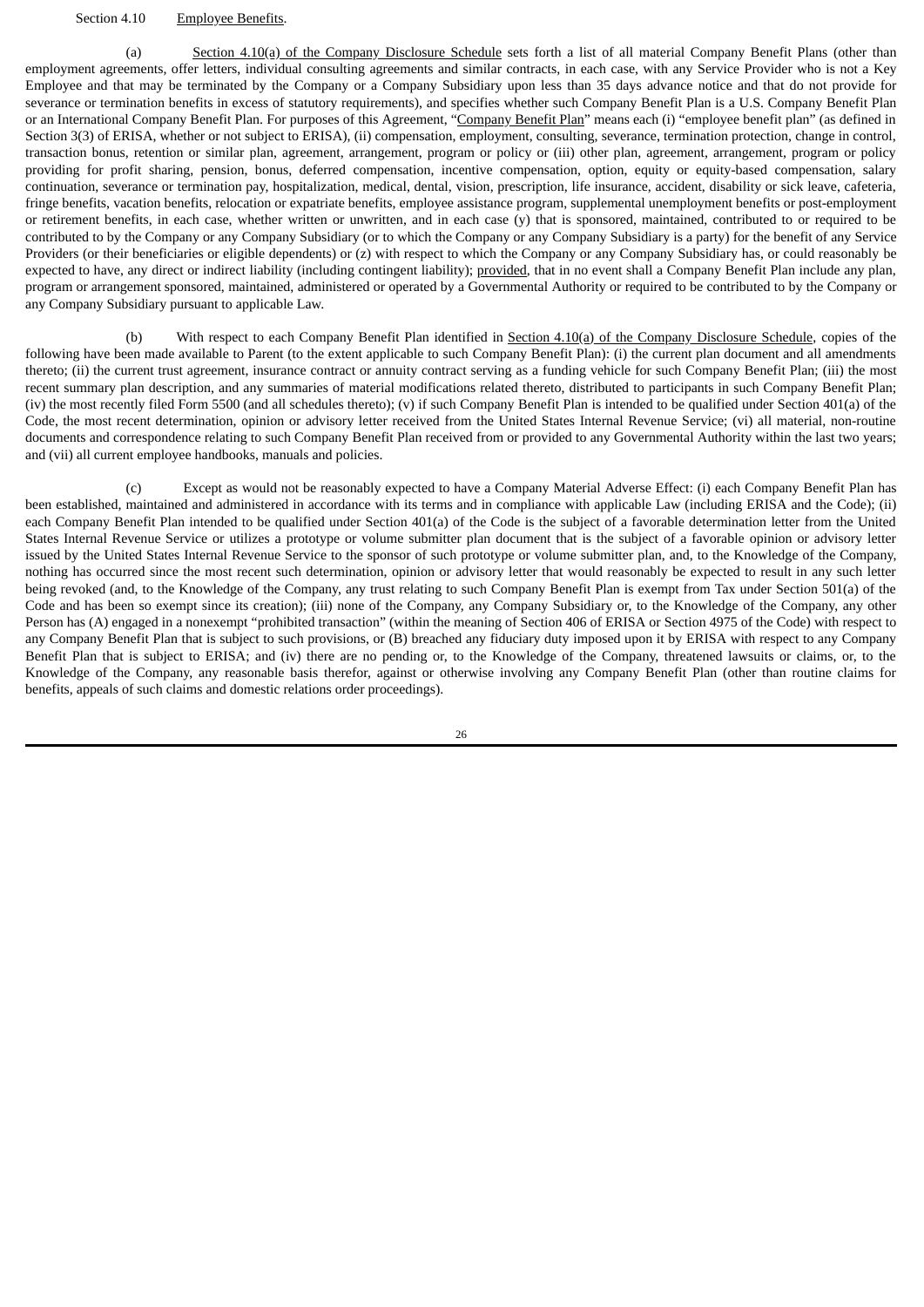Section 4.10 Employee Benefits.

(a) Section 4.10(a) of the Company Disclosure Schedule sets forth a list of all material Company Benefit Plans (other than employment agreements, offer letters, individual consulting agreements and similar contracts, in each case, with any Service Provider who is not a Key Employee and that may be terminated by the Company or a Company Subsidiary upon less than 35 days advance notice and that do not provide for severance or termination benefits in excess of statutory requirements), and specifies whether such Company Benefit Plan is a U.S. Company Benefit Plan or an International Company Benefit Plan. For purposes of this Agreement, "Company Benefit Plan" means each (i) "employee benefit plan" (as defined in Section 3(3) of ERISA, whether or not subject to ERISA), (ii) compensation, employment, consulting, severance, termination protection, change in control, transaction bonus, retention or similar plan, agreement, arrangement, program or policy or (iii) other plan, agreement, arrangement, program or policy providing for profit sharing, pension, bonus, deferred compensation, incentive compensation, option, equity or equity-based compensation, salary continuation, severance or termination pay, hospitalization, medical, dental, vision, prescription, life insurance, accident, disability or sick leave, cafeteria, fringe benefits, vacation benefits, relocation or expatriate benefits, employee assistance program, supplemental unemployment benefits or post-employment or retirement benefits, in each case, whether written or unwritten, and in each case (y) that is sponsored, maintained, contributed to or required to be contributed to by the Company or any Company Subsidiary (or to which the Company or any Company Subsidiary is a party) for the benefit of any Service Providers (or their beneficiaries or eligible dependents) or (z) with respect to which the Company or any Company Subsidiary has, or could reasonably be expected to have, any direct or indirect liability (including contingent liability); provided, that in no event shall a Company Benefit Plan include any plan, program or arrangement sponsored, maintained, administered or operated by a Governmental Authority or required to be contributed to by the Company or any Company Subsidiary pursuant to applicable Law.

(b) With respect to each Company Benefit Plan identified in Section 4.10(a) of the Company Disclosure Schedule, copies of the following have been made available to Parent (to the extent applicable to such Company Benefit Plan): (i) the current plan document and all amendments thereto; (ii) the current trust agreement, insurance contract or annuity contract serving as a funding vehicle for such Company Benefit Plan; (iii) the most recent summary plan description, and any summaries of material modifications related thereto, distributed to participants in such Company Benefit Plan; (iv) the most recently filed Form 5500 (and all schedules thereto); (v) if such Company Benefit Plan is intended to be qualified under Section 401(a) of the Code, the most recent determination, opinion or advisory letter received from the United States Internal Revenue Service; (vi) all material, non-routine documents and correspondence relating to such Company Benefit Plan received from or provided to any Governmental Authority within the last two years; and (vii) all current employee handbooks, manuals and policies.

(c) Except as would not be reasonably expected to have a Company Material Adverse Effect: (i) each Company Benefit Plan has been established, maintained and administered in accordance with its terms and in compliance with applicable Law (including ERISA and the Code); (ii) each Company Benefit Plan intended to be qualified under Section 401(a) of the Code is the subject of a favorable determination letter from the United States Internal Revenue Service or utilizes a prototype or volume submitter plan document that is the subject of a favorable opinion or advisory letter issued by the United States Internal Revenue Service to the sponsor of such prototype or volume submitter plan, and, to the Knowledge of the Company, nothing has occurred since the most recent such determination, opinion or advisory letter that would reasonably be expected to result in any such letter being revoked (and, to the Knowledge of the Company, any trust relating to such Company Benefit Plan is exempt from Tax under Section 501(a) of the Code and has been so exempt since its creation); (iii) none of the Company, any Company Subsidiary or, to the Knowledge of the Company, any other Person has (A) engaged in a nonexempt "prohibited transaction" (within the meaning of Section 406 of ERISA or Section 4975 of the Code) with respect to any Company Benefit Plan that is subject to such provisions, or (B) breached any fiduciary duty imposed upon it by ERISA with respect to any Company Benefit Plan that is subject to ERISA; and (iv) there are no pending or, to the Knowledge of the Company, threatened lawsuits or claims, or, to the Knowledge of the Company, any reasonable basis therefor, against or otherwise involving any Company Benefit Plan (other than routine claims for benefits, appeals of such claims and domestic relations order proceedings).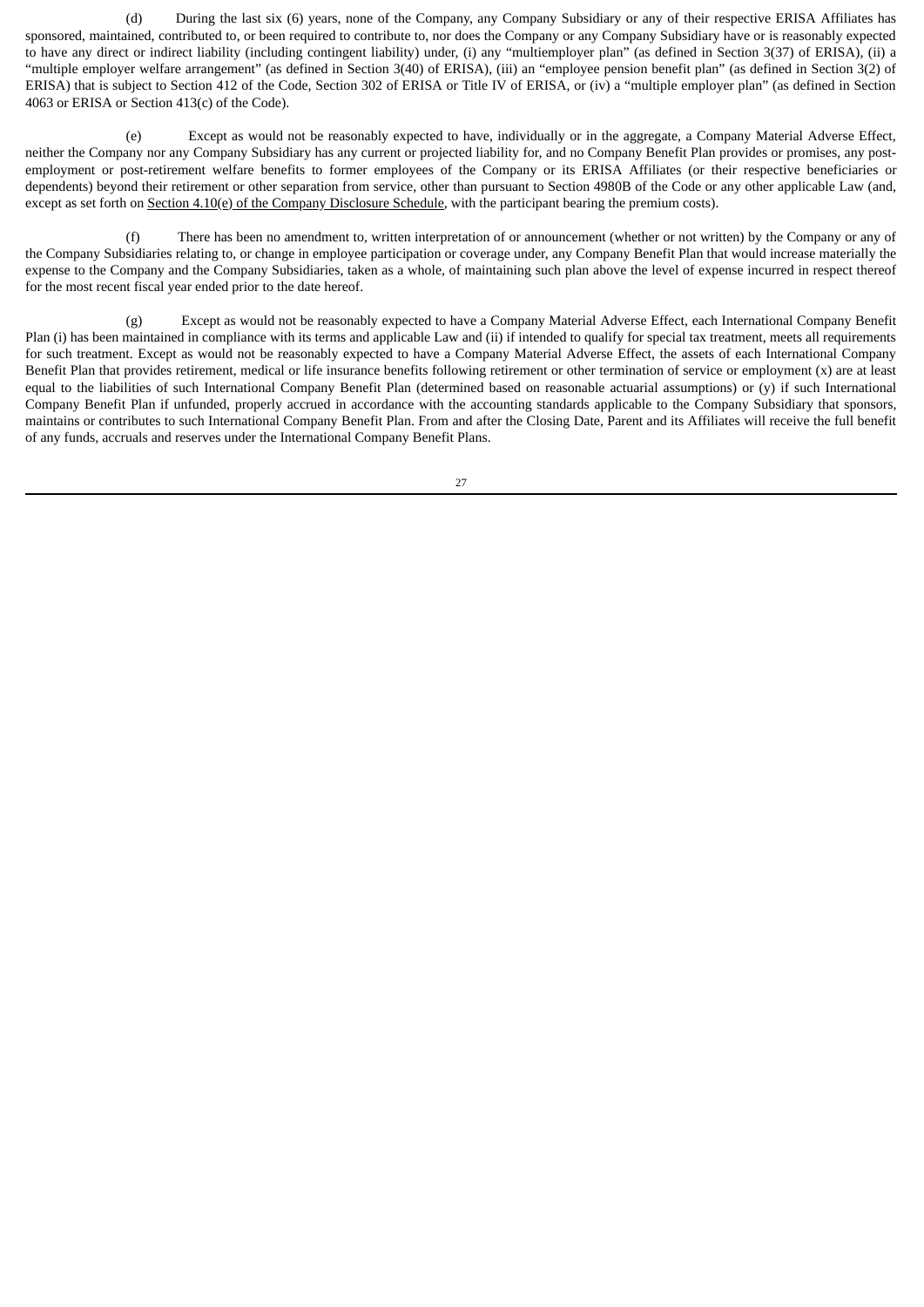(d) During the last six (6) years, none of the Company, any Company Subsidiary or any of their respective ERISA Affiliates has sponsored, maintained, contributed to, or been required to contribute to, nor does the Company or any Company Subsidiary have or is reasonably expected to have any direct or indirect liability (including contingent liability) under, (i) any "multiemployer plan" (as defined in Section 3(37) of ERISA), (ii) a "multiple employer welfare arrangement" (as defined in Section 3(40) of ERISA), (iii) an "employee pension benefit plan" (as defined in Section 3(2) of ERISA) that is subject to Section 412 of the Code, Section 302 of ERISA or Title IV of ERISA, or (iv) a "multiple employer plan" (as defined in Section 4063 or ERISA or Section 413(c) of the Code).

(e) Except as would not be reasonably expected to have, individually or in the aggregate, a Company Material Adverse Effect, neither the Company nor any Company Subsidiary has any current or projected liability for, and no Company Benefit Plan provides or promises, any post-employment or post-retirement welfare benefits to former employees of the Company or its ERISA Affiliates (or their respective beneficiaries or dependents) beyond their retirement or other separation from service, other than pursuant to Section 4980B of the Code or any other applicable Law (and, except as set forth on Section 4.10(e) of the Company Disclosure Schedule, with the participant bearing the premium costs).

(f) There has been no amendment to, written interpretation of or announcement (whether or not written) by the Company or any of the Company Subsidiaries relating to, or change in employee participation or coverage under, any Company Benefit Plan that would increase materially the expense to the Company and the Company Subsidiaries, taken as a whole, of maintaining such plan above the level of expense incurred in respect thereof for the most recent fiscal year ended prior to the date hereof.

(g) Except as would not be reasonably expected to have a Company Material Adverse Effect, each International Company Benefit Plan (i) has been maintained in compliance with its terms and applicable Law and (ii) if intended to qualify for special tax treatment, meets all requirements for such treatment. Except as would not be reasonably expected to have a Company Material Adverse Effect, the assets of each International Company Benefit Plan that provides retirement, medical or life insurance benefits following retirement or other termination of service or employment (x) are at least equal to the liabilities of such International Company Benefit Plan (determined based on reasonable actuarial assumptions) or (y) if such International Company Benefit Plan if unfunded, properly accrued in accordance with the accounting standards applicable to the Company Subsidiary that sponsors, maintains or contributes to such International Company Benefit Plan. From and after the Closing Date, Parent and its Affiliates will receive the full benefit of any funds, accruals and reserves under the International Company Benefit Plans.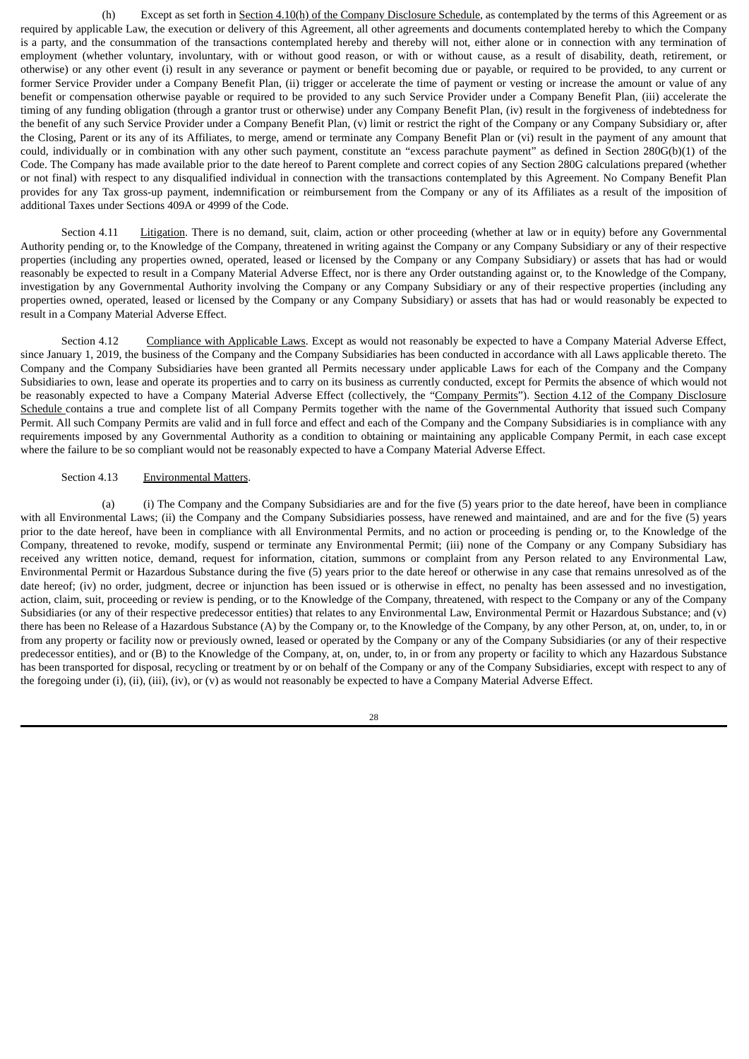(h) Except as set forth in Section 4.10(h) of the Company Disclosure Schedule, as contemplated by the terms of this Agreement or as required by applicable Law, the execution or delivery of this Agreement, all other agreements and documents contemplated hereby to which the Company is a party, and the consummation of the transactions contemplated hereby and thereby will not, either alone or in connection with any termination of employment (whether voluntary, involuntary, with or without good reason, or with or without cause, as a result of disability, death, retirement, or otherwise) or any other event (i) result in any severance or payment or benefit becoming due or payable, or required to be provided, to any current or former Service Provider under a Company Benefit Plan, (ii) trigger or accelerate the time of payment or vesting or increase the amount or value of any benefit or compensation otherwise payable or required to be provided to any such Service Provider under a Company Benefit Plan, (iii) accelerate the timing of any funding obligation (through a grantor trust or otherwise) under any Company Benefit Plan, (iv) result in the forgiveness of indebtedness for the benefit of any such Service Provider under a Company Benefit Plan, (v) limit or restrict the right of the Company or any Company Subsidiary or, after the Closing, Parent or its any of its Affiliates, to merge, amend or terminate any Company Benefit Plan or (vi) result in the payment of any amount that could, individually or in combination with any other such payment, constitute an "excess parachute payment" as defined in Section 280G(b)(1) of the Code. The Company has made available prior to the date hereof to Parent complete and correct copies of any Section 280G calculations prepared (whether or not final) with respect to any disqualified individual in connection with the transactions contemplated by this Agreement. No Company Benefit Plan provides for any Tax gross-up payment, indemnification or reimbursement from the Company or any of its Affiliates as a result of the imposition of additional Taxes under Sections 409A or 4999 of the Code.

Section 4.11 Litigation. There is no demand, suit, claim, action or other proceeding (whether at law or in equity) before any Governmental Authority pending or, to the Knowledge of the Company, threatened in writing against the Company or any Company Subsidiary or any of their respective properties (including any properties owned, operated, leased or licensed by the Company or any Company Subsidiary) or assets that has had or would reasonably be expected to result in a Company Material Adverse Effect, nor is there any Order outstanding against or, to the Knowledge of the Company, investigation by any Governmental Authority involving the Company or any Company Subsidiary or any of their respective properties (including any properties owned, operated, leased or licensed by the Company or any Company Subsidiary) or assets that has had or would reasonably be expected to result in a Company Material Adverse Effect.

Section 4.12 Compliance with Applicable Laws. Except as would not reasonably be expected to have a Company Material Adverse Effect, since January 1, 2019, the business of the Company and the Company Subsidiaries has been conducted in accordance with all Laws applicable thereto. The Company and the Company Subsidiaries have been granted all Permits necessary under applicable Laws for each of the Company and the Company Subsidiaries to own, lease and operate its properties and to carry on its business as currently conducted, except for Permits the absence of which would not be reasonably expected to have a Company Material Adverse Effect (collectively, the "Company Permits"). Section 4.12 of the Company Disclosure Schedule contains a true and complete list of all Company Permits together with the name of the Governmental Authority that issued such Company Permit. All such Company Permits are valid and in full force and effect and each of the Company and the Company Subsidiaries is in compliance with any requirements imposed by any Governmental Authority as a condition to obtaining or maintaining any applicable Company Permit, in each case except where the failure to be so compliant would not be reasonably expected to have a Company Material Adverse Effect.

Section 4.13 Environmental Matters.

(a) (i) The Company and the Company Subsidiaries are and for the five (5) years prior to the date hereof, have been in compliance with all Environmental Laws; (ii) the Company and the Company Subsidiaries possess, have renewed and maintained, and are and for the five (5) years prior to the date hereof, have been in compliance with all Environmental Permits, and no action or proceeding is pending or, to the Knowledge of the Company, threatened to revoke, modify, suspend or terminate any Environmental Permit; (iii) none of the Company or any Company Subsidiary has received any written notice, demand, request for information, citation, summons or complaint from any Person related to any Environmental Law, Environmental Permit or Hazardous Substance during the five (5) years prior to the date hereof or otherwise in any case that remains unresolved as of the date hereof; (iv) no order, judgment, decree or injunction has been issued or is otherwise in effect, no penalty has been assessed and no investigation, action, claim, suit, proceeding or review is pending, or to the Knowledge of the Company, threatened, with respect to the Company or any of the Company Subsidiaries (or any of their respective predecessor entities) that relates to any Environmental Law, Environmental Permit or Hazardous Substance; and (v) there has been no Release of a Hazardous Substance (A) by the Company or, to the Knowledge of the Company, by any other Person, at, on, under, to, in or from any property or facility now or previously owned, leased or operated by the Company or any of the Company Subsidiaries (or any of their respective predecessor entities), and or (B) to the Knowledge of the Company, at, on, under, to, in or from any property or facility to which any Hazardous Substance has been transported for disposal, recycling or treatment by or on behalf of the Company or any of the Company Subsidiaries, except with respect to any of the foregoing under (i), (ii), (iii), (iv), or (v) as would not reasonably be expected to have a Company Material Adverse Effect.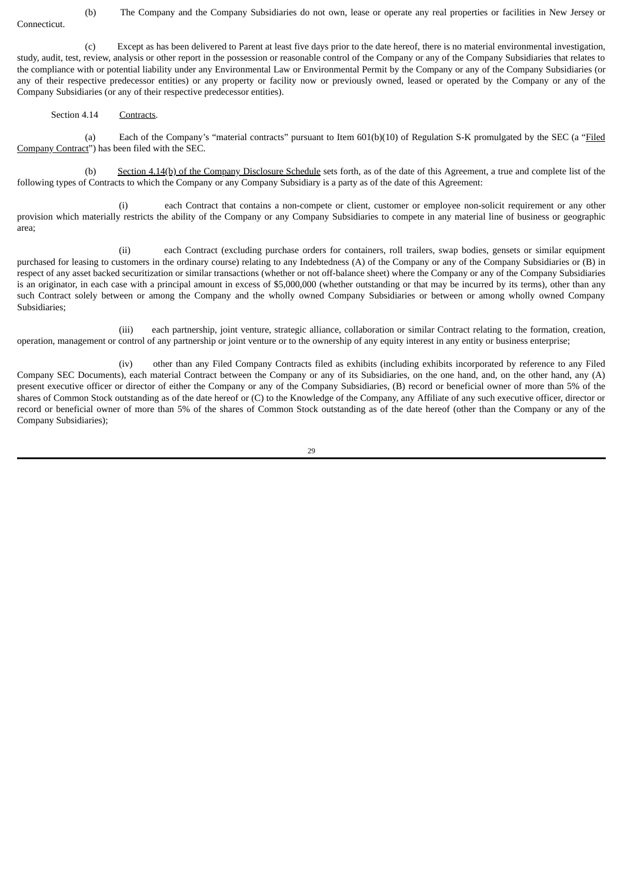(b) The Company and the Company Subsidiaries do not own, lease or operate any real properties or facilities in New Jersey or Connecticut.

(c) Except as has been delivered to Parent at least five days prior to the date hereof, there is no material environmental investigation, study, audit, test, review, analysis or other report in the possession or reasonable control of the Company or any of the Company Subsidiaries that relates to the compliance with or potential liability under any Environmental Law or Environmental Permit by the Company or any of the Company Subsidiaries (or any of their respective predecessor entities) or any property or facility now or previously owned, leased or operated by the Company or any of the Company Subsidiaries (or any of their respective predecessor entities).

Section 4.14 Contracts.

(a) Each of the Company's "material contracts" pursuant to Item 601(b)(10) of Regulation S-K promulgated by the SEC (a "Filed Company Contract") has been filed with the SEC.

(b) Section 4.14(b) of the Company Disclosure Schedule sets forth, as of the date of this Agreement, a true and complete list of the following types of Contracts to which the Company or any Company Subsidiary is a party as of the date of this Agreement:

(i) each Contract that contains a non-compete or client, customer or employee non-solicit requirement or any other provision which materially restricts the ability of the Company or any Company Subsidiaries to compete in any material line of business or geographic area;

(ii) each Contract (excluding purchase orders for containers, roll trailers, swap bodies, gensets or similar equipment purchased for leasing to customers in the ordinary course) relating to any Indebtedness (A) of the Company or any of the Company Subsidiaries or (B) in respect of any asset backed securitization or similar transactions (whether or not off-balance sheet) where the Company or any of the Company Subsidiaries is an originator, in each case with a principal amount in excess of $5,000,000 (whether outstanding or that may be incurred by its terms), other than any such Contract solely between or among the Company and the wholly owned Company Subsidiaries or between or among wholly owned Company Subsidiaries;

(iii) each partnership, joint venture, strategic alliance, collaboration or similar Contract relating to the formation, creation, operation, management or control of any partnership or joint venture or to the ownership of any equity interest in any entity or business enterprise;

(iv) other than any Filed Company Contracts filed as exhibits (including exhibits incorporated by reference to any Filed Company SEC Documents), each material Contract between the Company or any of its Subsidiaries, on the one hand, and, on the other hand, any (A) present executive officer or director of either the Company or any of the Company Subsidiaries, (B) record or beneficial owner of more than 5% of the shares of Common Stock outstanding as of the date hereof or (C) to the Knowledge of the Company, any Affiliate of any such executive officer, director or record or beneficial owner of more than 5% of the shares of Common Stock outstanding as of the date hereof (other than the Company or any of the Company Subsidiaries);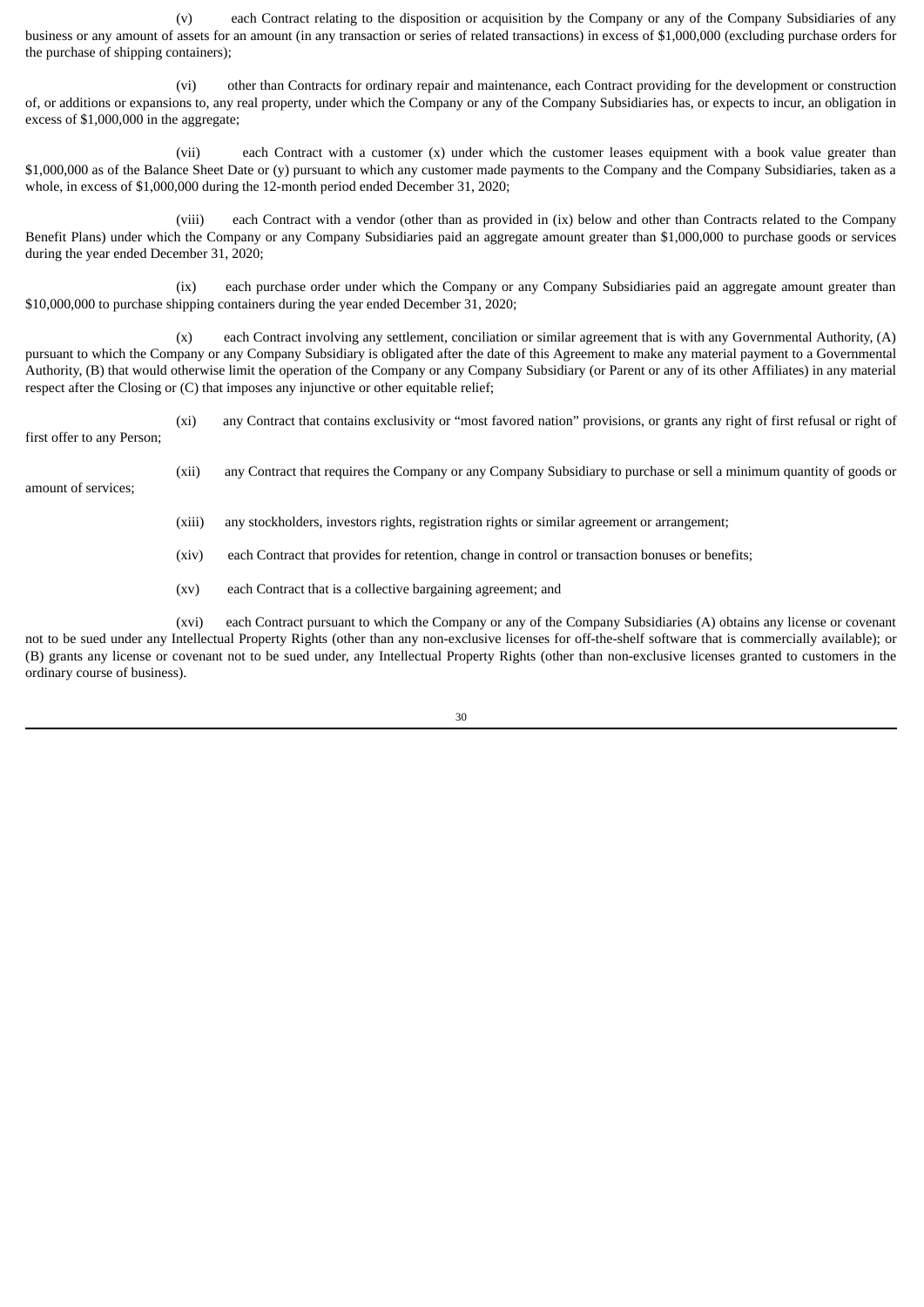(v) each Contract relating to the disposition or acquisition by the Company or any of the Company Subsidiaries of any business or any amount of assets for an amount (in any transaction or series of related transactions) in excess of $1,000,000 (excluding purchase orders for the purchase of shipping containers);

(vi) other than Contracts for ordinary repair and maintenance, each Contract providing for the development or construction of, or additions or expansions to, any real property, under which the Company or any of the Company Subsidiaries has, or expects to incur, an obligation in excess of $1,000,000 in the aggregate;

(vii) each Contract with a customer (x) under which the customer leases equipment with a book value greater than $1,000,000 as of the Balance Sheet Date or (y) pursuant to which any customer made payments to the Company and the Company Subsidiaries, taken as a whole, in excess of $1,000,000 during the 12-month period ended December 31, 2020;

(viii) each Contract with a vendor (other than as provided in (ix) below and other than Contracts related to the Company Benefit Plans) under which the Company or any Company Subsidiaries paid an aggregate amount greater than $1,000,000 to purchase goods or services during the year ended December 31, 2020;

(ix) each purchase order under which the Company or any Company Subsidiaries paid an aggregate amount greater than $10,000,000 to purchase shipping containers during the year ended December 31, 2020;

(x) each Contract involving any settlement, conciliation or similar agreement that is with any Governmental Authority, (A) pursuant to which the Company or any Company Subsidiary is obligated after the date of this Agreement to make any material payment to a Governmental Authority, (B) that would otherwise limit the operation of the Company or any Company Subsidiary (or Parent or any of its other Affiliates) in any material respect after the Closing or (C) that imposes any injunctive or other equitable relief;

(xi) any Contract that contains exclusivity or "most favored nation" provisions, or grants any right of first refusal or right of first offer to any Person;

(xii) any Contract that requires the Company or any Company Subsidiary to purchase or sell a minimum quantity of goods or amount of services;

(xiii) any stockholders, investors rights, registration rights or similar agreement or arrangement;

(xiv) each Contract that provides for retention, change in control or transaction bonuses or benefits;

(xv) each Contract that is a collective bargaining agreement; and

(xvi) each Contract pursuant to which the Company or any of the Company Subsidiaries (A) obtains any license or covenant not to be sued under any Intellectual Property Rights (other than any non-exclusive licenses for off-the-shelf software that is commercially available); or (B) grants any license or covenant not to be sued under, any Intellectual Property Rights (other than non-exclusive licenses granted to customers in the ordinary course of business).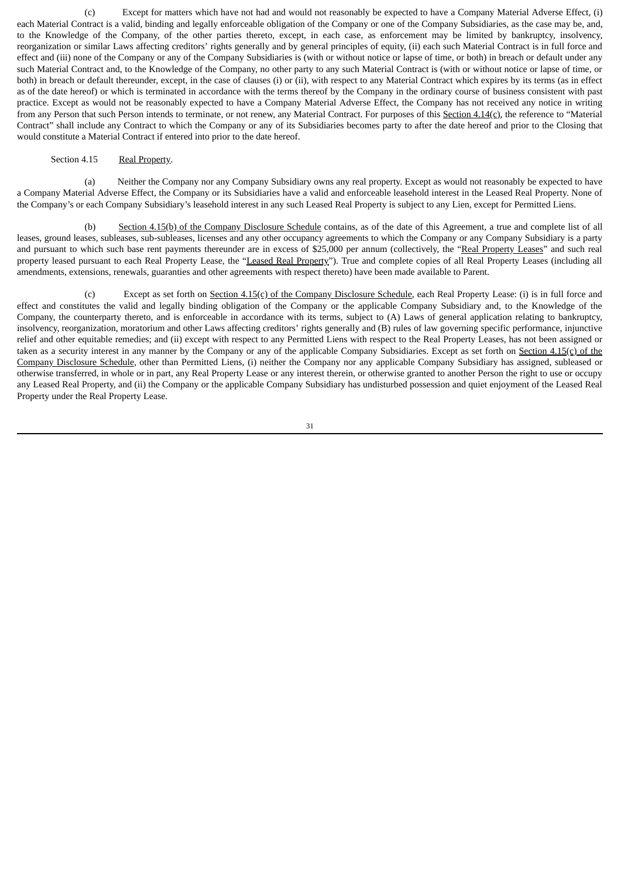(c) Except for matters which have not had and would not reasonably be expected to have a Company Material Adverse Effect, (i) each Material Contract is a valid, binding and legally enforceable obligation of the Company or one of the Company Subsidiaries, as the case may be, and, to the Knowledge of the Company, of the other parties thereto, except, in each case, as enforcement may be limited by bankruptcy, insolvency, reorganization or similar Laws affecting creditors' rights generally and by general principles of equity, (ii) each such Material Contract is in full force and effect and (iii) none of the Company or any of the Company Subsidiaries is (with or without notice or lapse of time, or both) in breach or default under any such Material Contract and, to the Knowledge of the Company, no other party to any such Material Contract is (with or without notice or lapse of time, or both) in breach or default thereunder, except, in the case of clauses (i) or (ii), with respect to any Material Contract which expires by its terms (as in effect as of the date hereof) or which is terminated in accordance with the terms thereof by the Company in the ordinary course of business consistent with past practice. Except as would not be reasonably expected to have a Company Material Adverse Effect, the Company has not received any notice in writing from any Person that such Person intends to terminate, or not renew, any Material Contract. For purposes of this Section 4.14(c), the reference to "Material Contract" shall include any Contract to which the Company or any of its Subsidiaries becomes party to after the date hereof and prior to the Closing that would constitute a Material Contract if entered into prior to the date hereof.

Section 4.15 Real Property.

(a) Neither the Company nor any Company Subsidiary owns any real property. Except as would not reasonably be expected to have a Company Material Adverse Effect, the Company or its Subsidiaries have a valid and enforceable leasehold interest in the Leased Real Property. None of the Company's or each Company Subsidiary's leasehold interest in any such Leased Real Property is subject to any Lien, except for Permitted Liens.

(b) Section 4.15(b) of the Company Disclosure Schedule contains, as of the date of this Agreement, a true and complete list of all leases, ground leases, subleases, sub-subleases, licenses and any other occupancy agreements to which the Company or any Company Subsidiary is a party and pursuant to which such base rent payments thereunder are in excess of $25,000 per annum (collectively, the "Real Property Leases" and such real property leased pursuant to each Real Property Lease, the "Leased Real Property"). True and complete copies of all Real Property Leases (including all amendments, extensions, renewals, guaranties and other agreements with respect thereto) have been made available to Parent.

(c) Except as set forth on Section 4.15(c) of the Company Disclosure Schedule, each Real Property Lease: (i) is in full force and effect and constitutes the valid and legally binding obligation of the Company or the applicable Company Subsidiary and, to the Knowledge of the Company, the counterparty thereto, and is enforceable in accordance with its terms, subject to (A) Laws of general application relating to bankruptcy, insolvency, reorganization, moratorium and other Laws affecting creditors' rights generally and (B) rules of law governing specific performance, injunctive relief and other equitable remedies; and (ii) except with respect to any Permitted Liens with respect to the Real Property Leases, has not been assigned or taken as a security interest in any manner by the Company or any of the applicable Company Subsidiaries. Except as set forth on Section 4.15(c) of the Company Disclosure Schedule, other than Permitted Liens, (i) neither the Company nor any applicable Company Subsidiary has assigned, subleased or otherwise transferred, in whole or in part, any Real Property Lease or any interest therein, or otherwise granted to another Person the right to use or occupy any Leased Real Property, and (ii) the Company or the applicable Company Subsidiary has undisturbed possession and quiet enjoyment of the Leased Real Property under the Real Property Lease.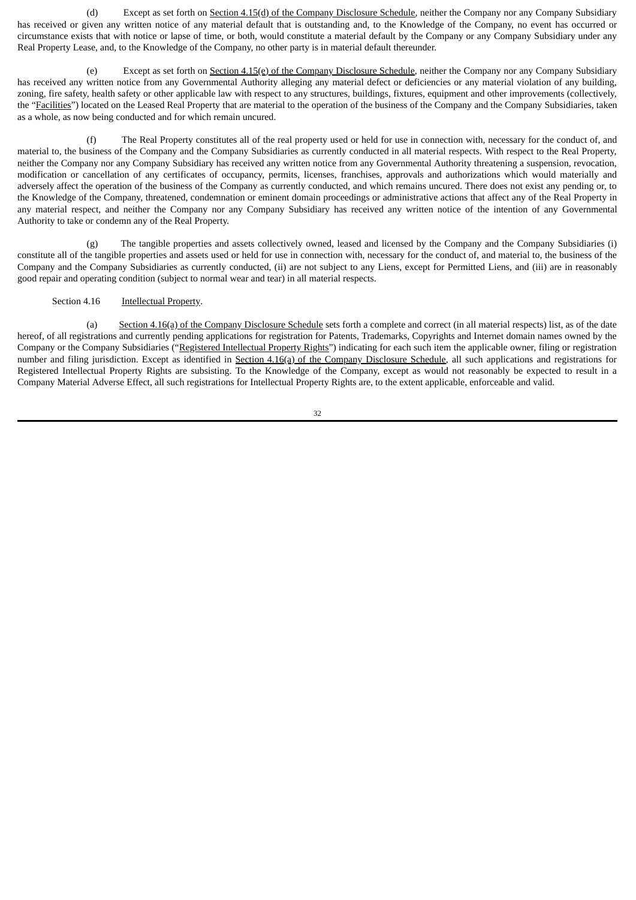(d) Except as set forth on Section 4.15(d) of the Company Disclosure Schedule, neither the Company nor any Company Subsidiary has received or given any written notice of any material default that is outstanding and, to the Knowledge of the Company, no event has occurred or circumstance exists that with notice or lapse of time, or both, would constitute a material default by the Company or any Company Subsidiary under any Real Property Lease, and, to the Knowledge of the Company, no other party is in material default thereunder.

(e) Except as set forth on Section 4.15(e) of the Company Disclosure Schedule, neither the Company nor any Company Subsidiary has received any written notice from any Governmental Authority alleging any material defect or deficiencies or any material violation of any building, zoning, fire safety, health safety or other applicable law with respect to any structures, buildings, fixtures, equipment and other improvements (collectively, the "Facilities") located on the Leased Real Property that are material to the operation of the business of the Company and the Company Subsidiaries, taken as a whole, as now being conducted and for which remain uncured.

(f) The Real Property constitutes all of the real property used or held for use in connection with, necessary for the conduct of, and material to, the business of the Company and the Company Subsidiaries as currently conducted in all material respects. With respect to the Real Property, neither the Company nor any Company Subsidiary has received any written notice from any Governmental Authority threatening a suspension, revocation, modification or cancellation of any certificates of occupancy, permits, licenses, franchises, approvals and authorizations which would materially and adversely affect the operation of the business of the Company as currently conducted, and which remains uncured. There does not exist any pending or, to the Knowledge of the Company, threatened, condemnation or eminent domain proceedings or administrative actions that affect any of the Real Property in any material respect, and neither the Company nor any Company Subsidiary has received any written notice of the intention of any Governmental Authority to take or condemn any of the Real Property.

(g) The tangible properties and assets collectively owned, leased and licensed by the Company and the Company Subsidiaries (i) constitute all of the tangible properties and assets used or held for use in connection with, necessary for the conduct of, and material to, the business of the Company and the Company Subsidiaries as currently conducted, (ii) are not subject to any Liens, except for Permitted Liens, and (iii) are in reasonably good repair and operating condition (subject to normal wear and tear) in all material respects.

Section 4.16 Intellectual Property.

(a) Section 4.16(a) of the Company Disclosure Schedule sets forth a complete and correct (in all material respects) list, as of the date hereof, of all registrations and currently pending applications for registration for Patents, Trademarks, Copyrights and Internet domain names owned by the Company or the Company Subsidiaries ("Registered Intellectual Property Rights") indicating for each such item the applicable owner, filing or registration number and filing jurisdiction. Except as identified in Section 4.16(a) of the Company Disclosure Schedule, all such applications and registrations for Registered Intellectual Property Rights are subsisting. To the Knowledge of the Company, except as would not reasonably be expected to result in a Company Material Adverse Effect, all such registrations for Intellectual Property Rights are, to the extent applicable, enforceable and valid.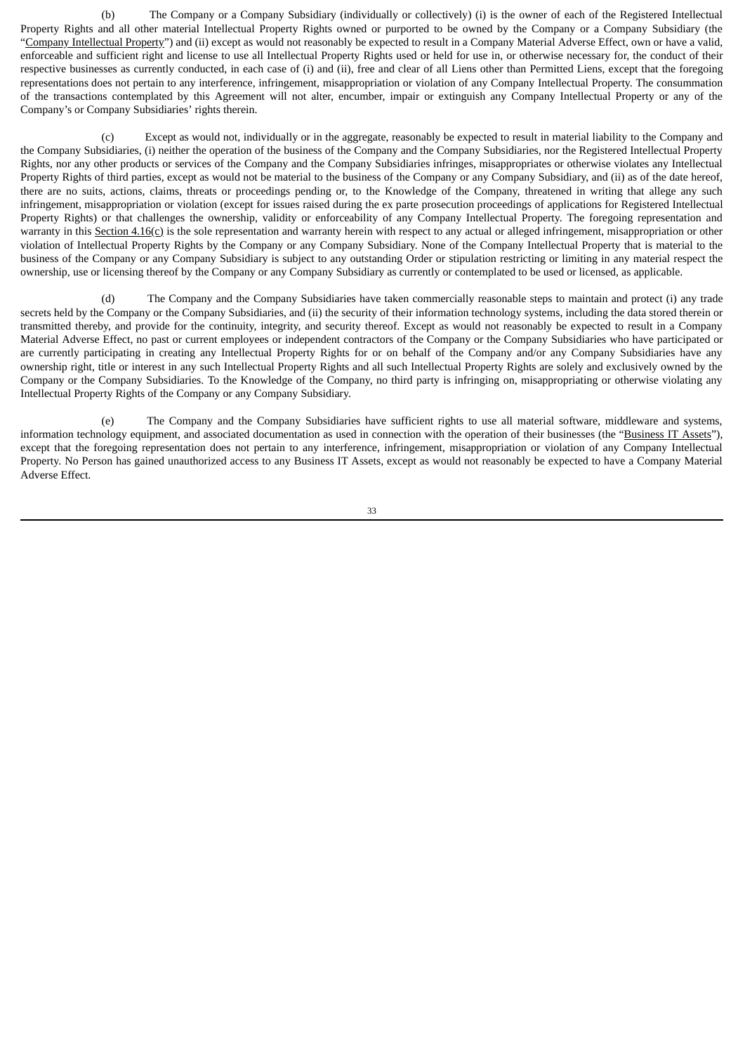(b) The Company or a Company Subsidiary (individually or collectively) (i) is the owner of each of the Registered Intellectual Property Rights and all other material Intellectual Property Rights owned or purported to be owned by the Company or a Company Subsidiary (the "Company Intellectual Property") and (ii) except as would not reasonably be expected to result in a Company Material Adverse Effect, own or have a valid, enforceable and sufficient right and license to use all Intellectual Property Rights used or held for use in, or otherwise necessary for, the conduct of their respective businesses as currently conducted, in each case of (i) and (ii), free and clear of all Liens other than Permitted Liens, except that the foregoing representations does not pertain to any interference, infringement, misappropriation or violation of any Company Intellectual Property. The consummation of the transactions contemplated by this Agreement will not alter, encumber, impair or extinguish any Company Intellectual Property or any of the Company's or Company Subsidiaries' rights therein.

(c) Except as would not, individually or in the aggregate, reasonably be expected to result in material liability to the Company and the Company Subsidiaries, (i) neither the operation of the business of the Company and the Company Subsidiaries, nor the Registered Intellectual Property Rights, nor any other products or services of the Company and the Company Subsidiaries infringes, misappropriates or otherwise violates any Intellectual Property Rights of third parties, except as would not be material to the business of the Company or any Company Subsidiary, and (ii) as of the date hereof, there are no suits, actions, claims, threats or proceedings pending or, to the Knowledge of the Company, threatened in writing that allege any such infringement, misappropriation or violation (except for issues raised during the ex parte prosecution proceedings of applications for Registered Intellectual Property Rights) or that challenges the ownership, validity or enforceability of any Company Intellectual Property. The foregoing representation and warranty in this Section 4.16(c) is the sole representation and warranty herein with respect to any actual or alleged infringement, misappropriation or other violation of Intellectual Property Rights by the Company or any Company Subsidiary. None of the Company Intellectual Property that is material to the business of the Company or any Company Subsidiary is subject to any outstanding Order or stipulation restricting or limiting in any material respect the ownership, use or licensing thereof by the Company or any Company Subsidiary as currently or contemplated to be used or licensed, as applicable.

(d) The Company and the Company Subsidiaries have taken commercially reasonable steps to maintain and protect (i) any trade secrets held by the Company or the Company Subsidiaries, and (ii) the security of their information technology systems, including the data stored therein or transmitted thereby, and provide for the continuity, integrity, and security thereof. Except as would not reasonably be expected to result in a Company Material Adverse Effect, no past or current employees or independent contractors of the Company or the Company Subsidiaries who have participated or are currently participating in creating any Intellectual Property Rights for or on behalf of the Company and/or any Company Subsidiaries have any ownership right, title or interest in any such Intellectual Property Rights and all such Intellectual Property Rights are solely and exclusively owned by the Company or the Company Subsidiaries. To the Knowledge of the Company, no third party is infringing on, misappropriating or otherwise violating any Intellectual Property Rights of the Company or any Company Subsidiary.

(e) The Company and the Company Subsidiaries have sufficient rights to use all material software, middleware and systems, information technology equipment, and associated documentation as used in connection with the operation of their businesses (the "Business IT Assets"), except that the foregoing representation does not pertain to any interference, infringement, misappropriation or violation of any Company Intellectual Property. No Person has gained unauthorized access to any Business IT Assets, except as would not reasonably be expected to have a Company Material Adverse Effect.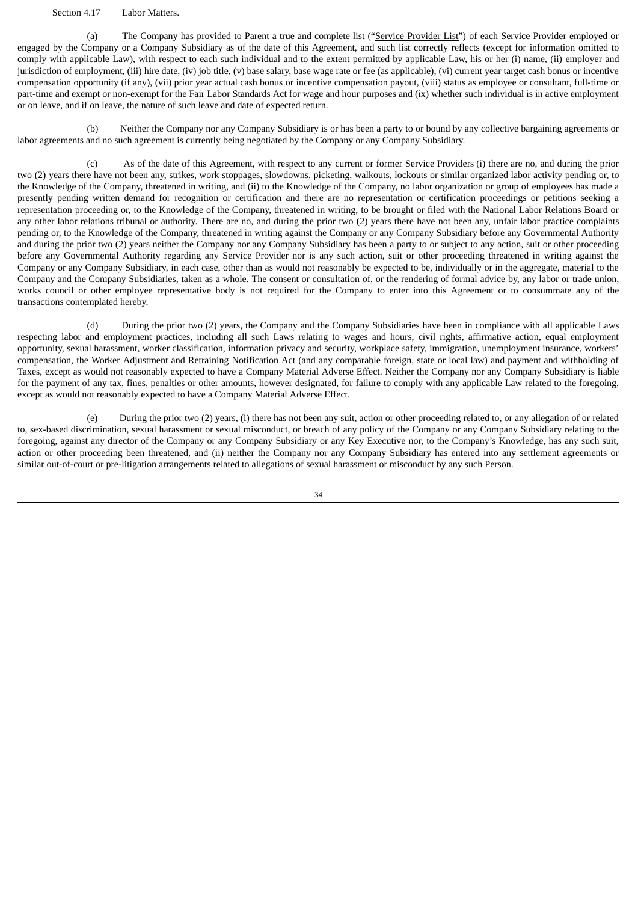Section 4.17 Labor Matters.

(a) The Company has provided to Parent a true and complete list ("Service Provider List") of each Service Provider employed or engaged by the Company or a Company Subsidiary as of the date of this Agreement, and such list correctly reflects (except for information omitted to comply with applicable Law), with respect to each such individual and to the extent permitted by applicable Law, his or her (i) name, (ii) employer and jurisdiction of employment, (iii) hire date, (iv) job title, (v) base salary, base wage rate or fee (as applicable), (vi) current year target cash bonus or incentive compensation opportunity (if any), (vii) prior year actual cash bonus or incentive compensation payout, (viii) status as employee or consultant, full-time or part-time and exempt or non-exempt for the Fair Labor Standards Act for wage and hour purposes and (ix) whether such individual is in active employment or on leave, and if on leave, the nature of such leave and date of expected return.

(b) Neither the Company nor any Company Subsidiary is or has been a party to or bound by any collective bargaining agreements or labor agreements and no such agreement is currently being negotiated by the Company or any Company Subsidiary.

(c) As of the date of this Agreement, with respect to any current or former Service Providers (i) there are no, and during the prior two (2) years there have not been any, strikes, work stoppages, slowdowns, picketing, walkouts, lockouts or similar organized labor activity pending or, to the Knowledge of the Company, threatened in writing, and (ii) to the Knowledge of the Company, no labor organization or group of employees has made a presently pending written demand for recognition or certification and there are no representation or certification proceedings or petitions seeking a representation proceeding or, to the Knowledge of the Company, threatened in writing, to be brought or filed with the National Labor Relations Board or any other labor relations tribunal or authority. There are no, and during the prior two (2) years there have not been any, unfair labor practice complaints pending or, to the Knowledge of the Company, threatened in writing against the Company or any Company Subsidiary before any Governmental Authority and during the prior two (2) years neither the Company nor any Company Subsidiary has been a party to or subject to any action, suit or other proceeding before any Governmental Authority regarding any Service Provider nor is any such action, suit or other proceeding threatened in writing against the Company or any Company Subsidiary, in each case, other than as would not reasonably be expected to be, individually or in the aggregate, material to the Company and the Company Subsidiaries, taken as a whole. The consent or consultation of, or the rendering of formal advice by, any labor or trade union, works council or other employee representative body is not required for the Company to enter into this Agreement or to consummate any of the transactions contemplated hereby.

(d) During the prior two (2) years, the Company and the Company Subsidiaries have been in compliance with all applicable Laws respecting labor and employment practices, including all such Laws relating to wages and hours, civil rights, affirmative action, equal employment opportunity, sexual harassment, worker classification, information privacy and security, workplace safety, immigration, unemployment insurance, workers' compensation, the Worker Adjustment and Retraining Notification Act (and any comparable foreign, state or local law) and payment and withholding of Taxes, except as would not reasonably expected to have a Company Material Adverse Effect. Neither the Company nor any Company Subsidiary is liable for the payment of any tax, fines, penalties or other amounts, however designated, for failure to comply with any applicable Law related to the foregoing, except as would not reasonably expected to have a Company Material Adverse Effect.

(e) During the prior two (2) years, (i) there has not been any suit, action or other proceeding related to, or any allegation of or related to, sex-based discrimination, sexual harassment or sexual misconduct, or breach of any policy of the Company or any Company Subsidiary relating to the foregoing, against any director of the Company or any Company Subsidiary or any Key Executive nor, to the Company's Knowledge, has any such suit, action or other proceeding been threatened, and (ii) neither the Company nor any Company Subsidiary has entered into any settlement agreements or similar out-of-court or pre-litigation arrangements related to allegations of sexual harassment or misconduct by any such Person.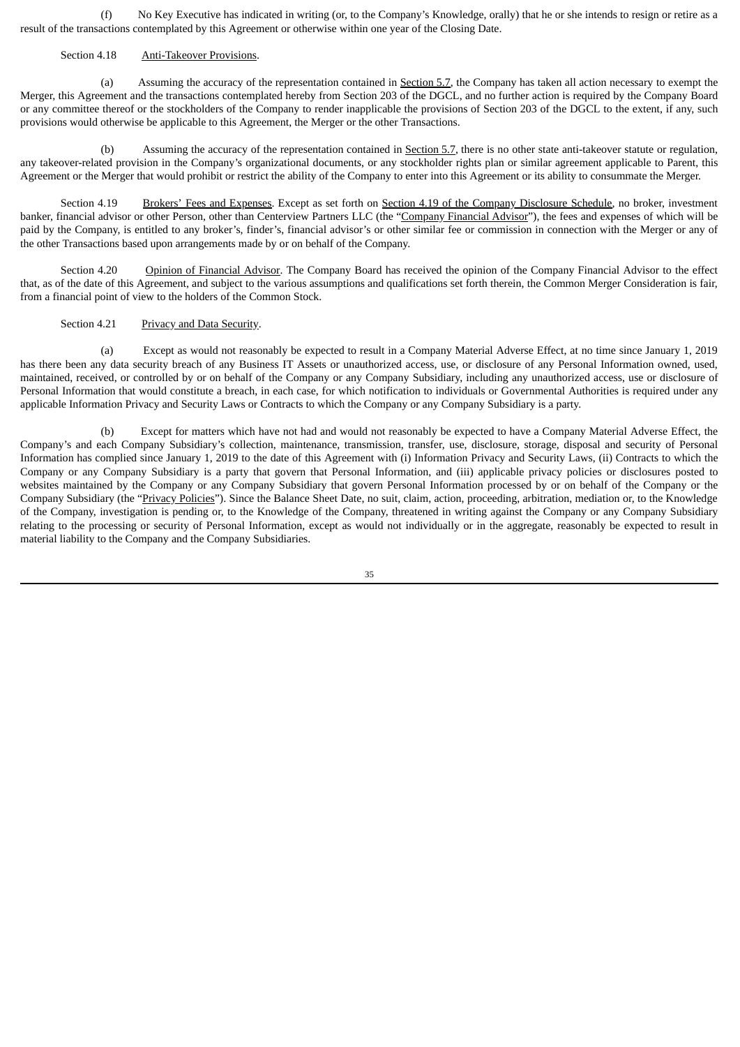(f) No Key Executive has indicated in writing (or, to the Company's Knowledge, orally) that he or she intends to resign or retire as a result of the transactions contemplated by this Agreement or otherwise within one year of the Closing Date.

Section 4.18 Anti-Takeover Provisions.

(a) Assuming the accuracy of the representation contained in Section 5.7, the Company has taken all action necessary to exempt the Merger, this Agreement and the transactions contemplated hereby from Section 203 of the DGCL, and no further action is required by the Company Board or any committee thereof or the stockholders of the Company to render inapplicable the provisions of Section 203 of the DGCL to the extent, if any, such provisions would otherwise be applicable to this Agreement, the Merger or the other Transactions.

(b) Assuming the accuracy of the representation contained in Section 5.7, there is no other state anti-takeover statute or regulation, any takeover-related provision in the Company's organizational documents, or any stockholder rights plan or similar agreement applicable to Parent, this Agreement or the Merger that would prohibit or restrict the ability of the Company to enter into this Agreement or its ability to consummate the Merger.

Section 4.19 Brokers' Fees and Expenses. Except as set forth on Section 4.19 of the Company Disclosure Schedule, no broker, investment banker, financial advisor or other Person, other than Centerview Partners LLC (the "Company Financial Advisor"), the fees and expenses of which will be paid by the Company, is entitled to any broker's, finder's, financial advisor's or other similar fee or commission in connection with the Merger or any of the other Transactions based upon arrangements made by or on behalf of the Company.

Section 4.20 Opinion of Financial Advisor. The Company Board has received the opinion of the Company Financial Advisor to the effect that, as of the date of this Agreement, and subject to the various assumptions and qualifications set forth therein, the Common Merger Consideration is fair, from a financial point of view to the holders of the Common Stock.

Section 4.21 Privacy and Data Security.

(a) Except as would not reasonably be expected to result in a Company Material Adverse Effect, at no time since January 1, 2019 has there been any data security breach of any Business IT Assets or unauthorized access, use, or disclosure of any Personal Information owned, used, maintained, received, or controlled by or on behalf of the Company or any Company Subsidiary, including any unauthorized access, use or disclosure of Personal Information that would constitute a breach, in each case, for which notification to individuals or Governmental Authorities is required under any applicable Information Privacy and Security Laws or Contracts to which the Company or any Company Subsidiary is a party.

(b) Except for matters which have not had and would not reasonably be expected to have a Company Material Adverse Effect, the Company's and each Company Subsidiary's collection, maintenance, transmission, transfer, use, disclosure, storage, disposal and security of Personal Information has complied since January 1, 2019 to the date of this Agreement with (i) Information Privacy and Security Laws, (ii) Contracts to which the Company or any Company Subsidiary is a party that govern that Personal Information, and (iii) applicable privacy policies or disclosures posted to websites maintained by the Company or any Company Subsidiary that govern Personal Information processed by or on behalf of the Company or the Company Subsidiary (the "Privacy Policies"). Since the Balance Sheet Date, no suit, claim, action, proceeding, arbitration, mediation or, to the Knowledge of the Company, investigation is pending or, to the Knowledge of the Company, threatened in writing against the Company or any Company Subsidiary relating to the processing or security of Personal Information, except as would not individually or in the aggregate, reasonably be expected to result in material liability to the Company and the Company Subsidiaries.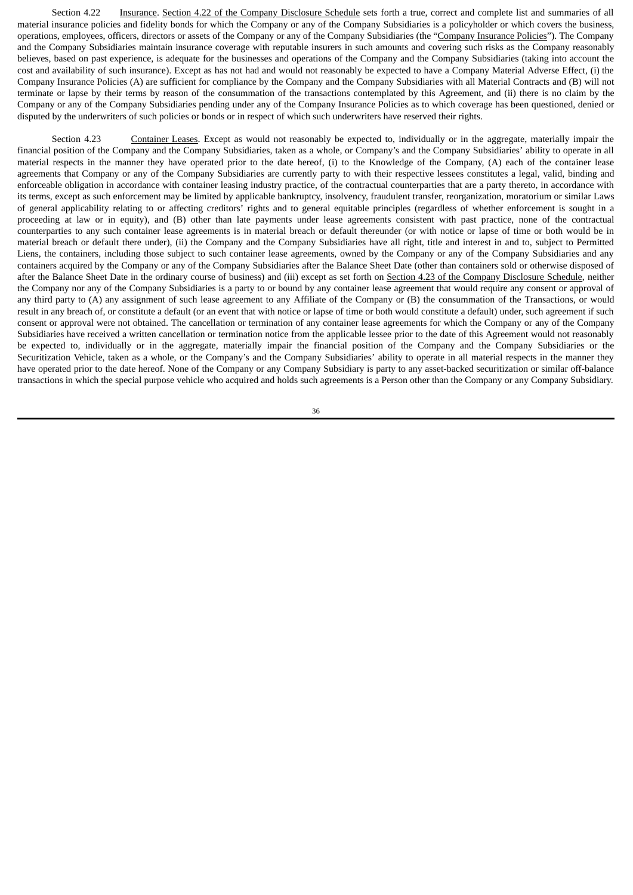Section 4.22 Insurance. Section 4.22 of the Company Disclosure Schedule sets forth a true, correct and complete list and summaries of all material insurance policies and fidelity bonds for which the Company or any of the Company Subsidiaries is a policyholder or which covers the business, operations, employees, officers, directors or assets of the Company or any of the Company Subsidiaries (the "Company Insurance Policies"). The Company and the Company Subsidiaries maintain insurance coverage with reputable insurers in such amounts and covering such risks as the Company reasonably believes, based on past experience, is adequate for the businesses and operations of the Company and the Company Subsidiaries (taking into account the cost and availability of such insurance). Except as has not had and would not reasonably be expected to have a Company Material Adverse Effect, (i) the Company Insurance Policies (A) are sufficient for compliance by the Company and the Company Subsidiaries with all Material Contracts and (B) will not terminate or lapse by their terms by reason of the consummation of the transactions contemplated by this Agreement, and (ii) there is no claim by the Company or any of the Company Subsidiaries pending under any of the Company Insurance Policies as to which coverage has been questioned, denied or disputed by the underwriters of such policies or bonds or in respect of which such underwriters have reserved their rights.

Section 4.23 Container Leases. Except as would not reasonably be expected to, individually or in the aggregate, materially impair the financial position of the Company and the Company Subsidiaries, taken as a whole, or Company's and the Company Subsidiaries' ability to operate in all material respects in the manner they have operated prior to the date hereof, (i) to the Knowledge of the Company, (A) each of the container lease agreements that Company or any of the Company Subsidiaries are currently party to with their respective lessees constitutes a legal, valid, binding and enforceable obligation in accordance with container leasing industry practice, of the contractual counterparties that are a party thereto, in accordance with its terms, except as such enforcement may be limited by applicable bankruptcy, insolvency, fraudulent transfer, reorganization, moratorium or similar Laws of general applicability relating to or affecting creditors' rights and to general equitable principles (regardless of whether enforcement is sought in a proceeding at law or in equity), and (B) other than late payments under lease agreements consistent with past practice, none of the contractual counterparties to any such container lease agreements is in material breach or default thereunder (or with notice or lapse of time or both would be in material breach or default there under), (ii) the Company and the Company Subsidiaries have all right, title and interest in and to, subject to Permitted Liens, the containers, including those subject to such container lease agreements, owned by the Company or any of the Company Subsidiaries and any containers acquired by the Company or any of the Company Subsidiaries after the Balance Sheet Date (other than containers sold or otherwise disposed of after the Balance Sheet Date in the ordinary course of business) and (iii) except as set forth on Section 4.23 of the Company Disclosure Schedule, neither the Company nor any of the Company Subsidiaries is a party to or bound by any container lease agreement that would require any consent or approval of any third party to (A) any assignment of such lease agreement to any Affiliate of the Company or (B) the consummation of the Transactions, or would result in any breach of, or constitute a default (or an event that with notice or lapse of time or both would constitute a default) under, such agreement if such consent or approval were not obtained. The cancellation or termination of any container lease agreements for which the Company or any of the Company Subsidiaries have received a written cancellation or termination notice from the applicable lessee prior to the date of this Agreement would not reasonably be expected to, individually or in the aggregate, materially impair the financial position of the Company and the Company Subsidiaries or the Securitization Vehicle, taken as a whole, or the Company's and the Company Subsidiaries' ability to operate in all material respects in the manner they have operated prior to the date hereof. None of the Company or any Company Subsidiary is party to any asset-backed securitization or similar off-balance transactions in which the special purpose vehicle who acquired and holds such agreements is a Person other than the Company or any Company Subsidiary.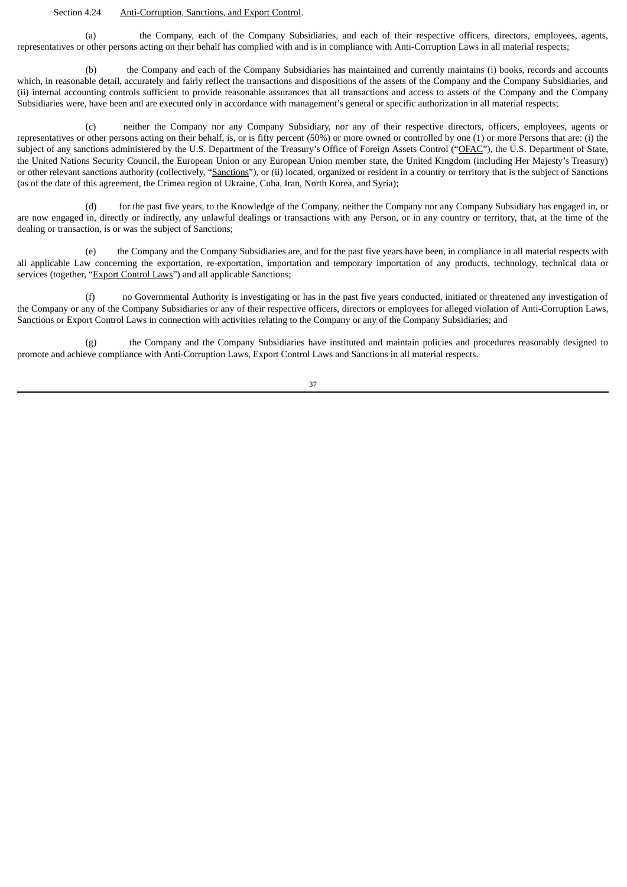Section 4.24 Anti-Corruption, Sanctions, and Export Control.

(a) the Company, each of the Company Subsidiaries, and each of their respective officers, directors, employees, agents, representatives or other persons acting on their behalf has complied with and is in compliance with Anti-Corruption Laws in all material respects;

(b) the Company and each of the Company Subsidiaries has maintained and currently maintains (i) books, records and accounts which, in reasonable detail, accurately and fairly reflect the transactions and dispositions of the assets of the Company and the Company Subsidiaries, and (ii) internal accounting controls sufficient to provide reasonable assurances that all transactions and access to assets of the Company and the Company Subsidiaries were, have been and are executed only in accordance with management's general or specific authorization in all material respects;

(c) neither the Company nor any Company Subsidiary, nor any of their respective directors, officers, employees, agents or representatives or other persons acting on their behalf, is, or is fifty percent (50%) or more owned or controlled by one (1) or more Persons that are: (i) the subject of any sanctions administered by the U.S. Department of the Treasury's Office of Foreign Assets Control ("OFAC"), the U.S. Department of State, the United Nations Security Council, the European Union or any European Union member state, the United Kingdom (including Her Majesty's Treasury) or other relevant sanctions authority (collectively, "Sanctions"), or (ii) located, organized or resident in a country or territory that is the subject of Sanctions (as of the date of this agreement, the Crimea region of Ukraine, Cuba, Iran, North Korea, and Syria);

(d) for the past five years, to the Knowledge of the Company, neither the Company nor any Company Subsidiary has engaged in, or are now engaged in, directly or indirectly, any unlawful dealings or transactions with any Person, or in any country or territory, that, at the time of the dealing or transaction, is or was the subject of Sanctions;

(e) the Company and the Company Subsidiaries are, and for the past five years have been, in compliance in all material respects with all applicable Law concerning the exportation, re-exportation, importation and temporary importation of any products, technology, technical data or services (together, "Export Control Laws") and all applicable Sanctions;

(f) no Governmental Authority is investigating or has in the past five years conducted, initiated or threatened any investigation of the Company or any of the Company Subsidiaries or any of their respective officers, directors or employees for alleged violation of Anti-Corruption Laws, Sanctions or Export Control Laws in connection with activities relating to the Company or any of the Company Subsidiaries; and

(g) the Company and the Company Subsidiaries have instituted and maintain policies and procedures reasonably designed to promote and achieve compliance with Anti-Corruption Laws, Export Control Laws and Sanctions in all material respects.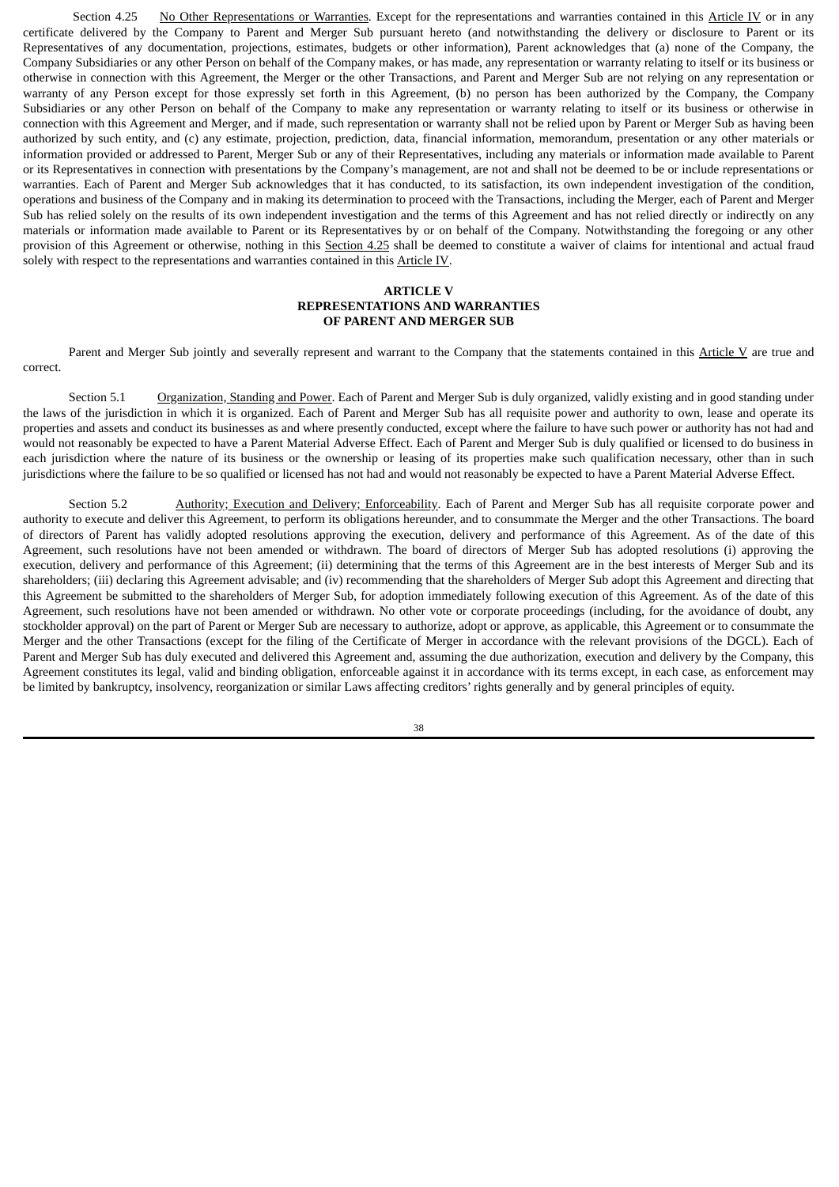Section 4.25 No Other Representations or Warranties. Except for the representations and warranties contained in this Article IV or in any certificate delivered by the Company to Parent and Merger Sub pursuant hereto (and notwithstanding the delivery or disclosure to Parent or its Representatives of any documentation, projections, estimates, budgets or other information), Parent acknowledges that (a) none of the Company, the Company Subsidiaries or any other Person on behalf of the Company makes, or has made, any representation or warranty relating to itself or its business or otherwise in connection with this Agreement, the Merger or the other Transactions, and Parent and Merger Sub are not relying on any representation or warranty of any Person except for those expressly set forth in this Agreement, (b) no person has been authorized by the Company, the Company Subsidiaries or any other Person on behalf of the Company to make any representation or warranty relating to itself or its business or otherwise in connection with this Agreement and Merger, and if made, such representation or warranty shall not be relied upon by Parent or Merger Sub as having been authorized by such entity, and (c) any estimate, projection, prediction, data, financial information, memorandum, presentation or any other materials or information provided or addressed to Parent, Merger Sub or any of their Representatives, including any materials or information made available to Parent or its Representatives in connection with presentations by the Company's management, are not and shall not be deemed to be or include representations or warranties. Each of Parent and Merger Sub acknowledges that it has conducted, to its satisfaction, its own independent investigation of the condition, operations and business of the Company and in making its determination to proceed with the Transactions, including the Merger, each of Parent and Merger Sub has relied solely on the results of its own independent investigation and the terms of this Agreement and has not relied directly or indirectly on any materials or information made available to Parent or its Representatives by or on behalf of the Company. Notwithstanding the foregoing or any other provision of this Agreement or otherwise, nothing in this Section 4.25 shall be deemed to constitute a waiver of claims for intentional and actual fraud solely with respect to the representations and warranties contained in this Article IV.

## ARTICLE V
## REPRESENTATIONS AND WARRANTIES OF PARENT AND MERGER SUB

Parent and Merger Sub jointly and severally represent and warrant to the Company that the statements contained in this Article V are true and correct.

Section 5.1 Organization, Standing and Power. Each of Parent and Merger Sub is duly organized, validly existing and in good standing under the laws of the jurisdiction in which it is organized. Each of Parent and Merger Sub has all requisite power and authority to own, lease and operate its properties and assets and conduct its businesses as and where presently conducted, except where the failure to have such power or authority has not had and would not reasonably be expected to have a Parent Material Adverse Effect. Each of Parent and Merger Sub is duly qualified or licensed to do business in each jurisdiction where the nature of its business or the ownership or leasing of its properties make such qualification necessary, other than in such jurisdictions where the failure to be so qualified or licensed has not had and would not reasonably be expected to have a Parent Material Adverse Effect.

Section 5.2 Authority; Execution and Delivery; Enforceability. Each of Parent and Merger Sub has all requisite corporate power and authority to execute and deliver this Agreement, to perform its obligations hereunder, and to consummate the Merger and the other Transactions. The board of directors of Parent has validly adopted resolutions approving the execution, delivery and performance of this Agreement. As of the date of this Agreement, such resolutions have not been amended or withdrawn. The board of directors of Merger Sub has adopted resolutions (i) approving the execution, delivery and performance of this Agreement; (ii) determining that the terms of this Agreement are in the best interests of Merger Sub and its shareholders; (iii) declaring this Agreement advisable; and (iv) recommending that the shareholders of Merger Sub adopt this Agreement and directing that this Agreement be submitted to the shareholders of Merger Sub, for adoption immediately following execution of this Agreement. As of the date of this Agreement, such resolutions have not been amended or withdrawn. No other vote or corporate proceedings (including, for the avoidance of doubt, any stockholder approval) on the part of Parent or Merger Sub are necessary to authorize, adopt or approve, as applicable, this Agreement or to consummate the Merger and the other Transactions (except for the filing of the Certificate of Merger in accordance with the relevant provisions of the DGCL). Each of Parent and Merger Sub has duly executed and delivered this Agreement and, assuming the due authorization, execution and delivery by the Company, this Agreement constitutes its legal, valid and binding obligation, enforceable against it in accordance with its terms except, in each case, as enforcement may be limited by bankruptcy, insolvency, reorganization or similar Laws affecting creditors' rights generally and by general principles of equity.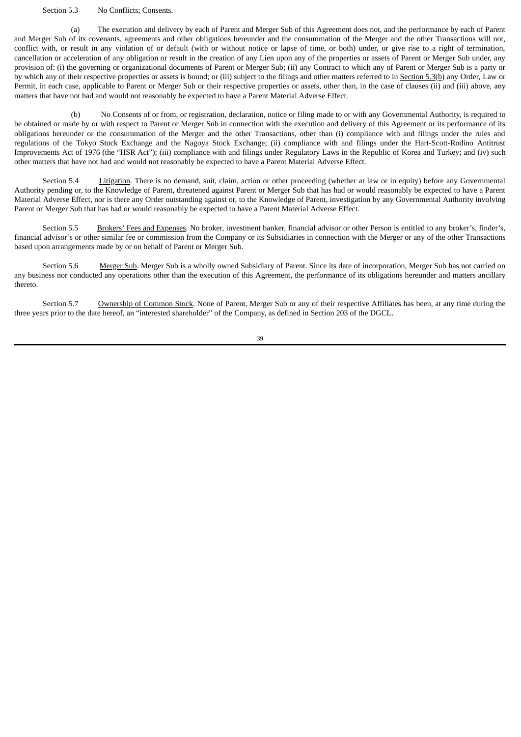Section 5.3 No Conflicts; Consents.

(a) The execution and delivery by each of Parent and Merger Sub of this Agreement does not, and the performance by each of Parent and Merger Sub of its covenants, agreements and other obligations hereunder and the consummation of the Merger and the other Transactions will not, conflict with, or result in any violation of or default (with or without notice or lapse of time, or both) under, or give rise to a right of termination, cancellation or acceleration of any obligation or result in the creation of any Lien upon any of the properties or assets of Parent or Merger Sub under, any provision of: (i) the governing or organizational documents of Parent or Merger Sub; (ii) any Contract to which any of Parent or Merger Sub is a party or by which any of their respective properties or assets is bound; or (iii) subject to the filings and other matters referred to in Section 5.3(b) any Order, Law or Permit, in each case, applicable to Parent or Merger Sub or their respective properties or assets, other than, in the case of clauses (ii) and (iii) above, any matters that have not had and would not reasonably be expected to have a Parent Material Adverse Effect.

(b) No Consents of or from, or registration, declaration, notice or filing made to or with any Governmental Authority, is required to be obtained or made by or with respect to Parent or Merger Sub in connection with the execution and delivery of this Agreement or its performance of its obligations hereunder or the consummation of the Merger and the other Transactions, other than (i) compliance with and filings under the rules and regulations of the Tokyo Stock Exchange and the Nagoya Stock Exchange; (ii) compliance with and filings under the Hart-Scott-Rodino Antitrust Improvements Act of 1976 (the "HSR Act"); (iii) compliance with and filings under Regulatory Laws in the Republic of Korea and Turkey; and (iv) such other matters that have not had and would not reasonably be expected to have a Parent Material Adverse Effect.

Section 5.4 Litigation. There is no demand, suit, claim, action or other proceeding (whether at law or in equity) before any Governmental Authority pending or, to the Knowledge of Parent, threatened against Parent or Merger Sub that has had or would reasonably be expected to have a Parent Material Adverse Effect, nor is there any Order outstanding against or, to the Knowledge of Parent, investigation by any Governmental Authority involving Parent or Merger Sub that has had or would reasonably be expected to have a Parent Material Adverse Effect.

Section 5.5 Brokers' Fees and Expenses. No broker, investment banker, financial advisor or other Person is entitled to any broker's, finder's, financial advisor's or other similar fee or commission from the Company or its Subsidiaries in connection with the Merger or any of the other Transactions based upon arrangements made by or on behalf of Parent or Merger Sub.

Section 5.6 Merger Sub. Merger Sub is a wholly owned Subsidiary of Parent. Since its date of incorporation, Merger Sub has not carried on any business nor conducted any operations other than the execution of this Agreement, the performance of its obligations hereunder and matters ancillary thereto.

Section 5.7 Ownership of Common Stock. None of Parent, Merger Sub or any of their respective Affiliates has been, at any time during the three years prior to the date hereof, an "interested shareholder" of the Company, as defined in Section 203 of the DGCL.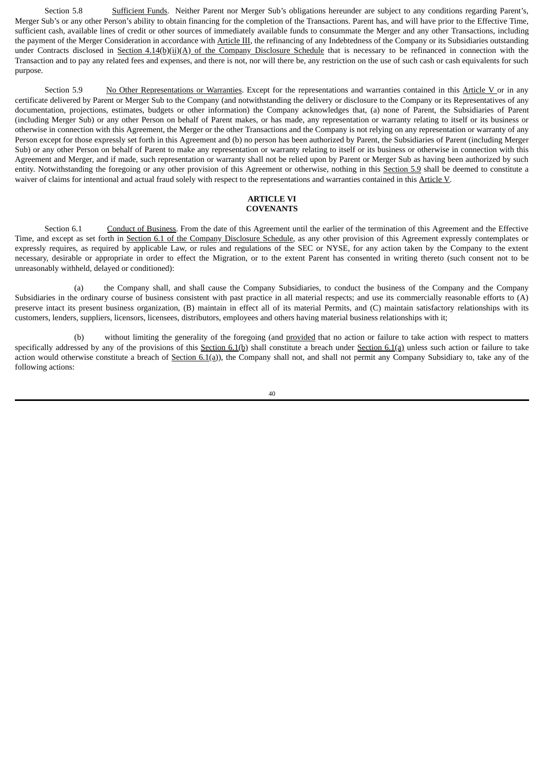Section 5.8 Sufficient Funds. Neither Parent nor Merger Sub's obligations hereunder are subject to any conditions regarding Parent's, Merger Sub's or any other Person's ability to obtain financing for the completion of the Transactions. Parent has, and will have prior to the Effective Time, sufficient cash, available lines of credit or other sources of immediately available funds to consummate the Merger and any other Transactions, including the payment of the Merger Consideration in accordance with Article III, the refinancing of any Indebtedness of the Company or its Subsidiaries outstanding under Contracts disclosed in Section 4.14(b)(ii)(A) of the Company Disclosure Schedule that is necessary to be refinanced in connection with the Transaction and to pay any related fees and expenses, and there is not, nor will there be, any restriction on the use of such cash or cash equivalents for such purpose.

Section 5.9 No Other Representations or Warranties. Except for the representations and warranties contained in this Article V or in any certificate delivered by Parent or Merger Sub to the Company (and notwithstanding the delivery or disclosure to the Company or its Representatives of any documentation, projections, estimates, budgets or other information) the Company acknowledges that, (a) none of Parent, the Subsidiaries of Parent (including Merger Sub) or any other Person on behalf of Parent makes, or has made, any representation or warranty relating to itself or its business or otherwise in connection with this Agreement, the Merger or the other Transactions and the Company is not relying on any representation or warranty of any Person except for those expressly set forth in this Agreement and (b) no person has been authorized by Parent, the Subsidiaries of Parent (including Merger Sub) or any other Person on behalf of Parent to make any representation or warranty relating to itself or its business or otherwise in connection with this Agreement and Merger, and if made, such representation or warranty shall not be relied upon by Parent or Merger Sub as having been authorized by such entity. Notwithstanding the foregoing or any other provision of this Agreement or otherwise, nothing in this Section 5.9 shall be deemed to constitute a waiver of claims for intentional and actual fraud solely with respect to the representations and warranties contained in this Article V.

## ARTICLE VI
## COVENANTS

Section 6.1 Conduct of Business. From the date of this Agreement until the earlier of the termination of this Agreement and the Effective Time, and except as set forth in Section 6.1 of the Company Disclosure Schedule, as any other provision of this Agreement expressly contemplates or expressly requires, as required by applicable Law, or rules and regulations of the SEC or NYSE, for any action taken by the Company to the extent necessary, desirable or appropriate in order to effect the Migration, or to the extent Parent has consented in writing thereto (such consent not to be unreasonably withheld, delayed or conditioned):

(a) the Company shall, and shall cause the Company Subsidiaries, to conduct the business of the Company and the Company Subsidiaries in the ordinary course of business consistent with past practice in all material respects; and use its commercially reasonable efforts to (A) preserve intact its present business organization, (B) maintain in effect all of its material Permits, and (C) maintain satisfactory relationships with its customers, lenders, suppliers, licensors, licensees, distributors, employees and others having material business relationships with it;

(b) without limiting the generality of the foregoing (and provided that no action or failure to take action with respect to matters specifically addressed by any of the provisions of this Section 6.1(b) shall constitute a breach under Section 6.1(a) unless such action or failure to take action would otherwise constitute a breach of Section 6.1(a)), the Company shall not, and shall not permit any Company Subsidiary to, take any of the following actions: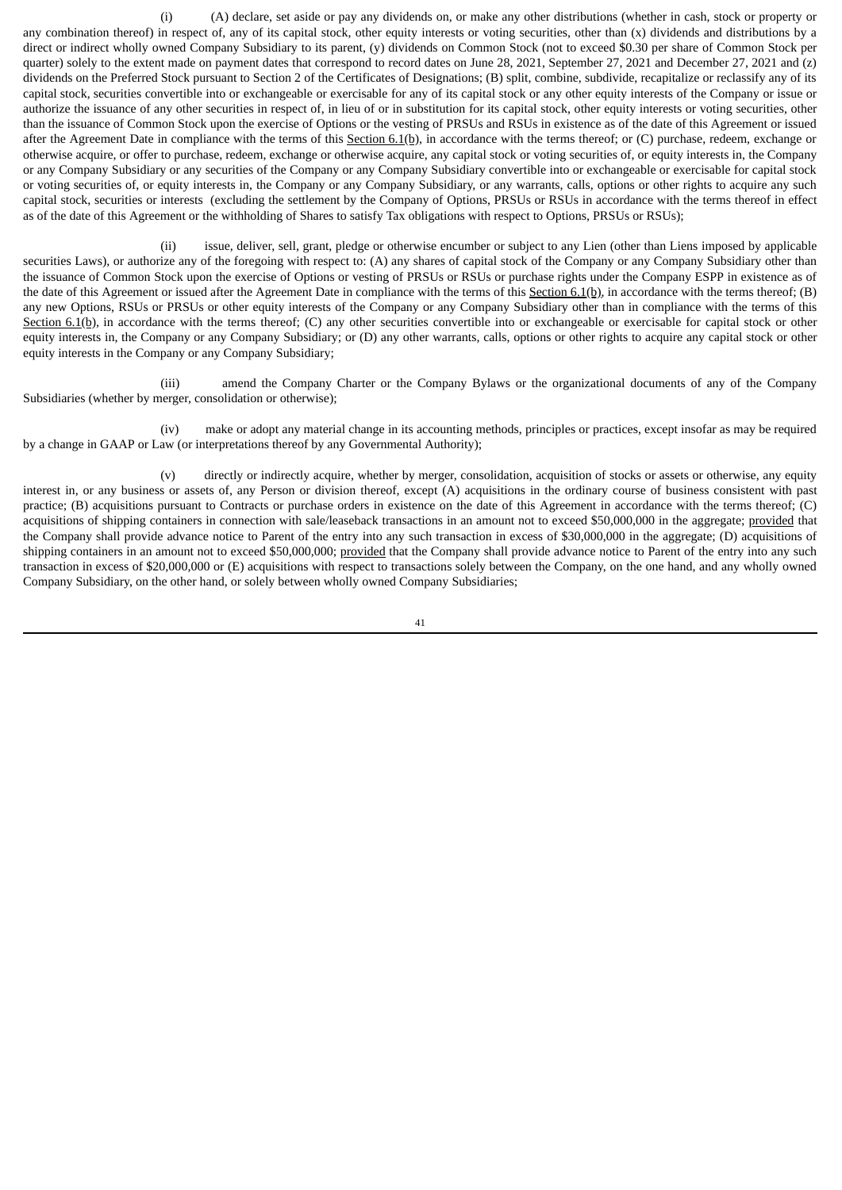(i) (A) declare, set aside or pay any dividends on, or make any other distributions (whether in cash, stock or property or any combination thereof) in respect of, any of its capital stock, other equity interests or voting securities, other than (x) dividends and distributions by a direct or indirect wholly owned Company Subsidiary to its parent, (y) dividends on Common Stock (not to exceed $0.30 per share of Common Stock per quarter) solely to the extent made on payment dates that correspond to record dates on June 28, 2021, September 27, 2021 and December 27, 2021 and (z) dividends on the Preferred Stock pursuant to Section 2 of the Certificates of Designations; (B) split, combine, subdivide, recapitalize or reclassify any of its capital stock, securities convertible into or exchangeable or exercisable for any of its capital stock or any other equity interests of the Company or issue or authorize the issuance of any other securities in respect of, in lieu of or in substitution for its capital stock, other equity interests or voting securities, other than the issuance of Common Stock upon the exercise of Options or the vesting of PRSUs and RSUs in existence as of the date of this Agreement or issued after the Agreement Date in compliance with the terms of this Section 6.1(b), in accordance with the terms thereof; or (C) purchase, redeem, exchange or otherwise acquire, or offer to purchase, redeem, exchange or otherwise acquire, any capital stock or voting securities of, or equity interests in, the Company or any Company Subsidiary or any securities of the Company or any Company Subsidiary convertible into or exchangeable or exercisable for capital stock or voting securities of, or equity interests in, the Company or any Company Subsidiary, or any warrants, calls, options or other rights to acquire any such capital stock, securities or interests (excluding the settlement by the Company of Options, PRSUs or RSUs in accordance with the terms thereof in effect as of the date of this Agreement or the withholding of Shares to satisfy Tax obligations with respect to Options, PRSUs or RSUs);

(ii) issue, deliver, sell, grant, pledge or otherwise encumber or subject to any Lien (other than Liens imposed by applicable securities Laws), or authorize any of the foregoing with respect to: (A) any shares of capital stock of the Company or any Company Subsidiary other than the issuance of Common Stock upon the exercise of Options or vesting of PRSUs or RSUs or purchase rights under the Company ESPP in existence as of the date of this Agreement or issued after the Agreement Date in compliance with the terms of this Section 6.1(b), in accordance with the terms thereof; (B) any new Options, RSUs or PRSUs or other equity interests of the Company or any Company Subsidiary other than in compliance with the terms of this Section 6.1(b), in accordance with the terms thereof; (C) any other securities convertible into or exchangeable or exercisable for capital stock or other equity interests in, the Company or any Company Subsidiary; or (D) any other warrants, calls, options or other rights to acquire any capital stock or other equity interests in the Company or any Company Subsidiary;

(iii) amend the Company Charter or the Company Bylaws or the organizational documents of any of the Company Subsidiaries (whether by merger, consolidation or otherwise);

(iv) make or adopt any material change in its accounting methods, principles or practices, except insofar as may be required by a change in GAAP or Law (or interpretations thereof by any Governmental Authority);

(v) directly or indirectly acquire, whether by merger, consolidation, acquisition of stocks or assets or otherwise, any equity interest in, or any business or assets of, any Person or division thereof, except (A) acquisitions in the ordinary course of business consistent with past practice; (B) acquisitions pursuant to Contracts or purchase orders in existence on the date of this Agreement in accordance with the terms thereof; (C) acquisitions of shipping containers in connection with sale/leaseback transactions in an amount not to exceed $50,000,000 in the aggregate; provided that the Company shall provide advance notice to Parent of the entry into any such transaction in excess of $30,000,000 in the aggregate; (D) acquisitions of shipping containers in an amount not to exceed $50,000,000; provided that the Company shall provide advance notice to Parent of the entry into any such transaction in excess of $20,000,000 or (E) acquisitions with respect to transactions solely between the Company, on the one hand, and any wholly owned Company Subsidiary, on the other hand, or solely between wholly owned Company Subsidiaries;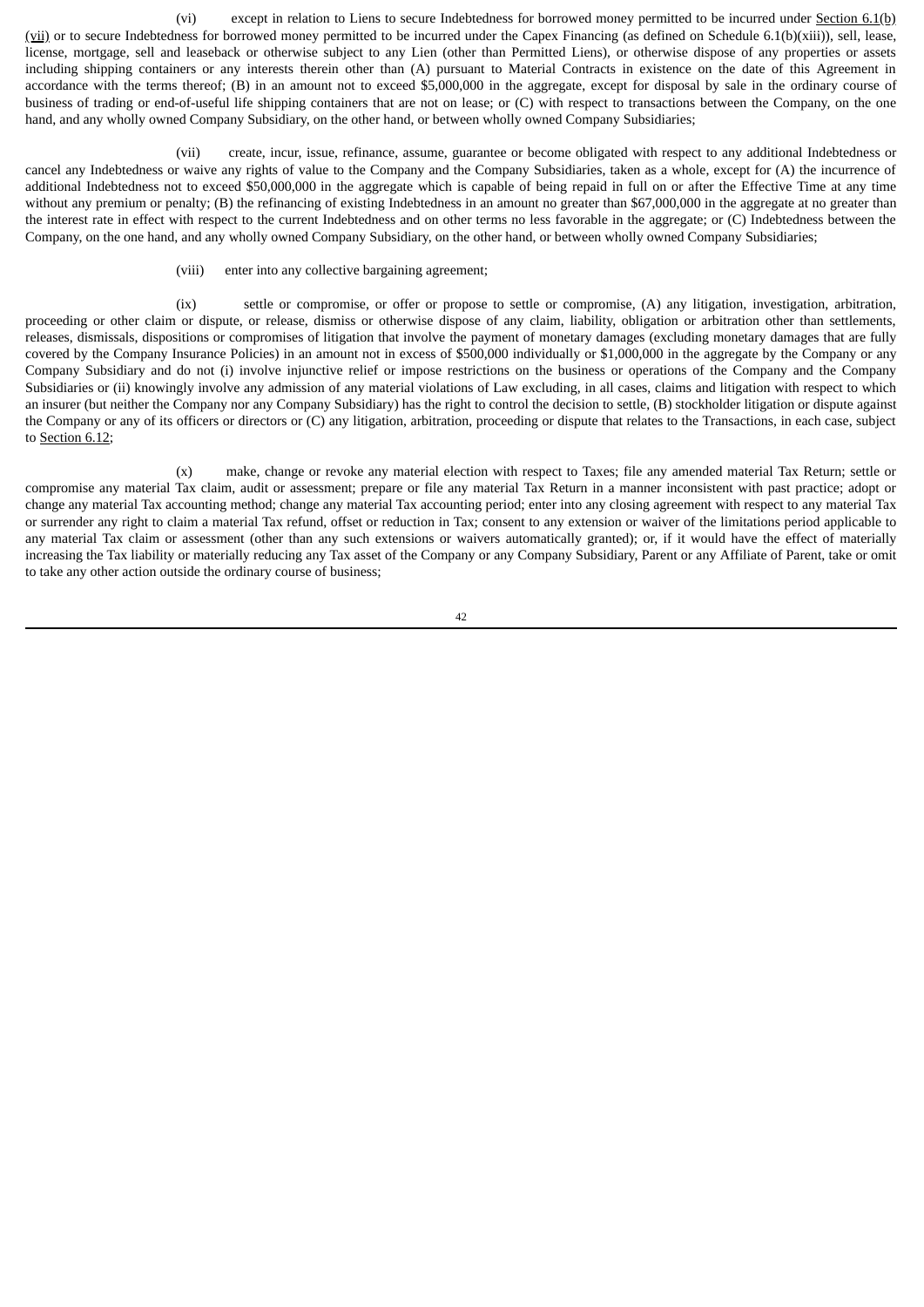(vi) except in relation to Liens to secure Indebtedness for borrowed money permitted to be incurred under Section 6.1(b)(vii) or to secure Indebtedness for borrowed money permitted to be incurred under the Capex Financing (as defined on Schedule 6.1(b)(xiii)), sell, lease, license, mortgage, sell and leaseback or otherwise subject to any Lien (other than Permitted Liens), or otherwise dispose of any properties or assets including shipping containers or any interests therein other than (A) pursuant to Material Contracts in existence on the date of this Agreement in accordance with the terms thereof; (B) in an amount not to exceed $5,000,000 in the aggregate, except for disposal by sale in the ordinary course of business of trading or end-of-useful life shipping containers that are not on lease; or (C) with respect to transactions between the Company, on the one hand, and any wholly owned Company Subsidiary, on the other hand, or between wholly owned Company Subsidiaries;

(vii) create, incur, issue, refinance, assume, guarantee or become obligated with respect to any additional Indebtedness or cancel any Indebtedness or waive any rights of value to the Company and the Company Subsidiaries, taken as a whole, except for (A) the incurrence of additional Indebtedness not to exceed $50,000,000 in the aggregate which is capable of being repaid in full on or after the Effective Time at any time without any premium or penalty; (B) the refinancing of existing Indebtedness in an amount no greater than $67,000,000 in the aggregate at no greater than the interest rate in effect with respect to the current Indebtedness and on other terms no less favorable in the aggregate; or (C) Indebtedness between the Company, on the one hand, and any wholly owned Company Subsidiary, on the other hand, or between wholly owned Company Subsidiaries;

(viii) enter into any collective bargaining agreement;

(ix) settle or compromise, or offer or propose to settle or compromise, (A) any litigation, investigation, arbitration, proceeding or other claim or dispute, or release, dismiss or otherwise dispose of any claim, liability, obligation or arbitration other than settlements, releases, dismissals, dispositions or compromises of litigation that involve the payment of monetary damages (excluding monetary damages that are fully covered by the Company Insurance Policies) in an amount not in excess of $500,000 individually or $1,000,000 in the aggregate by the Company or any Company Subsidiary and do not (i) involve injunctive relief or impose restrictions on the business or operations of the Company and the Company Subsidiaries or (ii) knowingly involve any admission of any material violations of Law excluding, in all cases, claims and litigation with respect to which an insurer (but neither the Company nor any Company Subsidiary) has the right to control the decision to settle, (B) stockholder litigation or dispute against the Company or any of its officers or directors or (C) any litigation, arbitration, proceeding or dispute that relates to the Transactions, in each case, subject to Section 6.12;

(x) make, change or revoke any material election with respect to Taxes; file any amended material Tax Return; settle or compromise any material Tax claim, audit or assessment; prepare or file any material Tax Return in a manner inconsistent with past practice; adopt or change any material Tax accounting method; change any material Tax accounting period; enter into any closing agreement with respect to any material Tax or surrender any right to claim a material Tax refund, offset or reduction in Tax; consent to any extension or waiver of the limitations period applicable to any material Tax claim or assessment (other than any such extensions or waivers automatically granted); or, if it would have the effect of materially increasing the Tax liability or materially reducing any Tax asset of the Company or any Company Subsidiary, Parent or any Affiliate of Parent, take or omit to take any other action outside the ordinary course of business;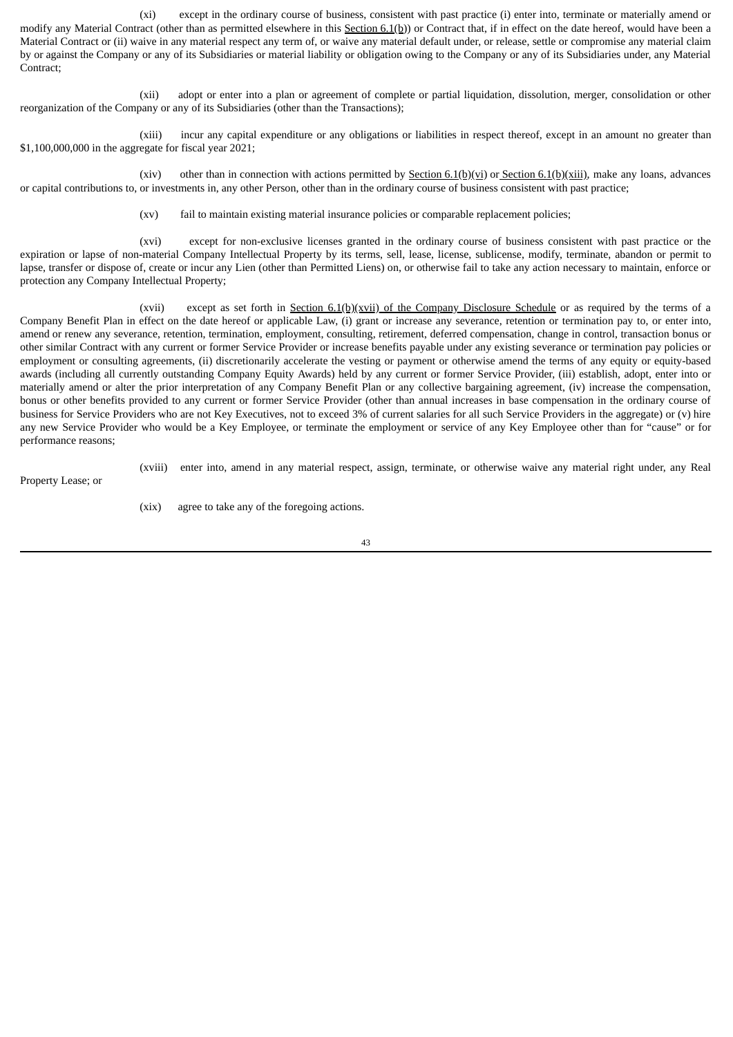(xi) except in the ordinary course of business, consistent with past practice (i) enter into, terminate or materially amend or modify any Material Contract (other than as permitted elsewhere in this Section 6.1(b)) or Contract that, if in effect on the date hereof, would have been a Material Contract or (ii) waive in any material respect any term of, or waive any material default under, or release, settle or compromise any material claim by or against the Company or any of its Subsidiaries or material liability or obligation owing to the Company or any of its Subsidiaries under, any Material Contract;

(xii) adopt or enter into a plan or agreement of complete or partial liquidation, dissolution, merger, consolidation or other reorganization of the Company or any of its Subsidiaries (other than the Transactions);

(xiii) incur any capital expenditure or any obligations or liabilities in respect thereof, except in an amount no greater than $1,100,000,000 in the aggregate for fiscal year 2021;

(xiv) other than in connection with actions permitted by Section 6.1(b)(vi) or Section 6.1(b)(xiii), make any loans, advances or capital contributions to, or investments in, any other Person, other than in the ordinary course of business consistent with past practice;

(xv) fail to maintain existing material insurance policies or comparable replacement policies;

(xvi) except for non-exclusive licenses granted in the ordinary course of business consistent with past practice or the expiration or lapse of non-material Company Intellectual Property by its terms, sell, lease, license, sublicense, modify, terminate, abandon or permit to lapse, transfer or dispose of, create or incur any Lien (other than Permitted Liens) on, or otherwise fail to take any action necessary to maintain, enforce or protection any Company Intellectual Property;

(xvii) except as set forth in Section 6.1(b)(xvii) of the Company Disclosure Schedule or as required by the terms of a Company Benefit Plan in effect on the date hereof or applicable Law, (i) grant or increase any severance, retention or termination pay to, or enter into, amend or renew any severance, retention, termination, employment, consulting, retirement, deferred compensation, change in control, transaction bonus or other similar Contract with any current or former Service Provider or increase benefits payable under any existing severance or termination pay policies or employment or consulting agreements, (ii) discretionarily accelerate the vesting or payment or otherwise amend the terms of any equity or equity-based awards (including all currently outstanding Company Equity Awards) held by any current or former Service Provider, (iii) establish, adopt, enter into or materially amend or alter the prior interpretation of any Company Benefit Plan or any collective bargaining agreement, (iv) increase the compensation, bonus or other benefits provided to any current or former Service Provider (other than annual increases in base compensation in the ordinary course of business for Service Providers who are not Key Executives, not to exceed 3% of current salaries for all such Service Providers in the aggregate) or (v) hire any new Service Provider who would be a Key Employee, or terminate the employment or service of any Key Employee other than for "cause" or for performance reasons;

(xviii) enter into, amend in any material respect, assign, terminate, or otherwise waive any material right under, any Real Property Lease; or

(xix) agree to take any of the foregoing actions.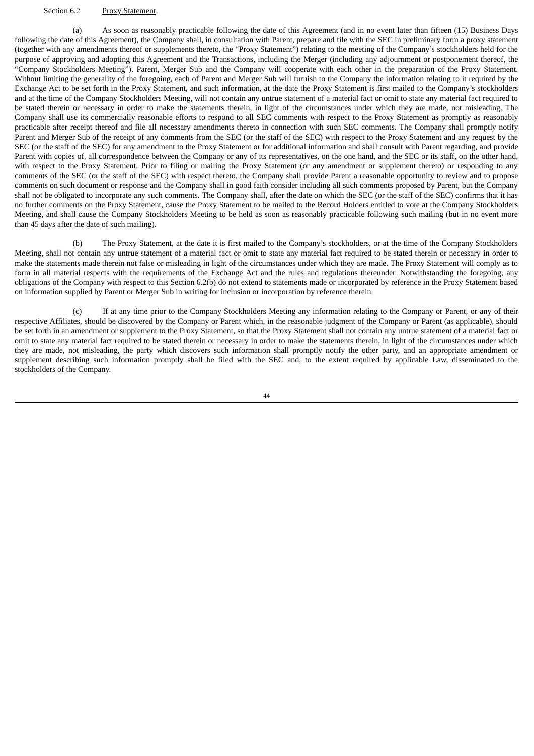Section 6.2 Proxy Statement.

(a) As soon as reasonably practicable following the date of this Agreement (and in no event later than fifteen (15) Business Days following the date of this Agreement), the Company shall, in consultation with Parent, prepare and file with the SEC in preliminary form a proxy statement (together with any amendments thereof or supplements thereto, the "Proxy Statement") relating to the meeting of the Company's stockholders held for the purpose of approving and adopting this Agreement and the Transactions, including the Merger (including any adjournment or postponement thereof, the "Company Stockholders Meeting"). Parent, Merger Sub and the Company will cooperate with each other in the preparation of the Proxy Statement. Without limiting the generality of the foregoing, each of Parent and Merger Sub will furnish to the Company the information relating to it required by the Exchange Act to be set forth in the Proxy Statement, and such information, at the date the Proxy Statement is first mailed to the Company's stockholders and at the time of the Company Stockholders Meeting, will not contain any untrue statement of a material fact or omit to state any material fact required to be stated therein or necessary in order to make the statements therein, in light of the circumstances under which they are made, not misleading. The Company shall use its commercially reasonable efforts to respond to all SEC comments with respect to the Proxy Statement as promptly as reasonably practicable after receipt thereof and file all necessary amendments thereto in connection with such SEC comments. The Company shall promptly notify Parent and Merger Sub of the receipt of any comments from the SEC (or the staff of the SEC) with respect to the Proxy Statement and any request by the SEC (or the staff of the SEC) for any amendment to the Proxy Statement or for additional information and shall consult with Parent regarding, and provide Parent with copies of, all correspondence between the Company or any of its representatives, on the one hand, and the SEC or its staff, on the other hand, with respect to the Proxy Statement. Prior to filing or mailing the Proxy Statement (or any amendment or supplement thereto) or responding to any comments of the SEC (or the staff of the SEC) with respect thereto, the Company shall provide Parent a reasonable opportunity to review and to propose comments on such document or response and the Company shall in good faith consider including all such comments proposed by Parent, but the Company shall not be obligated to incorporate any such comments. The Company shall, after the date on which the SEC (or the staff of the SEC) confirms that it has no further comments on the Proxy Statement, cause the Proxy Statement to be mailed to the Record Holders entitled to vote at the Company Stockholders Meeting, and shall cause the Company Stockholders Meeting to be held as soon as reasonably practicable following such mailing (but in no event more than 45 days after the date of such mailing).

(b) The Proxy Statement, at the date it is first mailed to the Company's stockholders, or at the time of the Company Stockholders Meeting, shall not contain any untrue statement of a material fact or omit to state any material fact required to be stated therein or necessary in order to make the statements made therein not false or misleading in light of the circumstances under which they are made. The Proxy Statement will comply as to form in all material respects with the requirements of the Exchange Act and the rules and regulations thereunder. Notwithstanding the foregoing, any obligations of the Company with respect to this Section 6.2(b) do not extend to statements made or incorporated by reference in the Proxy Statement based on information supplied by Parent or Merger Sub in writing for inclusion or incorporation by reference therein.

(c) If at any time prior to the Company Stockholders Meeting any information relating to the Company or Parent, or any of their respective Affiliates, should be discovered by the Company or Parent which, in the reasonable judgment of the Company or Parent (as applicable), should be set forth in an amendment or supplement to the Proxy Statement, so that the Proxy Statement shall not contain any untrue statement of a material fact or omit to state any material fact required to be stated therein or necessary in order to make the statements therein, in light of the circumstances under which they are made, not misleading, the party which discovers such information shall promptly notify the other party, and an appropriate amendment or supplement describing such information promptly shall be filed with the SEC and, to the extent required by applicable Law, disseminated to the stockholders of the Company.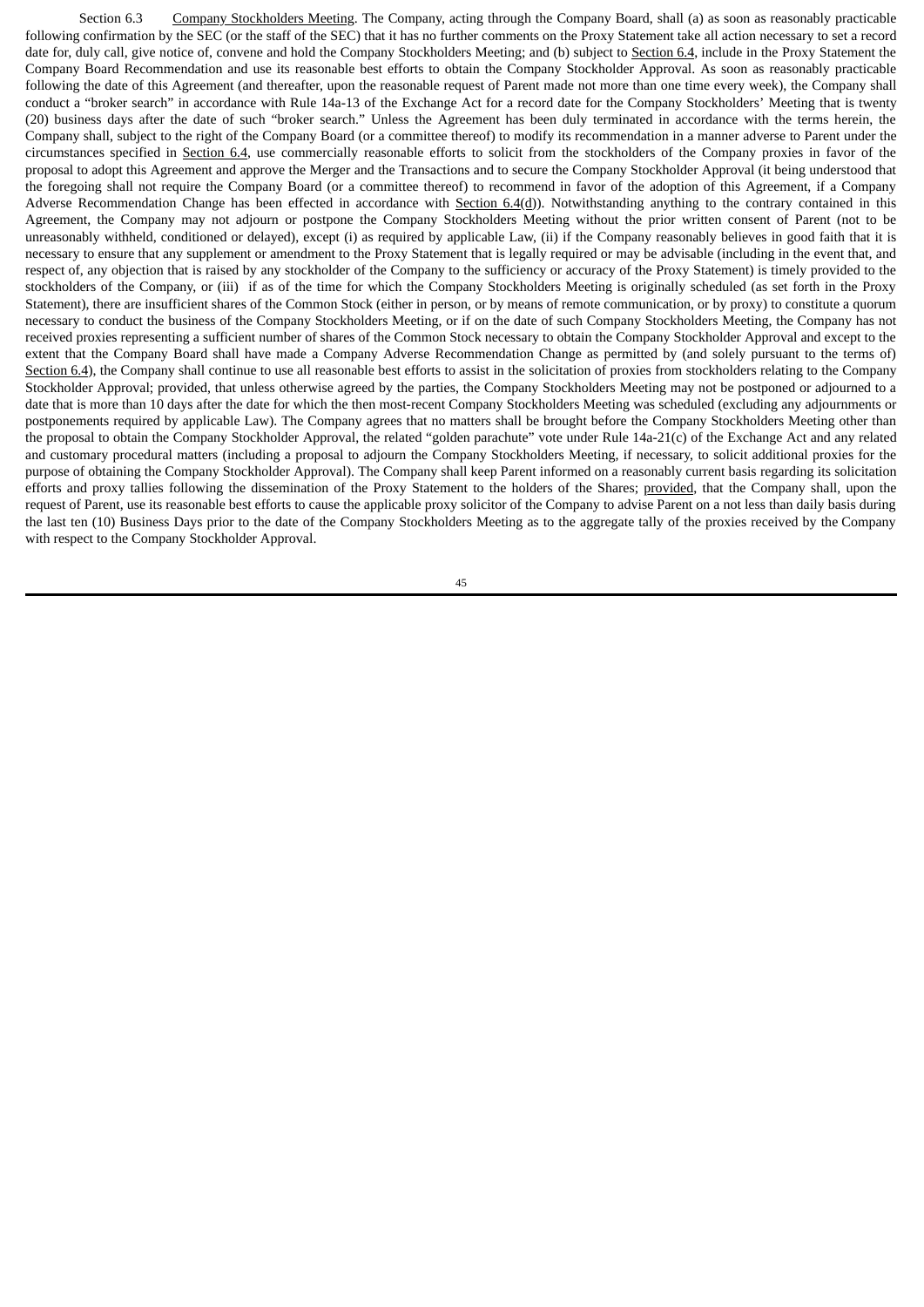Section 6.3 Company Stockholders Meeting. The Company, acting through the Company Board, shall (a) as soon as reasonably practicable following confirmation by the SEC (or the staff of the SEC) that it has no further comments on the Proxy Statement take all action necessary to set a record date for, duly call, give notice of, convene and hold the Company Stockholders Meeting; and (b) subject to Section 6.4, include in the Proxy Statement the Company Board Recommendation and use its reasonable best efforts to obtain the Company Stockholder Approval. As soon as reasonably practicable following the date of this Agreement (and thereafter, upon the reasonable request of Parent made not more than one time every week), the Company shall conduct a "broker search" in accordance with Rule 14a-13 of the Exchange Act for a record date for the Company Stockholders' Meeting that is twenty (20) business days after the date of such "broker search." Unless the Agreement has been duly terminated in accordance with the terms herein, the Company shall, subject to the right of the Company Board (or a committee thereof) to modify its recommendation in a manner adverse to Parent under the circumstances specified in Section 6.4, use commercially reasonable efforts to solicit from the stockholders of the Company proxies in favor of the proposal to adopt this Agreement and approve the Merger and the Transactions and to secure the Company Stockholder Approval (it being understood that the foregoing shall not require the Company Board (or a committee thereof) to recommend in favor of the adoption of this Agreement, if a Company Adverse Recommendation Change has been effected in accordance with Section 6.4(d)). Notwithstanding anything to the contrary contained in this Agreement, the Company may not adjourn or postpone the Company Stockholders Meeting without the prior written consent of Parent (not to be unreasonably withheld, conditioned or delayed), except (i) as required by applicable Law, (ii) if the Company reasonably believes in good faith that it is necessary to ensure that any supplement or amendment to the Proxy Statement that is legally required or may be advisable (including in the event that, and respect of, any objection that is raised by any stockholder of the Company to the sufficiency or accuracy of the Proxy Statement) is timely provided to the stockholders of the Company, or (iii) if as of the time for which the Company Stockholders Meeting is originally scheduled (as set forth in the Proxy Statement), there are insufficient shares of the Common Stock (either in person, or by means of remote communication, or by proxy) to constitute a quorum necessary to conduct the business of the Company Stockholders Meeting, or if on the date of such Company Stockholders Meeting, the Company has not received proxies representing a sufficient number of shares of the Common Stock necessary to obtain the Company Stockholder Approval and except to the extent that the Company Board shall have made a Company Adverse Recommendation Change as permitted by (and solely pursuant to the terms of) Section 6.4), the Company shall continue to use all reasonable best efforts to assist in the solicitation of proxies from stockholders relating to the Company Stockholder Approval; provided, that unless otherwise agreed by the parties, the Company Stockholders Meeting may not be postponed or adjourned to a date that is more than 10 days after the date for which the then most-recent Company Stockholders Meeting was scheduled (excluding any adjournments or postponements required by applicable Law). The Company agrees that no matters shall be brought before the Company Stockholders Meeting other than the proposal to obtain the Company Stockholder Approval, the related "golden parachute" vote under Rule 14a-21(c) of the Exchange Act and any related and customary procedural matters (including a proposal to adjourn the Company Stockholders Meeting, if necessary, to solicit additional proxies for the purpose of obtaining the Company Stockholder Approval). The Company shall keep Parent informed on a reasonably current basis regarding its solicitation efforts and proxy tallies following the dissemination of the Proxy Statement to the holders of the Shares; provided, that the Company shall, upon the request of Parent, use its reasonable best efforts to cause the applicable proxy solicitor of the Company to advise Parent on a not less than daily basis during the last ten (10) Business Days prior to the date of the Company Stockholders Meeting as to the aggregate tally of the proxies received by the Company with respect to the Company Stockholder Approval.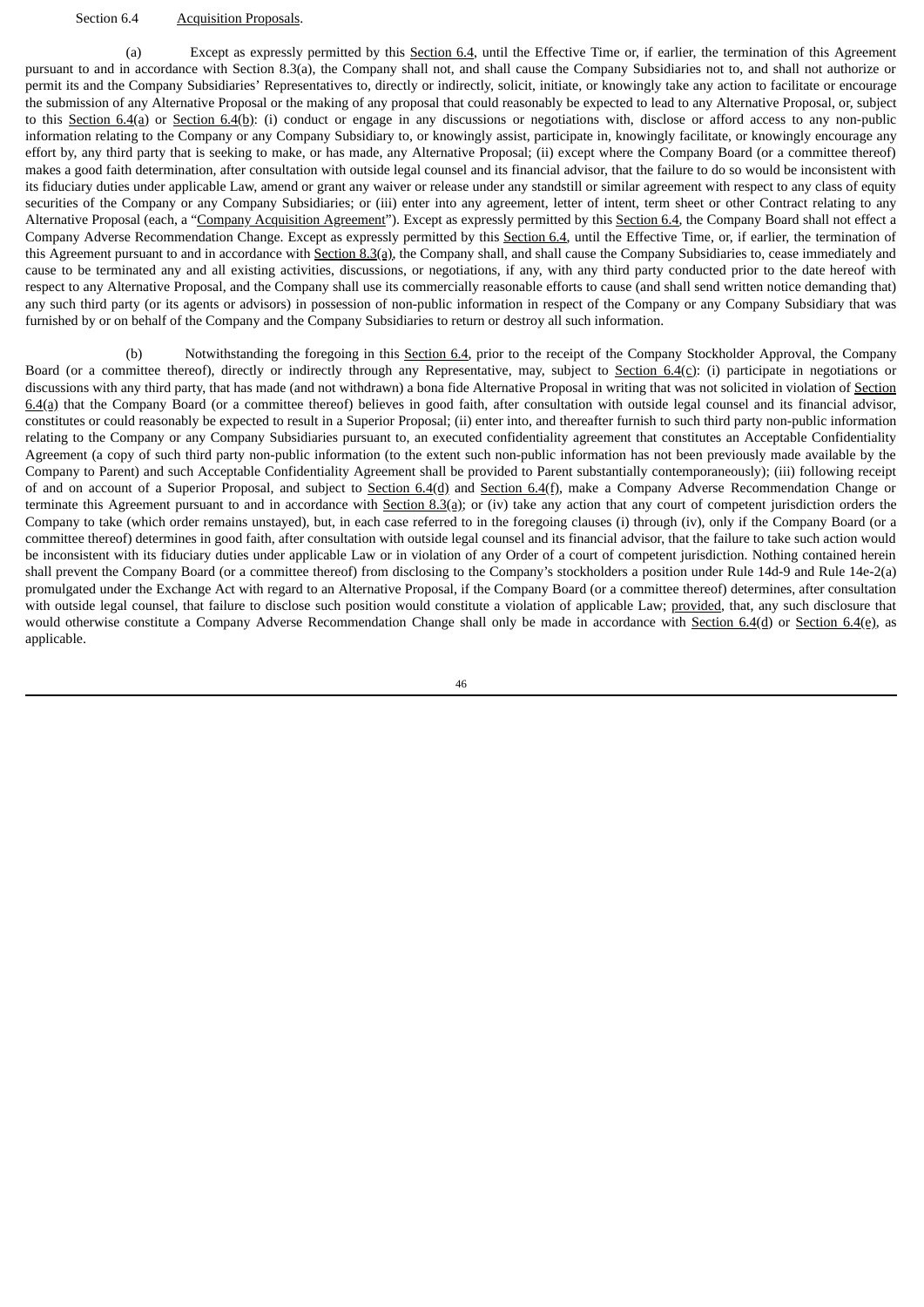Section 6.4 Acquisition Proposals.

(a) Except as expressly permitted by this Section 6.4, until the Effective Time or, if earlier, the termination of this Agreement pursuant to and in accordance with Section 8.3(a), the Company shall not, and shall cause the Company Subsidiaries not to, and shall not authorize or permit its and the Company Subsidiaries' Representatives to, directly or indirectly, solicit, initiate, or knowingly take any action to facilitate or encourage the submission of any Alternative Proposal or the making of any proposal that could reasonably be expected to lead to any Alternative Proposal, or, subject to this Section 6.4(a) or Section 6.4(b): (i) conduct or engage in any discussions or negotiations with, disclose or afford access to any non-public information relating to the Company or any Company Subsidiary to, or knowingly assist, participate in, knowingly facilitate, or knowingly encourage any effort by, any third party that is seeking to make, or has made, any Alternative Proposal; (ii) except where the Company Board (or a committee thereof) makes a good faith determination, after consultation with outside legal counsel and its financial advisor, that the failure to do so would be inconsistent with its fiduciary duties under applicable Law, amend or grant any waiver or release under any standstill or similar agreement with respect to any class of equity securities of the Company or any Company Subsidiaries; or (iii) enter into any agreement, letter of intent, term sheet or other Contract relating to any Alternative Proposal (each, a "Company Acquisition Agreement"). Except as expressly permitted by this Section 6.4, the Company Board shall not effect a Company Adverse Recommendation Change. Except as expressly permitted by this Section 6.4, until the Effective Time, or, if earlier, the termination of this Agreement pursuant to and in accordance with Section 8.3(a), the Company shall, and shall cause the Company Subsidiaries to, cease immediately and cause to be terminated any and all existing activities, discussions, or negotiations, if any, with any third party conducted prior to the date hereof with respect to any Alternative Proposal, and the Company shall use its commercially reasonable efforts to cause (and shall send written notice demanding that) any such third party (or its agents or advisors) in possession of non-public information in respect of the Company or any Company Subsidiary that was furnished by or on behalf of the Company and the Company Subsidiaries to return or destroy all such information.

(b) Notwithstanding the foregoing in this Section 6.4, prior to the receipt of the Company Stockholder Approval, the Company Board (or a committee thereof), directly or indirectly through any Representative, may, subject to Section 6.4(c): (i) participate in negotiations or discussions with any third party, that has made (and not withdrawn) a bona fide Alternative Proposal in writing that was not solicited in violation of Section 6.4(a) that the Company Board (or a committee thereof) believes in good faith, after consultation with outside legal counsel and its financial advisor, constitutes or could reasonably be expected to result in a Superior Proposal; (ii) enter into, and thereafter furnish to such third party non-public information relating to the Company or any Company Subsidiaries pursuant to, an executed confidentiality agreement that constitutes an Acceptable Confidentiality Agreement (a copy of such third party non-public information (to the extent such non-public information has not been previously made available by the Company to Parent) and such Acceptable Confidentiality Agreement shall be provided to Parent substantially contemporaneously); (iii) following receipt of and on account of a Superior Proposal, and subject to Section 6.4(d) and Section 6.4(f), make a Company Adverse Recommendation Change or terminate this Agreement pursuant to and in accordance with Section 8.3(a); or (iv) take any action that any court of competent jurisdiction orders the Company to take (which order remains unstayed), but, in each case referred to in the foregoing clauses (i) through (iv), only if the Company Board (or a committee thereof) determines in good faith, after consultation with outside legal counsel and its financial advisor, that the failure to take such action would be inconsistent with its fiduciary duties under applicable Law or in violation of any Order of a court of competent jurisdiction. Nothing contained herein shall prevent the Company Board (or a committee thereof) from disclosing to the Company's stockholders a position under Rule 14d-9 and Rule 14e-2(a) promulgated under the Exchange Act with regard to an Alternative Proposal, if the Company Board (or a committee thereof) determines, after consultation with outside legal counsel, that failure to disclose such position would constitute a violation of applicable Law; provided, that, any such disclosure that would otherwise constitute a Company Adverse Recommendation Change shall only be made in accordance with Section 6.4(d) or Section 6.4(e), as applicable.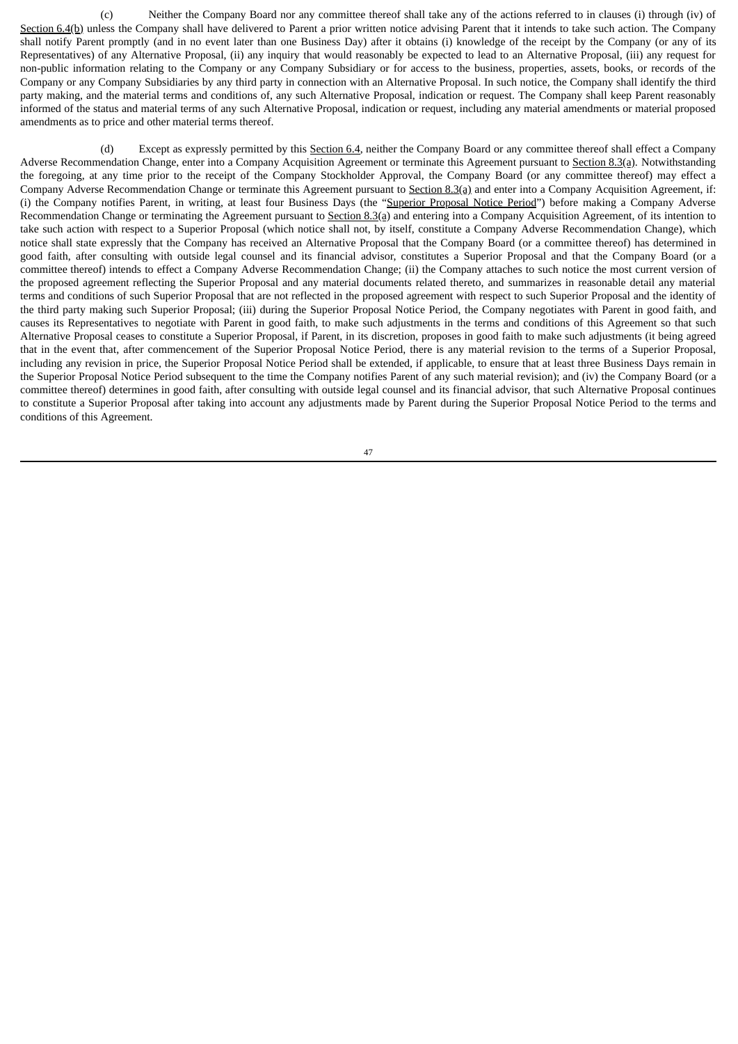(c) Neither the Company Board nor any committee thereof shall take any of the actions referred to in clauses (i) through (iv) of Section 6.4(b) unless the Company shall have delivered to Parent a prior written notice advising Parent that it intends to take such action. The Company shall notify Parent promptly (and in no event later than one Business Day) after it obtains (i) knowledge of the receipt by the Company (or any of its Representatives) of any Alternative Proposal, (ii) any inquiry that would reasonably be expected to lead to an Alternative Proposal, (iii) any request for non-public information relating to the Company or any Company Subsidiary or for access to the business, properties, assets, books, or records of the Company or any Company Subsidiaries by any third party in connection with an Alternative Proposal. In such notice, the Company shall identify the third party making, and the material terms and conditions of, any such Alternative Proposal, indication or request. The Company shall keep Parent reasonably informed of the status and material terms of any such Alternative Proposal, indication or request, including any material amendments or material proposed amendments as to price and other material terms thereof.

(d) Except as expressly permitted by this Section 6.4, neither the Company Board or any committee thereof shall effect a Company Adverse Recommendation Change, enter into a Company Acquisition Agreement or terminate this Agreement pursuant to Section 8.3(a). Notwithstanding the foregoing, at any time prior to the receipt of the Company Stockholder Approval, the Company Board (or any committee thereof) may effect a Company Adverse Recommendation Change or terminate this Agreement pursuant to Section 8.3(a) and enter into a Company Acquisition Agreement, if: (i) the Company notifies Parent, in writing, at least four Business Days (the "Superior Proposal Notice Period") before making a Company Adverse Recommendation Change or terminating the Agreement pursuant to Section 8.3(a) and entering into a Company Acquisition Agreement, of its intention to take such action with respect to a Superior Proposal (which notice shall not, by itself, constitute a Company Adverse Recommendation Change), which notice shall state expressly that the Company has received an Alternative Proposal that the Company Board (or a committee thereof) has determined in good faith, after consulting with outside legal counsel and its financial advisor, constitutes a Superior Proposal and that the Company Board (or a committee thereof) intends to effect a Company Adverse Recommendation Change; (ii) the Company attaches to such notice the most current version of the proposed agreement reflecting the Superior Proposal and any material documents related thereto, and summarizes in reasonable detail any material terms and conditions of such Superior Proposal that are not reflected in the proposed agreement with respect to such Superior Proposal and the identity of the third party making such Superior Proposal; (iii) during the Superior Proposal Notice Period, the Company negotiates with Parent in good faith, and causes its Representatives to negotiate with Parent in good faith, to make such adjustments in the terms and conditions of this Agreement so that such Alternative Proposal ceases to constitute a Superior Proposal, if Parent, in its discretion, proposes in good faith to make such adjustments (it being agreed that in the event that, after commencement of the Superior Proposal Notice Period, there is any material revision to the terms of a Superior Proposal, including any revision in price, the Superior Proposal Notice Period shall be extended, if applicable, to ensure that at least three Business Days remain in the Superior Proposal Notice Period subsequent to the time the Company notifies Parent of any such material revision); and (iv) the Company Board (or a committee thereof) determines in good faith, after consulting with outside legal counsel and its financial advisor, that such Alternative Proposal continues to constitute a Superior Proposal after taking into account any adjustments made by Parent during the Superior Proposal Notice Period to the terms and conditions of this Agreement.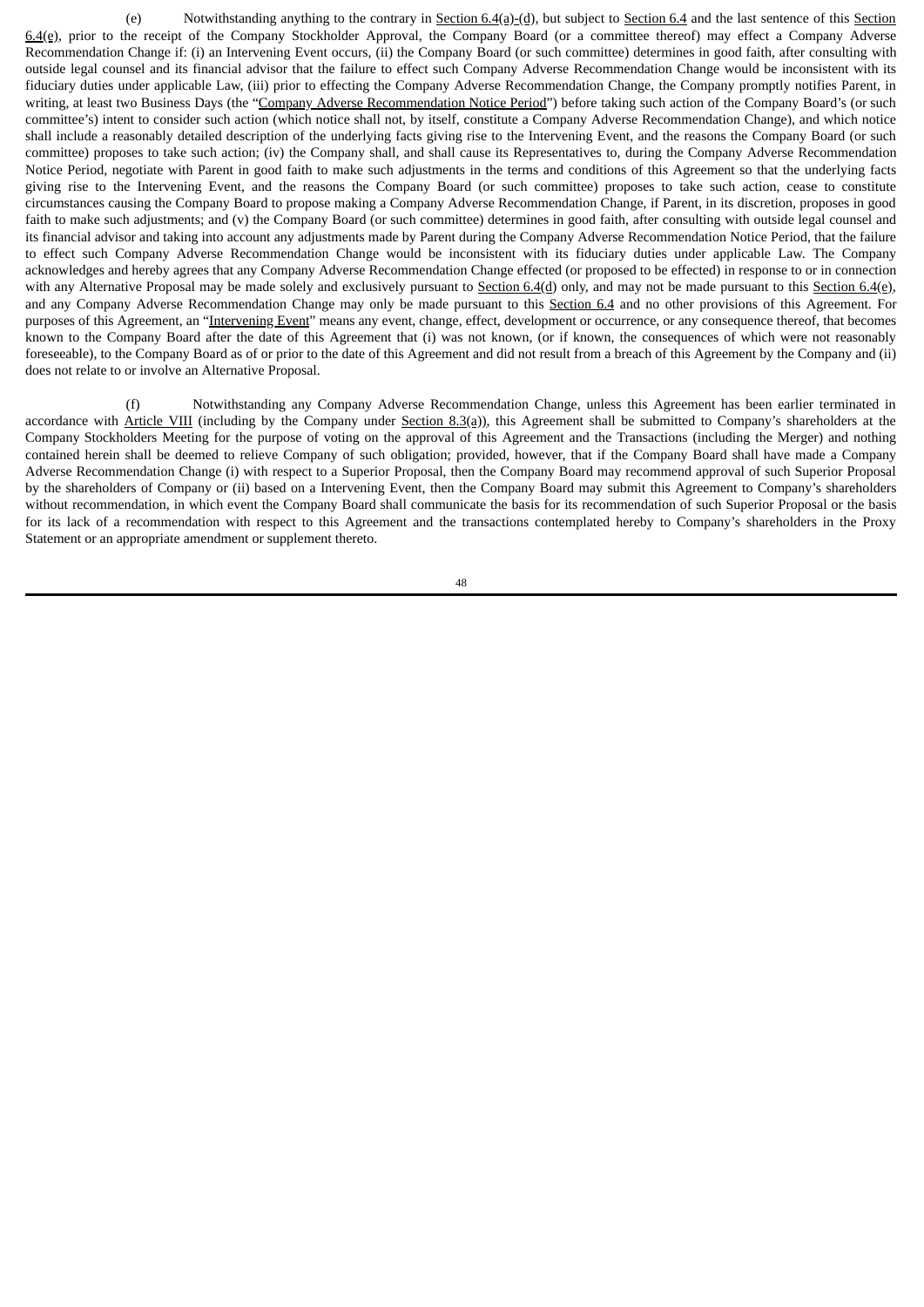(e) Notwithstanding anything to the contrary in Section 6.4(a)-(d), but subject to Section 6.4 and the last sentence of this Section 6.4(e), prior to the receipt of the Company Stockholder Approval, the Company Board (or a committee thereof) may effect a Company Adverse Recommendation Change if: (i) an Intervening Event occurs, (ii) the Company Board (or such committee) determines in good faith, after consulting with outside legal counsel and its financial advisor that the failure to effect such Company Adverse Recommendation Change would be inconsistent with its fiduciary duties under applicable Law, (iii) prior to effecting the Company Adverse Recommendation Change, the Company promptly notifies Parent, in writing, at least two Business Days (the "Company Adverse Recommendation Notice Period") before taking such action of the Company Board's (or such committee's) intent to consider such action (which notice shall not, by itself, constitute a Company Adverse Recommendation Change), and which notice shall include a reasonably detailed description of the underlying facts giving rise to the Intervening Event, and the reasons the Company Board (or such committee) proposes to take such action; (iv) the Company shall, and shall cause its Representatives to, during the Company Adverse Recommendation Notice Period, negotiate with Parent in good faith to make such adjustments in the terms and conditions of this Agreement so that the underlying facts giving rise to the Intervening Event, and the reasons the Company Board (or such committee) proposes to take such action, cease to constitute circumstances causing the Company Board to propose making a Company Adverse Recommendation Change, if Parent, in its discretion, proposes in good faith to make such adjustments; and (v) the Company Board (or such committee) determines in good faith, after consulting with outside legal counsel and its financial advisor and taking into account any adjustments made by Parent during the Company Adverse Recommendation Notice Period, that the failure to effect such Company Adverse Recommendation Change would be inconsistent with its fiduciary duties under applicable Law. The Company acknowledges and hereby agrees that any Company Adverse Recommendation Change effected (or proposed to be effected) in response to or in connection with any Alternative Proposal may be made solely and exclusively pursuant to Section 6.4(d) only, and may not be made pursuant to this Section 6.4(e), and any Company Adverse Recommendation Change may only be made pursuant to this Section 6.4 and no other provisions of this Agreement. For purposes of this Agreement, an "Intervening Event" means any event, change, effect, development or occurrence, or any consequence thereof, that becomes known to the Company Board after the date of this Agreement that (i) was not known, (or if known, the consequences of which were not reasonably foreseeable), to the Company Board as of or prior to the date of this Agreement and did not result from a breach of this Agreement by the Company and (ii) does not relate to or involve an Alternative Proposal.

(f) Notwithstanding any Company Adverse Recommendation Change, unless this Agreement has been earlier terminated in accordance with Article VIII (including by the Company under Section 8.3(a)), this Agreement shall be submitted to Company's shareholders at the Company Stockholders Meeting for the purpose of voting on the approval of this Agreement and the Transactions (including the Merger) and nothing contained herein shall be deemed to relieve Company of such obligation; provided, however, that if the Company Board shall have made a Company Adverse Recommendation Change (i) with respect to a Superior Proposal, then the Company Board may recommend approval of such Superior Proposal by the shareholders of Company or (ii) based on a Intervening Event, then the Company Board may submit this Agreement to Company's shareholders without recommendation, in which event the Company Board shall communicate the basis for its recommendation of such Superior Proposal or the basis for its lack of a recommendation with respect to this Agreement and the transactions contemplated hereby to Company's shareholders in the Proxy Statement or an appropriate amendment or supplement thereto.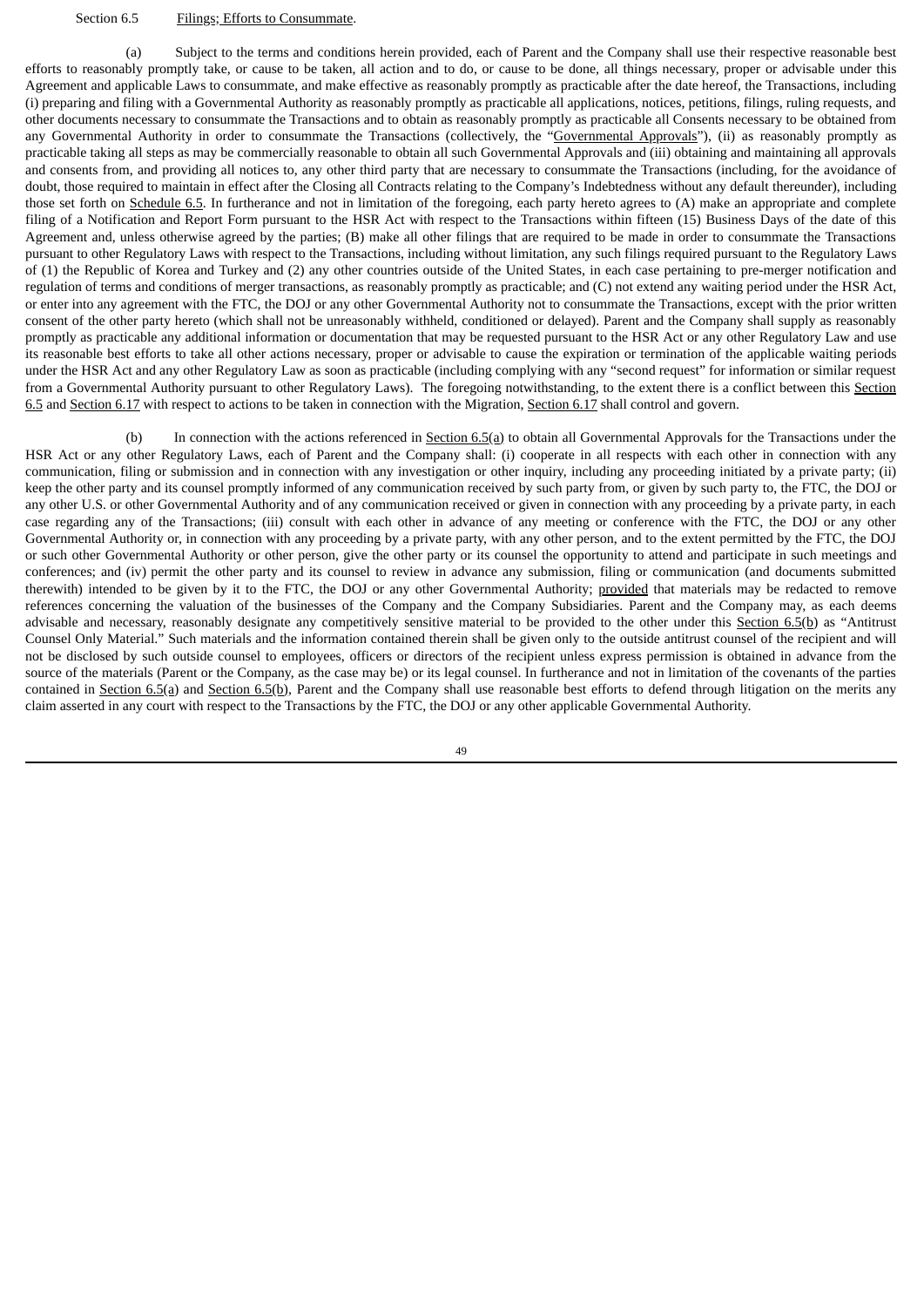Section 6.5 Filings; Efforts to Consummate.

(a) Subject to the terms and conditions herein provided, each of Parent and the Company shall use their respective reasonable best efforts to reasonably promptly take, or cause to be taken, all action and to do, or cause to be done, all things necessary, proper or advisable under this Agreement and applicable Laws to consummate, and make effective as reasonably promptly as practicable after the date hereof, the Transactions, including (i) preparing and filing with a Governmental Authority as reasonably promptly as practicable all applications, notices, petitions, filings, ruling requests, and other documents necessary to consummate the Transactions and to obtain as reasonably promptly as practicable all Consents necessary to be obtained from any Governmental Authority in order to consummate the Transactions (collectively, the "Governmental Approvals"), (ii) as reasonably promptly as practicable taking all steps as may be commercially reasonable to obtain all such Governmental Approvals and (iii) obtaining and maintaining all approvals and consents from, and providing all notices to, any other third party that are necessary to consummate the Transactions (including, for the avoidance of doubt, those required to maintain in effect after the Closing all Contracts relating to the Company's Indebtedness without any default thereunder), including those set forth on Schedule 6.5. In furtherance and not in limitation of the foregoing, each party hereto agrees to (A) make an appropriate and complete filing of a Notification and Report Form pursuant to the HSR Act with respect to the Transactions within fifteen (15) Business Days of the date of this Agreement and, unless otherwise agreed by the parties; (B) make all other filings that are required to be made in order to consummate the Transactions pursuant to other Regulatory Laws with respect to the Transactions, including without limitation, any such filings required pursuant to the Regulatory Laws of (1) the Republic of Korea and Turkey and (2) any other countries outside of the United States, in each case pertaining to pre-merger notification and regulation of terms and conditions of merger transactions, as reasonably promptly as practicable; and (C) not extend any waiting period under the HSR Act, or enter into any agreement with the FTC, the DOJ or any other Governmental Authority not to consummate the Transactions, except with the prior written consent of the other party hereto (which shall not be unreasonably withheld, conditioned or delayed). Parent and the Company shall supply as reasonably promptly as practicable any additional information or documentation that may be requested pursuant to the HSR Act or any other Regulatory Law and use its reasonable best efforts to take all other actions necessary, proper or advisable to cause the expiration or termination of the applicable waiting periods under the HSR Act and any other Regulatory Law as soon as practicable (including complying with any "second request" for information or similar request from a Governmental Authority pursuant to other Regulatory Laws). The foregoing notwithstanding, to the extent there is a conflict between this Section 6.5 and Section 6.17 with respect to actions to be taken in connection with the Migration, Section 6.17 shall control and govern.

(b) In connection with the actions referenced in Section 6.5(a) to obtain all Governmental Approvals for the Transactions under the HSR Act or any other Regulatory Laws, each of Parent and the Company shall: (i) cooperate in all respects with each other in connection with any communication, filing or submission and in connection with any investigation or other inquiry, including any proceeding initiated by a private party; (ii) keep the other party and its counsel promptly informed of any communication received by such party from, or given by such party to, the FTC, the DOJ or any other U.S. or other Governmental Authority and of any communication received or given in connection with any proceeding by a private party, in each case regarding any of the Transactions; (iii) consult with each other in advance of any meeting or conference with the FTC, the DOJ or any other Governmental Authority or, in connection with any proceeding by a private party, with any other person, and to the extent permitted by the FTC, the DOJ or such other Governmental Authority or other person, give the other party or its counsel the opportunity to attend and participate in such meetings and conferences; and (iv) permit the other party and its counsel to review in advance any submission, filing or communication (and documents submitted therewith) intended to be given by it to the FTC, the DOJ or any other Governmental Authority; provided that materials may be redacted to remove references concerning the valuation of the businesses of the Company and the Company Subsidiaries. Parent and the Company may, as each deems advisable and necessary, reasonably designate any competitively sensitive material to be provided to the other under this Section 6.5(b) as "Antitrust Counsel Only Material." Such materials and the information contained therein shall be given only to the outside antitrust counsel of the recipient and will not be disclosed by such outside counsel to employees, officers or directors of the recipient unless express permission is obtained in advance from the source of the materials (Parent or the Company, as the case may be) or its legal counsel. In furtherance and not in limitation of the covenants of the parties contained in Section 6.5(a) and Section 6.5(b), Parent and the Company shall use reasonable best efforts to defend through litigation on the merits any claim asserted in any court with respect to the Transactions by the FTC, the DOJ or any other applicable Governmental Authority.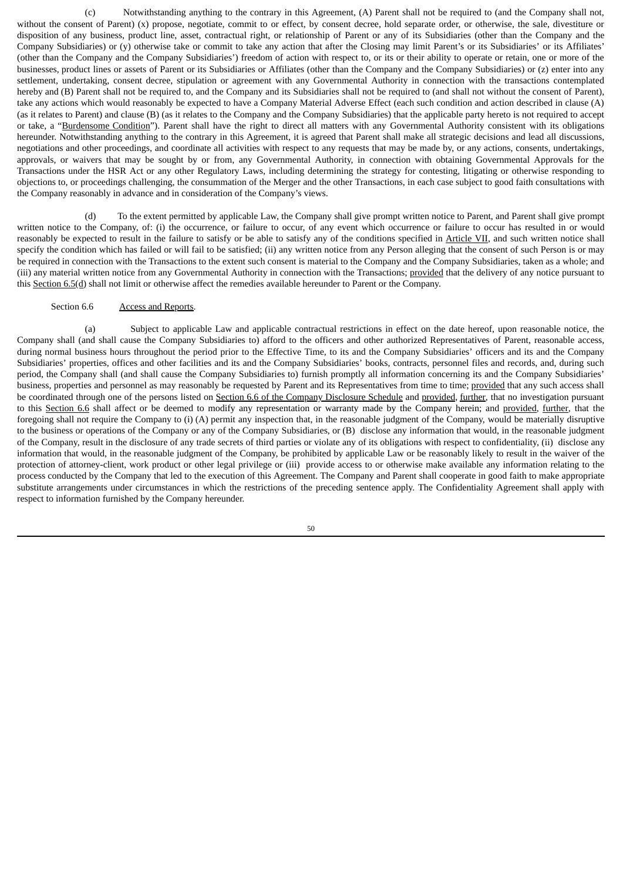(c) Notwithstanding anything to the contrary in this Agreement, (A) Parent shall not be required to (and the Company shall not, without the consent of Parent) (x) propose, negotiate, commit to or effect, by consent decree, hold separate order, or otherwise, the sale, divestiture or disposition of any business, product line, asset, contractual right, or relationship of Parent or any of its Subsidiaries (other than the Company and the Company Subsidiaries) or (y) otherwise take or commit to take any action that after the Closing may limit Parent's or its Subsidiaries' or its Affiliates' (other than the Company and the Company Subsidiaries') freedom of action with respect to, or its or their ability to operate or retain, one or more of the businesses, product lines or assets of Parent or its Subsidiaries or Affiliates (other than the Company and the Company Subsidiaries) or (z) enter into any settlement, undertaking, consent decree, stipulation or agreement with any Governmental Authority in connection with the transactions contemplated hereby and (B) Parent shall not be required to, and the Company and its Subsidiaries shall not be required to (and shall not without the consent of Parent), take any actions which would reasonably be expected to have a Company Material Adverse Effect (each such condition and action described in clause (A) (as it relates to Parent) and clause (B) (as it relates to the Company and the Company Subsidiaries) that the applicable party hereto is not required to accept or take, a "Burdensome Condition"). Parent shall have the right to direct all matters with any Governmental Authority consistent with its obligations hereunder. Notwithstanding anything to the contrary in this Agreement, it is agreed that Parent shall make all strategic decisions and lead all discussions, negotiations and other proceedings, and coordinate all activities with respect to any requests that may be made by, or any actions, consents, undertakings, approvals, or waivers that may be sought by or from, any Governmental Authority, in connection with obtaining Governmental Approvals for the Transactions under the HSR Act or any other Regulatory Laws, including determining the strategy for contesting, litigating or otherwise responding to objections to, or proceedings challenging, the consummation of the Merger and the other Transactions, in each case subject to good faith consultations with the Company reasonably in advance and in consideration of the Company's views.

(d) To the extent permitted by applicable Law, the Company shall give prompt written notice to Parent, and Parent shall give prompt written notice to the Company, of: (i) the occurrence, or failure to occur, of any event which occurrence or failure to occur has resulted in or would reasonably be expected to result in the failure to satisfy or be able to satisfy any of the conditions specified in Article VII, and such written notice shall specify the condition which has failed or will fail to be satisfied; (ii) any written notice from any Person alleging that the consent of such Person is or may be required in connection with the Transactions to the extent such consent is material to the Company and the Company Subsidiaries, taken as a whole; and (iii) any material written notice from any Governmental Authority in connection with the Transactions; provided that the delivery of any notice pursuant to this Section 6.5(d) shall not limit or otherwise affect the remedies available hereunder to Parent or the Company.

Section 6.6 Access and Reports.

(a) Subject to applicable Law and applicable contractual restrictions in effect on the date hereof, upon reasonable notice, the Company shall (and shall cause the Company Subsidiaries to) afford to the officers and other authorized Representatives of Parent, reasonable access, during normal business hours throughout the period prior to the Effective Time, to its and the Company Subsidiaries' officers and its and the Company Subsidiaries' properties, offices and other facilities and its and the Company Subsidiaries' books, contracts, personnel files and records, and, during such period, the Company shall (and shall cause the Company Subsidiaries to) furnish promptly all information concerning its and the Company Subsidiaries' business, properties and personnel as may reasonably be requested by Parent and its Representatives from time to time; provided that any such access shall be coordinated through one of the persons listed on Section 6.6 of the Company Disclosure Schedule and provided, further, that no investigation pursuant to this Section 6.6 shall affect or be deemed to modify any representation or warranty made by the Company herein; and provided, further, that the foregoing shall not require the Company to (i) (A) permit any inspection that, in the reasonable judgment of the Company, would be materially disruptive to the business or operations of the Company or any of the Company Subsidiaries, or (B) disclose any information that would, in the reasonable judgment of the Company, result in the disclosure of any trade secrets of third parties or violate any of its obligations with respect to confidentiality, (ii) disclose any information that would, in the reasonable judgment of the Company, be prohibited by applicable Law or be reasonably likely to result in the waiver of the protection of attorney-client, work product or other legal privilege or (iii) provide access to or otherwise make available any information relating to the process conducted by the Company that led to the execution of this Agreement. The Company and Parent shall cooperate in good faith to make appropriate substitute arrangements under circumstances in which the restrictions of the preceding sentence apply. The Confidentiality Agreement shall apply with respect to information furnished by the Company hereunder.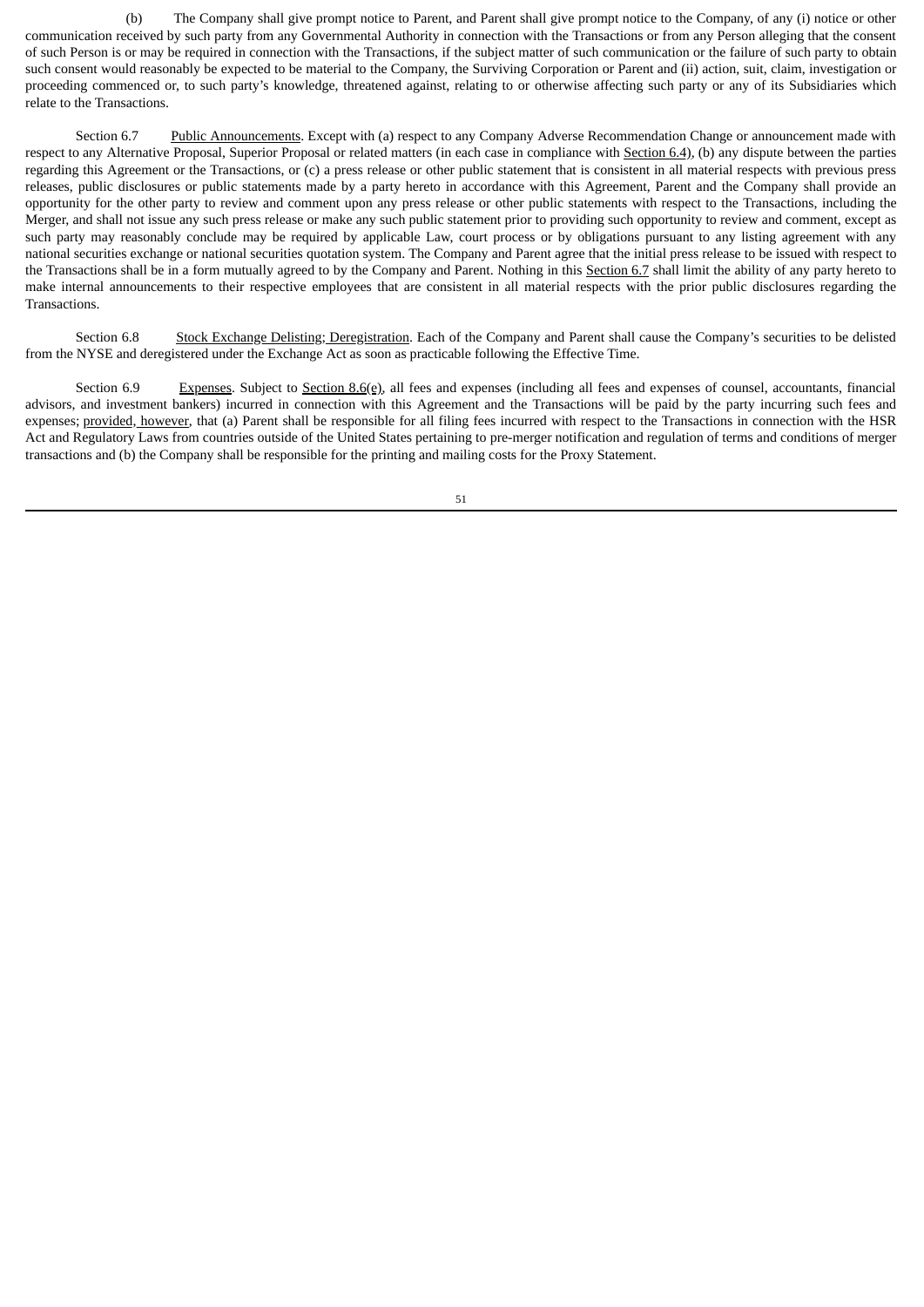(b) The Company shall give prompt notice to Parent, and Parent shall give prompt notice to the Company, of any (i) notice or other communication received by such party from any Governmental Authority in connection with the Transactions or from any Person alleging that the consent of such Person is or may be required in connection with the Transactions, if the subject matter of such communication or the failure of such party to obtain such consent would reasonably be expected to be material to the Company, the Surviving Corporation or Parent and (ii) action, suit, claim, investigation or proceeding commenced or, to such party's knowledge, threatened against, relating to or otherwise affecting such party or any of its Subsidiaries which relate to the Transactions.

Section 6.7 Public Announcements. Except with (a) respect to any Company Adverse Recommendation Change or announcement made with respect to any Alternative Proposal, Superior Proposal or related matters (in each case in compliance with Section 6.4), (b) any dispute between the parties regarding this Agreement or the Transactions, or (c) a press release or other public statement that is consistent in all material respects with previous press releases, public disclosures or public statements made by a party hereto in accordance with this Agreement, Parent and the Company shall provide an opportunity for the other party to review and comment upon any press release or other public statements with respect to the Transactions, including the Merger, and shall not issue any such press release or make any such public statement prior to providing such opportunity to review and comment, except as such party may reasonably conclude may be required by applicable Law, court process or by obligations pursuant to any listing agreement with any national securities exchange or national securities quotation system. The Company and Parent agree that the initial press release to be issued with respect to the Transactions shall be in a form mutually agreed to by the Company and Parent. Nothing in this Section 6.7 shall limit the ability of any party hereto to make internal announcements to their respective employees that are consistent in all material respects with the prior public disclosures regarding the Transactions.

Section 6.8 Stock Exchange Delisting; Deregistration. Each of the Company and Parent shall cause the Company's securities to be delisted from the NYSE and deregistered under the Exchange Act as soon as practicable following the Effective Time.

Section 6.9 Expenses. Subject to Section 8.6(e), all fees and expenses (including all fees and expenses of counsel, accountants, financial advisors, and investment bankers) incurred in connection with this Agreement and the Transactions will be paid by the party incurring such fees and expenses; provided, however, that (a) Parent shall be responsible for all filing fees incurred with respect to the Transactions in connection with the HSR Act and Regulatory Laws from countries outside of the United States pertaining to pre-merger notification and regulation of terms and conditions of merger transactions and (b) the Company shall be responsible for the printing and mailing costs for the Proxy Statement.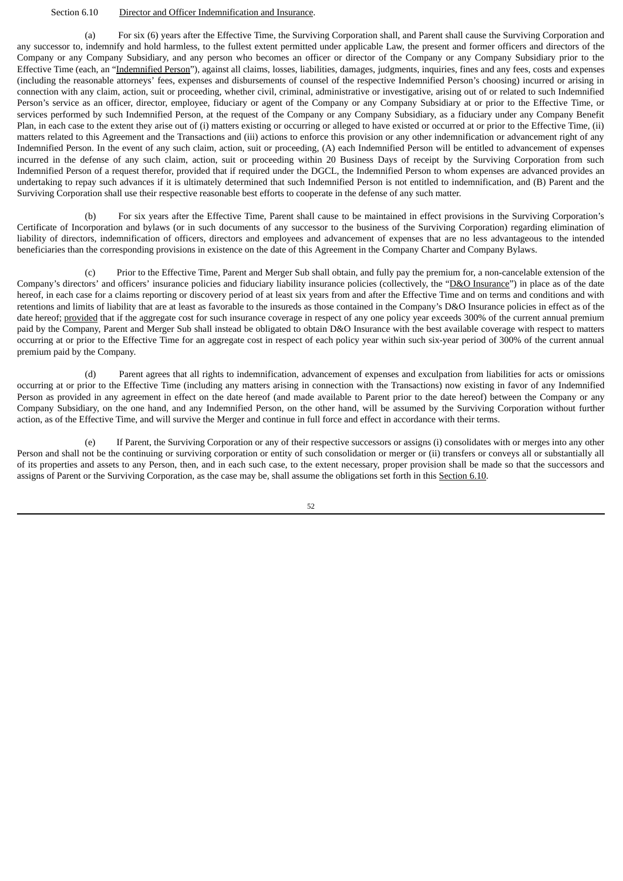Section 6.10 Director and Officer Indemnification and Insurance.

(a) For six (6) years after the Effective Time, the Surviving Corporation shall, and Parent shall cause the Surviving Corporation and any successor to, indemnify and hold harmless, to the fullest extent permitted under applicable Law, the present and former officers and directors of the Company or any Company Subsidiary, and any person who becomes an officer or director of the Company or any Company Subsidiary prior to the Effective Time (each, an "Indemnified Person"), against all claims, losses, liabilities, damages, judgments, inquiries, fines and any fees, costs and expenses (including the reasonable attorneys' fees, expenses and disbursements of counsel of the respective Indemnified Person's choosing) incurred or arising in connection with any claim, action, suit or proceeding, whether civil, criminal, administrative or investigative, arising out of or related to such Indemnified Person's service as an officer, director, employee, fiduciary or agent of the Company or any Company Subsidiary at or prior to the Effective Time, or services performed by such Indemnified Person, at the request of the Company or any Company Subsidiary, as a fiduciary under any Company Benefit Plan, in each case to the extent they arise out of (i) matters existing or occurring or alleged to have existed or occurred at or prior to the Effective Time, (ii) matters related to this Agreement and the Transactions and (iii) actions to enforce this provision or any other indemnification or advancement right of any Indemnified Person. In the event of any such claim, action, suit or proceeding, (A) each Indemnified Person will be entitled to advancement of expenses incurred in the defense of any such claim, action, suit or proceeding within 20 Business Days of receipt by the Surviving Corporation from such Indemnified Person of a request therefor, provided that if required under the DGCL, the Indemnified Person to whom expenses are advanced provides an undertaking to repay such advances if it is ultimately determined that such Indemnified Person is not entitled to indemnification, and (B) Parent and the Surviving Corporation shall use their respective reasonable best efforts to cooperate in the defense of any such matter.

(b) For six years after the Effective Time, Parent shall cause to be maintained in effect provisions in the Surviving Corporation's Certificate of Incorporation and bylaws (or in such documents of any successor to the business of the Surviving Corporation) regarding elimination of liability of directors, indemnification of officers, directors and employees and advancement of expenses that are no less advantageous to the intended beneficiaries than the corresponding provisions in existence on the date of this Agreement in the Company Charter and Company Bylaws.

(c) Prior to the Effective Time, Parent and Merger Sub shall obtain, and fully pay the premium for, a non-cancelable extension of the Company's directors' and officers' insurance policies and fiduciary liability insurance policies (collectively, the "D&O Insurance") in place as of the date hereof, in each case for a claims reporting or discovery period of at least six years from and after the Effective Time and on terms and conditions and with retentions and limits of liability that are at least as favorable to the insureds as those contained in the Company's D&O Insurance policies in effect as of the date hereof; provided that if the aggregate cost for such insurance coverage in respect of any one policy year exceeds 300% of the current annual premium paid by the Company, Parent and Merger Sub shall instead be obligated to obtain D&O Insurance with the best available coverage with respect to matters occurring at or prior to the Effective Time for an aggregate cost in respect of each policy year within such six-year period of 300% of the current annual premium paid by the Company.

(d) Parent agrees that all rights to indemnification, advancement of expenses and exculpation from liabilities for acts or omissions occurring at or prior to the Effective Time (including any matters arising in connection with the Transactions) now existing in favor of any Indemnified Person as provided in any agreement in effect on the date hereof (and made available to Parent prior to the date hereof) between the Company or any Company Subsidiary, on the one hand, and any Indemnified Person, on the other hand, will be assumed by the Surviving Corporation without further action, as of the Effective Time, and will survive the Merger and continue in full force and effect in accordance with their terms.

(e) If Parent, the Surviving Corporation or any of their respective successors or assigns (i) consolidates with or merges into any other Person and shall not be the continuing or surviving corporation or entity of such consolidation or merger or (ii) transfers or conveys all or substantially all of its properties and assets to any Person, then, and in each such case, to the extent necessary, proper provision shall be made so that the successors and assigns of Parent or the Surviving Corporation, as the case may be, shall assume the obligations set forth in this Section 6.10.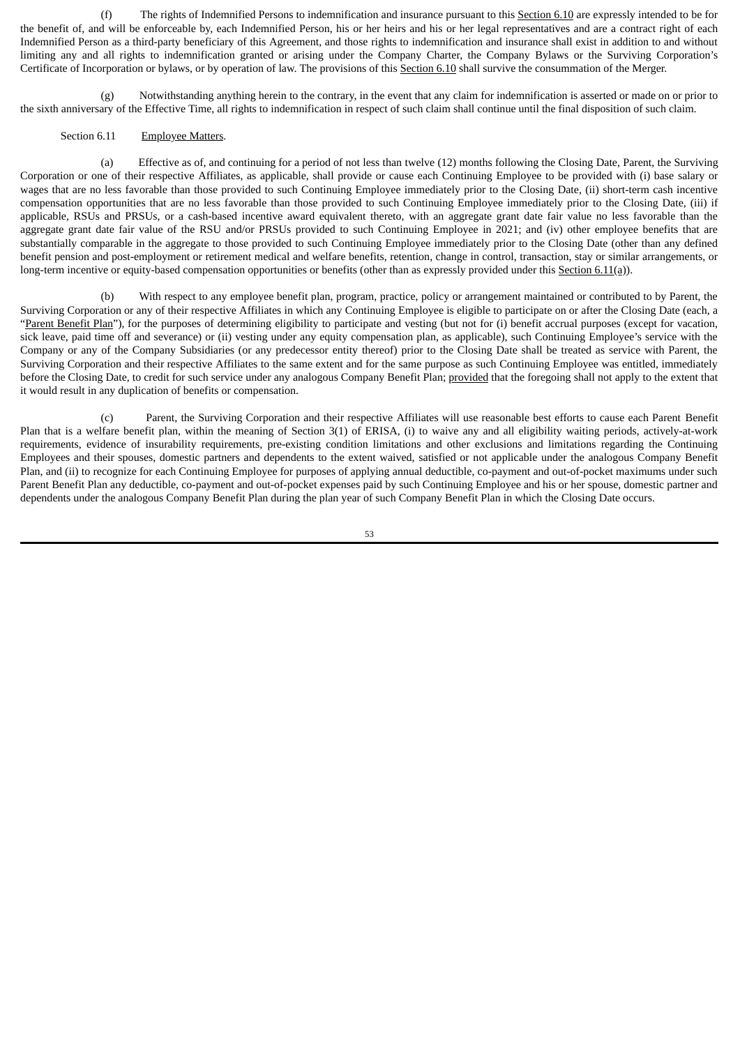(f) The rights of Indemnified Persons to indemnification and insurance pursuant to this Section 6.10 are expressly intended to be for the benefit of, and will be enforceable by, each Indemnified Person, his or her heirs and his or her legal representatives and are a contract right of each Indemnified Person as a third-party beneficiary of this Agreement, and those rights to indemnification and insurance shall exist in addition to and without limiting any and all rights to indemnification granted or arising under the Company Charter, the Company Bylaws or the Surviving Corporation's Certificate of Incorporation or bylaws, or by operation of law. The provisions of this Section 6.10 shall survive the consummation of the Merger.

(g) Notwithstanding anything herein to the contrary, in the event that any claim for indemnification is asserted or made on or prior to the sixth anniversary of the Effective Time, all rights to indemnification in respect of such claim shall continue until the final disposition of such claim.

Section 6.11 Employee Matters.

(a) Effective as of, and continuing for a period of not less than twelve (12) months following the Closing Date, Parent, the Surviving Corporation or one of their respective Affiliates, as applicable, shall provide or cause each Continuing Employee to be provided with (i) base salary or wages that are no less favorable than those provided to such Continuing Employee immediately prior to the Closing Date, (ii) short-term cash incentive compensation opportunities that are no less favorable than those provided to such Continuing Employee immediately prior to the Closing Date, (iii) if applicable, RSUs and PRSUs, or a cash-based incentive award equivalent thereto, with an aggregate grant date fair value no less favorable than the aggregate grant date fair value of the RSU and/or PRSUs provided to such Continuing Employee in 2021; and (iv) other employee benefits that are substantially comparable in the aggregate to those provided to such Continuing Employee immediately prior to the Closing Date (other than any defined benefit pension and post-employment or retirement medical and welfare benefits, retention, change in control, transaction, stay or similar arrangements, or long-term incentive or equity-based compensation opportunities or benefits (other than as expressly provided under this Section 6.11(a)).

(b) With respect to any employee benefit plan, program, practice, policy or arrangement maintained or contributed to by Parent, the Surviving Corporation or any of their respective Affiliates in which any Continuing Employee is eligible to participate on or after the Closing Date (each, a "Parent Benefit Plan"), for the purposes of determining eligibility to participate and vesting (but not for (i) benefit accrual purposes (except for vacation, sick leave, paid time off and severance) or (ii) vesting under any equity compensation plan, as applicable), such Continuing Employee's service with the Company or any of the Company Subsidiaries (or any predecessor entity thereof) prior to the Closing Date shall be treated as service with Parent, the Surviving Corporation and their respective Affiliates to the same extent and for the same purpose as such Continuing Employee was entitled, immediately before the Closing Date, to credit for such service under any analogous Company Benefit Plan; provided that the foregoing shall not apply to the extent that it would result in any duplication of benefits or compensation.

(c) Parent, the Surviving Corporation and their respective Affiliates will use reasonable best efforts to cause each Parent Benefit Plan that is a welfare benefit plan, within the meaning of Section 3(1) of ERISA, (i) to waive any and all eligibility waiting periods, actively-at-work requirements, evidence of insurability requirements, pre-existing condition limitations and other exclusions and limitations regarding the Continuing Employees and their spouses, domestic partners and dependents to the extent waived, satisfied or not applicable under the analogous Company Benefit Plan, and (ii) to recognize for each Continuing Employee for purposes of applying annual deductible, co-payment and out-of-pocket maximums under such Parent Benefit Plan any deductible, co-payment and out-of-pocket expenses paid by such Continuing Employee and his or her spouse, domestic partner and dependents under the analogous Company Benefit Plan during the plan year of such Company Benefit Plan in which the Closing Date occurs.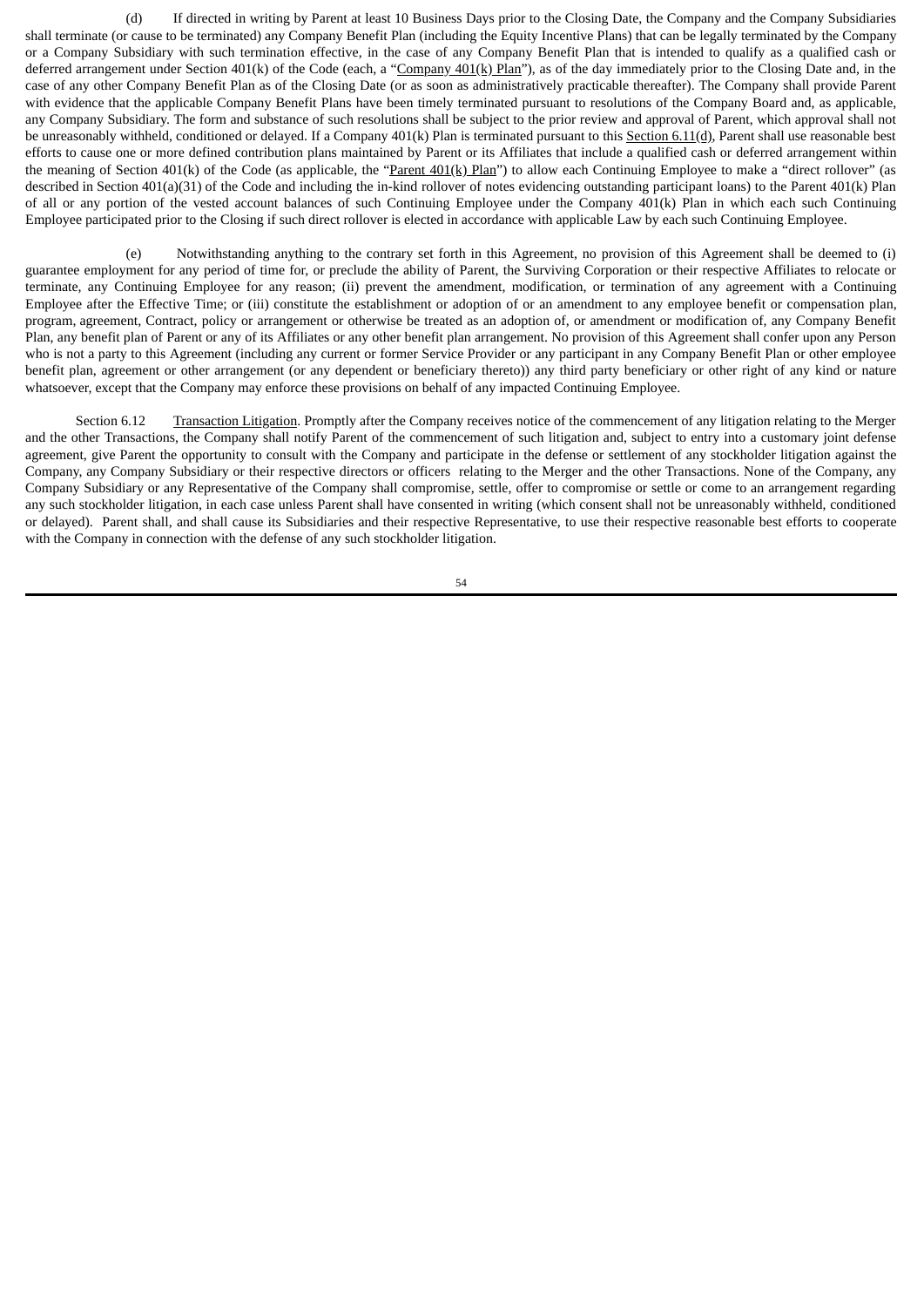(d) If directed in writing by Parent at least 10 Business Days prior to the Closing Date, the Company and the Company Subsidiaries shall terminate (or cause to be terminated) any Company Benefit Plan (including the Equity Incentive Plans) that can be legally terminated by the Company or a Company Subsidiary with such termination effective, in the case of any Company Benefit Plan that is intended to qualify as a qualified cash or deferred arrangement under Section 401(k) of the Code (each, a "Company 401(k) Plan"), as of the day immediately prior to the Closing Date and, in the case of any other Company Benefit Plan as of the Closing Date (or as soon as administratively practicable thereafter). The Company shall provide Parent with evidence that the applicable Company Benefit Plans have been timely terminated pursuant to resolutions of the Company Board and, as applicable, any Company Subsidiary. The form and substance of such resolutions shall be subject to the prior review and approval of Parent, which approval shall not be unreasonably withheld, conditioned or delayed. If a Company 401(k) Plan is terminated pursuant to this Section 6.11(d), Parent shall use reasonable best efforts to cause one or more defined contribution plans maintained by Parent or its Affiliates that include a qualified cash or deferred arrangement within the meaning of Section 401(k) of the Code (as applicable, the "Parent 401(k) Plan") to allow each Continuing Employee to make a "direct rollover" (as described in Section 401(a)(31) of the Code and including the in-kind rollover of notes evidencing outstanding participant loans) to the Parent 401(k) Plan of all or any portion of the vested account balances of such Continuing Employee under the Company 401(k) Plan in which each such Continuing Employee participated prior to the Closing if such direct rollover is elected in accordance with applicable Law by each such Continuing Employee.

(e) Notwithstanding anything to the contrary set forth in this Agreement, no provision of this Agreement shall be deemed to (i) guarantee employment for any period of time for, or preclude the ability of Parent, the Surviving Corporation or their respective Affiliates to relocate or terminate, any Continuing Employee for any reason; (ii) prevent the amendment, modification, or termination of any agreement with a Continuing Employee after the Effective Time; or (iii) constitute the establishment or adoption of or an amendment to any employee benefit or compensation plan, program, agreement, Contract, policy or arrangement or otherwise be treated as an adoption of, or amendment or modification of, any Company Benefit Plan, any benefit plan of Parent or any of its Affiliates or any other benefit plan arrangement. No provision of this Agreement shall confer upon any Person who is not a party to this Agreement (including any current or former Service Provider or any participant in any Company Benefit Plan or other employee benefit plan, agreement or other arrangement (or any dependent or beneficiary thereto)) any third party beneficiary or other right of any kind or nature whatsoever, except that the Company may enforce these provisions on behalf of any impacted Continuing Employee.

Section 6.12 Transaction Litigation. Promptly after the Company receives notice of the commencement of any litigation relating to the Merger and the other Transactions, the Company shall notify Parent of the commencement of such litigation and, subject to entry into a customary joint defense agreement, give Parent the opportunity to consult with the Company and participate in the defense or settlement of any stockholder litigation against the Company, any Company Subsidiary or their respective directors or officers relating to the Merger and the other Transactions. None of the Company, any Company Subsidiary or any Representative of the Company shall compromise, settle, offer to compromise or settle or come to an arrangement regarding any such stockholder litigation, in each case unless Parent shall have consented in writing (which consent shall not be unreasonably withheld, conditioned or delayed). Parent shall, and shall cause its Subsidiaries and their respective Representative, to use their respective reasonable best efforts to cooperate with the Company in connection with the defense of any such stockholder litigation.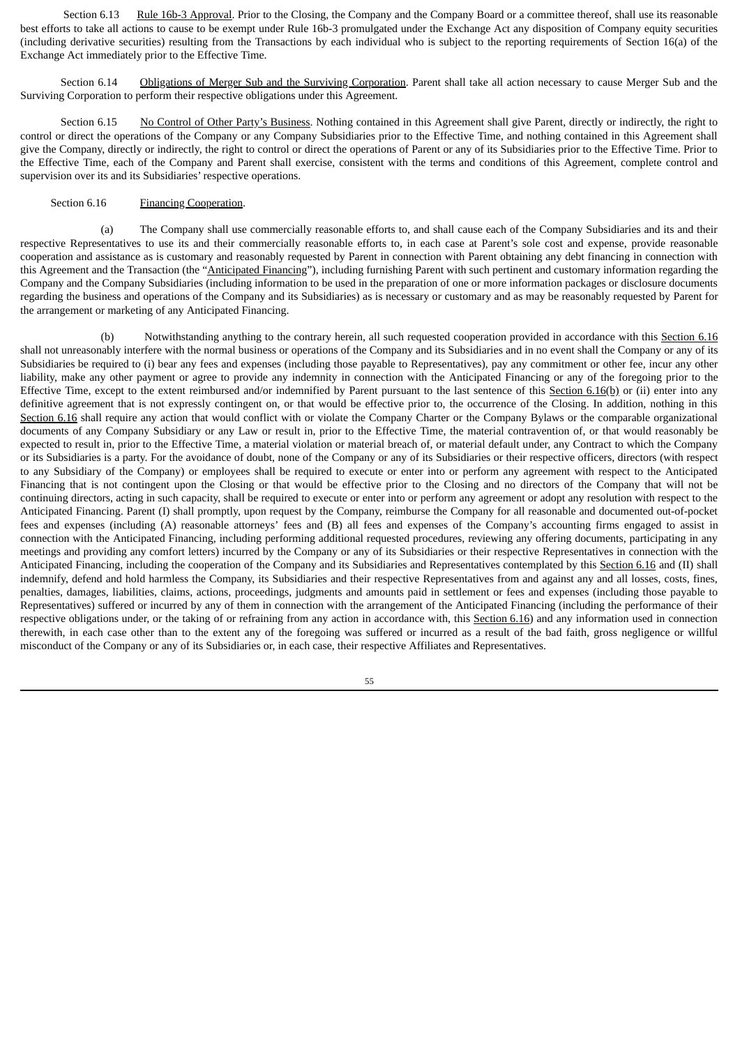Section 6.13 Rule 16b-3 Approval. Prior to the Closing, the Company and the Company Board or a committee thereof, shall use its reasonable best efforts to take all actions to cause to be exempt under Rule 16b-3 promulgated under the Exchange Act any disposition of Company equity securities (including derivative securities) resulting from the Transactions by each individual who is subject to the reporting requirements of Section 16(a) of the Exchange Act immediately prior to the Effective Time.

Section 6.14 Obligations of Merger Sub and the Surviving Corporation. Parent shall take all action necessary to cause Merger Sub and the Surviving Corporation to perform their respective obligations under this Agreement.

Section 6.15 No Control of Other Party's Business. Nothing contained in this Agreement shall give Parent, directly or indirectly, the right to control or direct the operations of the Company or any Company Subsidiaries prior to the Effective Time, and nothing contained in this Agreement shall give the Company, directly or indirectly, the right to control or direct the operations of Parent or any of its Subsidiaries prior to the Effective Time. Prior to the Effective Time, each of the Company and Parent shall exercise, consistent with the terms and conditions of this Agreement, complete control and supervision over its and its Subsidiaries' respective operations.

Section 6.16 Financing Cooperation.

(a) The Company shall use commercially reasonable efforts to, and shall cause each of the Company Subsidiaries and its and their respective Representatives to use its and their commercially reasonable efforts to, in each case at Parent's sole cost and expense, provide reasonable cooperation and assistance as is customary and reasonably requested by Parent in connection with Parent obtaining any debt financing in connection with this Agreement and the Transaction (the "Anticipated Financing"), including furnishing Parent with such pertinent and customary information regarding the Company and the Company Subsidiaries (including information to be used in the preparation of one or more information packages or disclosure documents regarding the business and operations of the Company and its Subsidiaries) as is necessary or customary and as may be reasonably requested by Parent for the arrangement or marketing of any Anticipated Financing.

(b) Notwithstanding anything to the contrary herein, all such requested cooperation provided in accordance with this Section 6.16 shall not unreasonably interfere with the normal business or operations of the Company and its Subsidiaries and in no event shall the Company or any of its Subsidiaries be required to (i) bear any fees and expenses (including those payable to Representatives), pay any commitment or other fee, incur any other liability, make any other payment or agree to provide any indemnity in connection with the Anticipated Financing or any of the foregoing prior to the Effective Time, except to the extent reimbursed and/or indemnified by Parent pursuant to the last sentence of this Section 6.16(b) or (ii) enter into any definitive agreement that is not expressly contingent on, or that would be effective prior to, the occurrence of the Closing. In addition, nothing in this Section 6.16 shall require any action that would conflict with or violate the Company Charter or the Company Bylaws or the comparable organizational documents of any Company Subsidiary or any Law or result in, prior to the Effective Time, the material contravention of, or that would reasonably be expected to result in, prior to the Effective Time, a material violation or material breach of, or material default under, any Contract to which the Company or its Subsidiaries is a party. For the avoidance of doubt, none of the Company or any of its Subsidiaries or their respective officers, directors (with respect to any Subsidiary of the Company) or employees shall be required to execute or enter into or perform any agreement with respect to the Anticipated Financing that is not contingent upon the Closing or that would be effective prior to the Closing and no directors of the Company that will not be continuing directors, acting in such capacity, shall be required to execute or enter into or perform any agreement or adopt any resolution with respect to the Anticipated Financing. Parent (I) shall promptly, upon request by the Company, reimburse the Company for all reasonable and documented out-of-pocket fees and expenses (including (A) reasonable attorneys' fees and (B) all fees and expenses of the Company's accounting firms engaged to assist in connection with the Anticipated Financing, including performing additional requested procedures, reviewing any offering documents, participating in any meetings and providing any comfort letters) incurred by the Company or any of its Subsidiaries or their respective Representatives in connection with the Anticipated Financing, including the cooperation of the Company and its Subsidiaries and Representatives contemplated by this Section 6.16 and (II) shall indemnify, defend and hold harmless the Company, its Subsidiaries and their respective Representatives from and against any and all losses, costs, fines, penalties, damages, liabilities, claims, actions, proceedings, judgments and amounts paid in settlement or fees and expenses (including those payable to Representatives) suffered or incurred by any of them in connection with the arrangement of the Anticipated Financing (including the performance of their respective obligations under, or the taking of or refraining from any action in accordance with, this Section 6.16) and any information used in connection therewith, in each case other than to the extent any of the foregoing was suffered or incurred as a result of the bad faith, gross negligence or willful misconduct of the Company or any of its Subsidiaries or, in each case, their respective Affiliates and Representatives.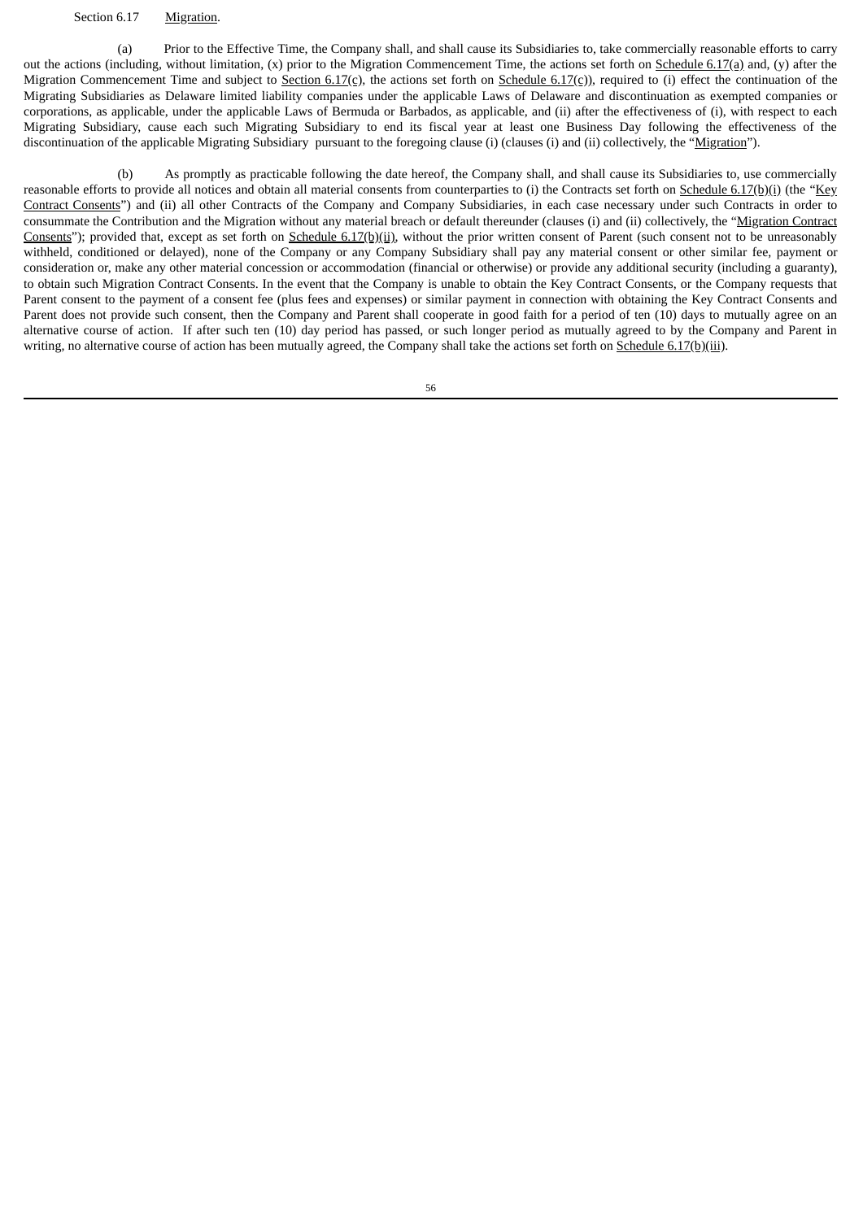Section 6.17 Migration.

(a) Prior to the Effective Time, the Company shall, and shall cause its Subsidiaries to, take commercially reasonable efforts to carry out the actions (including, without limitation, (x) prior to the Migration Commencement Time, the actions set forth on Schedule 6.17(a) and, (y) after the Migration Commencement Time and subject to Section 6.17(c), the actions set forth on Schedule 6.17(c)), required to (i) effect the continuation of the Migrating Subsidiaries as Delaware limited liability companies under the applicable Laws of Delaware and discontinuation as exempted companies or corporations, as applicable, under the applicable Laws of Bermuda or Barbados, as applicable, and (ii) after the effectiveness of (i), with respect to each Migrating Subsidiary, cause each such Migrating Subsidiary to end its fiscal year at least one Business Day following the effectiveness of the discontinuation of the applicable Migrating Subsidiary pursuant to the foregoing clause (i) (clauses (i) and (ii) collectively, the "Migration").

(b) As promptly as practicable following the date hereof, the Company shall, and shall cause its Subsidiaries to, use commercially reasonable efforts to provide all notices and obtain all material consents from counterparties to (i) the Contracts set forth on Schedule 6.17(b)(i) (the "Key Contract Consents") and (ii) all other Contracts of the Company and Company Subsidiaries, in each case necessary under such Contracts in order to consummate the Contribution and the Migration without any material breach or default thereunder (clauses (i) and (ii) collectively, the "Migration Contract Consents"); provided that, except as set forth on Schedule 6.17(b)(ii), without the prior written consent of Parent (such consent not to be unreasonably withheld, conditioned or delayed), none of the Company or any Company Subsidiary shall pay any material consent or other similar fee, payment or consideration or, make any other material concession or accommodation (financial or otherwise) or provide any additional security (including a guaranty), to obtain such Migration Contract Consents. In the event that the Company is unable to obtain the Key Contract Consents, or the Company requests that Parent consent to the payment of a consent fee (plus fees and expenses) or similar payment in connection with obtaining the Key Contract Consents and Parent does not provide such consent, then the Company and Parent shall cooperate in good faith for a period of ten (10) days to mutually agree on an alternative course of action. If after such ten (10) day period has passed, or such longer period as mutually agreed to by the Company and Parent in writing, no alternative course of action has been mutually agreed, the Company shall take the actions set forth on Schedule 6.17(b)(iii).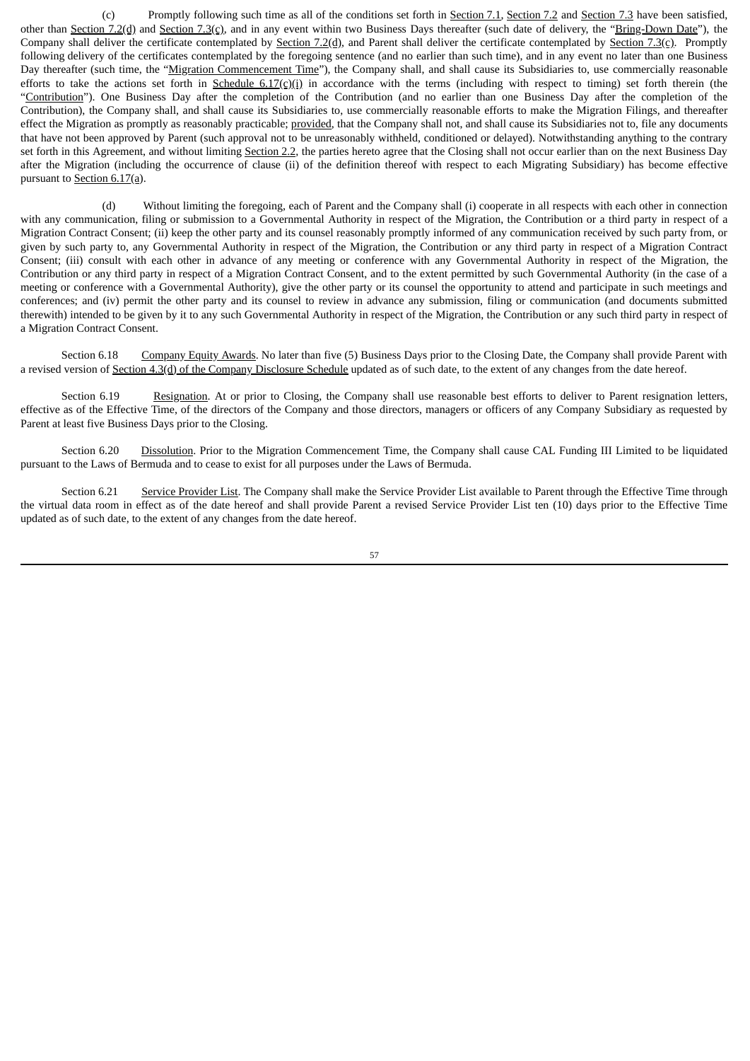(c) Promptly following such time as all of the conditions set forth in Section 7.1, Section 7.2 and Section 7.3 have been satisfied, other than Section 7.2(d) and Section 7.3(c), and in any event within two Business Days thereafter (such date of delivery, the "Bring-Down Date"), the Company shall deliver the certificate contemplated by Section 7.2(d), and Parent shall deliver the certificate contemplated by Section 7.3(c). Promptly following delivery of the certificates contemplated by the foregoing sentence (and no earlier than such time), and in any event no later than one Business Day thereafter (such time, the "Migration Commencement Time"), the Company shall, and shall cause its Subsidiaries to, use commercially reasonable efforts to take the actions set forth in Schedule 6.17(c)(i) in accordance with the terms (including with respect to timing) set forth therein (the "Contribution"). One Business Day after the completion of the Contribution (and no earlier than one Business Day after the completion of the Contribution), the Company shall, and shall cause its Subsidiaries to, use commercially reasonable efforts to make the Migration Filings, and thereafter effect the Migration as promptly as reasonably practicable; provided, that the Company shall not, and shall cause its Subsidiaries not to, file any documents that have not been approved by Parent (such approval not to be unreasonably withheld, conditioned or delayed). Notwithstanding anything to the contrary set forth in this Agreement, and without limiting Section 2.2, the parties hereto agree that the Closing shall not occur earlier than on the next Business Day after the Migration (including the occurrence of clause (ii) of the definition thereof with respect to each Migrating Subsidiary) has become effective pursuant to Section 6.17(a).

(d) Without limiting the foregoing, each of Parent and the Company shall (i) cooperate in all respects with each other in connection with any communication, filing or submission to a Governmental Authority in respect of the Migration, the Contribution or a third party in respect of a Migration Contract Consent; (ii) keep the other party and its counsel reasonably promptly informed of any communication received by such party from, or given by such party to, any Governmental Authority in respect of the Migration, the Contribution or any third party in respect of a Migration Contract Consent; (iii) consult with each other in advance of any meeting or conference with any Governmental Authority in respect of the Migration, the Contribution or any third party in respect of a Migration Contract Consent, and to the extent permitted by such Governmental Authority (in the case of a meeting or conference with a Governmental Authority), give the other party or its counsel the opportunity to attend and participate in such meetings and conferences; and (iv) permit the other party and its counsel to review in advance any submission, filing or communication (and documents submitted therewith) intended to be given by it to any such Governmental Authority in respect of the Migration, the Contribution or any such third party in respect of a Migration Contract Consent.

Section 6.18 Company Equity Awards. No later than five (5) Business Days prior to the Closing Date, the Company shall provide Parent with a revised version of Section 4.3(d) of the Company Disclosure Schedule updated as of such date, to the extent of any changes from the date hereof.

Section 6.19 Resignation. At or prior to Closing, the Company shall use reasonable best efforts to deliver to Parent resignation letters, effective as of the Effective Time, of the directors of the Company and those directors, managers or officers of any Company Subsidiary as requested by Parent at least five Business Days prior to the Closing.

Section 6.20 Dissolution. Prior to the Migration Commencement Time, the Company shall cause CAL Funding III Limited to be liquidated pursuant to the Laws of Bermuda and to cease to exist for all purposes under the Laws of Bermuda.

Section 6.21 Service Provider List. The Company shall make the Service Provider List available to Parent through the Effective Time through the virtual data room in effect as of the date hereof and shall provide Parent a revised Service Provider List ten (10) days prior to the Effective Time updated as of such date, to the extent of any changes from the date hereof.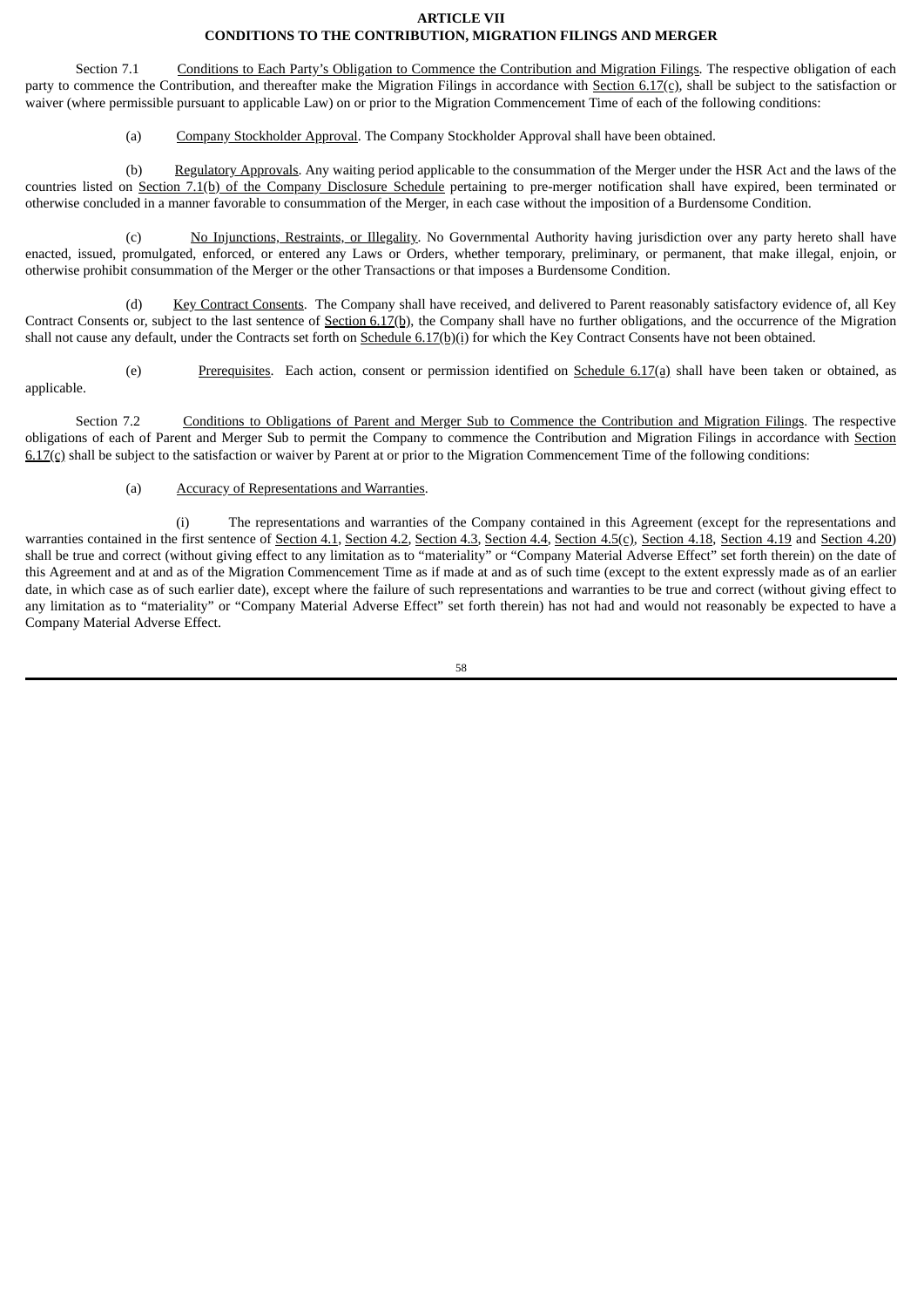## ARTICLE VII
## CONDITIONS TO THE CONTRIBUTION, MIGRATION FILINGS AND MERGER

Section 7.1 Conditions to Each Party's Obligation to Commence the Contribution and Migration Filings. The respective obligation of each party to commence the Contribution, and thereafter make the Migration Filings in accordance with Section 6.17(c), shall be subject to the satisfaction or waiver (where permissible pursuant to applicable Law) on or prior to the Migration Commencement Time of each of the following conditions:

(a) Company Stockholder Approval. The Company Stockholder Approval shall have been obtained.

(b) Regulatory Approvals. Any waiting period applicable to the consummation of the Merger under the HSR Act and the laws of the countries listed on Section 7.1(b) of the Company Disclosure Schedule pertaining to pre-merger notification shall have expired, been terminated or otherwise concluded in a manner favorable to consummation of the Merger, in each case without the imposition of a Burdensome Condition.

(c) No Injunctions, Restraints, or Illegality. No Governmental Authority having jurisdiction over any party hereto shall have enacted, issued, promulgated, enforced, or entered any Laws or Orders, whether temporary, preliminary, or permanent, that make illegal, enjoin, or otherwise prohibit consummation of the Merger or the other Transactions or that imposes a Burdensome Condition.

(d) Key Contract Consents. The Company shall have received, and delivered to Parent reasonably satisfactory evidence of, all Key Contract Consents or, subject to the last sentence of Section 6.17(b), the Company shall have no further obligations, and the occurrence of the Migration shall not cause any default, under the Contracts set forth on Schedule 6.17(b)(i) for which the Key Contract Consents have not been obtained.

(e) Prerequisites. Each action, consent or permission identified on Schedule 6.17(a) shall have been taken or obtained, as applicable.

Section 7.2 Conditions to Obligations of Parent and Merger Sub to Commence the Contribution and Migration Filings. The respective obligations of each of Parent and Merger Sub to permit the Company to commence the Contribution and Migration Filings in accordance with Section 6.17(c) shall be subject to the satisfaction or waiver by Parent at or prior to the Migration Commencement Time of the following conditions:

(a) Accuracy of Representations and Warranties.

(i) The representations and warranties of the Company contained in this Agreement (except for the representations and warranties contained in the first sentence of Section 4.1, Section 4.2, Section 4.3, Section 4.4, Section 4.5(c), Section 4.18, Section 4.19 and Section 4.20) shall be true and correct (without giving effect to any limitation as to "materiality" or "Company Material Adverse Effect" set forth therein) on the date of this Agreement and at and as of the Migration Commencement Time as if made at and as of such time (except to the extent expressly made as of an earlier date, in which case as of such earlier date), except where the failure of such representations and warranties to be true and correct (without giving effect to any limitation as to "materiality" or "Company Material Adverse Effect" set forth therein) has not had and would not reasonably be expected to have a Company Material Adverse Effect.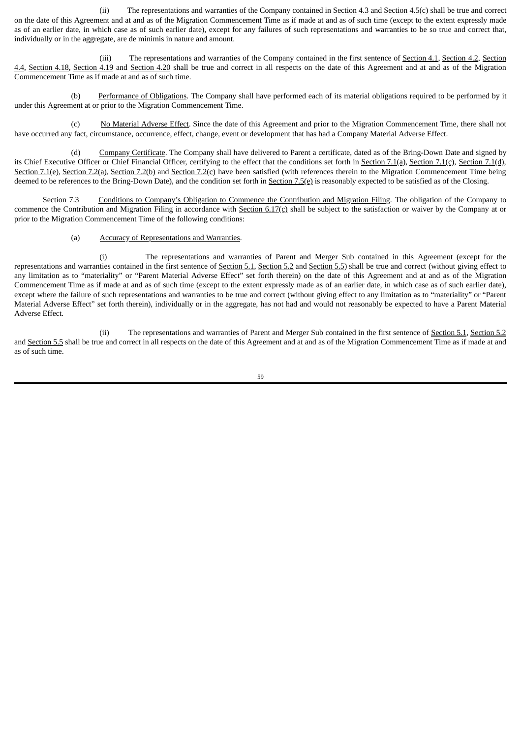(ii) The representations and warranties of the Company contained in Section 4.3 and Section 4.5(c) shall be true and correct on the date of this Agreement and at and as of the Migration Commencement Time as if made at and as of such time (except to the extent expressly made as of an earlier date, in which case as of such earlier date), except for any failures of such representations and warranties to be so true and correct that, individually or in the aggregate, are de minimis in nature and amount.

(iii) The representations and warranties of the Company contained in the first sentence of Section 4.1, Section 4.2, Section 4.4, Section 4.18, Section 4.19 and Section 4.20 shall be true and correct in all respects on the date of this Agreement and at and as of the Migration Commencement Time as if made at and as of such time.

(b) Performance of Obligations. The Company shall have performed each of its material obligations required to be performed by it under this Agreement at or prior to the Migration Commencement Time.

(c) No Material Adverse Effect. Since the date of this Agreement and prior to the Migration Commencement Time, there shall not have occurred any fact, circumstance, occurrence, effect, change, event or development that has had a Company Material Adverse Effect.

(d) Company Certificate. The Company shall have delivered to Parent a certificate, dated as of the Bring-Down Date and signed by its Chief Executive Officer or Chief Financial Officer, certifying to the effect that the conditions set forth in Section 7.1(a), Section 7.1(c), Section 7.1(d), Section 7.1(e), Section 7.2(a), Section 7.2(b) and Section 7.2(c) have been satisfied (with references therein to the Migration Commencement Time being deemed to be references to the Bring-Down Date), and the condition set forth in Section 7.5(e) is reasonably expected to be satisfied as of the Closing.

Section 7.3 Conditions to Company's Obligation to Commence the Contribution and Migration Filing. The obligation of the Company to commence the Contribution and Migration Filing in accordance with Section 6.17(c) shall be subject to the satisfaction or waiver by the Company at or prior to the Migration Commencement Time of the following conditions:

(a) Accuracy of Representations and Warranties.

(i) The representations and warranties of Parent and Merger Sub contained in this Agreement (except for the representations and warranties contained in the first sentence of Section 5.1, Section 5.2 and Section 5.5) shall be true and correct (without giving effect to any limitation as to "materiality" or "Parent Material Adverse Effect" set forth therein) on the date of this Agreement and at and as of the Migration Commencement Time as if made at and as of such time (except to the extent expressly made as of an earlier date, in which case as of such earlier date), except where the failure of such representations and warranties to be true and correct (without giving effect to any limitation as to "materiality" or "Parent Material Adverse Effect" set forth therein), individually or in the aggregate, has not had and would not reasonably be expected to have a Parent Material Adverse Effect.

(ii) The representations and warranties of Parent and Merger Sub contained in the first sentence of Section 5.1, Section 5.2 and Section 5.5 shall be true and correct in all respects on the date of this Agreement and at and as of the Migration Commencement Time as if made at and as of such time.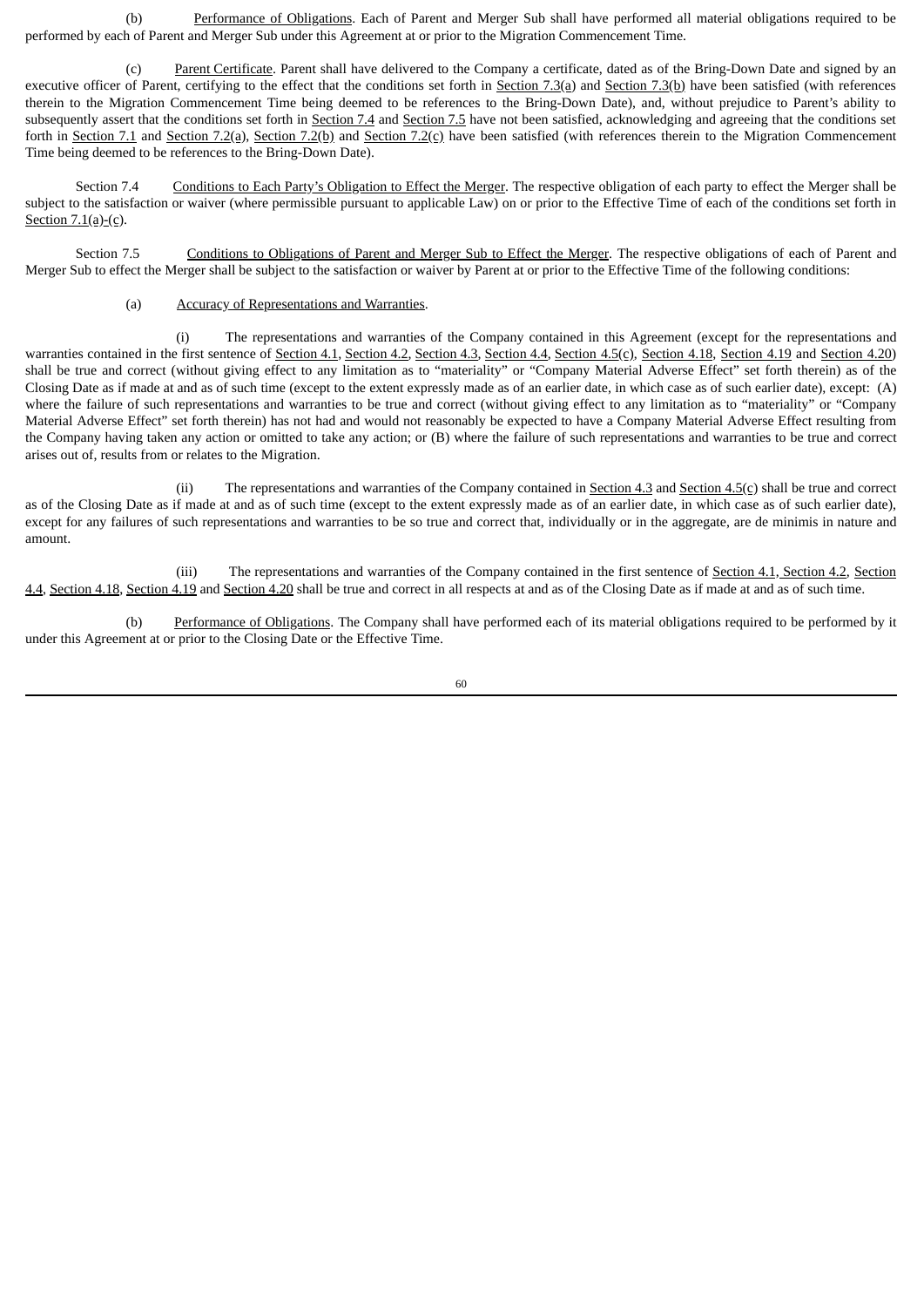(b) Performance of Obligations. Each of Parent and Merger Sub shall have performed all material obligations required to be performed by each of Parent and Merger Sub under this Agreement at or prior to the Migration Commencement Time.

(c) Parent Certificate. Parent shall have delivered to the Company a certificate, dated as of the Bring-Down Date and signed by an executive officer of Parent, certifying to the effect that the conditions set forth in Section 7.3(a) and Section 7.3(b) have been satisfied (with references therein to the Migration Commencement Time being deemed to be references to the Bring-Down Date), and, without prejudice to Parent's ability to subsequently assert that the conditions set forth in Section 7.4 and Section 7.5 have not been satisfied, acknowledging and agreeing that the conditions set forth in Section 7.1 and Section 7.2(a), Section 7.2(b) and Section 7.2(c) have been satisfied (with references therein to the Migration Commencement Time being deemed to be references to the Bring-Down Date).

Section 7.4 Conditions to Each Party's Obligation to Effect the Merger. The respective obligation of each party to effect the Merger shall be subject to the satisfaction or waiver (where permissible pursuant to applicable Law) on or prior to the Effective Time of each of the conditions set forth in Section 7.1(a)-(c).

Section 7.5 Conditions to Obligations of Parent and Merger Sub to Effect the Merger. The respective obligations of each of Parent and Merger Sub to effect the Merger shall be subject to the satisfaction or waiver by Parent at or prior to the Effective Time of the following conditions:

(a) Accuracy of Representations and Warranties.

(i) The representations and warranties of the Company contained in this Agreement (except for the representations and warranties contained in the first sentence of Section 4.1, Section 4.2, Section 4.3, Section 4.4, Section 4.5(c), Section 4.18, Section 4.19 and Section 4.20) shall be true and correct (without giving effect to any limitation as to "materiality" or "Company Material Adverse Effect" set forth therein) as of the Closing Date as if made at and as of such time (except to the extent expressly made as of an earlier date, in which case as of such earlier date), except: (A) where the failure of such representations and warranties to be true and correct (without giving effect to any limitation as to "materiality" or "Company Material Adverse Effect" set forth therein) has not had and would not reasonably be expected to have a Company Material Adverse Effect resulting from the Company having taken any action or omitted to take any action; or (B) where the failure of such representations and warranties to be true and correct arises out of, results from or relates to the Migration.

(ii) The representations and warranties of the Company contained in Section 4.3 and Section 4.5(c) shall be true and correct as of the Closing Date as if made at and as of such time (except to the extent expressly made as of an earlier date, in which case as of such earlier date), except for any failures of such representations and warranties to be so true and correct that, individually or in the aggregate, are de minimis in nature and amount.

(iii) The representations and warranties of the Company contained in the first sentence of Section 4.1, Section 4.2, Section 4.4, Section 4.18, Section 4.19 and Section 4.20 shall be true and correct in all respects at and as of the Closing Date as if made at and as of such time.

(b) Performance of Obligations. The Company shall have performed each of its material obligations required to be performed by it under this Agreement at or prior to the Closing Date or the Effective Time.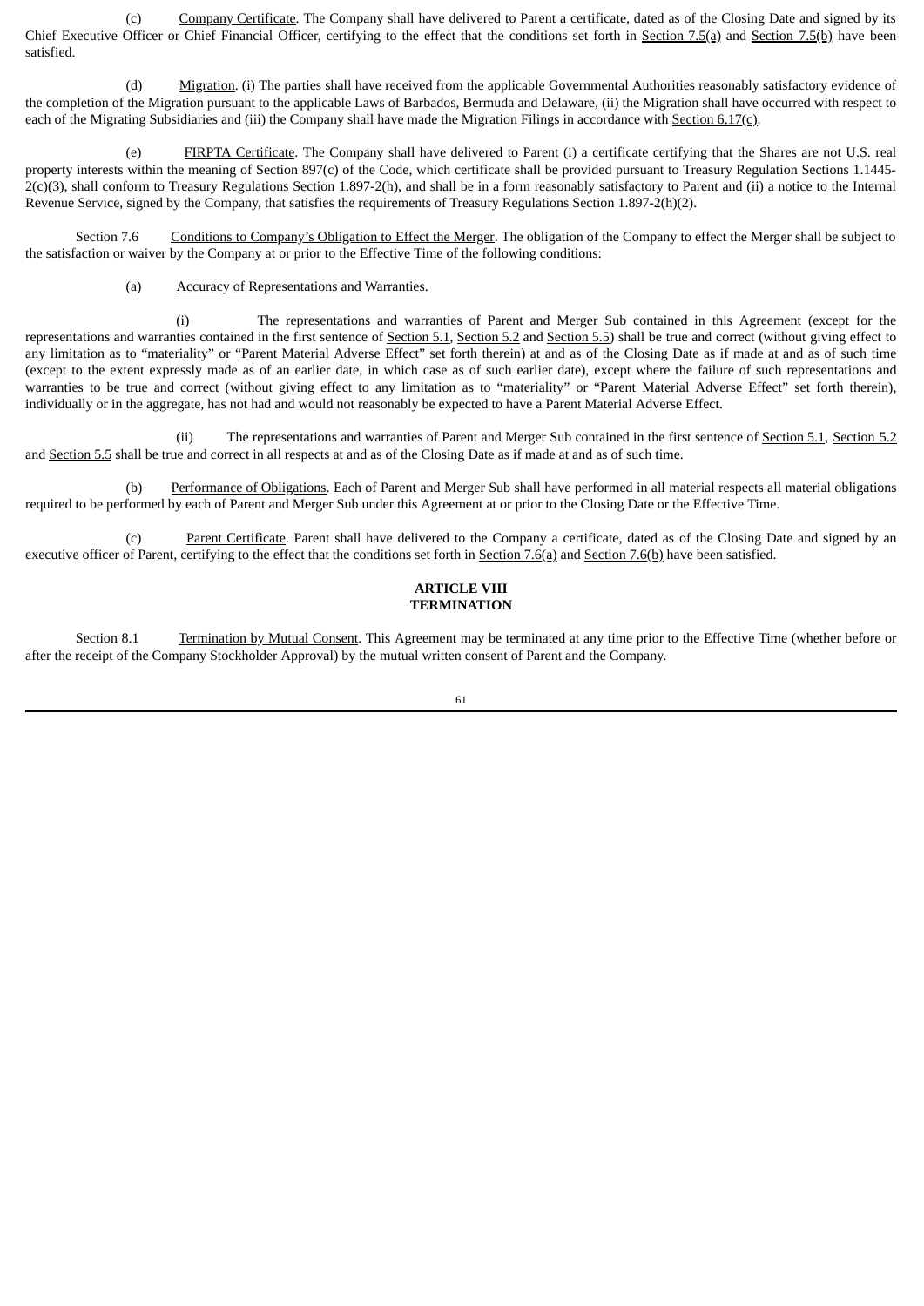(c) Company Certificate. The Company shall have delivered to Parent a certificate, dated as of the Closing Date and signed by its Chief Executive Officer or Chief Financial Officer, certifying to the effect that the conditions set forth in Section 7.5(a) and Section 7.5(b) have been satisfied.

(d) Migration. (i) The parties shall have received from the applicable Governmental Authorities reasonably satisfactory evidence of the completion of the Migration pursuant to the applicable Laws of Barbados, Bermuda and Delaware, (ii) the Migration shall have occurred with respect to each of the Migrating Subsidiaries and (iii) the Company shall have made the Migration Filings in accordance with Section 6.17(c).

(e) FIRPTA Certificate. The Company shall have delivered to Parent (i) a certificate certifying that the Shares are not U.S. real property interests within the meaning of Section 897(c) of the Code, which certificate shall be provided pursuant to Treasury Regulation Sections 1.1445-2(c)(3), shall conform to Treasury Regulations Section 1.897-2(h), and shall be in a form reasonably satisfactory to Parent and (ii) a notice to the Internal Revenue Service, signed by the Company, that satisfies the requirements of Treasury Regulations Section 1.897-2(h)(2).

Section 7.6 Conditions to Company's Obligation to Effect the Merger. The obligation of the Company to effect the Merger shall be subject to the satisfaction or waiver by the Company at or prior to the Effective Time of the following conditions:

(a) Accuracy of Representations and Warranties.

(i) The representations and warranties of Parent and Merger Sub contained in this Agreement (except for the representations and warranties contained in the first sentence of Section 5.1, Section 5.2 and Section 5.5) shall be true and correct (without giving effect to any limitation as to "materiality" or "Parent Material Adverse Effect" set forth therein) at and as of the Closing Date as if made at and as of such time (except to the extent expressly made as of an earlier date, in which case as of such earlier date), except where the failure of such representations and warranties to be true and correct (without giving effect to any limitation as to "materiality" or "Parent Material Adverse Effect" set forth therein), individually or in the aggregate, has not had and would not reasonably be expected to have a Parent Material Adverse Effect.

(ii) The representations and warranties of Parent and Merger Sub contained in the first sentence of Section 5.1, Section 5.2 and Section 5.5 shall be true and correct in all respects at and as of the Closing Date as if made at and as of such time.

(b) Performance of Obligations. Each of Parent and Merger Sub shall have performed in all material respects all material obligations required to be performed by each of Parent and Merger Sub under this Agreement at or prior to the Closing Date or the Effective Time.

(c) Parent Certificate. Parent shall have delivered to the Company a certificate, dated as of the Closing Date and signed by an executive officer of Parent, certifying to the effect that the conditions set forth in Section 7.6(a) and Section 7.6(b) have been satisfied.

## ARTICLE VIII
## TERMINATION

Section 8.1 Termination by Mutual Consent. This Agreement may be terminated at any time prior to the Effective Time (whether before or after the receipt of the Company Stockholder Approval) by the mutual written consent of Parent and the Company.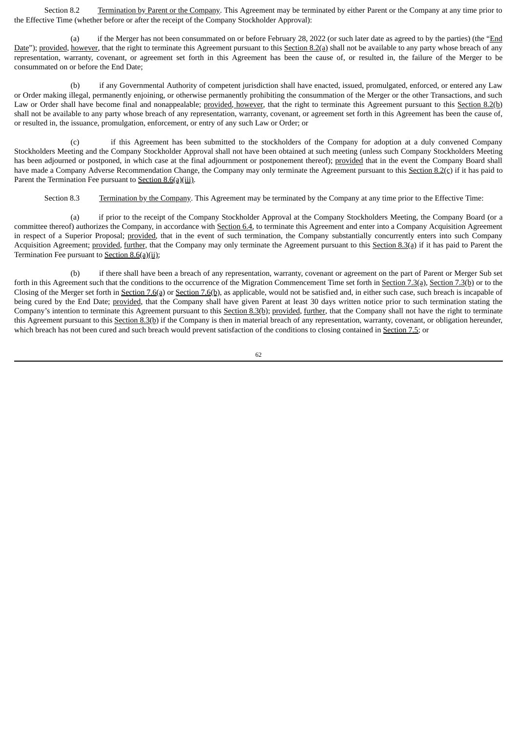Section 8.2 Termination by Parent or the Company. This Agreement may be terminated by either Parent or the Company at any time prior to the Effective Time (whether before or after the receipt of the Company Stockholder Approval):

(a) if the Merger has not been consummated on or before February 28, 2022 (or such later date as agreed to by the parties) (the "End Date"); provided, however, that the right to terminate this Agreement pursuant to this Section 8.2(a) shall not be available to any party whose breach of any representation, warranty, covenant, or agreement set forth in this Agreement has been the cause of, or resulted in, the failure of the Merger to be consummated on or before the End Date;

(b) if any Governmental Authority of competent jurisdiction shall have enacted, issued, promulgated, enforced, or entered any Law or Order making illegal, permanently enjoining, or otherwise permanently prohibiting the consummation of the Merger or the other Transactions, and such Law or Order shall have become final and nonappealable; provided, however, that the right to terminate this Agreement pursuant to this Section 8.2(b) shall not be available to any party whose breach of any representation, warranty, covenant, or agreement set forth in this Agreement has been the cause of, or resulted in, the issuance, promulgation, enforcement, or entry of any such Law or Order; or

(c) if this Agreement has been submitted to the stockholders of the Company for adoption at a duly convened Company Stockholders Meeting and the Company Stockholder Approval shall not have been obtained at such meeting (unless such Company Stockholders Meeting has been adjourned or postponed, in which case at the final adjournment or postponement thereof); provided that in the event the Company Board shall have made a Company Adverse Recommendation Change, the Company may only terminate the Agreement pursuant to this Section 8.2(c) if it has paid to Parent the Termination Fee pursuant to Section 8.6(a)(iii).

Section 8.3 Termination by the Company. This Agreement may be terminated by the Company at any time prior to the Effective Time:

(a) if prior to the receipt of the Company Stockholder Approval at the Company Stockholders Meeting, the Company Board (or a committee thereof) authorizes the Company, in accordance with Section 6.4, to terminate this Agreement and enter into a Company Acquisition Agreement in respect of a Superior Proposal; provided, that in the event of such termination, the Company substantially concurrently enters into such Company Acquisition Agreement; provided, further, that the Company may only terminate the Agreement pursuant to this Section 8.3(a) if it has paid to Parent the Termination Fee pursuant to Section 8.6(a)(ii);

(b) if there shall have been a breach of any representation, warranty, covenant or agreement on the part of Parent or Merger Sub set forth in this Agreement such that the conditions to the occurrence of the Migration Commencement Time set forth in Section 7.3(a), Section 7.3(b) or to the Closing of the Merger set forth in Section 7.6(a) or Section 7.6(b), as applicable, would not be satisfied and, in either such case, such breach is incapable of being cured by the End Date; provided, that the Company shall have given Parent at least 30 days written notice prior to such termination stating the Company's intention to terminate this Agreement pursuant to this Section 8.3(b); provided, further, that the Company shall not have the right to terminate this Agreement pursuant to this Section 8.3(b) if the Company is then in material breach of any representation, warranty, covenant, or obligation hereunder, which breach has not been cured and such breach would prevent satisfaction of the conditions to closing contained in Section 7.5; or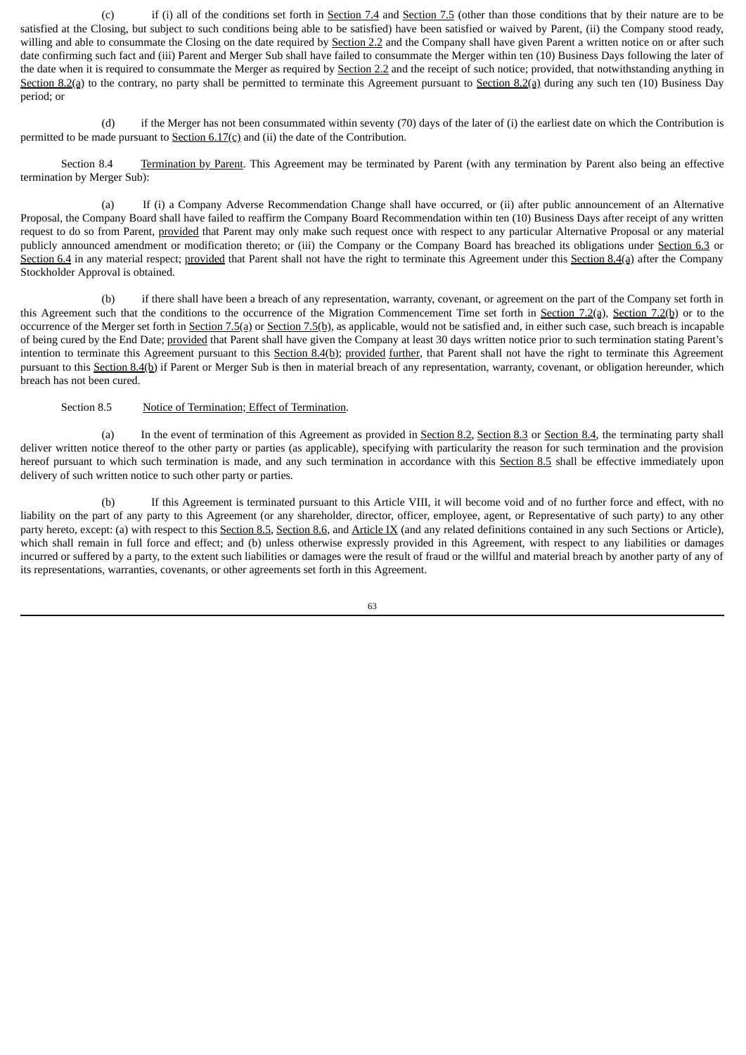(c) if (i) all of the conditions set forth in Section 7.4 and Section 7.5 (other than those conditions that by their nature are to be satisfied at the Closing, but subject to such conditions being able to be satisfied) have been satisfied or waived by Parent, (ii) the Company stood ready, willing and able to consummate the Closing on the date required by Section 2.2 and the Company shall have given Parent a written notice on or after such date confirming such fact and (iii) Parent and Merger Sub shall have failed to consummate the Merger within ten (10) Business Days following the later of the date when it is required to consummate the Merger as required by Section 2.2 and the receipt of such notice; provided, that notwithstanding anything in Section 8.2(a) to the contrary, no party shall be permitted to terminate this Agreement pursuant to Section 8.2(a) during any such ten (10) Business Day period; or

(d) if the Merger has not been consummated within seventy (70) days of the later of (i) the earliest date on which the Contribution is permitted to be made pursuant to Section 6.17(c) and (ii) the date of the Contribution.

Section 8.4 Termination by Parent. This Agreement may be terminated by Parent (with any termination by Parent also being an effective termination by Merger Sub):

(a) If (i) a Company Adverse Recommendation Change shall have occurred, or (ii) after public announcement of an Alternative Proposal, the Company Board shall have failed to reaffirm the Company Board Recommendation within ten (10) Business Days after receipt of any written request to do so from Parent, provided that Parent may only make such request once with respect to any particular Alternative Proposal or any material publicly announced amendment or modification thereto; or (iii) the Company or the Company Board has breached its obligations under Section 6.3 or Section 6.4 in any material respect; provided that Parent shall not have the right to terminate this Agreement under this Section 8.4(a) after the Company Stockholder Approval is obtained.

(b) if there shall have been a breach of any representation, warranty, covenant, or agreement on the part of the Company set forth in this Agreement such that the conditions to the occurrence of the Migration Commencement Time set forth in Section 7.2(a), Section 7.2(b) or to the occurrence of the Merger set forth in Section 7.5(a) or Section 7.5(b), as applicable, would not be satisfied and, in either such case, such breach is incapable of being cured by the End Date; provided that Parent shall have given the Company at least 30 days written notice prior to such termination stating Parent's intention to terminate this Agreement pursuant to this Section 8.4(b); provided further, that Parent shall not have the right to terminate this Agreement pursuant to this Section 8.4(b) if Parent or Merger Sub is then in material breach of any representation, warranty, covenant, or obligation hereunder, which breach has not been cured.

Section 8.5 Notice of Termination; Effect of Termination.

(a) In the event of termination of this Agreement as provided in Section 8.2, Section 8.3 or Section 8.4, the terminating party shall deliver written notice thereof to the other party or parties (as applicable), specifying with particularity the reason for such termination and the provision hereof pursuant to which such termination is made, and any such termination in accordance with this Section 8.5 shall be effective immediately upon delivery of such written notice to such other party or parties.

(b) If this Agreement is terminated pursuant to this Article VIII, it will become void and of no further force and effect, with no liability on the part of any party to this Agreement (or any shareholder, director, officer, employee, agent, or Representative of such party) to any other party hereto, except: (a) with respect to this Section 8.5, Section 8.6, and Article IX (and any related definitions contained in any such Sections or Article), which shall remain in full force and effect; and (b) unless otherwise expressly provided in this Agreement, with respect to any liabilities or damages incurred or suffered by a party, to the extent such liabilities or damages were the result of fraud or the willful and material breach by another party of any of its representations, warranties, covenants, or other agreements set forth in this Agreement.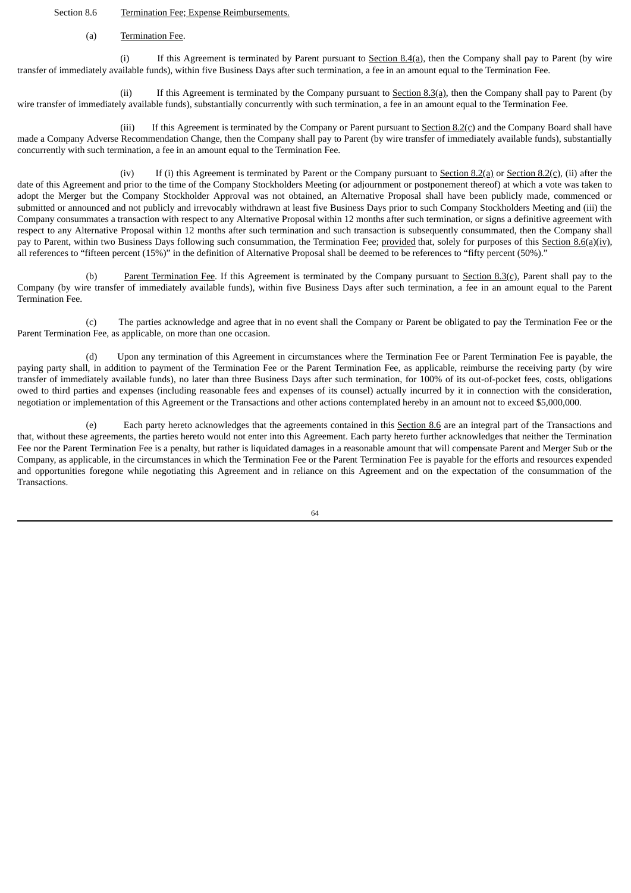Section 8.6 Termination Fee; Expense Reimbursements.

(a) Termination Fee.

(i) If this Agreement is terminated by Parent pursuant to Section 8.4(a), then the Company shall pay to Parent (by wire transfer of immediately available funds), within five Business Days after such termination, a fee in an amount equal to the Termination Fee.

(ii) If this Agreement is terminated by the Company pursuant to Section 8.3(a), then the Company shall pay to Parent (by wire transfer of immediately available funds), substantially concurrently with such termination, a fee in an amount equal to the Termination Fee.

(iii) If this Agreement is terminated by the Company or Parent pursuant to Section 8.2(c) and the Company Board shall have made a Company Adverse Recommendation Change, then the Company shall pay to Parent (by wire transfer of immediately available funds), substantially concurrently with such termination, a fee in an amount equal to the Termination Fee.

(iv) If (i) this Agreement is terminated by Parent or the Company pursuant to Section 8.2(a) or Section 8.2(c), (ii) after the date of this Agreement and prior to the time of the Company Stockholders Meeting (or adjournment or postponement thereof) at which a vote was taken to adopt the Merger but the Company Stockholder Approval was not obtained, an Alternative Proposal shall have been publicly made, commenced or submitted or announced and not publicly and irrevocably withdrawn at least five Business Days prior to such Company Stockholders Meeting and (iii) the Company consummates a transaction with respect to any Alternative Proposal within 12 months after such termination, or signs a definitive agreement with respect to any Alternative Proposal within 12 months after such termination and such transaction is subsequently consummated, then the Company shall pay to Parent, within two Business Days following such consummation, the Termination Fee; provided that, solely for purposes of this Section 8.6(a)(iv), all references to "fifteen percent (15%)" in the definition of Alternative Proposal shall be deemed to be references to "fifty percent (50%)."

(b) Parent Termination Fee. If this Agreement is terminated by the Company pursuant to Section 8.3(c), Parent shall pay to the Company (by wire transfer of immediately available funds), within five Business Days after such termination, a fee in an amount equal to the Parent Termination Fee.

(c) The parties acknowledge and agree that in no event shall the Company or Parent be obligated to pay the Termination Fee or the Parent Termination Fee, as applicable, on more than one occasion.

(d) Upon any termination of this Agreement in circumstances where the Termination Fee or Parent Termination Fee is payable, the paying party shall, in addition to payment of the Termination Fee or the Parent Termination Fee, as applicable, reimburse the receiving party (by wire transfer of immediately available funds), no later than three Business Days after such termination, for 100% of its out-of-pocket fees, costs, obligations owed to third parties and expenses (including reasonable fees and expenses of its counsel) actually incurred by it in connection with the consideration, negotiation or implementation of this Agreement or the Transactions and other actions contemplated hereby in an amount not to exceed $5,000,000.

(e) Each party hereto acknowledges that the agreements contained in this Section 8.6 are an integral part of the Transactions and that, without these agreements, the parties hereto would not enter into this Agreement. Each party hereto further acknowledges that neither the Termination Fee nor the Parent Termination Fee is a penalty, but rather is liquidated damages in a reasonable amount that will compensate Parent and Merger Sub or the Company, as applicable, in the circumstances in which the Termination Fee or the Parent Termination Fee is payable for the efforts and resources expended and opportunities foregone while negotiating this Agreement and in reliance on this Agreement and on the expectation of the consummation of the Transactions.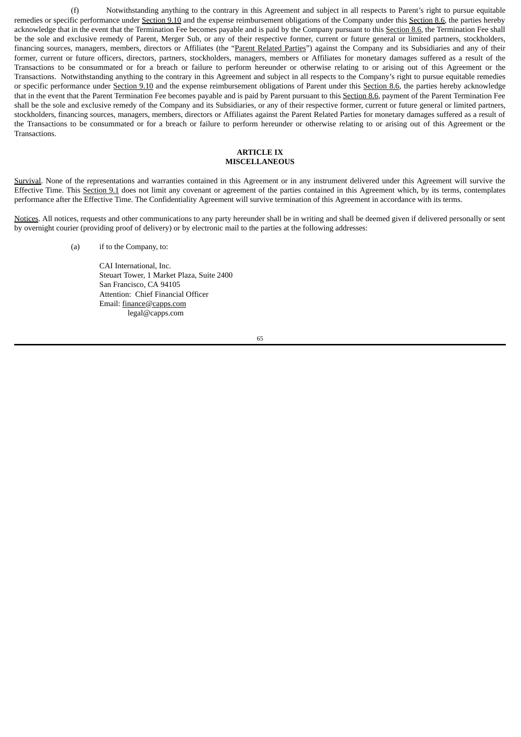(f) Notwithstanding anything to the contrary in this Agreement and subject in all respects to Parent's right to pursue equitable remedies or specific performance under Section 9.10 and the expense reimbursement obligations of the Company under this Section 8.6, the parties hereby acknowledge that in the event that the Termination Fee becomes payable and is paid by the Company pursuant to this Section 8.6, the Termination Fee shall be the sole and exclusive remedy of Parent, Merger Sub, or any of their respective former, current or future general or limited partners, stockholders, financing sources, managers, members, directors or Affiliates (the "Parent Related Parties") against the Company and its Subsidiaries and any of their former, current or future officers, directors, partners, stockholders, managers, members or Affiliates for monetary damages suffered as a result of the Transactions to be consummated or for a breach or failure to perform hereunder or otherwise relating to or arising out of this Agreement or the Transactions. Notwithstanding anything to the contrary in this Agreement and subject in all respects to the Company's right to pursue equitable remedies or specific performance under Section 9.10 and the expense reimbursement obligations of Parent under this Section 8.6, the parties hereby acknowledge that in the event that the Parent Termination Fee becomes payable and is paid by Parent pursuant to this Section 8.6, payment of the Parent Termination Fee shall be the sole and exclusive remedy of the Company and its Subsidiaries, or any of their respective former, current or future general or limited partners, stockholders, financing sources, managers, members, directors or Affiliates against the Parent Related Parties for monetary damages suffered as a result of the Transactions to be consummated or for a breach or failure to perform hereunder or otherwise relating to or arising out of this Agreement or the Transactions.

## ARTICLE IX
## MISCELLANEOUS

Survival. None of the representations and warranties contained in this Agreement or in any instrument delivered under this Agreement will survive the Effective Time. This Section 9.1 does not limit any covenant or agreement of the parties contained in this Agreement which, by its terms, contemplates performance after the Effective Time. The Confidentiality Agreement will survive termination of this Agreement in accordance with its terms.

Notices. All notices, requests and other communications to any party hereunder shall be in writing and shall be deemed given if delivered personally or sent by overnight courier (providing proof of delivery) or by electronic mail to the parties at the following addresses:

(a) if to the Company, to:

CAI International, Inc.
Steuart Tower, 1 Market Plaza, Suite 2400
San Francisco, CA 94105
Attention: Chief Financial Officer
Email: finance@capps.com
legal@capps.com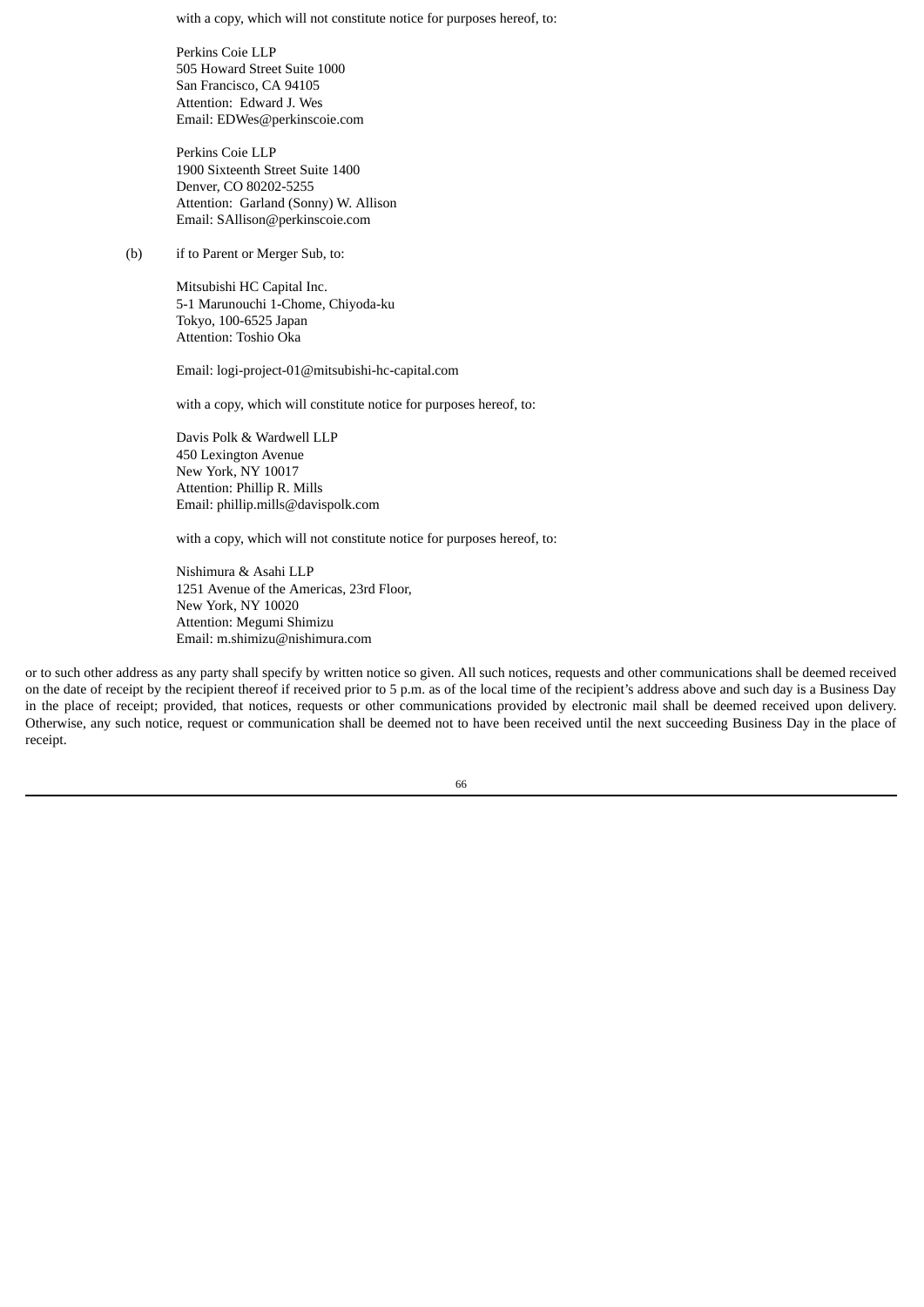with a copy, which will not constitute notice for purposes hereof, to:

Perkins Coie LLP  
505 Howard Street Suite 1000  
San Francisco, CA 94105  
Attention: Edward J. Wes  
Email: EDWes@perkinscoie.com

Perkins Coie LLP  
1900 Sixteenth Street Suite 1400  
Denver, CO 80202-5255  
Attention: Garland (Sonny) W. Allison  
Email: SAllison@perkinscoie.com

(b) if to Parent or Merger Sub, to:

Mitsubishi HC Capital Inc.  
5-1 Marunouchi 1-Chome, Chiyoda-ku  
Tokyo, 100-6525 Japan  
Attention: Toshio Oka

Email: logi-project-01@mitsubishi-hc-capital.com

with a copy, which will constitute notice for purposes hereof, to:

Davis Polk & Wardwell LLP  
450 Lexington Avenue  
New York, NY 10017  
Attention: Phillip R. Mills  
Email: phillip.mills@davispolk.com

with a copy, which will not constitute notice for purposes hereof, to:

Nishimura & Asahi LLP  
1251 Avenue of the Americas, 23rd Floor,  
New York, NY 10020  
Attention: Megumi Shimizu  
Email: m.shimizu@nishimura.com

or to such other address as any party shall specify by written notice so given. All such notices, requests and other communications shall be deemed received on the date of receipt by the recipient thereof if received prior to 5 p.m. as of the local time of the recipient's address above and such day is a Business Day in the place of receipt; provided, that notices, requests or other communications provided by electronic mail shall be deemed received upon delivery. Otherwise, any such notice, request or communication shall be deemed not to have been received until the next succeeding Business Day in the place of receipt.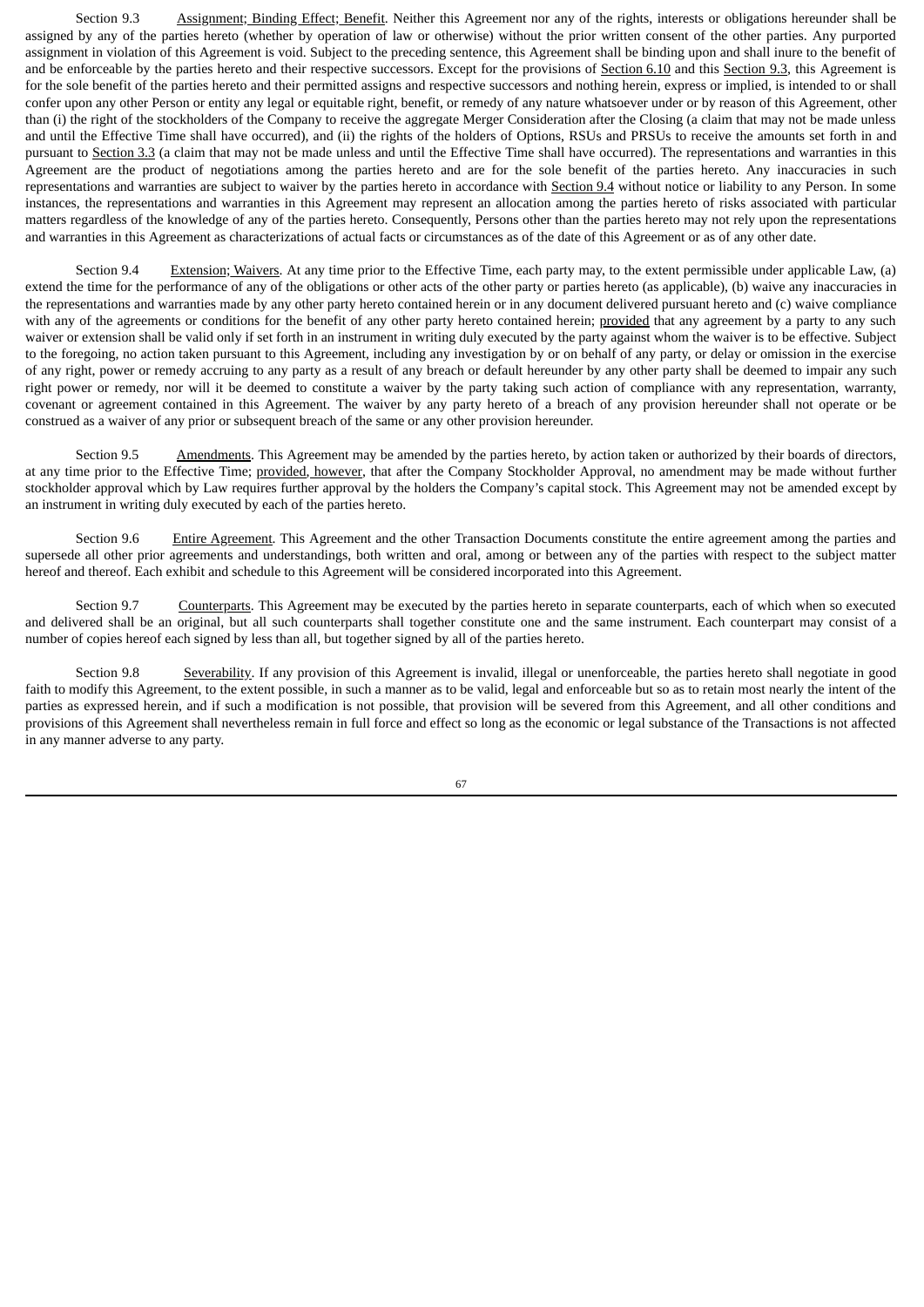Section 9.3 Assignment; Binding Effect; Benefit. Neither this Agreement nor any of the rights, interests or obligations hereunder shall be assigned by any of the parties hereto (whether by operation of law or otherwise) without the prior written consent of the other parties. Any purported assignment in violation of this Agreement is void. Subject to the preceding sentence, this Agreement shall be binding upon and shall inure to the benefit of and be enforceable by the parties hereto and their respective successors. Except for the provisions of Section 6.10 and this Section 9.3, this Agreement is for the sole benefit of the parties hereto and their permitted assigns and respective successors and nothing herein, express or implied, is intended to or shall confer upon any other Person or entity any legal or equitable right, benefit, or remedy of any nature whatsoever under or by reason of this Agreement, other than (i) the right of the stockholders of the Company to receive the aggregate Merger Consideration after the Closing (a claim that may not be made unless and until the Effective Time shall have occurred), and (ii) the rights of the holders of Options, RSUs and PRSUs to receive the amounts set forth in and pursuant to Section 3.3 (a claim that may not be made unless and until the Effective Time shall have occurred). The representations and warranties in this Agreement are the product of negotiations among the parties hereto and are for the sole benefit of the parties hereto. Any inaccuracies in such representations and warranties are subject to waiver by the parties hereto in accordance with Section 9.4 without notice or liability to any Person. In some instances, the representations and warranties in this Agreement may represent an allocation among the parties hereto of risks associated with particular matters regardless of the knowledge of any of the parties hereto. Consequently, Persons other than the parties hereto may not rely upon the representations and warranties in this Agreement as characterizations of actual facts or circumstances as of the date of this Agreement or as of any other date.

Section 9.4 Extension; Waivers. At any time prior to the Effective Time, each party may, to the extent permissible under applicable Law, (a) extend the time for the performance of any of the obligations or other acts of the other party or parties hereto (as applicable), (b) waive any inaccuracies in the representations and warranties made by any other party hereto contained herein or in any document delivered pursuant hereto and (c) waive compliance with any of the agreements or conditions for the benefit of any other party hereto contained herein; provided that any agreement by a party to any such waiver or extension shall be valid only if set forth in an instrument in writing duly executed by the party against whom the waiver is to be effective. Subject to the foregoing, no action taken pursuant to this Agreement, including any investigation by or on behalf of any party, or delay or omission in the exercise of any right, power or remedy accruing to any party as a result of any breach or default hereunder by any other party shall be deemed to impair any such right power or remedy, nor will it be deemed to constitute a waiver by the party taking such action of compliance with any representation, warranty, covenant or agreement contained in this Agreement. The waiver by any party hereto of a breach of any provision hereunder shall not operate or be construed as a waiver of any prior or subsequent breach of the same or any other provision hereunder.

Section 9.5 Amendments. This Agreement may be amended by the parties hereto, by action taken or authorized by their boards of directors, at any time prior to the Effective Time; provided, however, that after the Company Stockholder Approval, no amendment may be made without further stockholder approval which by Law requires further approval by the holders the Company's capital stock. This Agreement may not be amended except by an instrument in writing duly executed by each of the parties hereto.

Section 9.6 Entire Agreement. This Agreement and the other Transaction Documents constitute the entire agreement among the parties and supersede all other prior agreements and understandings, both written and oral, among or between any of the parties with respect to the subject matter hereof and thereof. Each exhibit and schedule to this Agreement will be considered incorporated into this Agreement.

Section 9.7 Counterparts. This Agreement may be executed by the parties hereto in separate counterparts, each of which when so executed and delivered shall be an original, but all such counterparts shall together constitute one and the same instrument. Each counterpart may consist of a number of copies hereof each signed by less than all, but together signed by all of the parties hereto.

Section 9.8 Severability. If any provision of this Agreement is invalid, illegal or unenforceable, the parties hereto shall negotiate in good faith to modify this Agreement, to the extent possible, in such a manner as to be valid, legal and enforceable but so as to retain most nearly the intent of the parties as expressed herein, and if such a modification is not possible, that provision will be severed from this Agreement, and all other conditions and provisions of this Agreement shall nevertheless remain in full force and effect so long as the economic or legal substance of the Transactions is not affected in any manner adverse to any party.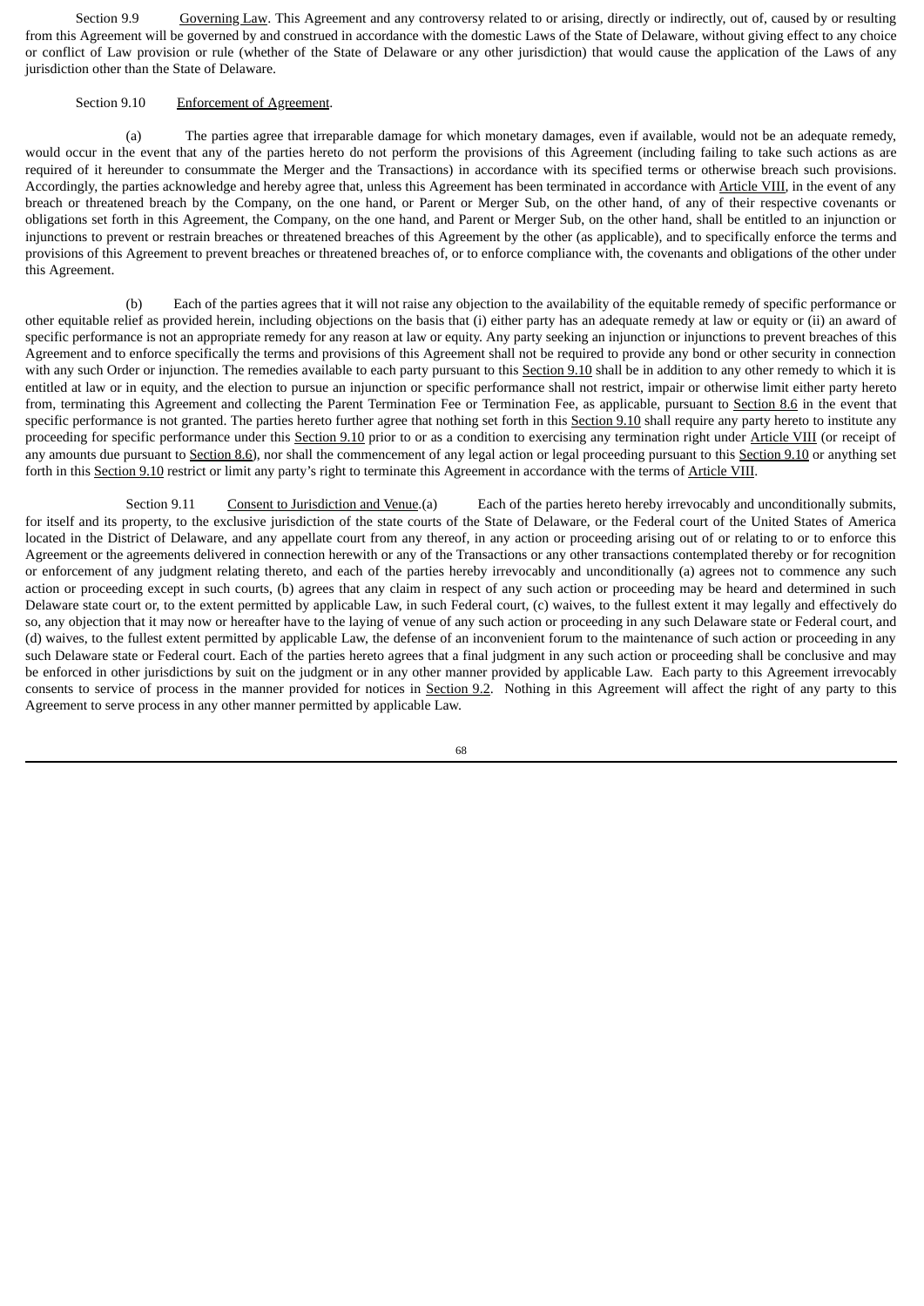Section 9.9 Governing Law. This Agreement and any controversy related to or arising, directly or indirectly, out of, caused by or resulting from this Agreement will be governed by and construed in accordance with the domestic Laws of the State of Delaware, without giving effect to any choice or conflict of Law provision or rule (whether of the State of Delaware or any other jurisdiction) that would cause the application of the Laws of any jurisdiction other than the State of Delaware.

Section 9.10 Enforcement of Agreement.

(a) The parties agree that irreparable damage for which monetary damages, even if available, would not be an adequate remedy, would occur in the event that any of the parties hereto do not perform the provisions of this Agreement (including failing to take such actions as are required of it hereunder to consummate the Merger and the Transactions) in accordance with its specified terms or otherwise breach such provisions. Accordingly, the parties acknowledge and hereby agree that, unless this Agreement has been terminated in accordance with Article VIII, in the event of any breach or threatened breach by the Company, on the one hand, or Parent or Merger Sub, on the other hand, of any of their respective covenants or obligations set forth in this Agreement, the Company, on the one hand, and Parent or Merger Sub, on the other hand, shall be entitled to an injunction or injunctions to prevent or restrain breaches or threatened breaches of this Agreement by the other (as applicable), and to specifically enforce the terms and provisions of this Agreement to prevent breaches or threatened breaches of, or to enforce compliance with, the covenants and obligations of the other under this Agreement.

(b) Each of the parties agrees that it will not raise any objection to the availability of the equitable remedy of specific performance or other equitable relief as provided herein, including objections on the basis that (i) either party has an adequate remedy at law or equity or (ii) an award of specific performance is not an appropriate remedy for any reason at law or equity. Any party seeking an injunction or injunctions to prevent breaches of this Agreement and to enforce specifically the terms and provisions of this Agreement shall not be required to provide any bond or other security in connection with any such Order or injunction. The remedies available to each party pursuant to this Section 9.10 shall be in addition to any other remedy to which it is entitled at law or in equity, and the election to pursue an injunction or specific performance shall not restrict, impair or otherwise limit either party hereto from, terminating this Agreement and collecting the Parent Termination Fee or Termination Fee, as applicable, pursuant to Section 8.6 in the event that specific performance is not granted. The parties hereto further agree that nothing set forth in this Section 9.10 shall require any party hereto to institute any proceeding for specific performance under this Section 9.10 prior to or as a condition to exercising any termination right under Article VIII (or receipt of any amounts due pursuant to Section 8.6), nor shall the commencement of any legal action or legal proceeding pursuant to this Section 9.10 or anything set forth in this Section 9.10 restrict or limit any party's right to terminate this Agreement in accordance with the terms of Article VIII.

Section 9.11 Consent to Jurisdiction and Venue.(a) Each of the parties hereto hereby irrevocably and unconditionally submits, for itself and its property, to the exclusive jurisdiction of the state courts of the State of Delaware, or the Federal court of the United States of America located in the District of Delaware, and any appellate court from any thereof, in any action or proceeding arising out of or relating to or to enforce this Agreement or the agreements delivered in connection herewith or any of the Transactions or any other transactions contemplated thereby or for recognition or enforcement of any judgment relating thereto, and each of the parties hereby irrevocably and unconditionally (a) agrees not to commence any such action or proceeding except in such courts, (b) agrees that any claim in respect of any such action or proceeding may be heard and determined in such Delaware state court or, to the extent permitted by applicable Law, in such Federal court, (c) waives, to the fullest extent it may legally and effectively do so, any objection that it may now or hereafter have to the laying of venue of any such action or proceeding in any such Delaware state or Federal court, and (d) waives, to the fullest extent permitted by applicable Law, the defense of an inconvenient forum to the maintenance of such action or proceeding in any such Delaware state or Federal court. Each of the parties hereto agrees that a final judgment in any such action or proceeding shall be conclusive and may be enforced in other jurisdictions by suit on the judgment or in any other manner provided by applicable Law. Each party to this Agreement irrevocably consents to service of process in the manner provided for notices in Section 9.2. Nothing in this Agreement will affect the right of any party to this Agreement to serve process in any other manner permitted by applicable Law.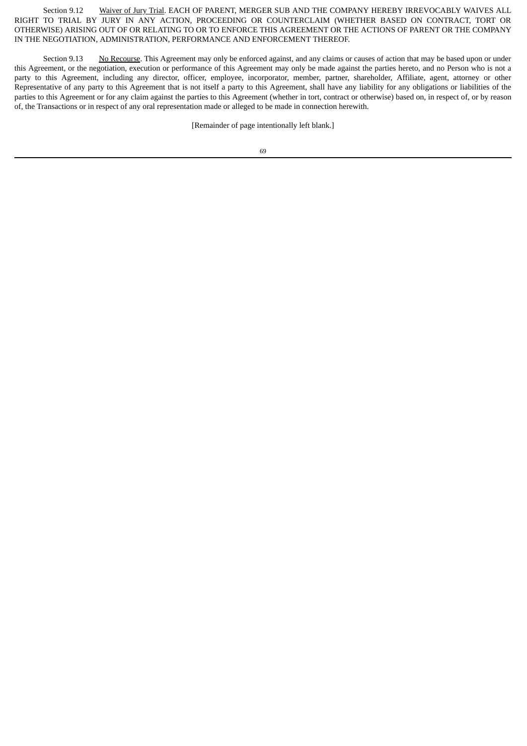Section 9.12 Waiver of Jury Trial. EACH OF PARENT, MERGER SUB AND THE COMPANY HEREBY IRREVOCABLY WAIVES ALL RIGHT TO TRIAL BY JURY IN ANY ACTION, PROCEEDING OR COUNTERCLAIM (WHETHER BASED ON CONTRACT, TORT OR OTHERWISE) ARISING OUT OF OR RELATING TO OR TO ENFORCE THIS AGREEMENT OR THE ACTIONS OF PARENT OR THE COMPANY IN THE NEGOTIATION, ADMINISTRATION, PERFORMANCE AND ENFORCEMENT THEREOF.

Section 9.13 No Recourse. This Agreement may only be enforced against, and any claims or causes of action that may be based upon or under this Agreement, or the negotiation, execution or performance of this Agreement may only be made against the parties hereto, and no Person who is not a party to this Agreement, including any director, officer, employee, incorporator, member, partner, shareholder, Affiliate, agent, attorney or other Representative of any party to this Agreement that is not itself a party to this Agreement, shall have any liability for any obligations or liabilities of the parties to this Agreement or for any claim against the parties to this Agreement (whether in tort, contract or otherwise) based on, in respect of, or by reason of, the Transactions or in respect of any oral representation made or alleged to be made in connection herewith.

[Remainder of page intentionally left blank.]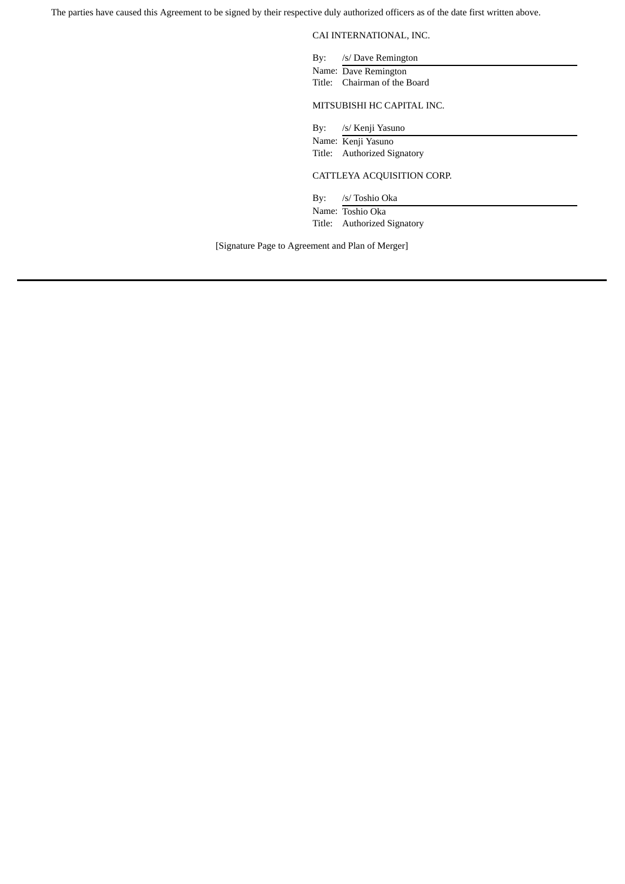The parties have caused this Agreement to be signed by their respective duly authorized officers as of the date first written above.

CAI INTERNATIONAL, INC.

By: /s/ Dave Remington
Name: Dave Remington
Title: Chairman of the Board

MITSUBISHI HC CAPITAL INC.

By: /s/ Kenji Yasuno
Name: Kenji Yasuno
Title: Authorized Signatory

CATTLEYA ACQUISITION CORP.

By: /s/ Toshio Oka
Name: Toshio Oka
Title: Authorized Signatory

[Signature Page to Agreement and Plan of Merger]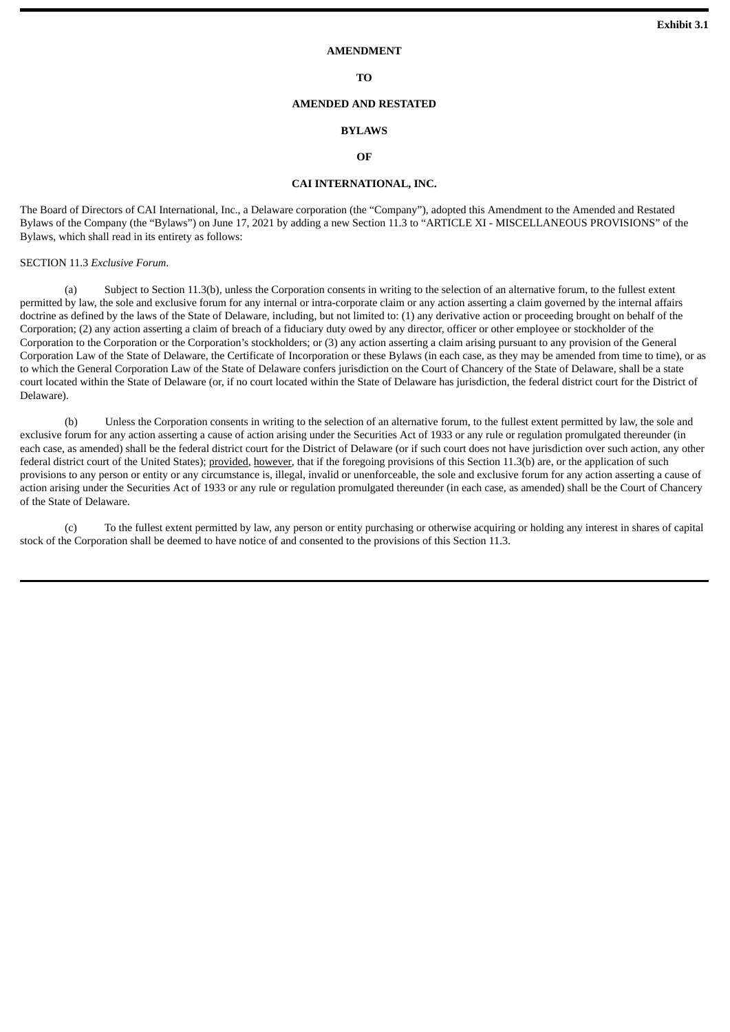**Exhibit 3.1**

**AMENDMENT**

**TO**

**AMENDED AND RESTATED**

**BYLAWS**

**OF**

**CAI INTERNATIONAL, INC.**

The Board of Directors of CAI International, Inc., a Delaware corporation (the "Company"), adopted this Amendment to the Amended and Restated Bylaws of the Company (the "Bylaws") on June 17, 2021 by adding a new Section 11.3 to "ARTICLE XI - MISCELLANEOUS PROVISIONS" of the Bylaws, which shall read in its entirety as follows:

SECTION 11.3 *Exclusive Forum.*

(a) Subject to Section 11.3(b), unless the Corporation consents in writing to the selection of an alternative forum, to the fullest extent permitted by law, the sole and exclusive forum for any internal or intra-corporate claim or any action asserting a claim governed by the internal affairs doctrine as defined by the laws of the State of Delaware, including, but not limited to: (1) any derivative action or proceeding brought on behalf of the Corporation; (2) any action asserting a claim of breach of a fiduciary duty owed by any director, officer or other employee or stockholder of the Corporation to the Corporation or the Corporation's stockholders; or (3) any action asserting a claim arising pursuant to any provision of the General Corporation Law of the State of Delaware, the Certificate of Incorporation or these Bylaws (in each case, as they may be amended from time to time), or as to which the General Corporation Law of the State of Delaware confers jurisdiction on the Court of Chancery of the State of Delaware, shall be a state court located within the State of Delaware (or, if no court located within the State of Delaware has jurisdiction, the federal district court for the District of Delaware).

(b) Unless the Corporation consents in writing to the selection of an alternative forum, to the fullest extent permitted by law, the sole and exclusive forum for any action asserting a cause of action arising under the Securities Act of 1933 or any rule or regulation promulgated thereunder (in each case, as amended) shall be the federal district court for the District of Delaware (or if such court does not have jurisdiction over such action, any other federal district court of the United States); provided, however, that if the foregoing provisions of this Section 11.3(b) are, or the application of such provisions to any person or entity or any circumstance is, illegal, invalid or unenforceable, the sole and exclusive forum for any action asserting a cause of action arising under the Securities Act of 1933 or any rule or regulation promulgated thereunder (in each case, as amended) shall be the Court of Chancery of the State of Delaware.

(c) To the fullest extent permitted by law, any person or entity purchasing or otherwise acquiring or holding any interest in shares of capital stock of the Corporation shall be deemed to have notice of and consented to the provisions of this Section 11.3.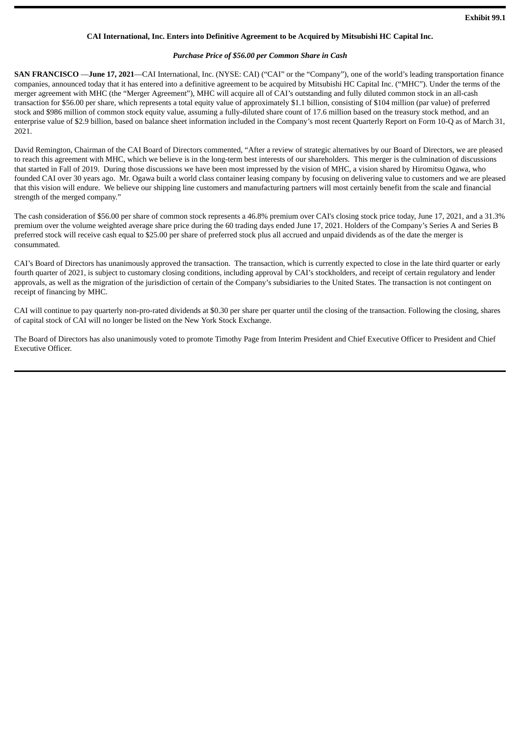**Exhibit 99.1**

**CAI International, Inc. Enters into Definitive Agreement to be Acquired by Mitsubishi HC Capital Inc.**

***Purchase Price of $56.00 per Common Share in Cash***

**SAN FRANCISCO** —**June 17, 2021**—CAI International, Inc. (NYSE: CAI) ("CAI" or the "Company"), one of the world's leading transportation finance companies, announced today that it has entered into a definitive agreement to be acquired by Mitsubishi HC Capital Inc. ("MHC"). Under the terms of the merger agreement with MHC (the "Merger Agreement"), MHC will acquire all of CAI's outstanding and fully diluted common stock in an all-cash transaction for $56.00 per share, which represents a total equity value of approximately $1.1 billion, consisting of $104 million (par value) of preferred stock and $986 million of common stock equity value, assuming a fully-diluted share count of 17.6 million based on the treasury stock method, and an enterprise value of $2.9 billion, based on balance sheet information included in the Company's most recent Quarterly Report on Form 10-Q as of March 31, 2021.

David Remington, Chairman of the CAI Board of Directors commented, "After a review of strategic alternatives by our Board of Directors, we are pleased to reach this agreement with MHC, which we believe is in the long-term best interests of our shareholders. This merger is the culmination of discussions that started in Fall of 2019. During those discussions we have been most impressed by the vision of MHC, a vision shared by Hiromitsu Ogawa, who founded CAI over 30 years ago. Mr. Ogawa built a world class container leasing company by focusing on delivering value to customers and we are pleased that this vision will endure. We believe our shipping line customers and manufacturing partners will most certainly benefit from the scale and financial strength of the merged company."

The cash consideration of $56.00 per share of common stock represents a 46.8% premium over CAI's closing stock price today, June 17, 2021, and a 31.3% premium over the volume weighted average share price during the 60 trading days ended June 17, 2021. Holders of the Company's Series A and Series B preferred stock will receive cash equal to $25.00 per share of preferred stock plus all accrued and unpaid dividends as of the date the merger is consummated.

CAI's Board of Directors has unanimously approved the transaction. The transaction, which is currently expected to close in the late third quarter or early fourth quarter of 2021, is subject to customary closing conditions, including approval by CAI's stockholders, and receipt of certain regulatory and lender approvals, as well as the migration of the jurisdiction of certain of the Company's subsidiaries to the United States. The transaction is not contingent on receipt of financing by MHC.

CAI will continue to pay quarterly non-pro-rated dividends at $0.30 per share per quarter until the closing of the transaction. Following the closing, shares of capital stock of CAI will no longer be listed on the New York Stock Exchange.

The Board of Directors has also unanimously voted to promote Timothy Page from Interim President and Chief Executive Officer to President and Chief Executive Officer.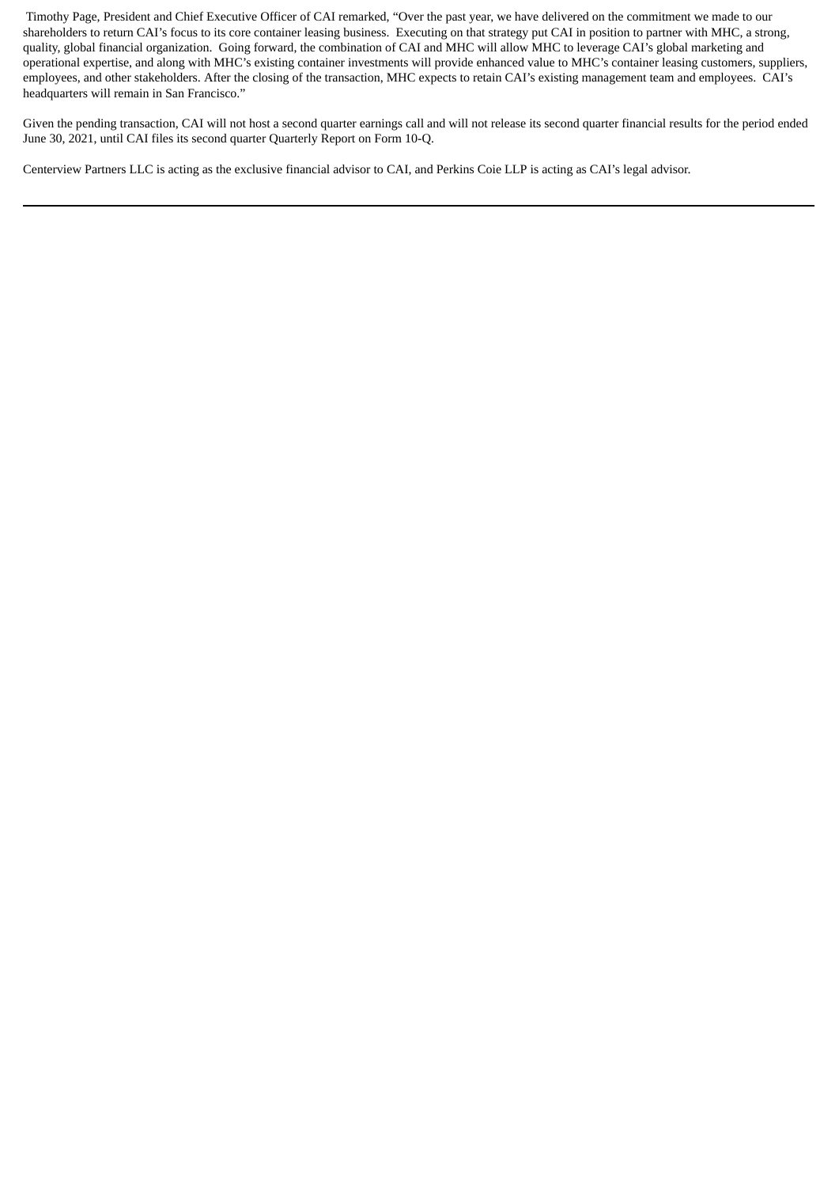Timothy Page, President and Chief Executive Officer of CAI remarked, "Over the past year, we have delivered on the commitment we made to our shareholders to return CAI's focus to its core container leasing business. Executing on that strategy put CAI in position to partner with MHC, a strong, quality, global financial organization. Going forward, the combination of CAI and MHC will allow MHC to leverage CAI's global marketing and operational expertise, and along with MHC's existing container investments will provide enhanced value to MHC's container leasing customers, suppliers, employees, and other stakeholders. After the closing of the transaction, MHC expects to retain CAI's existing management team and employees. CAI's headquarters will remain in San Francisco."

Given the pending transaction, CAI will not host a second quarter earnings call and will not release its second quarter financial results for the period ended June 30, 2021, until CAI files its second quarter Quarterly Report on Form 10-Q.

Centerview Partners LLC is acting as the exclusive financial advisor to CAI, and Perkins Coie LLP is acting as CAI's legal advisor.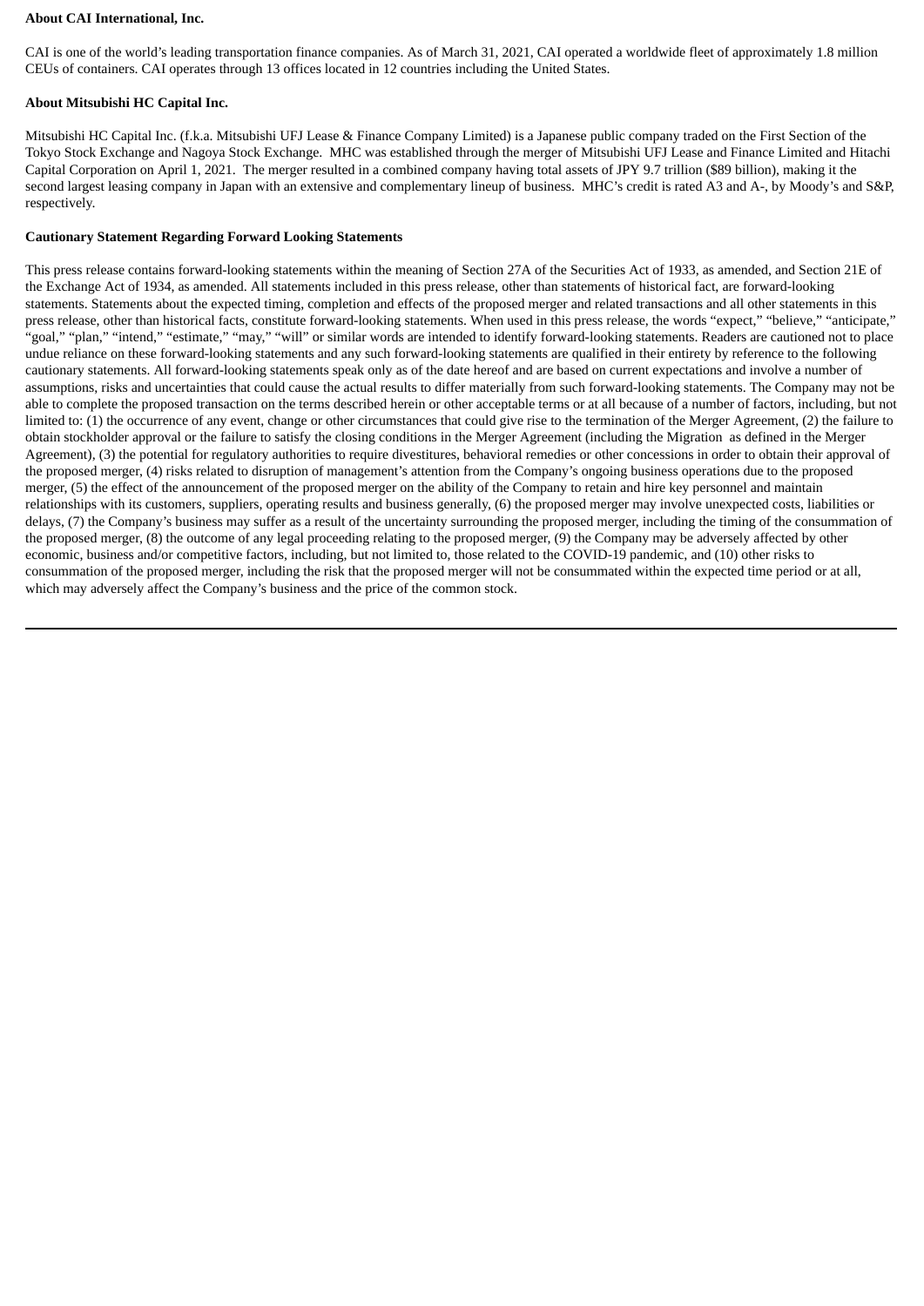**About CAI International, Inc.**

CAI is one of the world's leading transportation finance companies. As of March 31, 2021, CAI operated a worldwide fleet of approximately 1.8 million CEUs of containers. CAI operates through 13 offices located in 12 countries including the United States.

**About Mitsubishi HC Capital Inc.**

Mitsubishi HC Capital Inc. (f.k.a. Mitsubishi UFJ Lease & Finance Company Limited) is a Japanese public company traded on the First Section of the Tokyo Stock Exchange and Nagoya Stock Exchange. MHC was established through the merger of Mitsubishi UFJ Lease and Finance Limited and Hitachi Capital Corporation on April 1, 2021. The merger resulted in a combined company having total assets of JPY 9.7 trillion ($89 billion), making it the second largest leasing company in Japan with an extensive and complementary lineup of business. MHC's credit is rated A3 and A-, by Moody's and S&P, respectively.

**Cautionary Statement Regarding Forward Looking Statements**

This press release contains forward-looking statements within the meaning of Section 27A of the Securities Act of 1933, as amended, and Section 21E of the Exchange Act of 1934, as amended. All statements included in this press release, other than statements of historical fact, are forward-looking statements. Statements about the expected timing, completion and effects of the proposed merger and related transactions and all other statements in this press release, other than historical facts, constitute forward-looking statements. When used in this press release, the words "expect," "believe," "anticipate," "goal," "plan," "intend," "estimate," "may," "will" or similar words are intended to identify forward-looking statements. Readers are cautioned not to place undue reliance on these forward-looking statements and any such forward-looking statements are qualified in their entirety by reference to the following cautionary statements. All forward-looking statements speak only as of the date hereof and are based on current expectations and involve a number of assumptions, risks and uncertainties that could cause the actual results to differ materially from such forward-looking statements. The Company may not be able to complete the proposed transaction on the terms described herein or other acceptable terms or at all because of a number of factors, including, but not limited to: (1) the occurrence of any event, change or other circumstances that could give rise to the termination of the Merger Agreement, (2) the failure to obtain stockholder approval or the failure to satisfy the closing conditions in the Merger Agreement (including the Migration as defined in the Merger Agreement), (3) the potential for regulatory authorities to require divestitures, behavioral remedies or other concessions in order to obtain their approval of the proposed merger, (4) risks related to disruption of management's attention from the Company's ongoing business operations due to the proposed merger, (5) the effect of the announcement of the proposed merger on the ability of the Company to retain and hire key personnel and maintain relationships with its customers, suppliers, operating results and business generally, (6) the proposed merger may involve unexpected costs, liabilities or delays, (7) the Company's business may suffer as a result of the uncertainty surrounding the proposed merger, including the timing of the consummation of the proposed merger, (8) the outcome of any legal proceeding relating to the proposed merger, (9) the Company may be adversely affected by other economic, business and/or competitive factors, including, but not limited to, those related to the COVID-19 pandemic, and (10) other risks to consummation of the proposed merger, including the risk that the proposed merger will not be consummated within the expected time period or at all, which may adversely affect the Company's business and the price of the common stock.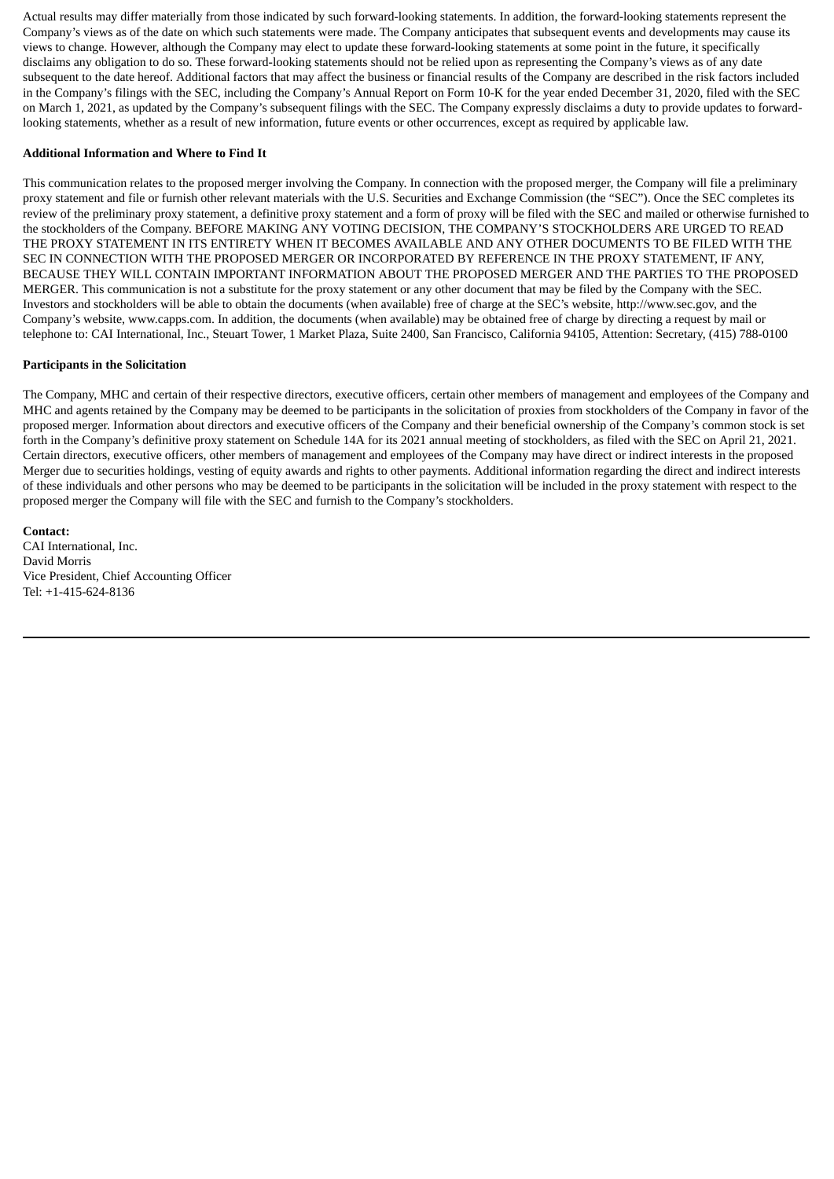Actual results may differ materially from those indicated by such forward-looking statements. In addition, the forward-looking statements represent the Company's views as of the date on which such statements were made. The Company anticipates that subsequent events and developments may cause its views to change. However, although the Company may elect to update these forward-looking statements at some point in the future, it specifically disclaims any obligation to do so. These forward-looking statements should not be relied upon as representing the Company's views as of any date subsequent to the date hereof. Additional factors that may affect the business or financial results of the Company are described in the risk factors included in the Company's filings with the SEC, including the Company's Annual Report on Form 10-K for the year ended December 31, 2020, filed with the SEC on March 1, 2021, as updated by the Company's subsequent filings with the SEC. The Company expressly disclaims a duty to provide updates to forward-looking statements, whether as a result of new information, future events or other occurrences, except as required by applicable law.

**Additional Information and Where to Find It**

This communication relates to the proposed merger involving the Company. In connection with the proposed merger, the Company will file a preliminary proxy statement and file or furnish other relevant materials with the U.S. Securities and Exchange Commission (the "SEC"). Once the SEC completes its review of the preliminary proxy statement, a definitive proxy statement and a form of proxy will be filed with the SEC and mailed or otherwise furnished to the stockholders of the Company. BEFORE MAKING ANY VOTING DECISION, THE COMPANY'S STOCKHOLDERS ARE URGED TO READ THE PROXY STATEMENT IN ITS ENTIRETY WHEN IT BECOMES AVAILABLE AND ANY OTHER DOCUMENTS TO BE FILED WITH THE SEC IN CONNECTION WITH THE PROPOSED MERGER OR INCORPORATED BY REFERENCE IN THE PROXY STATEMENT, IF ANY, BECAUSE THEY WILL CONTAIN IMPORTANT INFORMATION ABOUT THE PROPOSED MERGER AND THE PARTIES TO THE PROPOSED MERGER. This communication is not a substitute for the proxy statement or any other document that may be filed by the Company with the SEC. Investors and stockholders will be able to obtain the documents (when available) free of charge at the SEC's website, http://www.sec.gov, and the Company's website, www.capps.com. In addition, the documents (when available) may be obtained free of charge by directing a request by mail or telephone to: CAI International, Inc., Steuart Tower, 1 Market Plaza, Suite 2400, San Francisco, California 94105, Attention: Secretary, (415) 788-0100

**Participants in the Solicitation**

The Company, MHC and certain of their respective directors, executive officers, certain other members of management and employees of the Company and MHC and agents retained by the Company may be deemed to be participants in the solicitation of proxies from stockholders of the Company in favor of the proposed merger. Information about directors and executive officers of the Company and their beneficial ownership of the Company's common stock is set forth in the Company's definitive proxy statement on Schedule 14A for its 2021 annual meeting of stockholders, as filed with the SEC on April 21, 2021. Certain directors, executive officers, other members of management and employees of the Company may have direct or indirect interests in the proposed Merger due to securities holdings, vesting of equity awards and rights to other payments. Additional information regarding the direct and indirect interests of these individuals and other persons who may be deemed to be participants in the solicitation will be included in the proxy statement with respect to the proposed merger the Company will file with the SEC and furnish to the Company's stockholders.

**Contact:**
CAI International, Inc.
David Morris
Vice President, Chief Accounting Officer
Tel: +1-415-624-8136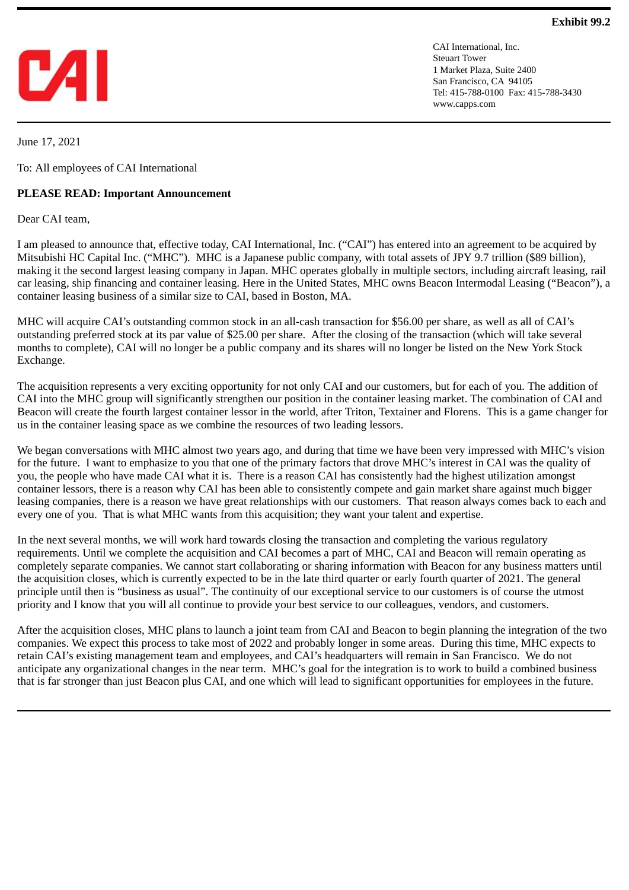**Exhibit 99.2**

CAI

CAI International, Inc.
Steuart Tower
1 Market Plaza, Suite 2400
San Francisco, CA 94105
Tel: 415-788-0100 Fax: 415-788-3430
www.capps.com

June 17, 2021

To: All employees of CAI International

**PLEASE READ: Important Announcement**

Dear CAI team,

I am pleased to announce that, effective today, CAI International, Inc. ("CAI") has entered into an agreement to be acquired by Mitsubishi HC Capital Inc. ("MHC"). MHC is a Japanese public company, with total assets of JPY 9.7 trillion ($89 billion), making it the second largest leasing company in Japan. MHC operates globally in multiple sectors, including aircraft leasing, rail car leasing, ship financing and container leasing. Here in the United States, MHC owns Beacon Intermodal Leasing ("Beacon"), a container leasing business of a similar size to CAI, based in Boston, MA.

MHC will acquire CAI's outstanding common stock in an all-cash transaction for $56.00 per share, as well as all of CAI's outstanding preferred stock at its par value of $25.00 per share. After the closing of the transaction (which will take several months to complete), CAI will no longer be a public company and its shares will no longer be listed on the New York Stock Exchange.

The acquisition represents a very exciting opportunity for not only CAI and our customers, but for each of you. The addition of CAI into the MHC group will significantly strengthen our position in the container leasing market. The combination of CAI and Beacon will create the fourth largest container lessor in the world, after Triton, Textainer and Florens. This is a game changer for us in the container leasing space as we combine the resources of two leading lessors.

We began conversations with MHC almost two years ago, and during that time we have been very impressed with MHC's vision for the future. I want to emphasize to you that one of the primary factors that drove MHC's interest in CAI was the quality of you, the people who have made CAI what it is. There is a reason CAI has consistently had the highest utilization amongst container lessors, there is a reason why CAI has been able to consistently compete and gain market share against much bigger leasing companies, there is a reason we have great relationships with our customers. That reason always comes back to each and every one of you. That is what MHC wants from this acquisition; they want your talent and expertise.

In the next several months, we will work hard towards closing the transaction and completing the various regulatory requirements. Until we complete the acquisition and CAI becomes a part of MHC, CAI and Beacon will remain operating as completely separate companies. We cannot start collaborating or sharing information with Beacon for any business matters until the acquisition closes, which is currently expected to be in the late third quarter or early fourth quarter of 2021. The general principle until then is "business as usual". The continuity of our exceptional service to our customers is of course the utmost priority and I know that you will all continue to provide your best service to our colleagues, vendors, and customers.

After the acquisition closes, MHC plans to launch a joint team from CAI and Beacon to begin planning the integration of the two companies. We expect this process to take most of 2022 and probably longer in some areas. During this time, MHC expects to retain CAI's existing management team and employees, and CAI's headquarters will remain in San Francisco. We do not anticipate any organizational changes in the near term. MHC's goal for the integration is to work to build a combined business that is far stronger than just Beacon plus CAI, and one which will lead to significant opportunities for employees in the future.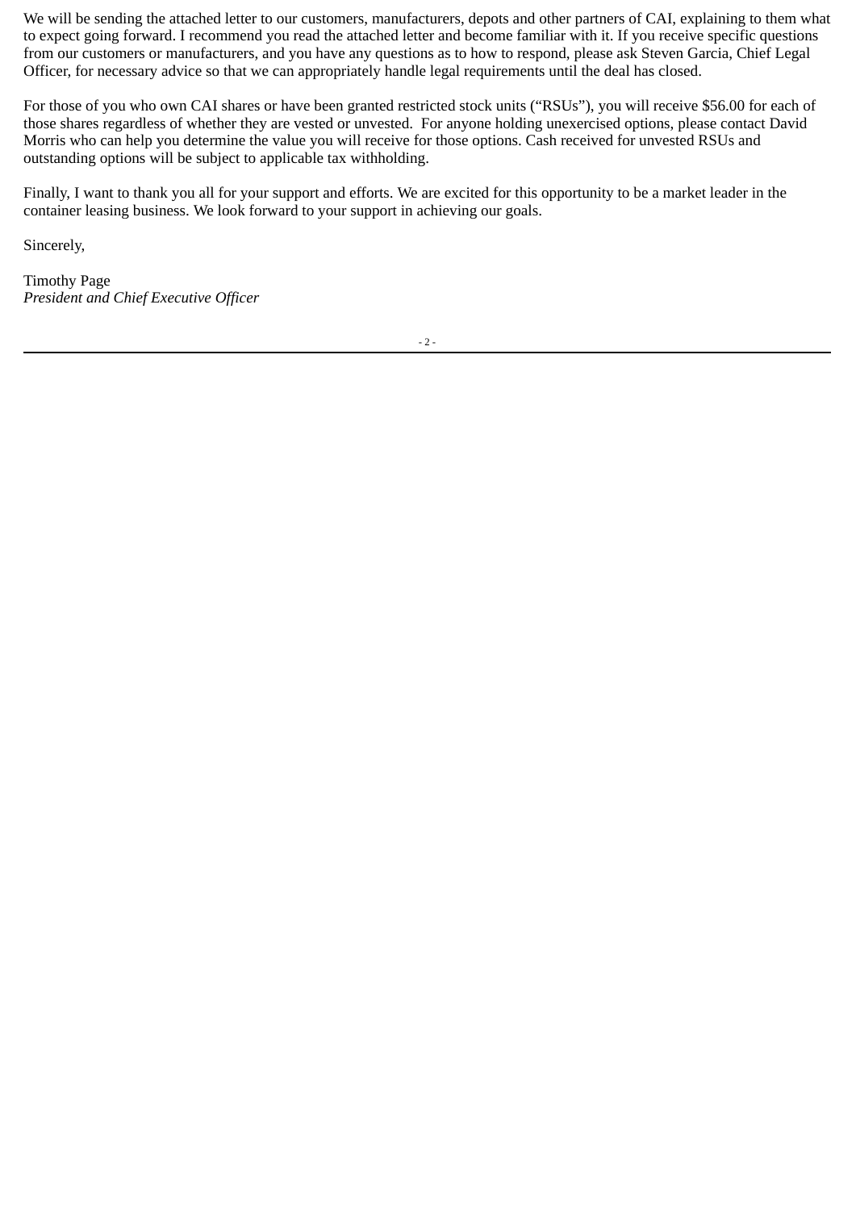We will be sending the attached letter to our customers, manufacturers, depots and other partners of CAI, explaining to them what to expect going forward. I recommend you read the attached letter and become familiar with it. If you receive specific questions from our customers or manufacturers, and you have any questions as to how to respond, please ask Steven Garcia, Chief Legal Officer, for necessary advice so that we can appropriately handle legal requirements until the deal has closed.

For those of you who own CAI shares or have been granted restricted stock units ("RSUs"), you will receive $56.00 for each of those shares regardless of whether they are vested or unvested. For anyone holding unexercised options, please contact David Morris who can help you determine the value you will receive for those options. Cash received for unvested RSUs and outstanding options will be subject to applicable tax withholding.

Finally, I want to thank you all for your support and efforts. We are excited for this opportunity to be a market leader in the container leasing business. We look forward to your support in achieving our goals.

Sincerely,

Timothy Page
*President and Chief Executive Officer*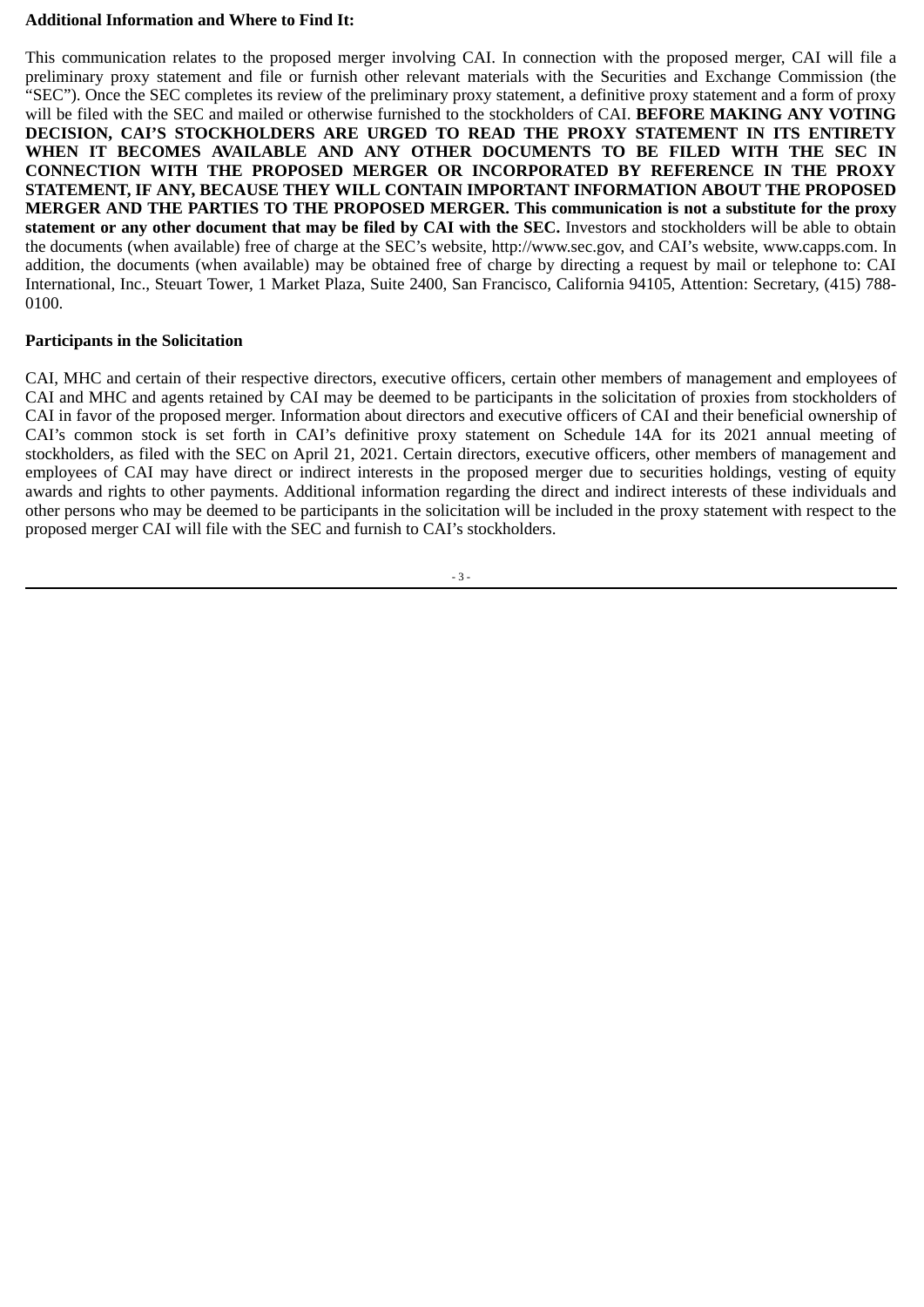**Additional Information and Where to Find It:**

This communication relates to the proposed merger involving CAI. In connection with the proposed merger, CAI will file a preliminary proxy statement and file or furnish other relevant materials with the Securities and Exchange Commission (the "SEC"). Once the SEC completes its review of the preliminary proxy statement, a definitive proxy statement and a form of proxy will be filed with the SEC and mailed or otherwise furnished to the stockholders of CAI. **BEFORE MAKING ANY VOTING DECISION, CAI'S STOCKHOLDERS ARE URGED TO READ THE PROXY STATEMENT IN ITS ENTIRETY WHEN IT BECOMES AVAILABLE AND ANY OTHER DOCUMENTS TO BE FILED WITH THE SEC IN CONNECTION WITH THE PROPOSED MERGER OR INCORPORATED BY REFERENCE IN THE PROXY STATEMENT, IF ANY, BECAUSE THEY WILL CONTAIN IMPORTANT INFORMATION ABOUT THE PROPOSED MERGER AND THE PARTIES TO THE PROPOSED MERGER. This communication is not a substitute for the proxy statement or any other document that may be filed by CAI with the SEC.** Investors and stockholders will be able to obtain the documents (when available) free of charge at the SEC's website, http://www.sec.gov, and CAI's website, www.capps.com. In addition, the documents (when available) may be obtained free of charge by directing a request by mail or telephone to: CAI International, Inc., Steuart Tower, 1 Market Plaza, Suite 2400, San Francisco, California 94105, Attention: Secretary, (415) 788-0100.

**Participants in the Solicitation**

CAI, MHC and certain of their respective directors, executive officers, certain other members of management and employees of CAI and MHC and agents retained by CAI may be deemed to be participants in the solicitation of proxies from stockholders of CAI in favor of the proposed merger. Information about directors and executive officers of CAI and their beneficial ownership of CAI's common stock is set forth in CAI's definitive proxy statement on Schedule 14A for its 2021 annual meeting of stockholders, as filed with the SEC on April 21, 2021. Certain directors, executive officers, other members of management and employees of CAI may have direct or indirect interests in the proposed merger due to securities holdings, vesting of equity awards and rights to other payments. Additional information regarding the direct and indirect interests of these individuals and other persons who may be deemed to be participants in the solicitation will be included in the proxy statement with respect to the proposed merger CAI will file with the SEC and furnish to CAI's stockholders.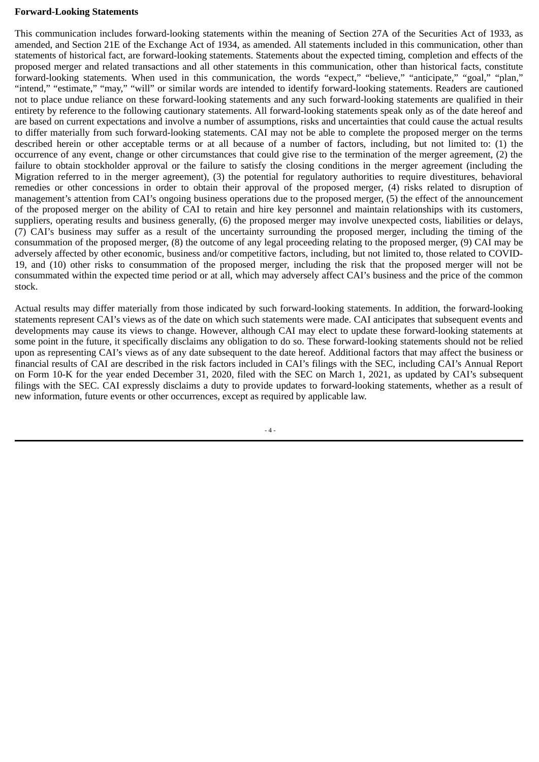**Forward-Looking Statements**

This communication includes forward-looking statements within the meaning of Section 27A of the Securities Act of 1933, as amended, and Section 21E of the Exchange Act of 1934, as amended. All statements included in this communication, other than statements of historical fact, are forward-looking statements. Statements about the expected timing, completion and effects of the proposed merger and related transactions and all other statements in this communication, other than historical facts, constitute forward-looking statements. When used in this communication, the words "expect," "believe," "anticipate," "goal," "plan," "intend," "estimate," "may," "will" or similar words are intended to identify forward-looking statements. Readers are cautioned not to place undue reliance on these forward-looking statements and any such forward-looking statements are qualified in their entirety by reference to the following cautionary statements. All forward-looking statements speak only as of the date hereof and are based on current expectations and involve a number of assumptions, risks and uncertainties that could cause the actual results to differ materially from such forward-looking statements. CAI may not be able to complete the proposed merger on the terms described herein or other acceptable terms or at all because of a number of factors, including, but not limited to: (1) the occurrence of any event, change or other circumstances that could give rise to the termination of the merger agreement, (2) the failure to obtain stockholder approval or the failure to satisfy the closing conditions in the merger agreement (including the Migration referred to in the merger agreement), (3) the potential for regulatory authorities to require divestitures, behavioral remedies or other concessions in order to obtain their approval of the proposed merger, (4) risks related to disruption of management's attention from CAI's ongoing business operations due to the proposed merger, (5) the effect of the announcement of the proposed merger on the ability of CAI to retain and hire key personnel and maintain relationships with its customers, suppliers, operating results and business generally, (6) the proposed merger may involve unexpected costs, liabilities or delays, (7) CAI's business may suffer as a result of the uncertainty surrounding the proposed merger, including the timing of the consummation of the proposed merger, (8) the outcome of any legal proceeding relating to the proposed merger, (9) CAI may be adversely affected by other economic, business and/or competitive factors, including, but not limited to, those related to COVID-19, and (10) other risks to consummation of the proposed merger, including the risk that the proposed merger will not be consummated within the expected time period or at all, which may adversely affect CAI's business and the price of the common stock.

Actual results may differ materially from those indicated by such forward-looking statements. In addition, the forward-looking statements represent CAI's views as of the date on which such statements were made. CAI anticipates that subsequent events and developments may cause its views to change. However, although CAI may elect to update these forward-looking statements at some point in the future, it specifically disclaims any obligation to do so. These forward-looking statements should not be relied upon as representing CAI's views as of any date subsequent to the date hereof. Additional factors that may affect the business or financial results of CAI are described in the risk factors included in CAI's filings with the SEC, including CAI's Annual Report on Form 10-K for the year ended December 31, 2020, filed with the SEC on March 1, 2021, as updated by CAI's subsequent filings with the SEC. CAI expressly disclaims a duty to provide updates to forward-looking statements, whether as a result of new information, future events or other occurrences, except as required by applicable law.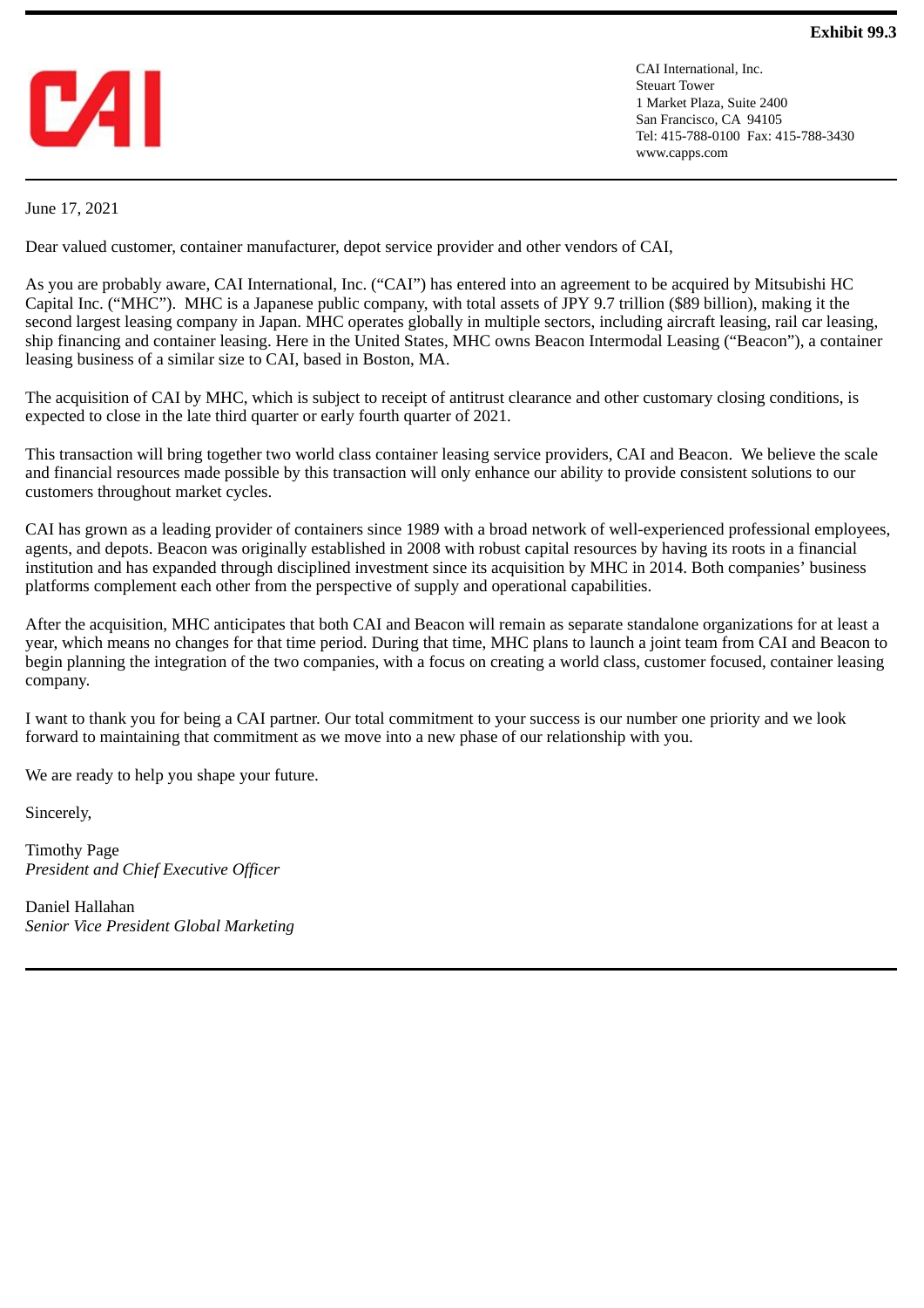**Exhibit 99.3**

CAI

CAI International, Inc.
Steuart Tower
1 Market Plaza, Suite 2400
San Francisco, CA 94105
Tel: 415-788-0100 Fax: 415-788-3430
www.capps.com

June 17, 2021

Dear valued customer, container manufacturer, depot service provider and other vendors of CAI,

As you are probably aware, CAI International, Inc. ("CAI") has entered into an agreement to be acquired by Mitsubishi HC Capital Inc. ("MHC"). MHC is a Japanese public company, with total assets of JPY 9.7 trillion ($89 billion), making it the second largest leasing company in Japan. MHC operates globally in multiple sectors, including aircraft leasing, rail car leasing, ship financing and container leasing. Here in the United States, MHC owns Beacon Intermodal Leasing ("Beacon"), a container leasing business of a similar size to CAI, based in Boston, MA.

The acquisition of CAI by MHC, which is subject to receipt of antitrust clearance and other customary closing conditions, is expected to close in the late third quarter or early fourth quarter of 2021.

This transaction will bring together two world class container leasing service providers, CAI and Beacon. We believe the scale and financial resources made possible by this transaction will only enhance our ability to provide consistent solutions to our customers throughout market cycles.

CAI has grown as a leading provider of containers since 1989 with a broad network of well-experienced professional employees, agents, and depots. Beacon was originally established in 2008 with robust capital resources by having its roots in a financial institution and has expanded through disciplined investment since its acquisition by MHC in 2014. Both companies' business platforms complement each other from the perspective of supply and operational capabilities.

After the acquisition, MHC anticipates that both CAI and Beacon will remain as separate standalone organizations for at least a year, which means no changes for that time period. During that time, MHC plans to launch a joint team from CAI and Beacon to begin planning the integration of the two companies, with a focus on creating a world class, customer focused, container leasing company.

I want to thank you for being a CAI partner. Our total commitment to your success is our number one priority and we look forward to maintaining that commitment as we move into a new phase of our relationship with you.

We are ready to help you shape your future.

Sincerely,

Timothy Page
*President and Chief Executive Officer*

Daniel Hallahan
*Senior Vice President Global Marketing*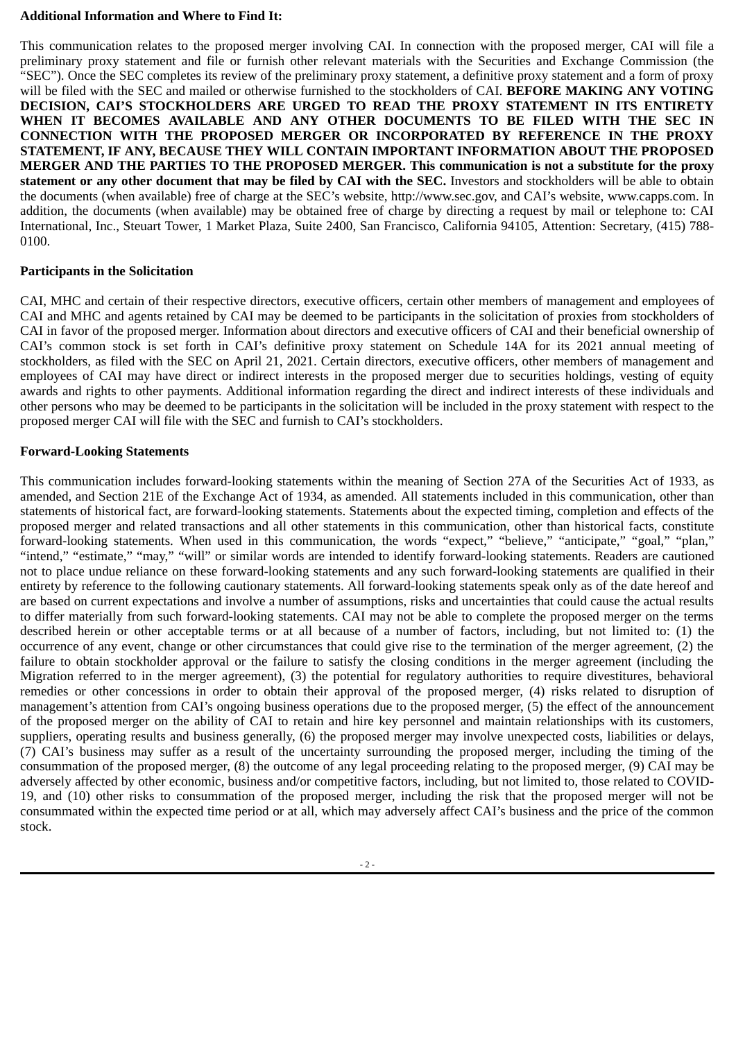**Additional Information and Where to Find It:**

This communication relates to the proposed merger involving CAI. In connection with the proposed merger, CAI will file a preliminary proxy statement and file or furnish other relevant materials with the Securities and Exchange Commission (the "SEC"). Once the SEC completes its review of the preliminary proxy statement, a definitive proxy statement and a form of proxy will be filed with the SEC and mailed or otherwise furnished to the stockholders of CAI. **BEFORE MAKING ANY VOTING DECISION, CAI'S STOCKHOLDERS ARE URGED TO READ THE PROXY STATEMENT IN ITS ENTIRETY WHEN IT BECOMES AVAILABLE AND ANY OTHER DOCUMENTS TO BE FILED WITH THE SEC IN CONNECTION WITH THE PROPOSED MERGER OR INCORPORATED BY REFERENCE IN THE PROXY STATEMENT, IF ANY, BECAUSE THEY WILL CONTAIN IMPORTANT INFORMATION ABOUT THE PROPOSED MERGER AND THE PARTIES TO THE PROPOSED MERGER. This communication is not a substitute for the proxy statement or any other document that may be filed by CAI with the SEC.** Investors and stockholders will be able to obtain the documents (when available) free of charge at the SEC's website, http://www.sec.gov, and CAI's website, www.capps.com. In addition, the documents (when available) may be obtained free of charge by directing a request by mail or telephone to: CAI International, Inc., Steuart Tower, 1 Market Plaza, Suite 2400, San Francisco, California 94105, Attention: Secretary, (415) 788-0100.

**Participants in the Solicitation**

CAI, MHC and certain of their respective directors, executive officers, certain other members of management and employees of CAI and MHC and agents retained by CAI may be deemed to be participants in the solicitation of proxies from stockholders of CAI in favor of the proposed merger. Information about directors and executive officers of CAI and their beneficial ownership of CAI's common stock is set forth in CAI's definitive proxy statement on Schedule 14A for its 2021 annual meeting of stockholders, as filed with the SEC on April 21, 2021. Certain directors, executive officers, other members of management and employees of CAI may have direct or indirect interests in the proposed merger due to securities holdings, vesting of equity awards and rights to other payments. Additional information regarding the direct and indirect interests of these individuals and other persons who may be deemed to be participants in the solicitation will be included in the proxy statement with respect to the proposed merger CAI will file with the SEC and furnish to CAI's stockholders.

**Forward-Looking Statements**

This communication includes forward-looking statements within the meaning of Section 27A of the Securities Act of 1933, as amended, and Section 21E of the Exchange Act of 1934, as amended. All statements included in this communication, other than statements of historical fact, are forward-looking statements. Statements about the expected timing, completion and effects of the proposed merger and related transactions and all other statements in this communication, other than historical facts, constitute forward-looking statements. When used in this communication, the words "expect," "believe," "anticipate," "goal," "plan," "intend," "estimate," "may," "will" or similar words are intended to identify forward-looking statements. Readers are cautioned not to place undue reliance on these forward-looking statements and any such forward-looking statements are qualified in their entirety by reference to the following cautionary statements. All forward-looking statements speak only as of the date hereof and are based on current expectations and involve a number of assumptions, risks and uncertainties that could cause the actual results to differ materially from such forward-looking statements. CAI may not be able to complete the proposed merger on the terms described herein or other acceptable terms or at all because of a number of factors, including, but not limited to: (1) the occurrence of any event, change or other circumstances that could give rise to the termination of the merger agreement, (2) the failure to obtain stockholder approval or the failure to satisfy the closing conditions in the merger agreement (including the Migration referred to in the merger agreement), (3) the potential for regulatory authorities to require divestitures, behavioral remedies or other concessions in order to obtain their approval of the proposed merger, (4) risks related to disruption of management's attention from CAI's ongoing business operations due to the proposed merger, (5) the effect of the announcement of the proposed merger on the ability of CAI to retain and hire key personnel and maintain relationships with its customers, suppliers, operating results and business generally, (6) the proposed merger may involve unexpected costs, liabilities or delays, (7) CAI's business may suffer as a result of the uncertainty surrounding the proposed merger, including the timing of the consummation of the proposed merger, (8) the outcome of any legal proceeding relating to the proposed merger, (9) CAI may be adversely affected by other economic, business and/or competitive factors, including, but not limited to, those related to COVID-19, and (10) other risks to consummation of the proposed merger, including the risk that the proposed merger will not be consummated within the expected time period or at all, which may adversely affect CAI's business and the price of the common stock.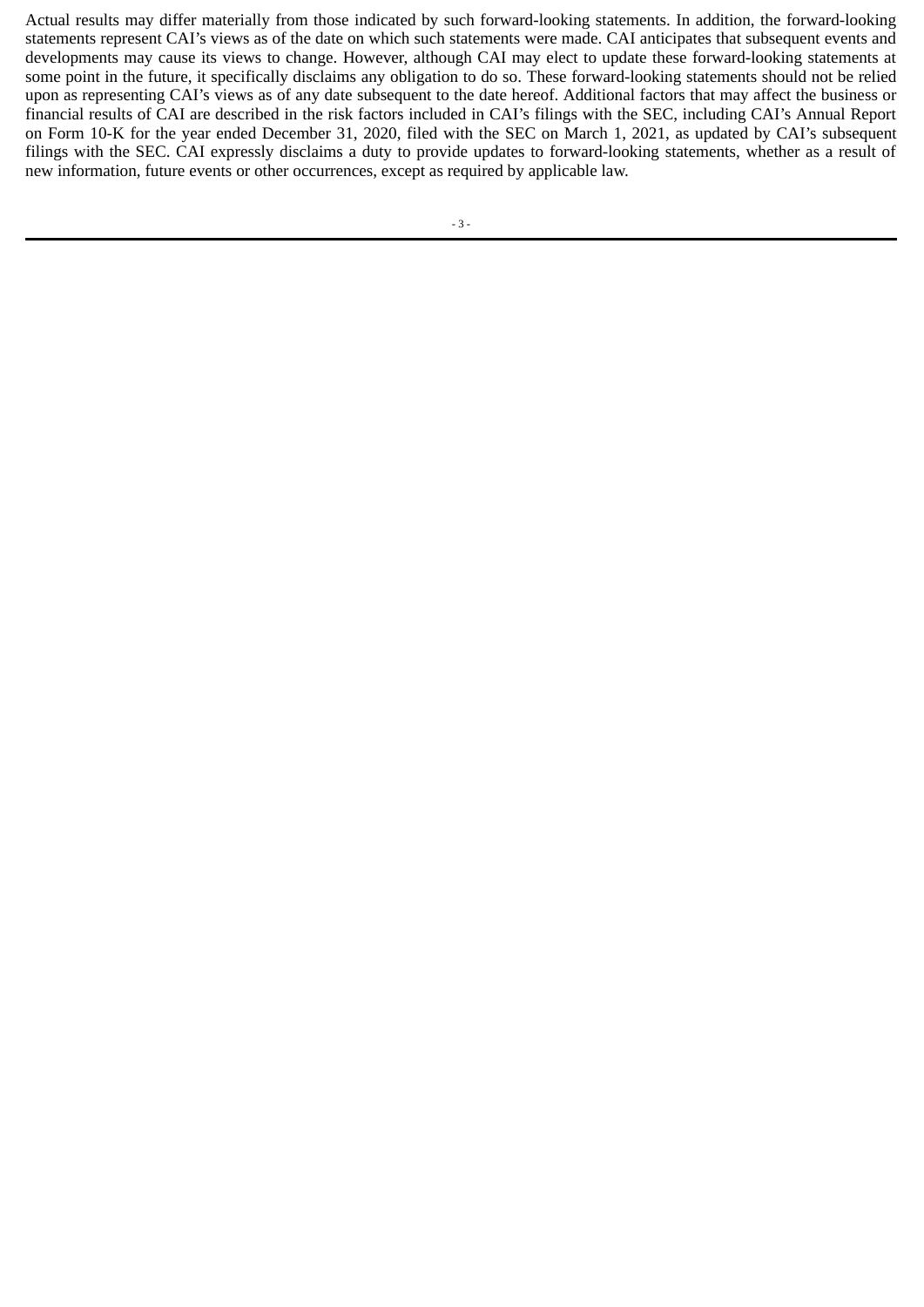Actual results may differ materially from those indicated by such forward-looking statements. In addition, the forward-looking statements represent CAI's views as of the date on which such statements were made. CAI anticipates that subsequent events and developments may cause its views to change. However, although CAI may elect to update these forward-looking statements at some point in the future, it specifically disclaims any obligation to do so. These forward-looking statements should not be relied upon as representing CAI's views as of any date subsequent to the date hereof. Additional factors that may affect the business or financial results of CAI are described in the risk factors included in CAI's filings with the SEC, including CAI's Annual Report on Form 10-K for the year ended December 31, 2020, filed with the SEC on March 1, 2021, as updated by CAI's subsequent filings with the SEC. CAI expressly disclaims a duty to provide updates to forward-looking statements, whether as a result of new information, future events or other occurrences, except as required by applicable law.